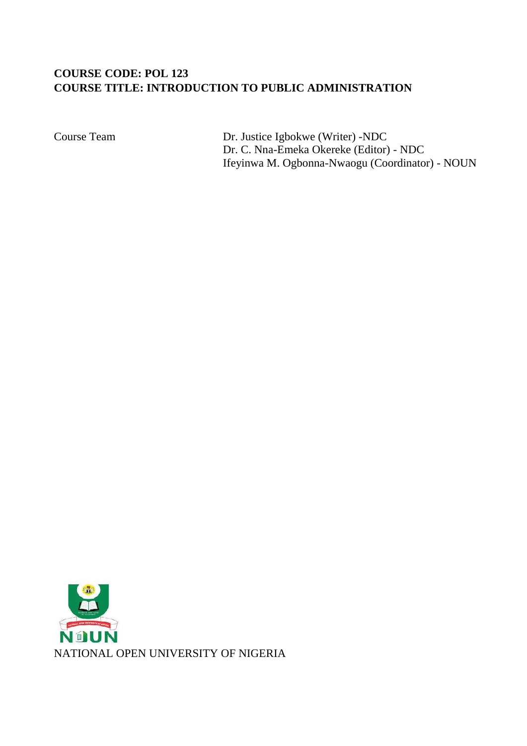**COURSE CODE: POL 123**
**COURSE TITLE: INTRODUCTION TO PUBLIC ADMINISTRATION**

| Course Team | Dr. Justice Igbokwe (Writer) -NDC |
| --- | --- |
| | Dr. C. Nna-Emeka Okereke (Editor) - NDC |
| | Ifeyinwa M. Ogbonna-Nwaogu (Coordinator) - NOUN |

NOUN

NATIONAL OPEN UNIVERSITY OF NIGERIA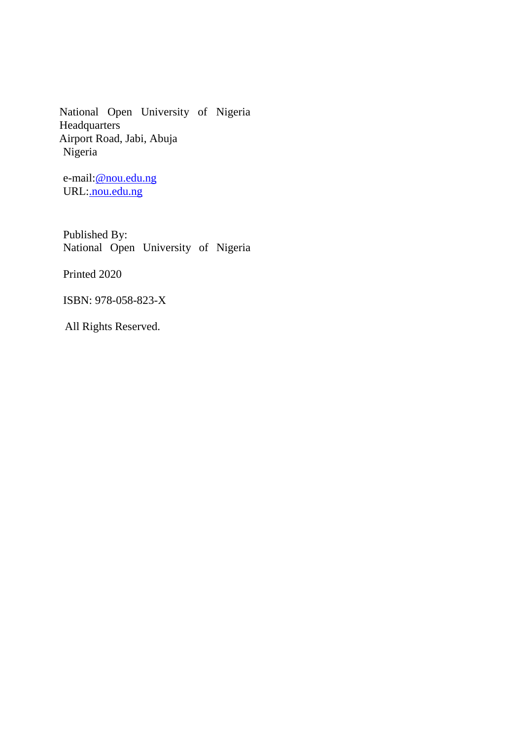National Open University of Nigeria
Headquarters
Airport Road, Jabi, Abuja
Nigeria

e-mail:@nou.edu.ng
URL:.nou.edu.ng

Published By:
National Open University of Nigeria

Printed 2020

ISBN: 978-058-823-X

All Rights Reserved.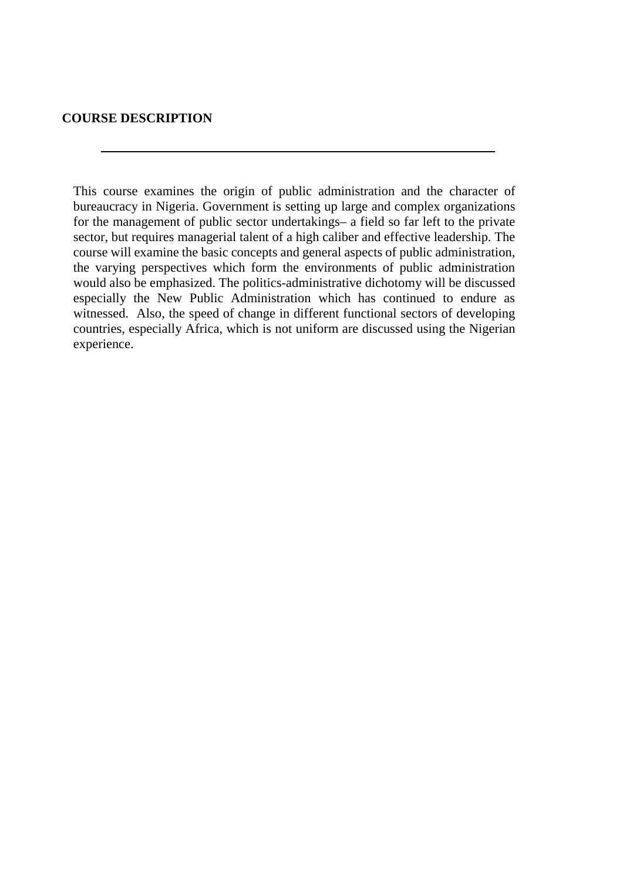## COURSE DESCRIPTION

---

This course examines the origin of public administration and the character of bureaucracy in Nigeria. Government is setting up large and complex organizations for the management of public sector undertakings– a field so far left to the private sector, but requires managerial talent of a high caliber and effective leadership. The course will examine the basic concepts and general aspects of public administration, the varying perspectives which form the environments of public administration would also be emphasized. The politics-administrative dichotomy will be discussed especially the New Public Administration which has continued to endure as witnessed. Also, the speed of change in different functional sectors of developing countries, especially Africa, which is not uniform are discussed using the Nigerian experience.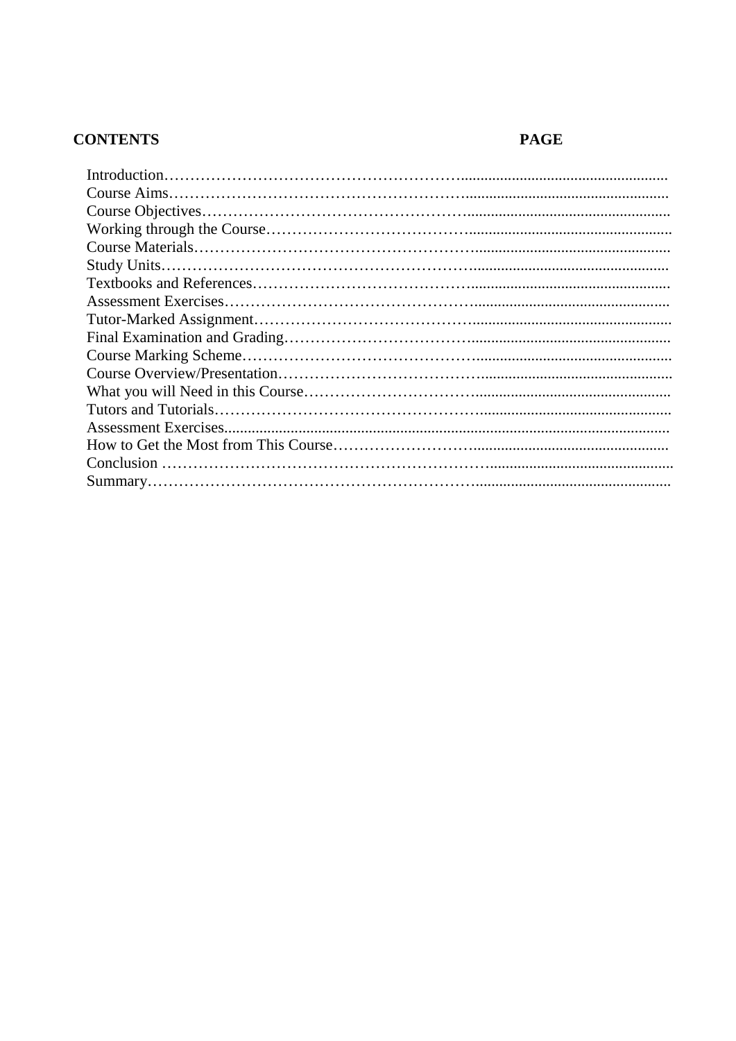| CONTENTS | PAGE |
|---|---|
| Introduction……………………………………………….................................................... | |
| Course Aims……………………………………………….................................................... | |
| Course Objectives…………………………………………….................................................... | |
| Working through the Course…………………………………….................................................... | |
| Course Materials………………………………………………................................................... | |
| Study Units…………………………………………………................................................... | |
| Textbooks and References…………………………………….................................................... | |
| Assessment Exercises………………………………………….................................................. | |
| Tutor-Marked Assignment…………………………………….................................................. | |
| Final Examination and Grading……………………………….................................................. | |
| Course Marking Scheme……………………………………….................................................. | |
| Course Overview/Presentation………………………………….................................................. | |
| What you will Need in this Course…………………………….................................................. | |
| Tutors and Tutorials…………………………………………….................................................. | |
| Assessment Exercises.................................................................................................................. | |
| How to Get the Most from This Course……………………….................................................. | |
| Conclusion ………………………………………………………............................................... | |
| Summary…………………………………………………….................................................. | |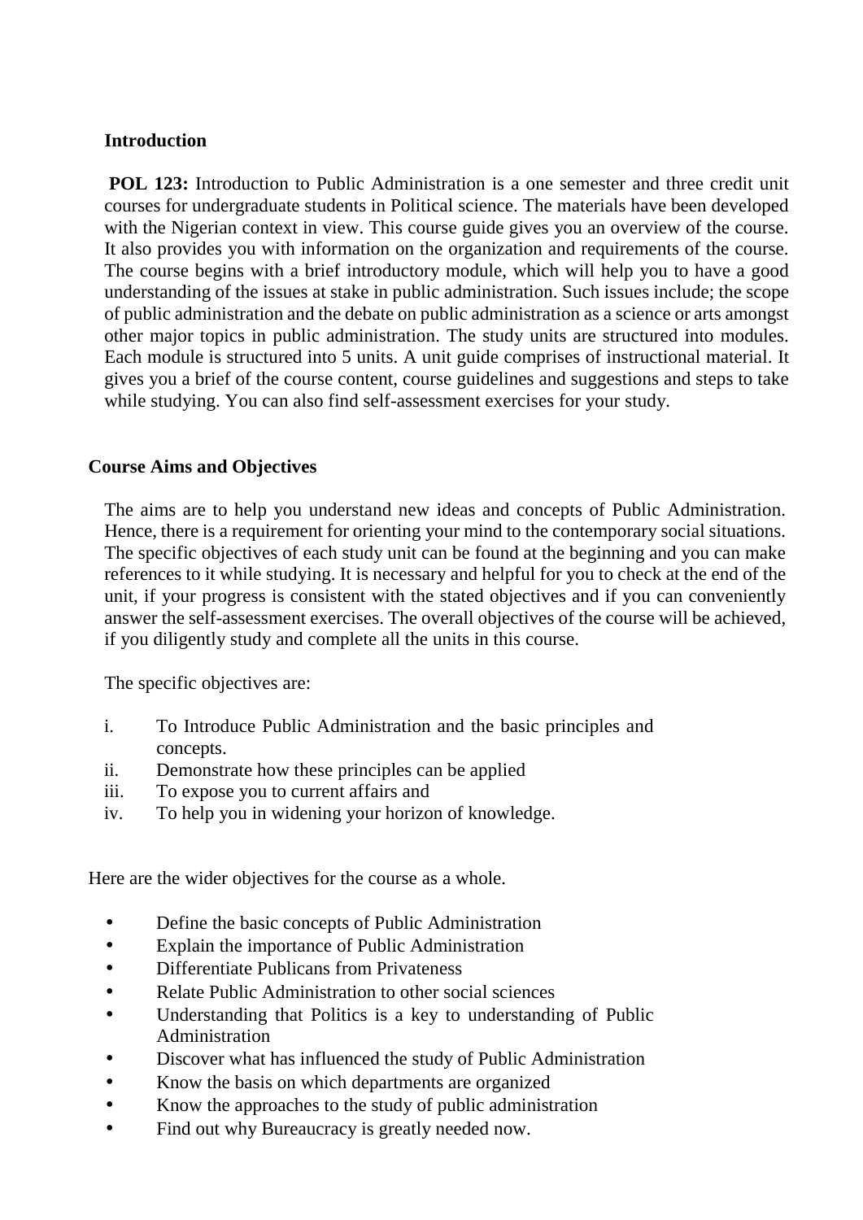## Introduction

**POL 123:** Introduction to Public Administration is a one semester and three credit unit courses for undergraduate students in Political science. The materials have been developed with the Nigerian context in view. This course guide gives you an overview of the course. It also provides you with information on the organization and requirements of the course. The course begins with a brief introductory module, which will help you to have a good understanding of the issues at stake in public administration. Such issues include; the scope of public administration and the debate on public administration as a science or arts amongst other major topics in public administration. The study units are structured into modules. Each module is structured into 5 units. A unit guide comprises of instructional material. It gives you a brief of the course content, course guidelines and suggestions and steps to take while studying. You can also find self-assessment exercises for your study.

## Course Aims and Objectives

The aims are to help you understand new ideas and concepts of Public Administration. Hence, there is a requirement for orienting your mind to the contemporary social situations. The specific objectives of each study unit can be found at the beginning and you can make references to it while studying. It is necessary and helpful for you to check at the end of the unit, if your progress is consistent with the stated objectives and if you can conveniently answer the self-assessment exercises. The overall objectives of the course will be achieved, if you diligently study and complete all the units in this course.

The specific objectives are:

i. To Introduce Public Administration and the basic principles and concepts.
ii. Demonstrate how these principles can be applied
iii. To expose you to current affairs and
iv. To help you in widening your horizon of knowledge.

Here are the wider objectives for the course as a whole.

- Define the basic concepts of Public Administration
- Explain the importance of Public Administration
- Differentiate Publicans from Privateness
- Relate Public Administration to other social sciences
- Understanding that Politics is a key to understanding of Public Administration
- Discover what has influenced the study of Public Administration
- Know the basis on which departments are organized
- Know the approaches to the study of public administration
- Find out why Bureaucracy is greatly needed now.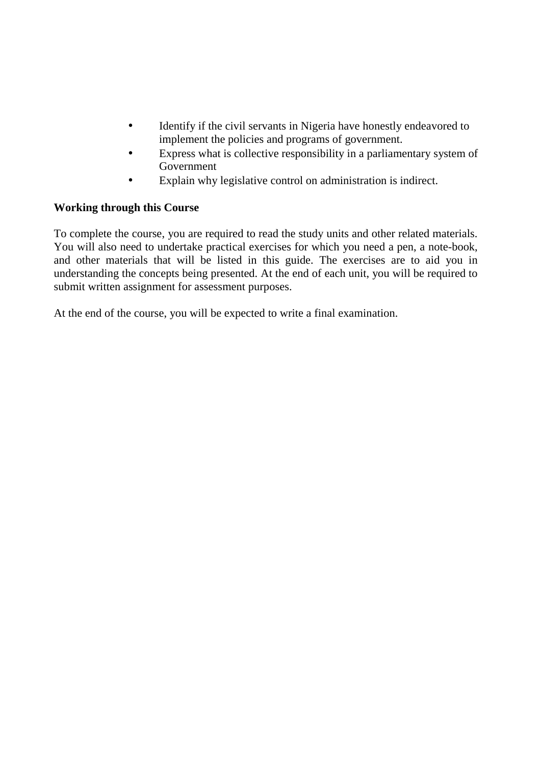- Identify if the civil servants in Nigeria have honestly endeavored to implement the policies and programs of government.
- Express what is collective responsibility in a parliamentary system of Government
- Explain why legislative control on administration is indirect.

**Working through this Course**

To complete the course, you are required to read the study units and other related materials. You will also need to undertake practical exercises for which you need a pen, a note-book, and other materials that will be listed in this guide. The exercises are to aid you in understanding the concepts being presented. At the end of each unit, you will be required to submit written assignment for assessment purposes.

At the end of the course, you will be expected to write a final examination.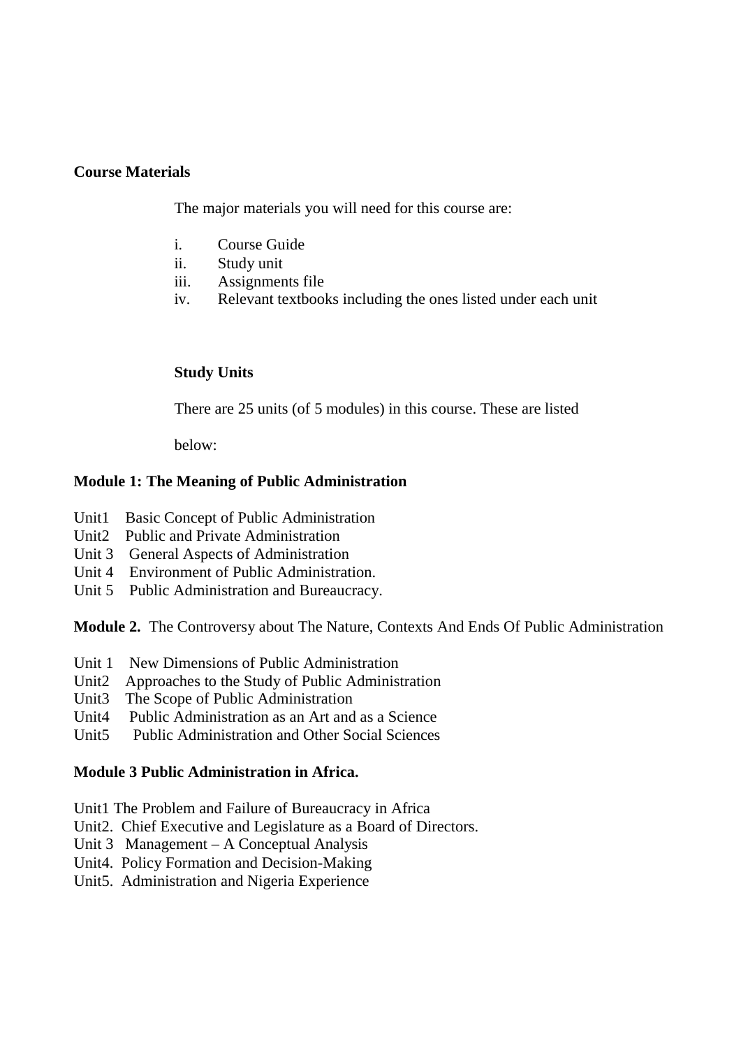**Course Materials**

The major materials you will need for this course are:

i. Course Guide
ii. Study unit
iii. Assignments file
iv. Relevant textbooks including the ones listed under each unit

**Study Units**

There are 25 units (of 5 modules) in this course. These are listed below:

**Module 1: The Meaning of Public Administration**

Unit1 Basic Concept of Public Administration
Unit2 Public and Private Administration
Unit 3 General Aspects of Administration
Unit 4 Environment of Public Administration.
Unit 5 Public Administration and Bureaucracy.

**Module 2.** The Controversy about The Nature, Contexts And Ends Of Public Administration

Unit 1 New Dimensions of Public Administration
Unit2 Approaches to the Study of Public Administration
Unit3 The Scope of Public Administration
Unit4 Public Administration as an Art and as a Science
Unit5 Public Administration and Other Social Sciences

**Module 3 Public Administration in Africa.**

Unit1 The Problem and Failure of Bureaucracy in Africa
Unit2. Chief Executive and Legislature as a Board of Directors.
Unit 3 Management – A Conceptual Analysis
Unit4. Policy Formation and Decision-Making
Unit5. Administration and Nigeria Experience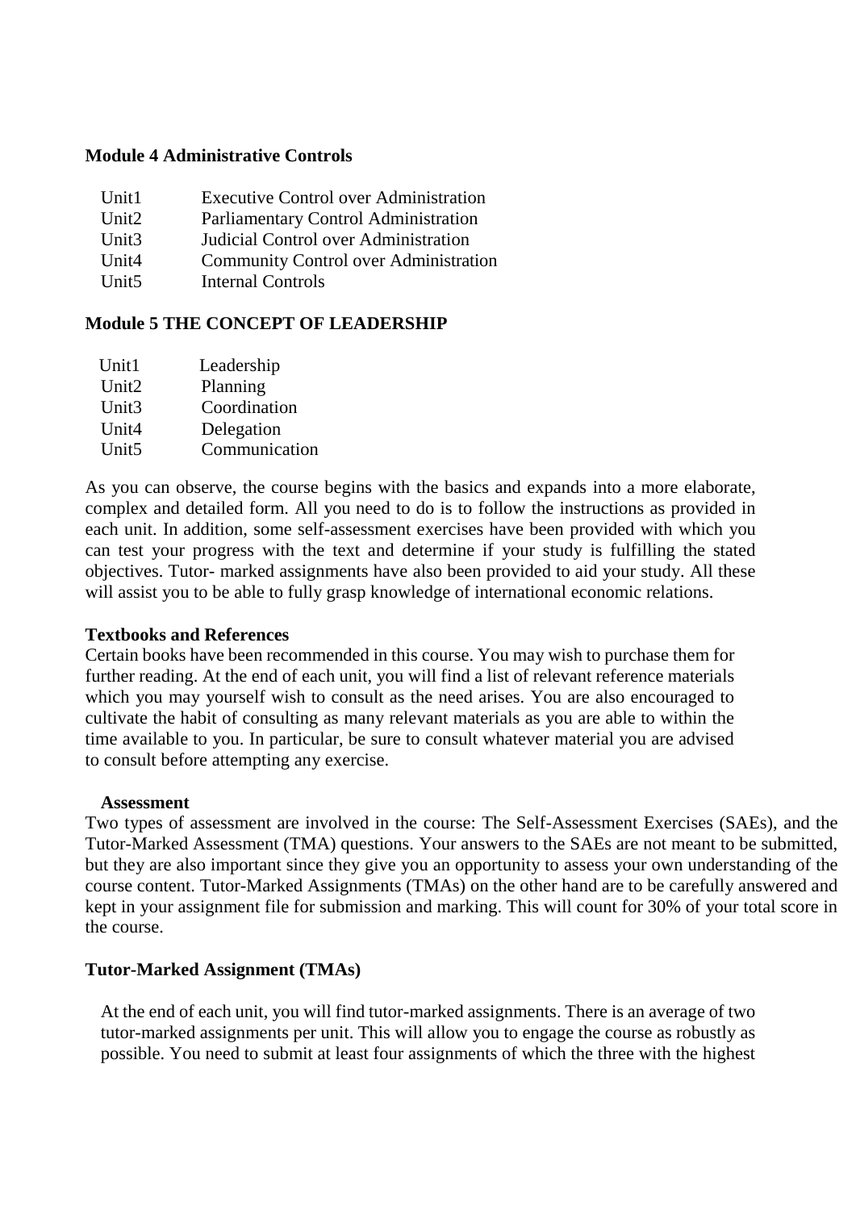**Module 4 Administrative Controls**

| | |
|---|---|
| Unit1 | Executive Control over Administration |
| Unit2 | Parliamentary Control Administration |
| Unit3 | Judicial Control over Administration |
| Unit4 | Community Control over Administration |
| Unit5 | Internal Controls |

**Module 5 THE CONCEPT OF LEADERSHIP**

| | |
|---|---|
| Unit1 | Leadership |
| Unit2 | Planning |
| Unit3 | Coordination |
| Unit4 | Delegation |
| Unit5 | Communication |

As you can observe, the course begins with the basics and expands into a more elaborate, complex and detailed form. All you need to do is to follow the instructions as provided in each unit. In addition, some self-assessment exercises have been provided with which you can test your progress with the text and determine if your study is fulfilling the stated objectives. Tutor- marked assignments have also been provided to aid your study. All these will assist you to be able to fully grasp knowledge of international economic relations.

**Textbooks and References**

Certain books have been recommended in this course. You may wish to purchase them for further reading. At the end of each unit, you will find a list of relevant reference materials which you may yourself wish to consult as the need arises. You are also encouraged to cultivate the habit of consulting as many relevant materials as you are able to within the time available to you. In particular, be sure to consult whatever material you are advised to consult before attempting any exercise.

**Assessment**

Two types of assessment are involved in the course: The Self-Assessment Exercises (SAEs), and the Tutor-Marked Assessment (TMA) questions. Your answers to the SAEs are not meant to be submitted, but they are also important since they give you an opportunity to assess your own understanding of the course content. Tutor-Marked Assignments (TMAs) on the other hand are to be carefully answered and kept in your assignment file for submission and marking. This will count for 30% of your total score in the course.

**Tutor-Marked Assignment (TMAs)**

At the end of each unit, you will find tutor-marked assignments. There is an average of two tutor-marked assignments per unit. This will allow you to engage the course as robustly as possible. You need to submit at least four assignments of which the three with the highest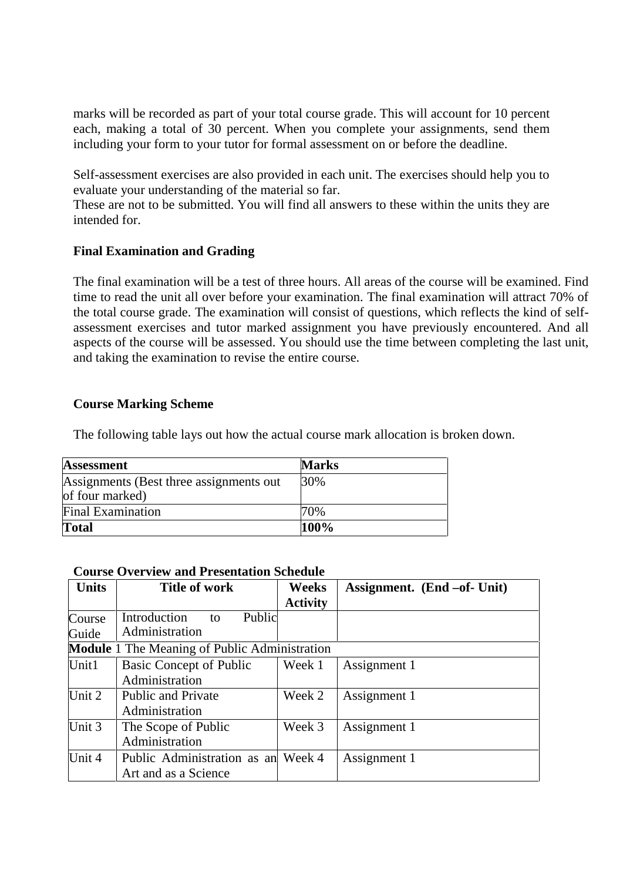marks will be recorded as part of your total course grade. This will account for 10 percent each, making a total of 30 percent. When you complete your assignments, send them including your form to your tutor for formal assessment on or before the deadline.

Self-assessment exercises are also provided in each unit. The exercises should help you to evaluate your understanding of the material so far.
These are not to be submitted. You will find all answers to these within the units they are intended for.

**Final Examination and Grading**

The final examination will be a test of three hours. All areas of the course will be examined. Find time to read the unit all over before your examination. The final examination will attract 70% of the total course grade. The examination will consist of questions, which reflects the kind of self-assessment exercises and tutor marked assignment you have previously encountered. And all aspects of the course will be assessed. You should use the time between completing the last unit, and taking the examination to revise the entire course.

**Course Marking Scheme**

The following table lays out how the actual course mark allocation is broken down.

| **Assessment** | **Marks** |
|---|---|
| Assignments (Best three assignments out of four marked) | 30% |
| Final Examination | 70% |
| **Total** | **100%** |

**Course Overview and Presentation Schedule**

| **Units** | **Title of work** | **Weeks Activity** | **Assignment. (End –of- Unit)** |
|---|---|---|---|
| Course Guide | Introduction to Public Administration | | |
| **Module** 1 The Meaning of Public Administration | | | |
| Unit1 | Basic Concept of Public Administration | Week 1 | Assignment 1 |
| Unit 2 | Public and Private Administration | Week 2 | Assignment 1 |
| Unit 3 | The Scope of Public Administration | Week 3 | Assignment 1 |
| Unit 4 | Public Administration as an Art and as a Science | Week 4 | Assignment 1 |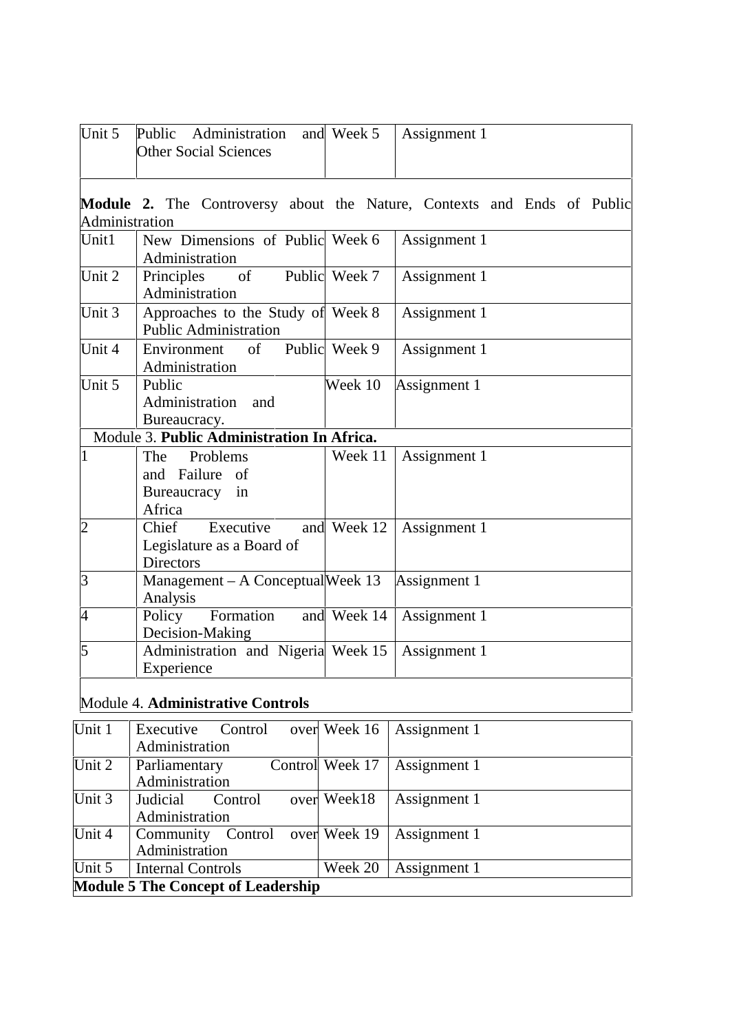| Unit | Title | Week | Assignment |
| --- | --- | --- | --- |
| Unit 5 | Public Administration and Other Social Sciences | Week 5 | Assignment 1 |
| **Module 2.** The Controversy about the Nature, Contexts and Ends of Public Administration | | | |
| Unit1 | New Dimensions of Public Administration | Week 6 | Assignment 1 |
| Unit 2 | Principles of Public Administration | Week 7 | Assignment 1 |
| Unit 3 | Approaches to the Study of Public Administration | Week 8 | Assignment 1 |
| Unit 4 | Environment of Public Administration | Week 9 | Assignment 1 |
| Unit 5 | Public Administration and Bureaucracy. | Week 10 | Assignment 1 |
| Module 3. **Public Administration In Africa.** | | | |
| 1 | The Problems and Failure of Bureaucracy in Africa | Week 11 | Assignment 1 |
| 2 | Chief Executive and Legislature as a Board of Directors | Week 12 | Assignment 1 |
| 3 | Management – A Conceptual Analysis | Week 13 | Assignment 1 |
| 4 | Policy Formation and Decision-Making | Week 14 | Assignment 1 |
| 5 | Administration and Nigeria Experience | Week 15 | Assignment 1 |
| Module 4. **Administrative Controls** | | | |
| Unit 1 | Executive Control over Administration | Week 16 | Assignment 1 |
| Unit 2 | Parliamentary Control Administration | Week 17 | Assignment 1 |
| Unit 3 | Judicial Control over Administration | Week18 | Assignment 1 |
| Unit 4 | Community Control over Administration | Week 19 | Assignment 1 |
| Unit 5 | Internal Controls | Week 20 | Assignment 1 |
| **Module 5 The Concept of Leadership** | | | |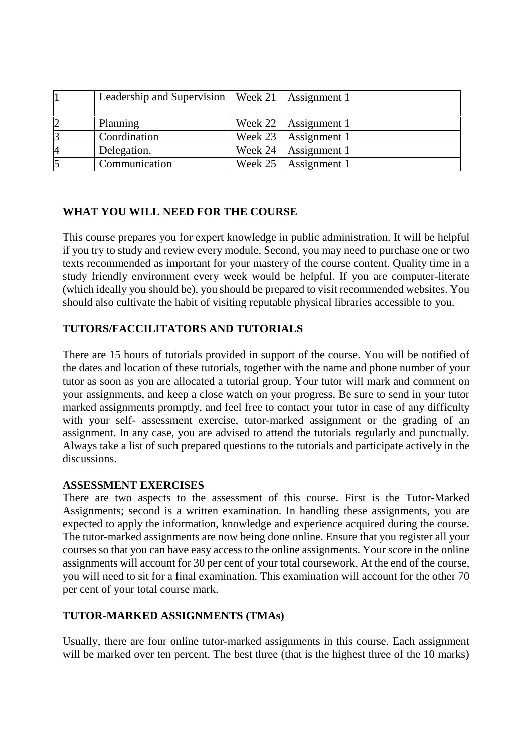| 1 | Leadership and Supervision | Week 21 | Assignment 1 |
|---|---|---|---|
| 2 | Planning | Week 22 | Assignment 1 |
| 3 | Coordination | Week 23 | Assignment 1 |
| 4 | Delegation. | Week 24 | Assignment 1 |
| 5 | Communication | Week 25 | Assignment 1 |

## WHAT YOU WILL NEED FOR THE COURSE

This course prepares you for expert knowledge in public administration. It will be helpful if you try to study and review every module. Second, you may need to purchase one or two texts recommended as important for your mastery of the course content. Quality time in a study friendly environment every week would be helpful. If you are computer-literate (which ideally you should be), you should be prepared to visit recommended websites. You should also cultivate the habit of visiting reputable physical libraries accessible to you.

## TUTORS/FACCILITATORS AND TUTORIALS

There are 15 hours of tutorials provided in support of the course. You will be notified of the dates and location of these tutorials, together with the name and phone number of your tutor as soon as you are allocated a tutorial group. Your tutor will mark and comment on your assignments, and keep a close watch on your progress. Be sure to send in your tutor marked assignments promptly, and feel free to contact your tutor in case of any difficulty with your self- assessment exercise, tutor-marked assignment or the grading of an assignment. In any case, you are advised to attend the tutorials regularly and punctually. Always take a list of such prepared questions to the tutorials and participate actively in the discussions.

## ASSESSMENT EXERCISES

There are two aspects to the assessment of this course. First is the Tutor-Marked Assignments; second is a written examination. In handling these assignments, you are expected to apply the information, knowledge and experience acquired during the course. The tutor-marked assignments are now being done online. Ensure that you register all your courses so that you can have easy access to the online assignments. Your score in the online assignments will account for 30 per cent of your total coursework. At the end of the course, you will need to sit for a final examination. This examination will account for the other 70 per cent of your total course mark.

## TUTOR-MARKED ASSIGNMENTS (TMAs)

Usually, there are four online tutor-marked assignments in this course. Each assignment will be marked over ten percent. The best three (that is the highest three of the 10 marks)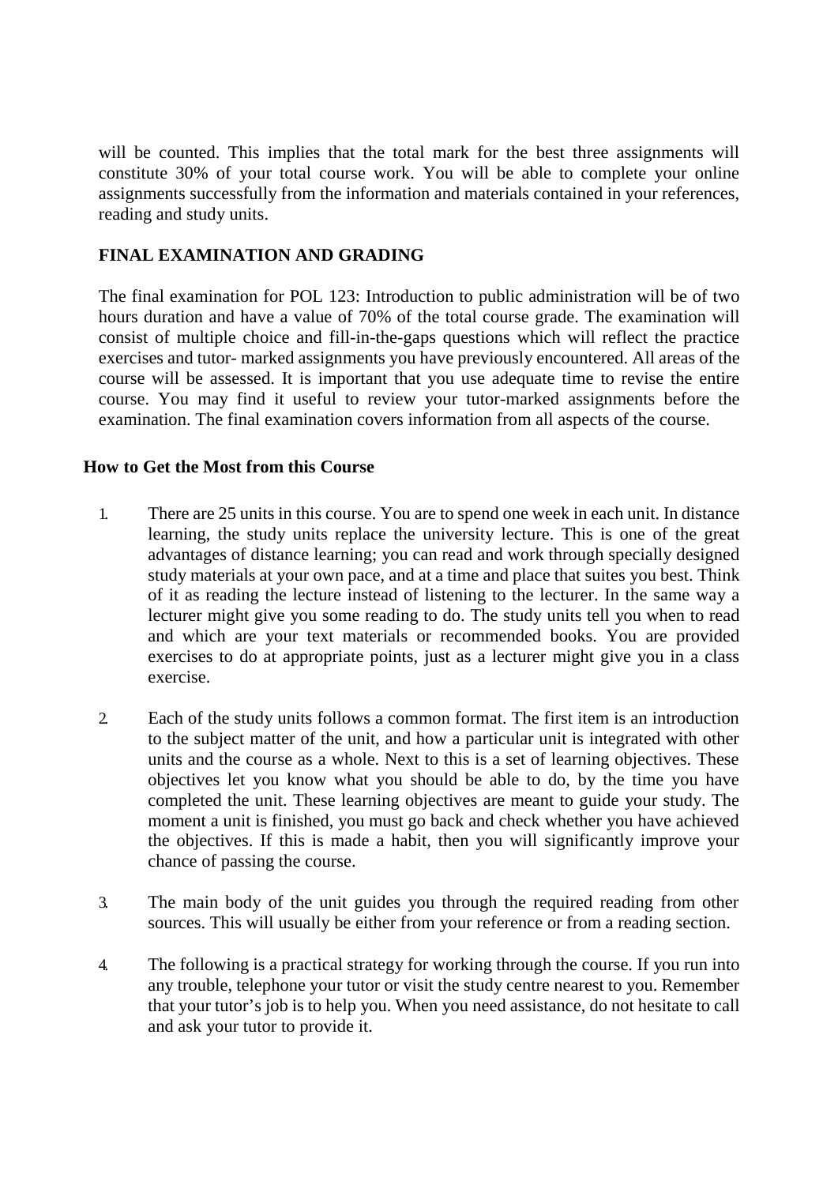will be counted. This implies that the total mark for the best three assignments will constitute 30% of your total course work. You will be able to complete your online assignments successfully from the information and materials contained in your references, reading and study units.

## FINAL EXAMINATION AND GRADING

The final examination for POL 123: Introduction to public administration will be of two hours duration and have a value of 70% of the total course grade. The examination will consist of multiple choice and fill-in-the-gaps questions which will reflect the practice exercises and tutor- marked assignments you have previously encountered. All areas of the course will be assessed. It is important that you use adequate time to revise the entire course. You may find it useful to review your tutor-marked assignments before the examination. The final examination covers information from all aspects of the course.

## How to Get the Most from this Course

1. There are 25 units in this course. You are to spend one week in each unit. In distance learning, the study units replace the university lecture. This is one of the great advantages of distance learning; you can read and work through specially designed study materials at your own pace, and at a time and place that suites you best. Think of it as reading the lecture instead of listening to the lecturer. In the same way a lecturer might give you some reading to do. The study units tell you when to read and which are your text materials or recommended books. You are provided exercises to do at appropriate points, just as a lecturer might give you in a class exercise.

2. Each of the study units follows a common format. The first item is an introduction to the subject matter of the unit, and how a particular unit is integrated with other units and the course as a whole. Next to this is a set of learning objectives. These objectives let you know what you should be able to do, by the time you have completed the unit. These learning objectives are meant to guide your study. The moment a unit is finished, you must go back and check whether you have achieved the objectives. If this is made a habit, then you will significantly improve your chance of passing the course.

3. The main body of the unit guides you through the required reading from other sources. This will usually be either from your reference or from a reading section.

4. The following is a practical strategy for working through the course. If you run into any trouble, telephone your tutor or visit the study centre nearest to you. Remember that your tutor's job is to help you. When you need assistance, do not hesitate to call and ask your tutor to provide it.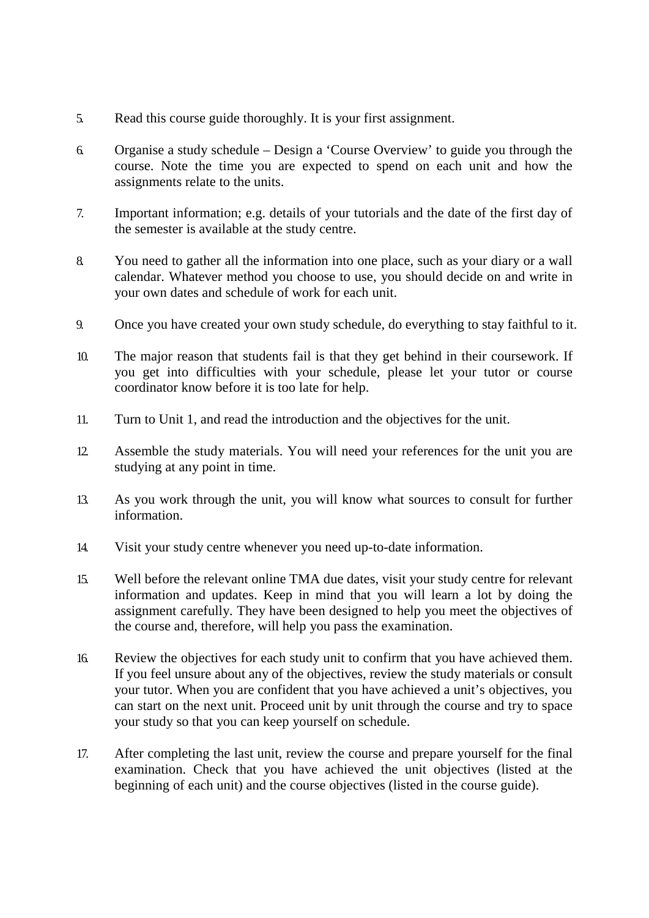5. Read this course guide thoroughly. It is your first assignment.

6. Organise a study schedule – Design a 'Course Overview' to guide you through the course. Note the time you are expected to spend on each unit and how the assignments relate to the units.

7. Important information; e.g. details of your tutorials and the date of the first day of the semester is available at the study centre.

8. You need to gather all the information into one place, such as your diary or a wall calendar. Whatever method you choose to use, you should decide on and write in your own dates and schedule of work for each unit.

9. Once you have created your own study schedule, do everything to stay faithful to it.

10. The major reason that students fail is that they get behind in their coursework. If you get into difficulties with your schedule, please let your tutor or course coordinator know before it is too late for help.

11. Turn to Unit 1, and read the introduction and the objectives for the unit.

12. Assemble the study materials. You will need your references for the unit you are studying at any point in time.

13. As you work through the unit, you will know what sources to consult for further information.

14. Visit your study centre whenever you need up-to-date information.

15. Well before the relevant online TMA due dates, visit your study centre for relevant information and updates. Keep in mind that you will learn a lot by doing the assignment carefully. They have been designed to help you meet the objectives of the course and, therefore, will help you pass the examination.

16. Review the objectives for each study unit to confirm that you have achieved them. If you feel unsure about any of the objectives, review the study materials or consult your tutor. When you are confident that you have achieved a unit's objectives, you can start on the next unit. Proceed unit by unit through the course and try to space your study so that you can keep yourself on schedule.

17. After completing the last unit, review the course and prepare yourself for the final examination. Check that you have achieved the unit objectives (listed at the beginning of each unit) and the course objectives (listed in the course guide).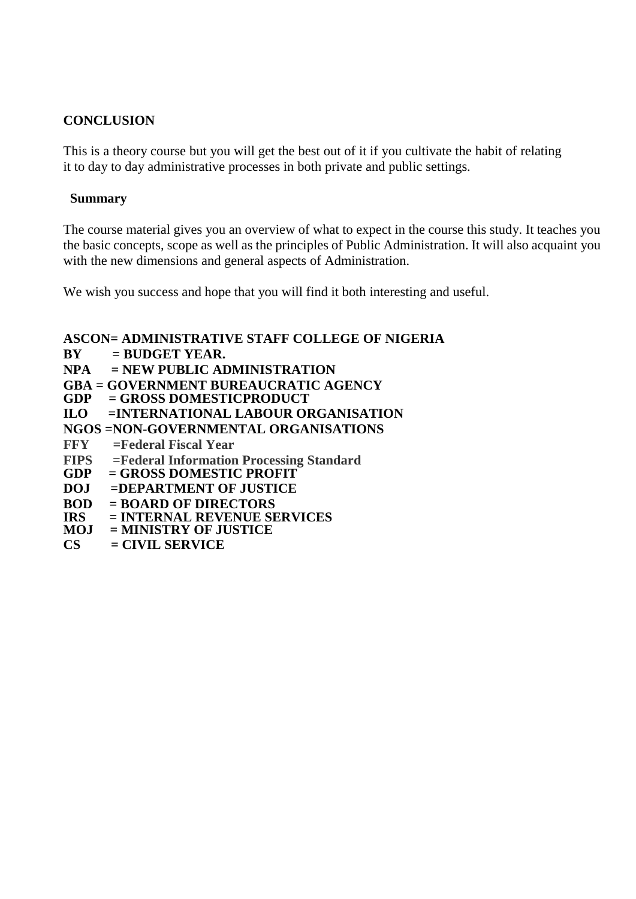**CONCLUSION**

This is a theory course but you will get the best out of it if you cultivate the habit of relating it to day to day administrative processes in both private and public settings.

**Summary**

The course material gives you an overview of what to expect in the course this study. It teaches you the basic concepts, scope as well as the principles of Public Administration. It will also acquaint you with the new dimensions and general aspects of Administration.

We wish you success and hope that you will find it both interesting and useful.

**ASCON= ADMINISTRATIVE STAFF COLLEGE OF NIGERIA**
**BY = BUDGET YEAR.**
**NPA = NEW PUBLIC ADMINISTRATION**
**GBA = GOVERNMENT BUREAUCRATIC AGENCY**
**GDP = GROSS DOMESTICPRODUCT**
**ILO =INTERNATIONAL LABOUR ORGANISATION**
**NGOS =NON-GOVERNMENTAL ORGANISATIONS**
**FFY =Federal Fiscal Year**
**FIPS =Federal Information Processing Standard**
**GDP = GROSS DOMESTIC PROFIT**
**DOJ =DEPARTMENT OF JUSTICE**
**BOD = BOARD OF DIRECTORS**
**IRS = INTERNAL REVENUE SERVICES**
**MOJ = MINISTRY OF JUSTICE**
**CS = CIVIL SERVICE**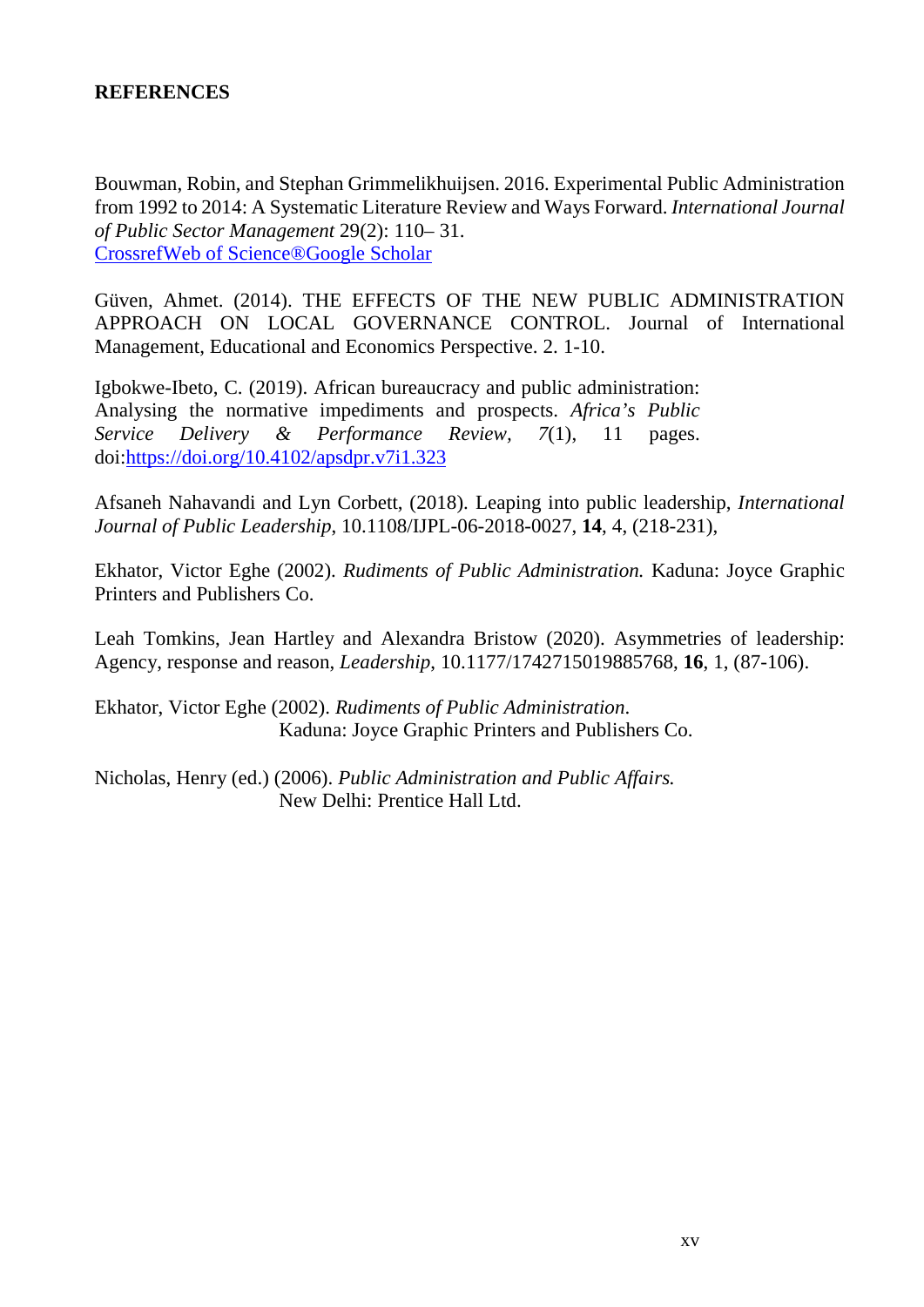## REFERENCES

Bouwman, Robin, and Stephan Grimmelikhuijsen. 2016. Experimental Public Administration from 1992 to 2014: A Systematic Literature Review and Ways Forward. *International Journal of Public Sector Management* 29(2): 110– 31.
CrossrefWeb of Science®Google Scholar

Güven, Ahmet. (2014). THE EFFECTS OF THE NEW PUBLIC ADMINISTRATION APPROACH ON LOCAL GOVERNANCE CONTROL. Journal of International Management, Educational and Economics Perspective. 2. 1-10.

Igbokwe-Ibeto, C. (2019). African bureaucracy and public administration: Analysing the normative impediments and prospects. *Africa's Public Service Delivery & Performance Review*, *7*(1), 11 pages. doi:https://doi.org/10.4102/apsdpr.v7i1.323

Afsaneh Nahavandi and Lyn Corbett, (2018). Leaping into public leadership, *International Journal of Public Leadership*, 10.1108/IJPL-06-2018-0027, **14**, 4, (218-231),

Ekhator, Victor Eghe (2002). *Rudiments of Public Administration.* Kaduna: Joyce Graphic Printers and Publishers Co.

Leah Tomkins, Jean Hartley and Alexandra Bristow (2020). Asymmetries of leadership: Agency, response and reason, *Leadership*, 10.1177/1742715019885768, **16**, 1, (87-106).

Ekhator, Victor Eghe (2002). *Rudiments of Public Administration*. Kaduna: Joyce Graphic Printers and Publishers Co.

Nicholas, Henry (ed.) (2006). *Public Administration and Public Affairs.* New Delhi: Prentice Hall Ltd.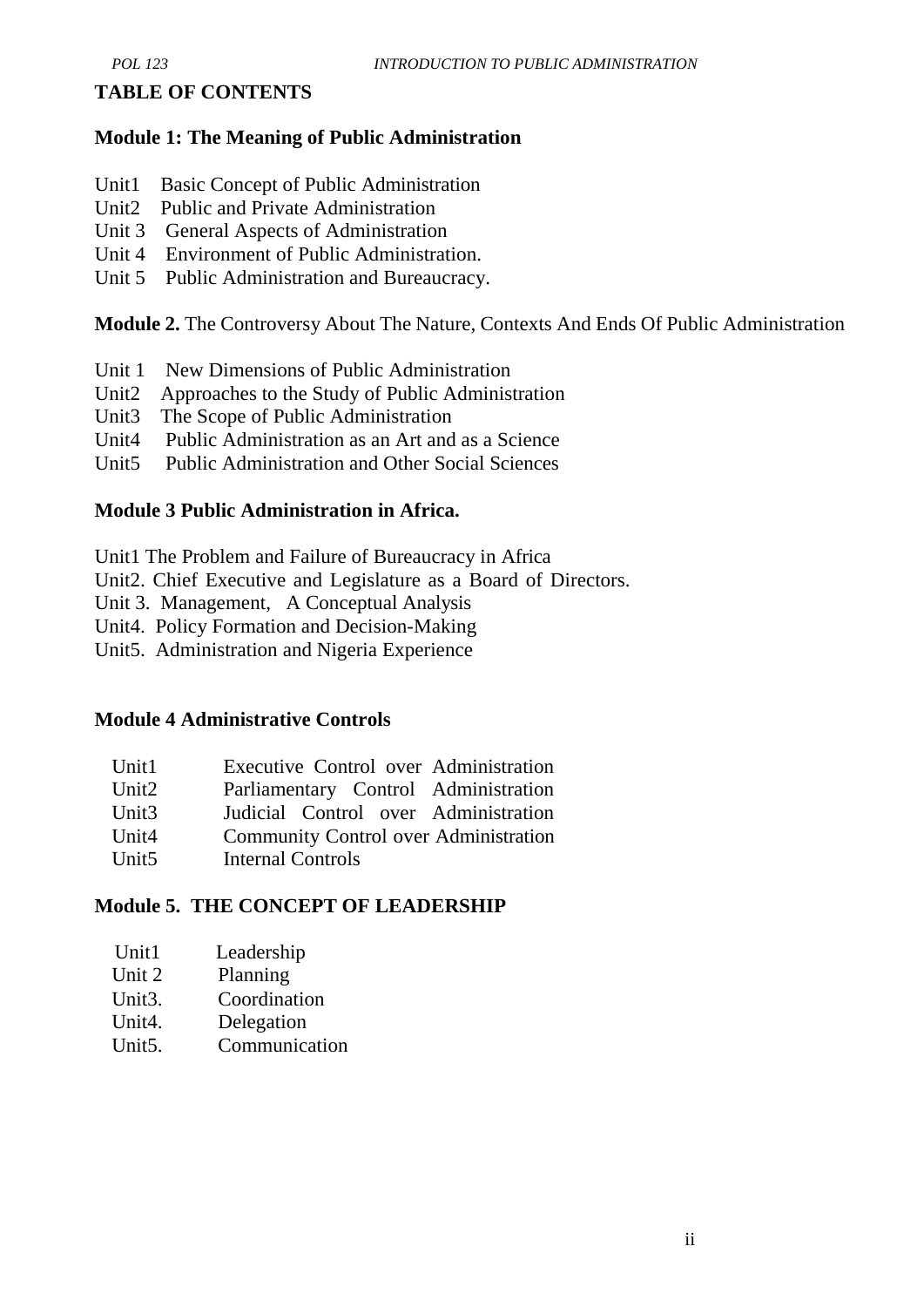## TABLE OF CONTENTS

### Module 1: The Meaning of Public Administration

Unit1 Basic Concept of Public Administration
Unit2 Public and Private Administration
Unit 3 General Aspects of Administration
Unit 4 Environment of Public Administration.
Unit 5 Public Administration and Bureaucracy.

**Module 2.** The Controversy About The Nature, Contexts And Ends Of Public Administration

Unit 1 New Dimensions of Public Administration
Unit2 Approaches to the Study of Public Administration
Unit3 The Scope of Public Administration
Unit4 Public Administration as an Art and as a Science
Unit5 Public Administration and Other Social Sciences

### Module 3 Public Administration in Africa.

Unit1 The Problem and Failure of Bureaucracy in Africa
Unit2. Chief Executive and Legislature as a Board of Directors.
Unit 3. Management, A Conceptual Analysis
Unit4. Policy Formation and Decision-Making
Unit5. Administration and Nigeria Experience

### Module 4 Administrative Controls

Unit1 Executive Control over Administration
Unit2 Parliamentary Control Administration
Unit3 Judicial Control over Administration
Unit4 Community Control over Administration
Unit5 Internal Controls

### Module 5. THE CONCEPT OF LEADERSHIP

Unit1 Leadership
Unit 2 Planning
Unit3. Coordination
Unit4. Delegation
Unit5. Communication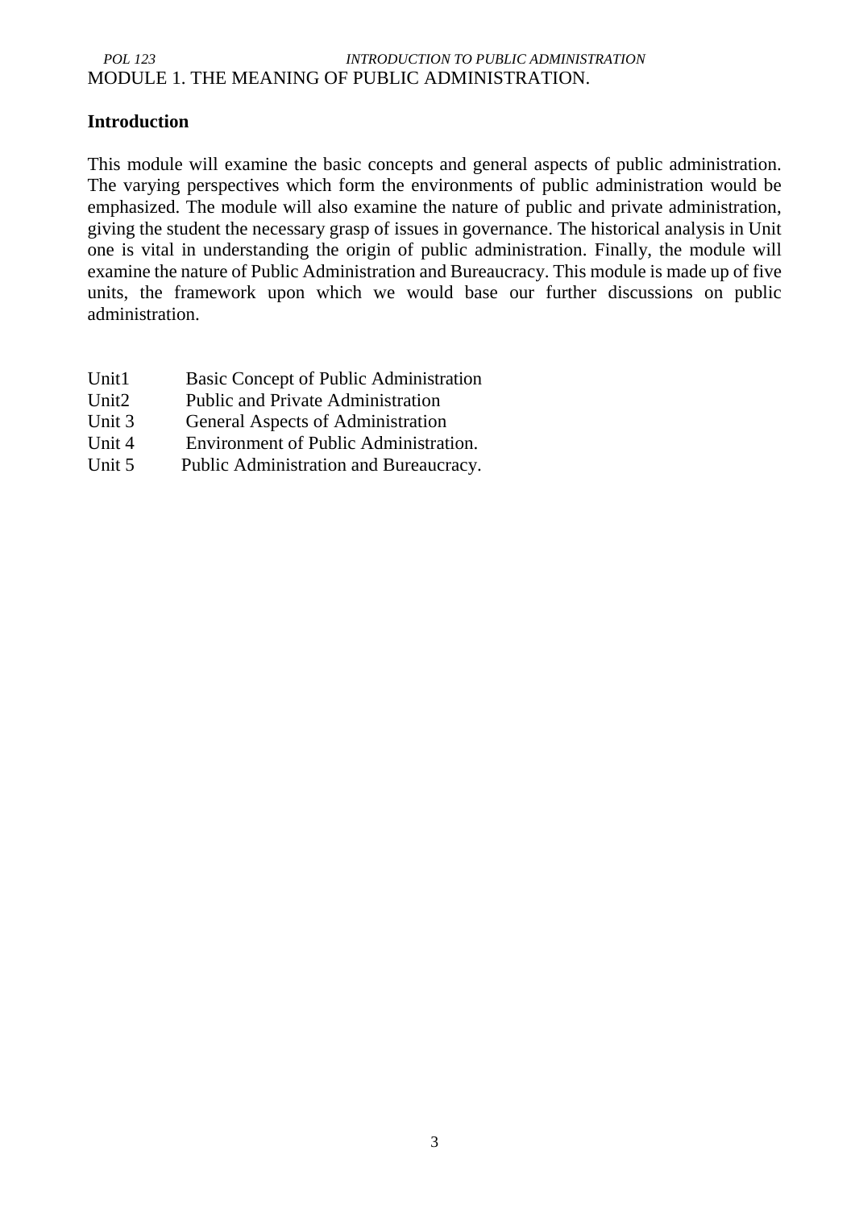# MODULE 1. THE MEANING OF PUBLIC ADMINISTRATION.

## Introduction

This module will examine the basic concepts and general aspects of public administration. The varying perspectives which form the environments of public administration would be emphasized. The module will also examine the nature of public and private administration, giving the student the necessary grasp of issues in governance. The historical analysis in Unit one is vital in understanding the origin of public administration. Finally, the module will examine the nature of Public Administration and Bureaucracy. This module is made up of five units, the framework upon which we would base our further discussions on public administration.

Unit1 Basic Concept of Public Administration
Unit2 Public and Private Administration
Unit 3 General Aspects of Administration
Unit 4 Environment of Public Administration.
Unit 5 Public Administration and Bureaucracy.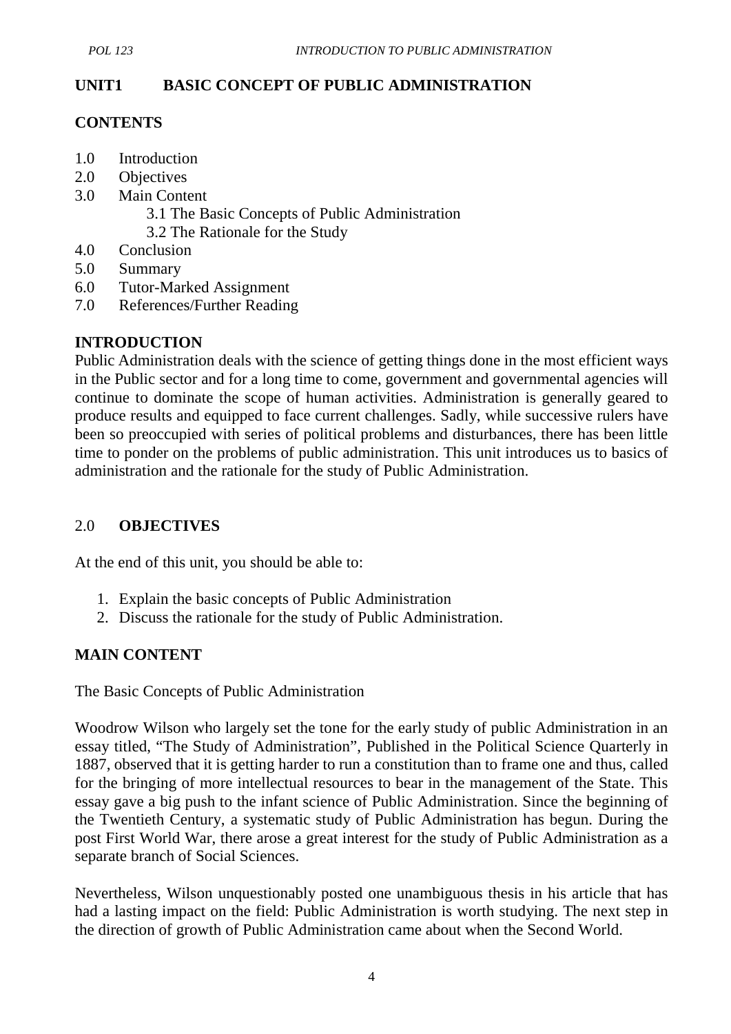## UNIT1 BASIC CONCEPT OF PUBLIC ADMINISTRATION

**CONTENTS**

1.0 Introduction
2.0 Objectives
3.0 Main Content
    3.1 The Basic Concepts of Public Administration
    3.2 The Rationale for the Study
4.0 Conclusion
5.0 Summary
6.0 Tutor-Marked Assignment
7.0 References/Further Reading

### INTRODUCTION

Public Administration deals with the science of getting things done in the most efficient ways in the Public sector and for a long time to come, government and governmental agencies will continue to dominate the scope of human activities. Administration is generally geared to produce results and equipped to face current challenges. Sadly, while successive rulers have been so preoccupied with series of political problems and disturbances, there has been little time to ponder on the problems of public administration. This unit introduces us to basics of administration and the rationale for the study of Public Administration.

### 2.0 OBJECTIVES

At the end of this unit, you should be able to:

1. Explain the basic concepts of Public Administration
2. Discuss the rationale for the study of Public Administration.

### MAIN CONTENT

The Basic Concepts of Public Administration

Woodrow Wilson who largely set the tone for the early study of public Administration in an essay titled, "The Study of Administration", Published in the Political Science Quarterly in 1887, observed that it is getting harder to run a constitution than to frame one and thus, called for the bringing of more intellectual resources to bear in the management of the State. This essay gave a big push to the infant science of Public Administration. Since the beginning of the Twentieth Century, a systematic study of Public Administration has begun. During the post First World War, there arose a great interest for the study of Public Administration as a separate branch of Social Sciences.

Nevertheless, Wilson unquestionably posted one unambiguous thesis in his article that has had a lasting impact on the field: Public Administration is worth studying. The next step in the direction of growth of Public Administration came about when the Second World.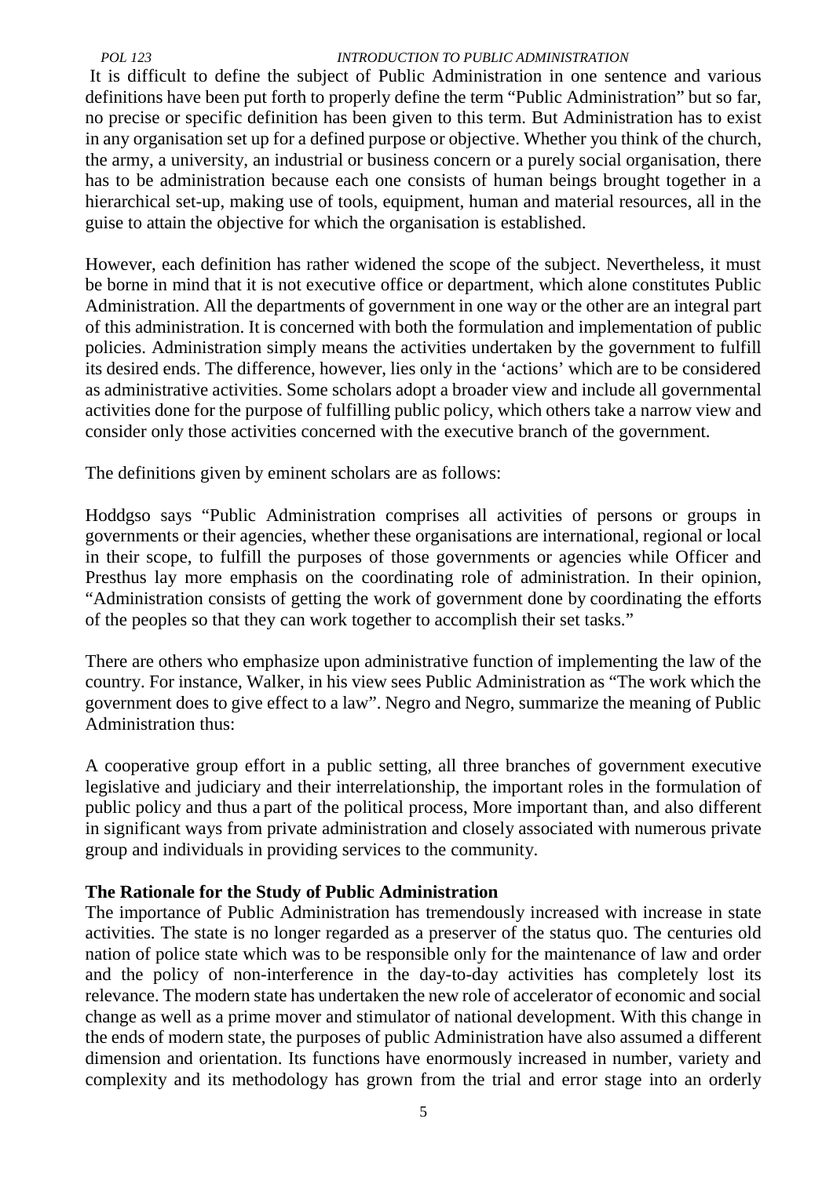It is difficult to define the subject of Public Administration in one sentence and various definitions have been put forth to properly define the term "Public Administration" but so far, no precise or specific definition has been given to this term. But Administration has to exist in any organisation set up for a defined purpose or objective. Whether you think of the church, the army, a university, an industrial or business concern or a purely social organisation, there has to be administration because each one consists of human beings brought together in a hierarchical set-up, making use of tools, equipment, human and material resources, all in the guise to attain the objective for which the organisation is established.

However, each definition has rather widened the scope of the subject. Nevertheless, it must be borne in mind that it is not executive office or department, which alone constitutes Public Administration. All the departments of government in one way or the other are an integral part of this administration. It is concerned with both the formulation and implementation of public policies. Administration simply means the activities undertaken by the government to fulfill its desired ends. The difference, however, lies only in the 'actions' which are to be considered as administrative activities. Some scholars adopt a broader view and include all governmental activities done for the purpose of fulfilling public policy, which others take a narrow view and consider only those activities concerned with the executive branch of the government.

The definitions given by eminent scholars are as follows:

Hoddgso says "Public Administration comprises all activities of persons or groups in governments or their agencies, whether these organisations are international, regional or local in their scope, to fulfill the purposes of those governments or agencies while Officer and Presthus lay more emphasis on the coordinating role of administration. In their opinion, "Administration consists of getting the work of government done by coordinating the efforts of the peoples so that they can work together to accomplish their set tasks."

There are others who emphasize upon administrative function of implementing the law of the country. For instance, Walker, in his view sees Public Administration as "The work which the government does to give effect to a law". Negro and Negro, summarize the meaning of Public Administration thus:

A cooperative group effort in a public setting, all three branches of government executive legislative and judiciary and their interrelationship, the important roles in the formulation of public policy and thus a part of the political process, More important than, and also different in significant ways from private administration and closely associated with numerous private group and individuals in providing services to the community.

**The Rationale for the Study of Public Administration**

The importance of Public Administration has tremendously increased with increase in state activities. The state is no longer regarded as a preserver of the status quo. The centuries old nation of police state which was to be responsible only for the maintenance of law and order and the policy of non-interference in the day-to-day activities has completely lost its relevance. The modern state has undertaken the new role of accelerator of economic and social change as well as a prime mover and stimulator of national development. With this change in the ends of modern state, the purposes of public Administration have also assumed a different dimension and orientation. Its functions have enormously increased in number, variety and complexity and its methodology has grown from the trial and error stage into an orderly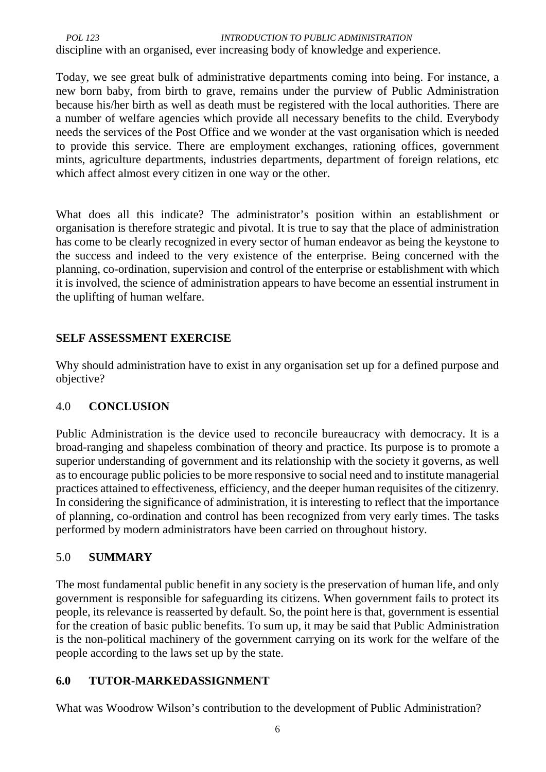discipline with an organised, ever increasing body of knowledge and experience.

Today, we see great bulk of administrative departments coming into being. For instance, a new born baby, from birth to grave, remains under the purview of Public Administration because his/her birth as well as death must be registered with the local authorities. There are a number of welfare agencies which provide all necessary benefits to the child. Everybody needs the services of the Post Office and we wonder at the vast organisation which is needed to provide this service. There are employment exchanges, rationing offices, government mints, agriculture departments, industries departments, department of foreign relations, etc which affect almost every citizen in one way or the other.

What does all this indicate? The administrator's position within an establishment or organisation is therefore strategic and pivotal. It is true to say that the place of administration has come to be clearly recognized in every sector of human endeavor as being the keystone to the success and indeed to the very existence of the enterprise. Being concerned with the planning, co-ordination, supervision and control of the enterprise or establishment with which it is involved, the science of administration appears to have become an essential instrument in the uplifting of human welfare.

**SELF ASSESSMENT EXERCISE**

Why should administration have to exist in any organisation set up for a defined purpose and objective?

## 4.0 CONCLUSION

Public Administration is the device used to reconcile bureaucracy with democracy. It is a broad-ranging and shapeless combination of theory and practice. Its purpose is to promote a superior understanding of government and its relationship with the society it governs, as well as to encourage public policies to be more responsive to social need and to institute managerial practices attained to effectiveness, efficiency, and the deeper human requisites of the citizenry. In considering the significance of administration, it is interesting to reflect that the importance of planning, co-ordination and control has been recognized from very early times. The tasks performed by modern administrators have been carried on throughout history.

## 5.0 SUMMARY

The most fundamental public benefit in any society is the preservation of human life, and only government is responsible for safeguarding its citizens. When government fails to protect its people, its relevance is reasserted by default. So, the point here is that, government is essential for the creation of basic public benefits. To sum up, it may be said that Public Administration is the non-political machinery of the government carrying on its work for the welfare of the people according to the laws set up by the state.

## 6.0 TUTOR-MARKEDASSIGNMENT

What was Woodrow Wilson's contribution to the development of Public Administration?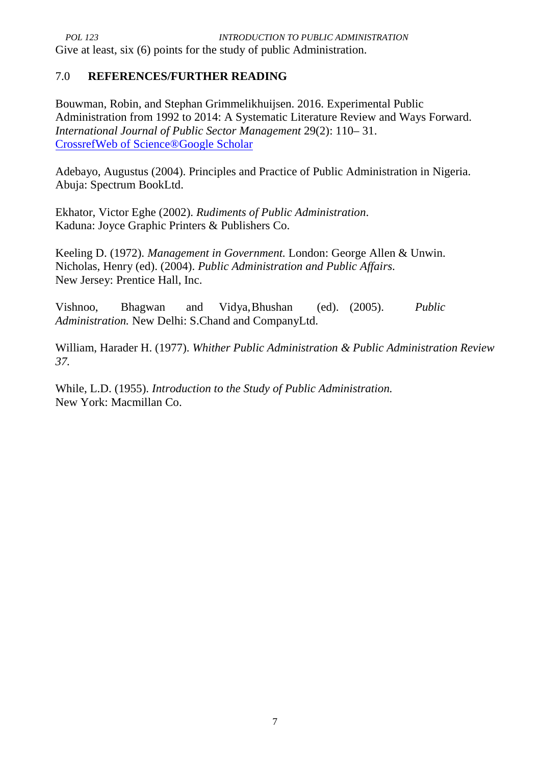Give at least, six (6) points for the study of public Administration.

## 7.0 REFERENCES/FURTHER READING

Bouwman, Robin, and Stephan Grimmelikhuijsen. 2016. Experimental Public Administration from 1992 to 2014: A Systematic Literature Review and Ways Forward. *International Journal of Public Sector Management* 29(2): 110– 31. CrossrefWeb of Science®Google Scholar

Adebayo, Augustus (2004). Principles and Practice of Public Administration in Nigeria. Abuja: Spectrum BookLtd.

Ekhator, Victor Eghe (2002). *Rudiments of Public Administration*. Kaduna: Joyce Graphic Printers & Publishers Co.

Keeling D. (1972). *Management in Government.* London: George Allen & Unwin.
Nicholas, Henry (ed). (2004). *Public Administration and Public Affairs*. New Jersey: Prentice Hall, Inc.

Vishnoo, Bhagwan and Vidya, Bhushan (ed). (2005). *Public Administration.* New Delhi: S.Chand and CompanyLtd.

William, Harader H. (1977). *Whither Public Administration & Public Administration Review 37*.

While, L.D. (1955). *Introduction to the Study of Public Administration.* New York: Macmillan Co.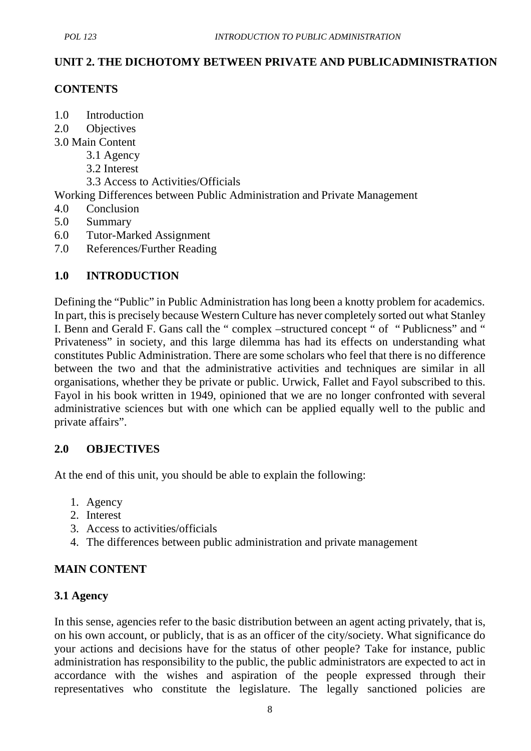## UNIT 2. THE DICHOTOMY BETWEEN PRIVATE AND PUBLICADMINISTRATION

### CONTENTS

1.0 Introduction
2.0 Objectives
3.0 Main Content
    3.1 Agency
    3.2 Interest
    3.3 Access to Activities/Officials
Working Differences between Public Administration and Private Management
4.0 Conclusion
5.0 Summary
6.0 Tutor-Marked Assignment
7.0 References/Further Reading

### 1.0 INTRODUCTION

Defining the "Public" in Public Administration has long been a knotty problem for academics. In part, this is precisely because Western Culture has never completely sorted out what Stanley I. Benn and Gerald F. Gans call the " complex –structured concept " of " Publicness" and " Privateness" in society, and this large dilemma has had its effects on understanding what constitutes Public Administration. There are some scholars who feel that there is no difference between the two and that the administrative activities and techniques are similar in all organisations, whether they be private or public. Urwick, Fallet and Fayol subscribed to this. Fayol in his book written in 1949, opinioned that we are no longer confronted with several administrative sciences but with one which can be applied equally well to the public and private affairs".

### 2.0 OBJECTIVES

At the end of this unit, you should be able to explain the following:

1. Agency
2. Interest
3. Access to activities/officials
4. The differences between public administration and private management

### MAIN CONTENT

#### 3.1 Agency

In this sense, agencies refer to the basic distribution between an agent acting privately, that is, on his own account, or publicly, that is as an officer of the city/society. What significance do your actions and decisions have for the status of other people? Take for instance, public administration has responsibility to the public, the public administrators are expected to act in accordance with the wishes and aspiration of the people expressed through their representatives who constitute the legislature. The legally sanctioned policies are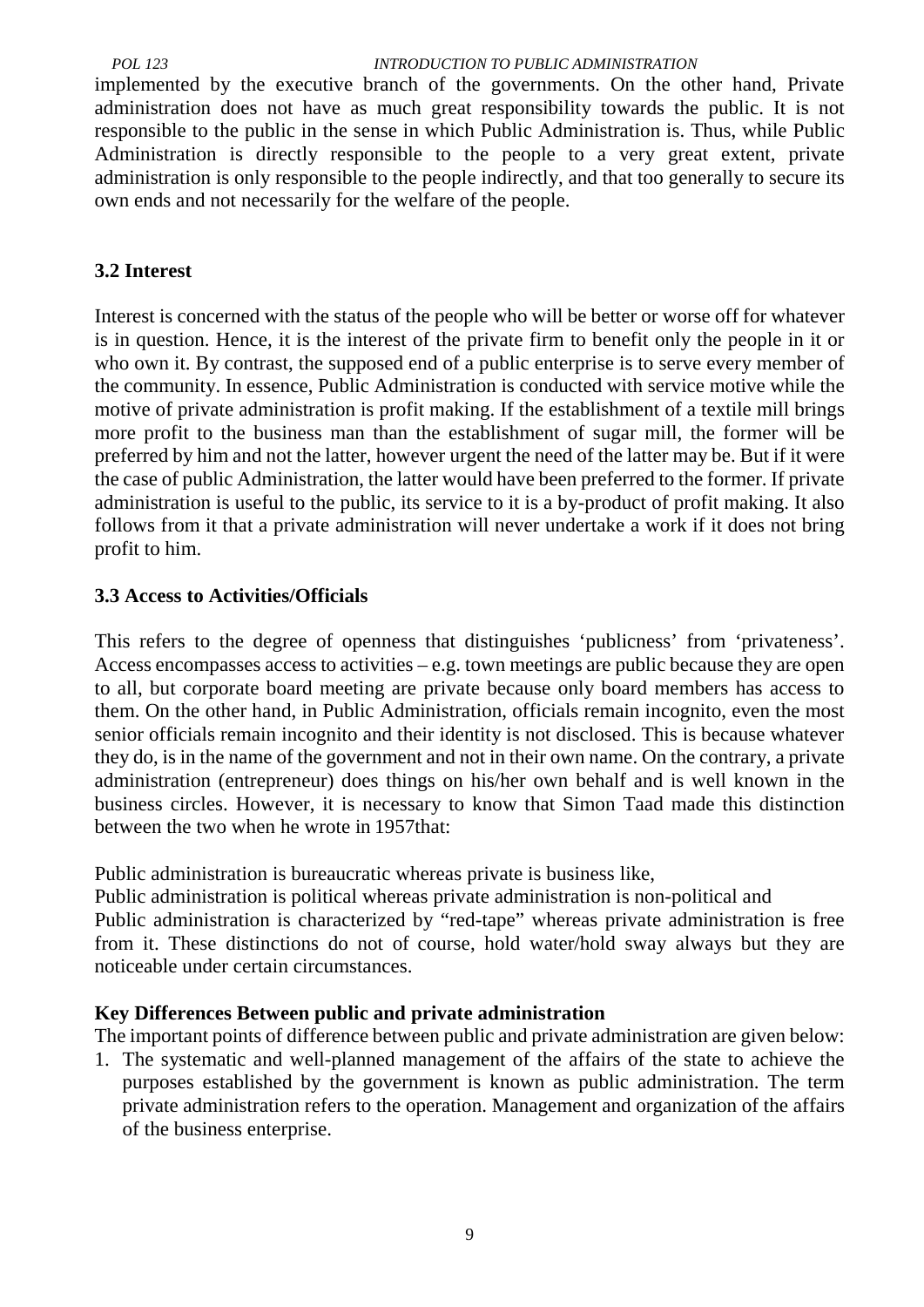implemented by the executive branch of the governments. On the other hand, Private administration does not have as much great responsibility towards the public. It is not responsible to the public in the sense in which Public Administration is. Thus, while Public Administration is directly responsible to the people to a very great extent, private administration is only responsible to the people indirectly, and that too generally to secure its own ends and not necessarily for the welfare of the people.

### 3.2 Interest

Interest is concerned with the status of the people who will be better or worse off for whatever is in question. Hence, it is the interest of the private firm to benefit only the people in it or who own it. By contrast, the supposed end of a public enterprise is to serve every member of the community. In essence, Public Administration is conducted with service motive while the motive of private administration is profit making. If the establishment of a textile mill brings more profit to the business man than the establishment of sugar mill, the former will be preferred by him and not the latter, however urgent the need of the latter may be. But if it were the case of public Administration, the latter would have been preferred to the former. If private administration is useful to the public, its service to it is a by-product of profit making. It also follows from it that a private administration will never undertake a work if it does not bring profit to him.

### 3.3 Access to Activities/Officials

This refers to the degree of openness that distinguishes 'publicness' from 'privateness'. Access encompasses access to activities – e.g. town meetings are public because they are open to all, but corporate board meeting are private because only board members has access to them. On the other hand, in Public Administration, officials remain incognito, even the most senior officials remain incognito and their identity is not disclosed. This is because whatever they do, is in the name of the government and not in their own name. On the contrary, a private administration (entrepreneur) does things on his/her own behalf and is well known in the business circles. However, it is necessary to know that Simon Taad made this distinction between the two when he wrote in 1957that:

Public administration is bureaucratic whereas private is business like,

Public administration is political whereas private administration is non-political and

Public administration is characterized by "red-tape" whereas private administration is free from it. These distinctions do not of course, hold water/hold sway always but they are noticeable under certain circumstances.

**Key Differences Between public and private administration**

The important points of difference between public and private administration are given below:

1. The systematic and well-planned management of the affairs of the state to achieve the purposes established by the government is known as public administration. The term private administration refers to the operation. Management and organization of the affairs of the business enterprise.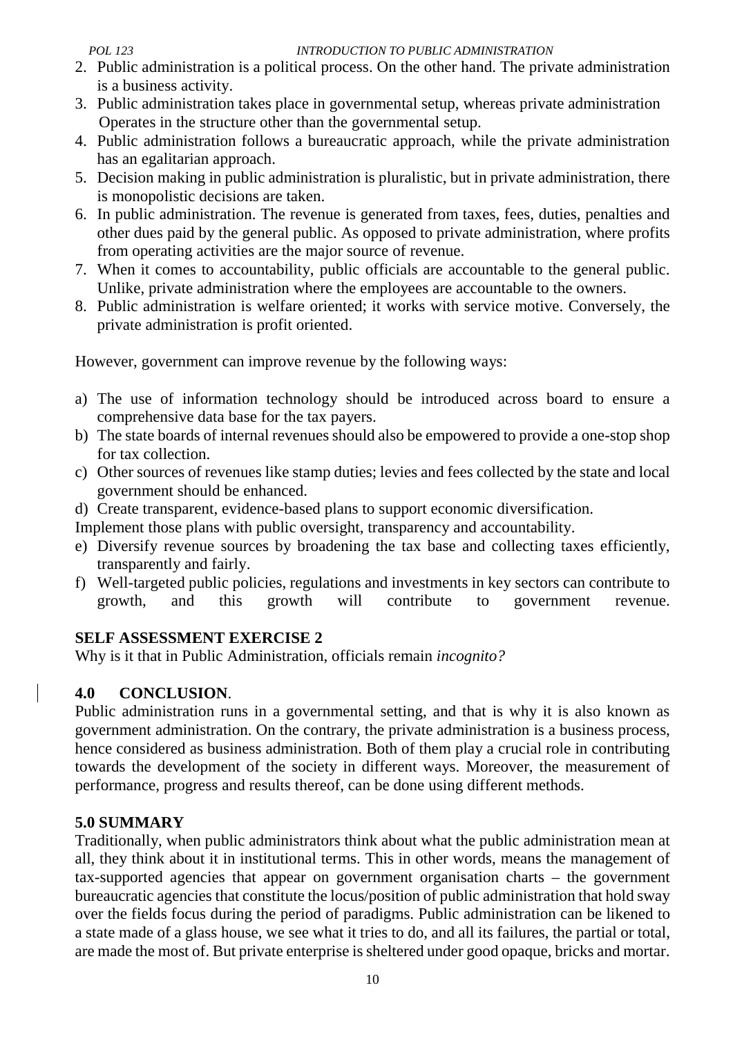2. Public administration is a political process. On the other hand. The private administration is a business activity.
3. Public administration takes place in governmental setup, whereas private administration Operates in the structure other than the governmental setup.
4. Public administration follows a bureaucratic approach, while the private administration has an egalitarian approach.
5. Decision making in public administration is pluralistic, but in private administration, there is monopolistic decisions are taken.
6. In public administration. The revenue is generated from taxes, fees, duties, penalties and other dues paid by the general public. As opposed to private administration, where profits from operating activities are the major source of revenue.
7. When it comes to accountability, public officials are accountable to the general public. Unlike, private administration where the employees are accountable to the owners.
8. Public administration is welfare oriented; it works with service motive. Conversely, the private administration is profit oriented.

However, government can improve revenue by the following ways:

a) The use of information technology should be introduced across board to ensure a comprehensive data base for the tax payers.
b) The state boards of internal revenues should also be empowered to provide a one-stop shop for tax collection.
c) Other sources of revenues like stamp duties; levies and fees collected by the state and local government should be enhanced.
d) Create transparent, evidence-based plans to support economic diversification.
Implement those plans with public oversight, transparency and accountability.
e) Diversify revenue sources by broadening the tax base and collecting taxes efficiently, transparently and fairly.
f) Well-targeted public policies, regulations and investments in key sectors can contribute to growth, and this growth will contribute to government revenue.

**SELF ASSESSMENT EXERCISE 2**

Why is it that in Public Administration, officials remain *incognito?*

## 4.0 CONCLUSION.

Public administration runs in a governmental setting, and that is why it is also known as government administration. On the contrary, the private administration is a business process, hence considered as business administration. Both of them play a crucial role in contributing towards the development of the society in different ways. Moreover, the measurement of performance, progress and results thereof, can be done using different methods.

## 5.0 SUMMARY

Traditionally, when public administrators think about what the public administration mean at all, they think about it in institutional terms. This in other words, means the management of tax-supported agencies that appear on government organisation charts – the government bureaucratic agencies that constitute the locus/position of public administration that hold sway over the fields focus during the period of paradigms. Public administration can be likened to a state made of a glass house, we see what it tries to do, and all its failures, the partial or total, are made the most of. But private enterprise is sheltered under good opaque, bricks and mortar.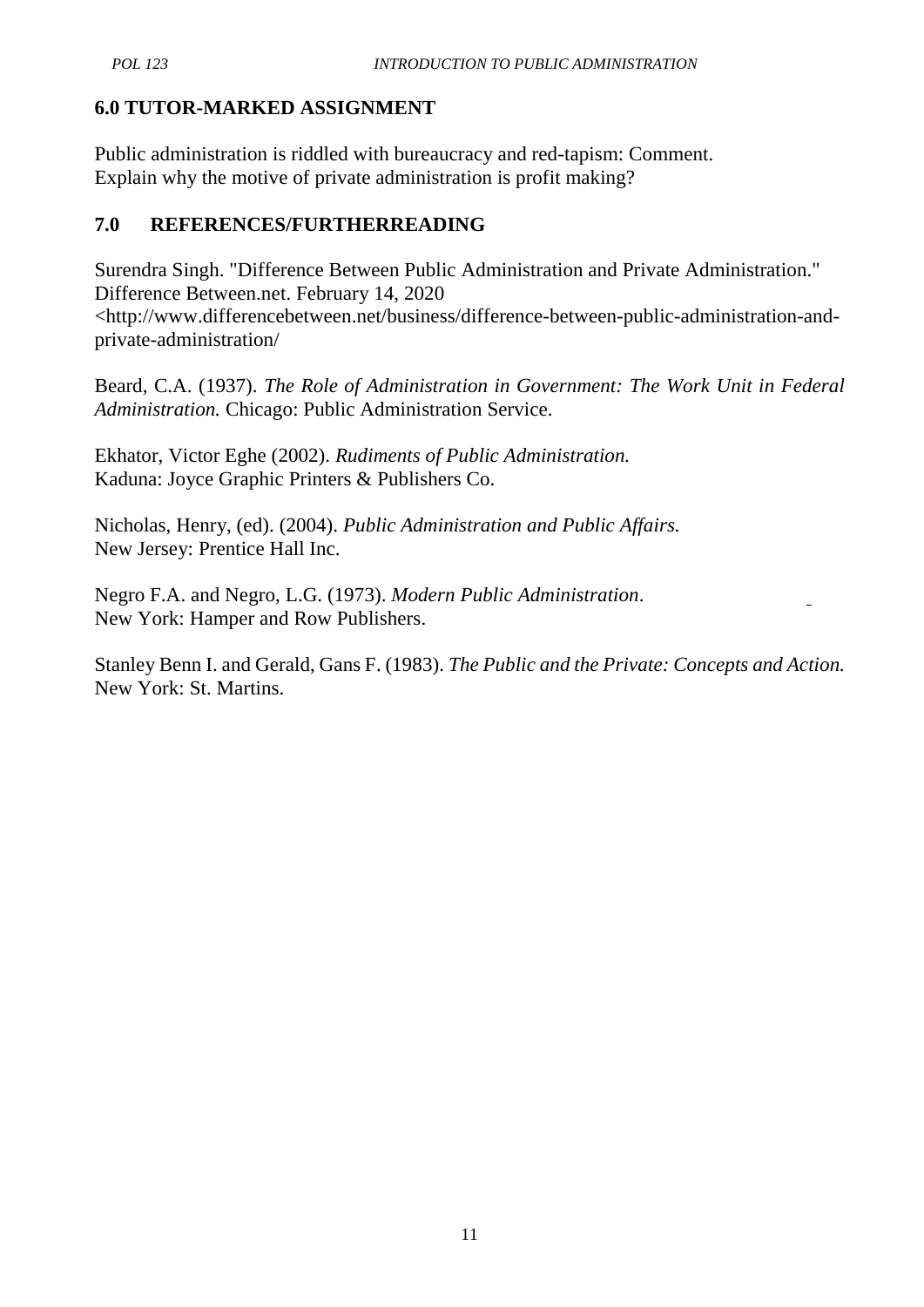## 6.0 TUTOR-MARKED ASSIGNMENT

Public administration is riddled with bureaucracy and red-tapism: Comment.
Explain why the motive of private administration is profit making?

## 7.0 REFERENCES/FURTHERREADING

Surendra Singh. "Difference Between Public Administration and Private Administration." Difference Between.net. February 14, 2020
<http://www.differencebetween.net/business/difference-between-public-administration-and-private-administration/

Beard, C.A. (1937). *The Role of Administration in Government: The Work Unit in Federal Administration.* Chicago: Public Administration Service.

Ekhator, Victor Eghe (2002). *Rudiments of Public Administration.*
Kaduna: Joyce Graphic Printers & Publishers Co.

Nicholas, Henry, (ed). (2004). *Public Administration and Public Affairs.*
New Jersey: Prentice Hall Inc.

Negro F.A. and Negro, L.G. (1973). *Modern Public Administration*.
New York: Hamper and Row Publishers.

Stanley Benn I. and Gerald, Gans F. (1983). *The Public and the Private: Concepts and Action.* New York: St. Martins.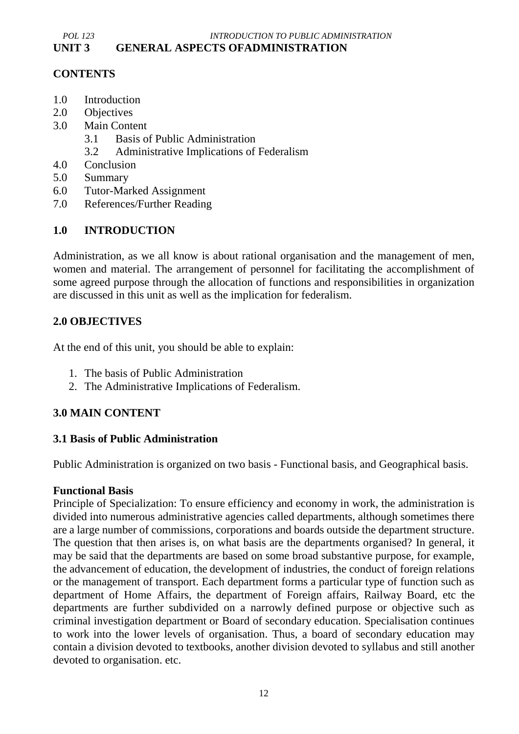# UNIT 3 GENERAL ASPECTS OFADMINISTRATION

## CONTENTS

1.0 Introduction
2.0 Objectives
3.0 Main Content
  3.1 Basis of Public Administration
  3.2 Administrative Implications of Federalism
4.0 Conclusion
5.0 Summary
6.0 Tutor-Marked Assignment
7.0 References/Further Reading

## 1.0 INTRODUCTION

Administration, as we all know is about rational organisation and the management of men, women and material. The arrangement of personnel for facilitating the accomplishment of some agreed purpose through the allocation of functions and responsibilities in organization are discussed in this unit as well as the implication for federalism.

## 2.0 OBJECTIVES

At the end of this unit, you should be able to explain:

1. The basis of Public Administration
2. The Administrative Implications of Federalism.

## 3.0 MAIN CONTENT

### 3.1 Basis of Public Administration

Public Administration is organized on two basis - Functional basis, and Geographical basis.

**Functional Basis**

Principle of Specialization: To ensure efficiency and economy in work, the administration is divided into numerous administrative agencies called departments, although sometimes there are a large number of commissions, corporations and boards outside the department structure. The question that then arises is, on what basis are the departments organised? In general, it may be said that the departments are based on some broad substantive purpose, for example, the advancement of education, the development of industries, the conduct of foreign relations or the management of transport. Each department forms a particular type of function such as department of Home Affairs, the department of Foreign affairs, Railway Board, etc the departments are further subdivided on a narrowly defined purpose or objective such as criminal investigation department or Board of secondary education. Specialisation continues to work into the lower levels of organisation. Thus, a board of secondary education may contain a division devoted to textbooks, another division devoted to syllabus and still another devoted to organisation. etc.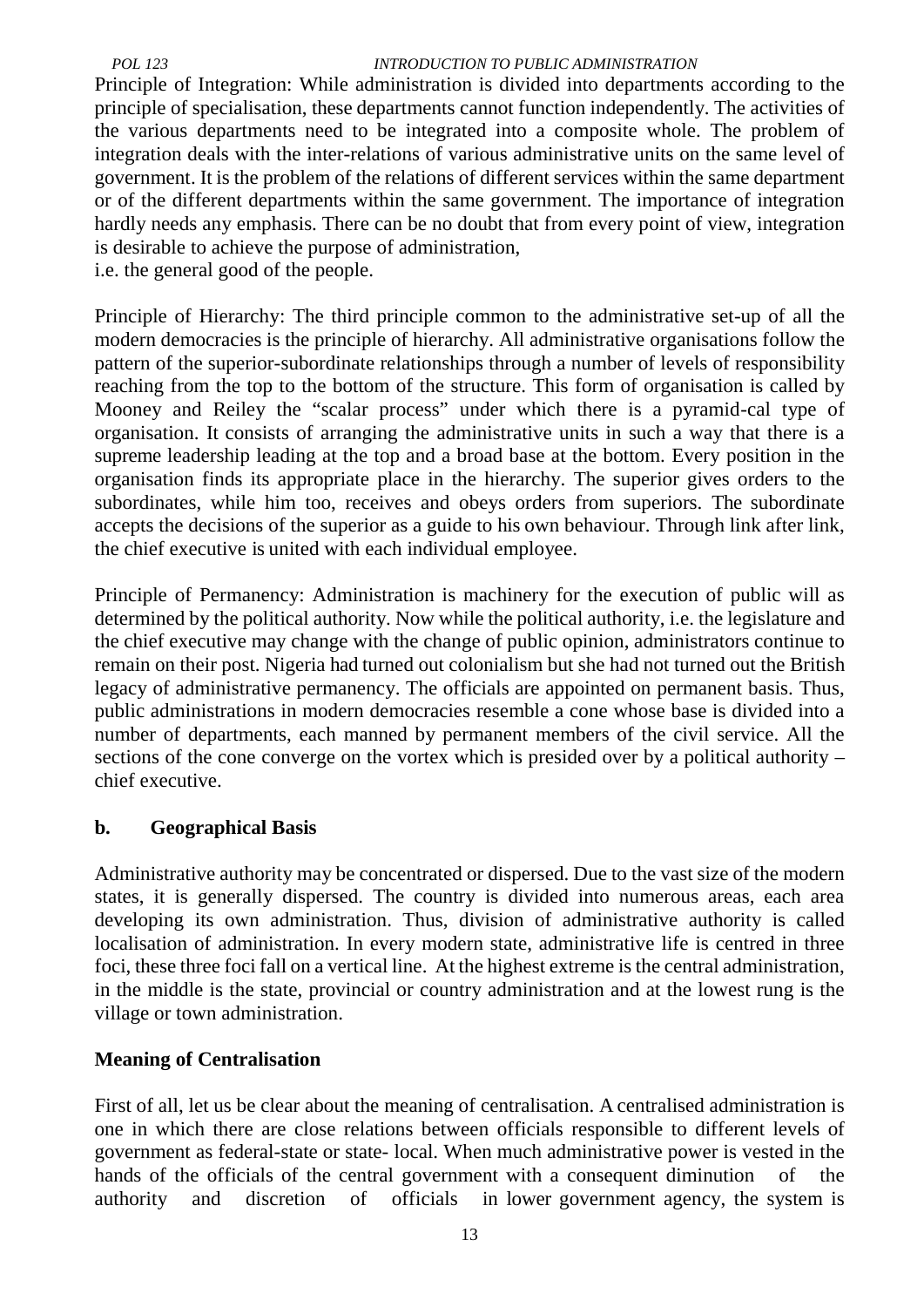Principle of Integration: While administration is divided into departments according to the principle of specialisation, these departments cannot function independently. The activities of the various departments need to be integrated into a composite whole. The problem of integration deals with the inter-relations of various administrative units on the same level of government. It is the problem of the relations of different services within the same department or of the different departments within the same government. The importance of integration hardly needs any emphasis. There can be no doubt that from every point of view, integration is desirable to achieve the purpose of administration,
i.e. the general good of the people.

Principle of Hierarchy: The third principle common to the administrative set-up of all the modern democracies is the principle of hierarchy. All administrative organisations follow the pattern of the superior-subordinate relationships through a number of levels of responsibility reaching from the top to the bottom of the structure. This form of organisation is called by Mooney and Reiley the "scalar process" under which there is a pyramid-cal type of organisation. It consists of arranging the administrative units in such a way that there is a supreme leadership leading at the top and a broad base at the bottom. Every position in the organisation finds its appropriate place in the hierarchy. The superior gives orders to the subordinates, while him too, receives and obeys orders from superiors. The subordinate accepts the decisions of the superior as a guide to his own behaviour. Through link after link, the chief executive is united with each individual employee.

Principle of Permanency: Administration is machinery for the execution of public will as determined by the political authority. Now while the political authority, i.e. the legislature and the chief executive may change with the change of public opinion, administrators continue to remain on their post. Nigeria had turned out colonialism but she had not turned out the British legacy of administrative permanency. The officials are appointed on permanent basis. Thus, public administrations in modern democracies resemble a cone whose base is divided into a number of departments, each manned by permanent members of the civil service. All the sections of the cone converge on the vortex which is presided over by a political authority – chief executive.

**b. Geographical Basis**

Administrative authority may be concentrated or dispersed. Due to the vast size of the modern states, it is generally dispersed. The country is divided into numerous areas, each area developing its own administration. Thus, division of administrative authority is called localisation of administration. In every modern state, administrative life is centred in three foci, these three foci fall on a vertical line. At the highest extreme is the central administration, in the middle is the state, provincial or country administration and at the lowest rung is the village or town administration.

**Meaning of Centralisation**

First of all, let us be clear about the meaning of centralisation. A centralised administration is one in which there are close relations between officials responsible to different levels of government as federal-state or state- local. When much administrative power is vested in the hands of the officials of the central government with a consequent diminution of the authority and discretion of officials in lower government agency, the system is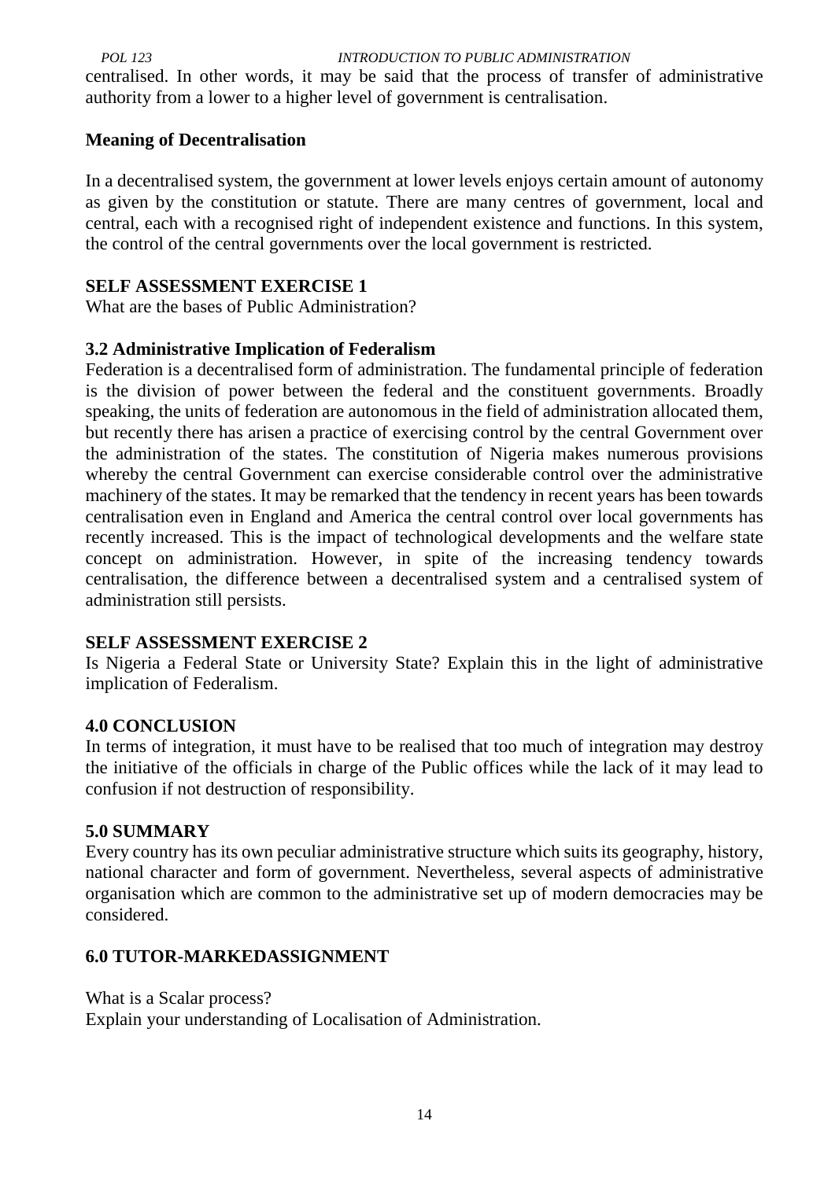centralised. In other words, it may be said that the process of transfer of administrative authority from a lower to a higher level of government is centralisation.

**Meaning of Decentralisation**

In a decentralised system, the government at lower levels enjoys certain amount of autonomy as given by the constitution or statute. There are many centres of government, local and central, each with a recognised right of independent existence and functions. In this system, the control of the central governments over the local government is restricted.

**SELF ASSESSMENT EXERCISE 1**

What are the bases of Public Administration?

**3.2 Administrative Implication of Federalism**

Federation is a decentralised form of administration. The fundamental principle of federation is the division of power between the federal and the constituent governments. Broadly speaking, the units of federation are autonomous in the field of administration allocated them, but recently there has arisen a practice of exercising control by the central Government over the administration of the states. The constitution of Nigeria makes numerous provisions whereby the central Government can exercise considerable control over the administrative machinery of the states. It may be remarked that the tendency in recent years has been towards centralisation even in England and America the central control over local governments has recently increased. This is the impact of technological developments and the welfare state concept on administration. However, in spite of the increasing tendency towards centralisation, the difference between a decentralised system and a centralised system of administration still persists.

**SELF ASSESSMENT EXERCISE 2**

Is Nigeria a Federal State or University State? Explain this in the light of administrative implication of Federalism.

**4.0 CONCLUSION**

In terms of integration, it must have to be realised that too much of integration may destroy the initiative of the officials in charge of the Public offices while the lack of it may lead to confusion if not destruction of responsibility.

**5.0 SUMMARY**

Every country has its own peculiar administrative structure which suits its geography, history, national character and form of government. Nevertheless, several aspects of administrative organisation which are common to the administrative set up of modern democracies may be considered.

**6.0 TUTOR-MARKEDASSIGNMENT**

What is a Scalar process?
Explain your understanding of Localisation of Administration.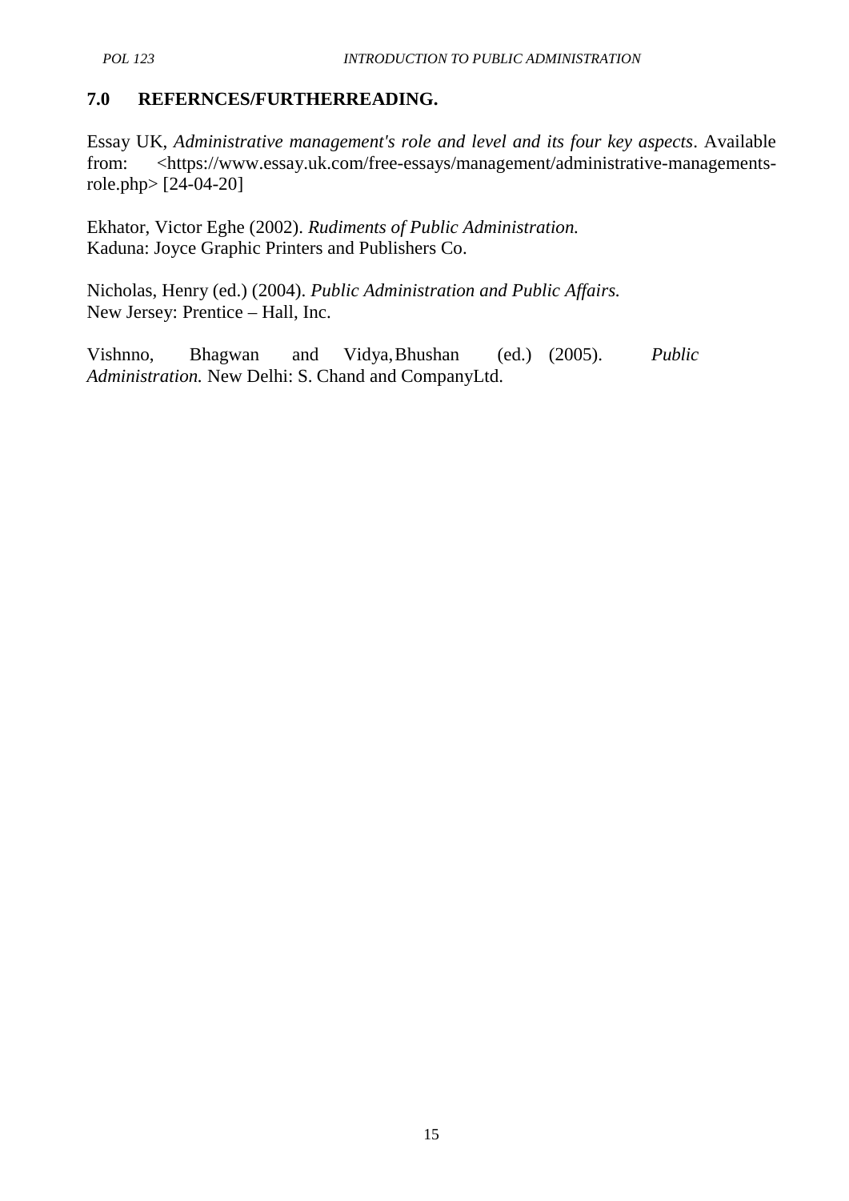## 7.0 REFERNCES/FURTHERREADING.

Essay UK, *Administrative management's role and level and its four key aspects*. Available from: <https://www.essay.uk.com/free-essays/management/administrative-managements-role.php> [24-04-20]

Ekhator, Victor Eghe (2002). *Rudiments of Public Administration.* Kaduna: Joyce Graphic Printers and Publishers Co.

Nicholas, Henry (ed.) (2004). *Public Administration and Public Affairs.* New Jersey: Prentice – Hall, Inc.

Vishnno, Bhagwan and Vidya, Bhushan (ed.) (2005). *Public Administration.* New Delhi: S. Chand and CompanyLtd.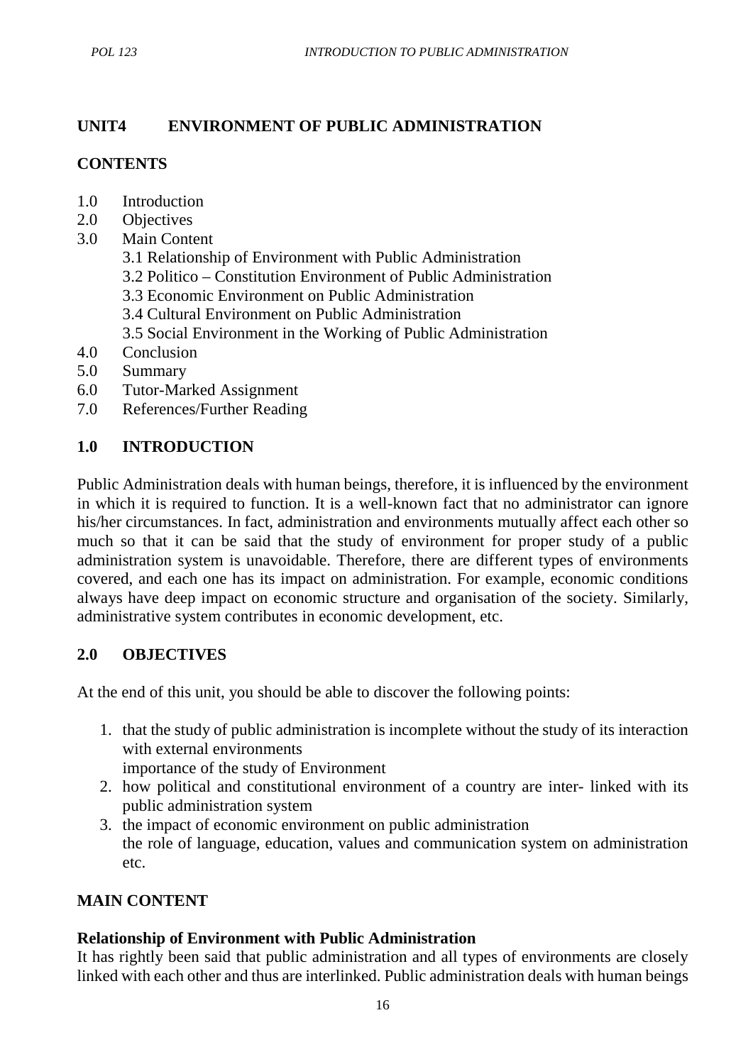## UNIT4 ENVIRONMENT OF PUBLIC ADMINISTRATION

### CONTENTS

1.0 Introduction
2.0 Objectives
3.0 Main Content
    3.1 Relationship of Environment with Public Administration
    3.2 Politico – Constitution Environment of Public Administration
    3.3 Economic Environment on Public Administration
    3.4 Cultural Environment on Public Administration
    3.5 Social Environment in the Working of Public Administration
4.0 Conclusion
5.0 Summary
6.0 Tutor-Marked Assignment
7.0 References/Further Reading

### 1.0 INTRODUCTION

Public Administration deals with human beings, therefore, it is influenced by the environment in which it is required to function. It is a well-known fact that no administrator can ignore his/her circumstances. In fact, administration and environments mutually affect each other so much so that it can be said that the study of environment for proper study of a public administration system is unavoidable. Therefore, there are different types of environments covered, and each one has its impact on administration. For example, economic conditions always have deep impact on economic structure and organisation of the society. Similarly, administrative system contributes in economic development, etc.

### 2.0 OBJECTIVES

At the end of this unit, you should be able to discover the following points:

1. that the study of public administration is incomplete without the study of its interaction with external environments
   importance of the study of Environment
2. how political and constitutional environment of a country are inter- linked with its public administration system
3. the impact of economic environment on public administration
   the role of language, education, values and communication system on administration etc.

### MAIN CONTENT

**Relationship of Environment with Public Administration**

It has rightly been said that public administration and all types of environments are closely linked with each other and thus are interlinked. Public administration deals with human beings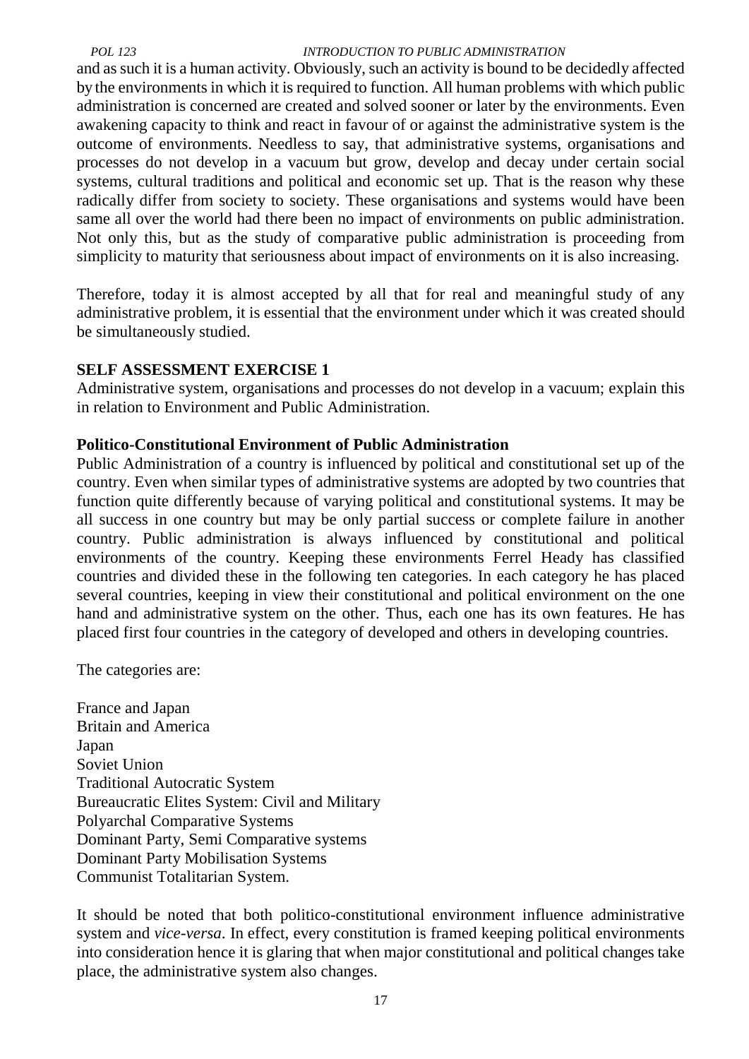and as such it is a human activity. Obviously, such an activity is bound to be decidedly affected by the environments in which it is required to function. All human problems with which public administration is concerned are created and solved sooner or later by the environments. Even awakening capacity to think and react in favour of or against the administrative system is the outcome of environments. Needless to say, that administrative systems, organisations and processes do not develop in a vacuum but grow, develop and decay under certain social systems, cultural traditions and political and economic set up. That is the reason why these radically differ from society to society. These organisations and systems would have been same all over the world had there been no impact of environments on public administration. Not only this, but as the study of comparative public administration is proceeding from simplicity to maturity that seriousness about impact of environments on it is also increasing.

Therefore, today it is almost accepted by all that for real and meaningful study of any administrative problem, it is essential that the environment under which it was created should be simultaneously studied.

**SELF ASSESSMENT EXERCISE 1**

Administrative system, organisations and processes do not develop in a vacuum; explain this in relation to Environment and Public Administration.

**Politico-Constitutional Environment of Public Administration**

Public Administration of a country is influenced by political and constitutional set up of the country. Even when similar types of administrative systems are adopted by two countries that function quite differently because of varying political and constitutional systems. It may be all success in one country but may be only partial success or complete failure in another country. Public administration is always influenced by constitutional and political environments of the country. Keeping these environments Ferrel Heady has classified countries and divided these in the following ten categories. In each category he has placed several countries, keeping in view their constitutional and political environment on the one hand and administrative system on the other. Thus, each one has its own features. He has placed first four countries in the category of developed and others in developing countries.

The categories are:

France and Japan
Britain and America
Japan
Soviet Union
Traditional Autocratic System
Bureaucratic Elites System: Civil and Military
Polyarchal Comparative Systems
Dominant Party, Semi Comparative systems
Dominant Party Mobilisation Systems
Communist Totalitarian System.

It should be noted that both politico-constitutional environment influence administrative system and *vice-versa*. In effect, every constitution is framed keeping political environments into consideration hence it is glaring that when major constitutional and political changes take place, the administrative system also changes.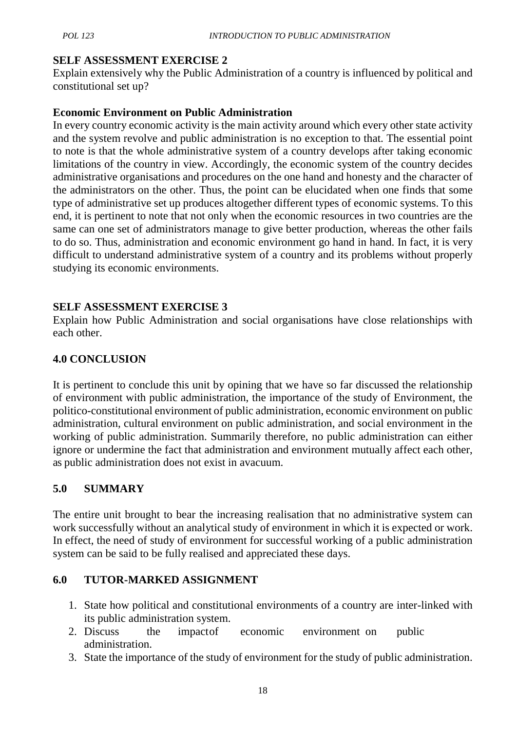**SELF ASSESSMENT EXERCISE 2**

Explain extensively why the Public Administration of a country is influenced by political and constitutional set up?

**Economic Environment on Public Administration**

In every country economic activity is the main activity around which every other state activity and the system revolve and public administration is no exception to that. The essential point to note is that the whole administrative system of a country develops after taking economic limitations of the country in view. Accordingly, the economic system of the country decides administrative organisations and procedures on the one hand and honesty and the character of the administrators on the other. Thus, the point can be elucidated when one finds that some type of administrative set up produces altogether different types of economic systems. To this end, it is pertinent to note that not only when the economic resources in two countries are the same can one set of administrators manage to give better production, whereas the other fails to do so. Thus, administration and economic environment go hand in hand. In fact, it is very difficult to understand administrative system of a country and its problems without properly studying its economic environments.

**SELF ASSESSMENT EXERCISE 3**

Explain how Public Administration and social organisations have close relationships with each other.

## 4.0 CONCLUSION

It is pertinent to conclude this unit by opining that we have so far discussed the relationship of environment with public administration, the importance of the study of Environment, the politico-constitutional environment of public administration, economic environment on public administration, cultural environment on public administration, and social environment in the working of public administration. Summarily therefore, no public administration can either ignore or undermine the fact that administration and environment mutually affect each other, as public administration does not exist in avacuum.

## 5.0 SUMMARY

The entire unit brought to bear the increasing realisation that no administrative system can work successfully without an analytical study of environment in which it is expected or work. In effect, the need of study of environment for successful working of a public administration system can be said to be fully realised and appreciated these days.

## 6.0 TUTOR-MARKED ASSIGNMENT

1. State how political and constitutional environments of a country are inter-linked with its public administration system.
2. Discuss the impactof economic environment on public administration.
3. State the importance of the study of environment for the study of public administration.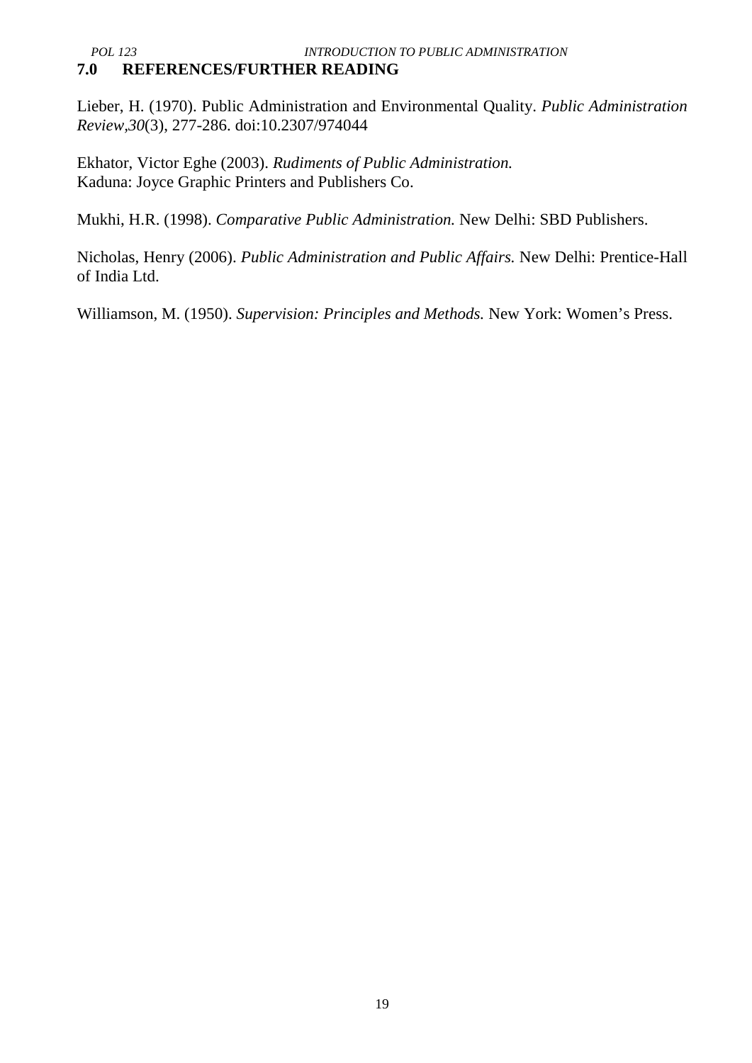## 7.0 REFERENCES/FURTHER READING

Lieber, H. (1970). Public Administration and Environmental Quality. *Public Administration Review*,*30*(3), 277-286. doi:10.2307/974044

Ekhator, Victor Eghe (2003). *Rudiments of Public Administration.* Kaduna: Joyce Graphic Printers and Publishers Co.

Mukhi, H.R. (1998). *Comparative Public Administration.* New Delhi: SBD Publishers.

Nicholas, Henry (2006). *Public Administration and Public Affairs.* New Delhi: Prentice-Hall of India Ltd.

Williamson, M. (1950). *Supervision: Principles and Methods.* New York: Women's Press.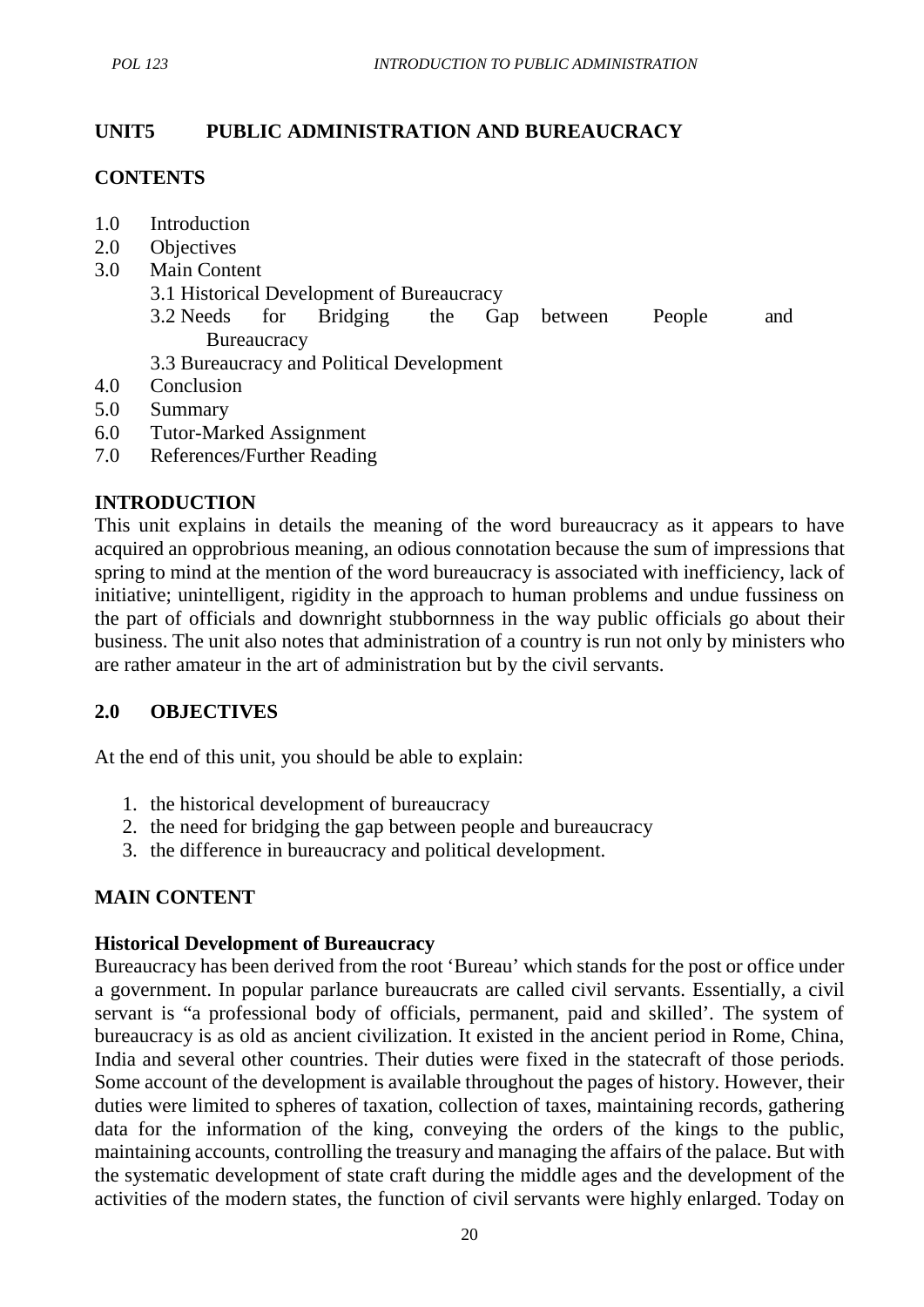## UNIT5 PUBLIC ADMINISTRATION AND BUREAUCRACY

### CONTENTS

1.0 Introduction
2.0 Objectives
3.0 Main Content
  3.1 Historical Development of Bureaucracy
  3.2 Needs for Bridging the Gap between People and Bureaucracy
  3.3 Bureaucracy and Political Development
4.0 Conclusion
5.0 Summary
6.0 Tutor-Marked Assignment
7.0 References/Further Reading

### INTRODUCTION

This unit explains in details the meaning of the word bureaucracy as it appears to have acquired an opprobrious meaning, an odious connotation because the sum of impressions that spring to mind at the mention of the word bureaucracy is associated with inefficiency, lack of initiative; unintelligent, rigidity in the approach to human problems and undue fussiness on the part of officials and downright stubbornness in the way public officials go about their business. The unit also notes that administration of a country is run not only by ministers who are rather amateur in the art of administration but by the civil servants.

### 2.0 OBJECTIVES

At the end of this unit, you should be able to explain:

1. the historical development of bureaucracy
2. the need for bridging the gap between people and bureaucracy
3. the difference in bureaucracy and political development.

### MAIN CONTENT

#### Historical Development of Bureaucracy

Bureaucracy has been derived from the root 'Bureau' which stands for the post or office under a government. In popular parlance bureaucrats are called civil servants. Essentially, a civil servant is "a professional body of officials, permanent, paid and skilled'. The system of bureaucracy is as old as ancient civilization. It existed in the ancient period in Rome, China, India and several other countries. Their duties were fixed in the statecraft of those periods. Some account of the development is available throughout the pages of history. However, their duties were limited to spheres of taxation, collection of taxes, maintaining records, gathering data for the information of the king, conveying the orders of the kings to the public, maintaining accounts, controlling the treasury and managing the affairs of the palace. But with the systematic development of state craft during the middle ages and the development of the activities of the modern states, the function of civil servants were highly enlarged. Today on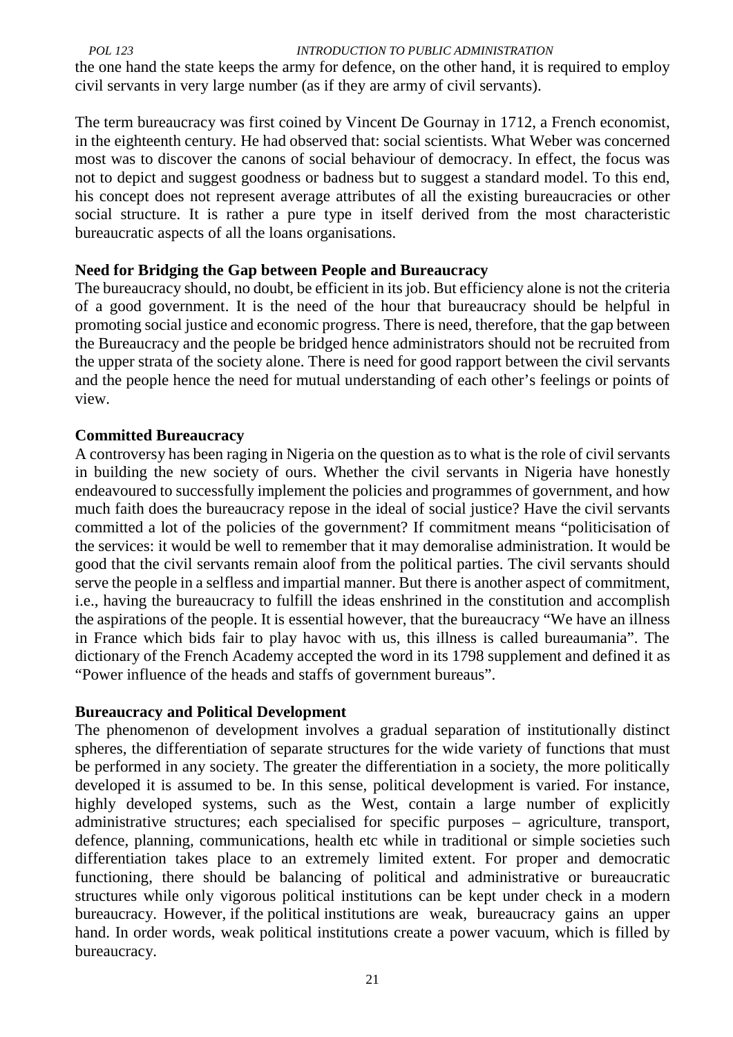the one hand the state keeps the army for defence, on the other hand, it is required to employ civil servants in very large number (as if they are army of civil servants).

The term bureaucracy was first coined by Vincent De Gournay in 1712, a French economist, in the eighteenth century. He had observed that: social scientists. What Weber was concerned most was to discover the canons of social behaviour of democracy. In effect, the focus was not to depict and suggest goodness or badness but to suggest a standard model. To this end, his concept does not represent average attributes of all the existing bureaucracies or other social structure. It is rather a pure type in itself derived from the most characteristic bureaucratic aspects of all the loans organisations.

**Need for Bridging the Gap between People and Bureaucracy**

The bureaucracy should, no doubt, be efficient in its job. But efficiency alone is not the criteria of a good government. It is the need of the hour that bureaucracy should be helpful in promoting social justice and economic progress. There is need, therefore, that the gap between the Bureaucracy and the people be bridged hence administrators should not be recruited from the upper strata of the society alone. There is need for good rapport between the civil servants and the people hence the need for mutual understanding of each other's feelings or points of view.

**Committed Bureaucracy**

A controversy has been raging in Nigeria on the question as to what is the role of civil servants in building the new society of ours. Whether the civil servants in Nigeria have honestly endeavoured to successfully implement the policies and programmes of government, and how much faith does the bureaucracy repose in the ideal of social justice? Have the civil servants committed a lot of the policies of the government? If commitment means "politicisation of the services: it would be well to remember that it may demoralise administration. It would be good that the civil servants remain aloof from the political parties. The civil servants should serve the people in a selfless and impartial manner. But there is another aspect of commitment, i.e., having the bureaucracy to fulfill the ideas enshrined in the constitution and accomplish the aspirations of the people. It is essential however, that the bureaucracy "We have an illness in France which bids fair to play havoc with us, this illness is called bureaumania". The dictionary of the French Academy accepted the word in its 1798 supplement and defined it as "Power influence of the heads and staffs of government bureaus".

**Bureaucracy and Political Development**

The phenomenon of development involves a gradual separation of institutionally distinct spheres, the differentiation of separate structures for the wide variety of functions that must be performed in any society. The greater the differentiation in a society, the more politically developed it is assumed to be. In this sense, political development is varied. For instance, highly developed systems, such as the West, contain a large number of explicitly administrative structures; each specialised for specific purposes – agriculture, transport, defence, planning, communications, health etc while in traditional or simple societies such differentiation takes place to an extremely limited extent. For proper and democratic functioning, there should be balancing of political and administrative or bureaucratic structures while only vigorous political institutions can be kept under check in a modern bureaucracy. However, if the political institutions are weak, bureaucracy gains an upper hand. In order words, weak political institutions create a power vacuum, which is filled by bureaucracy.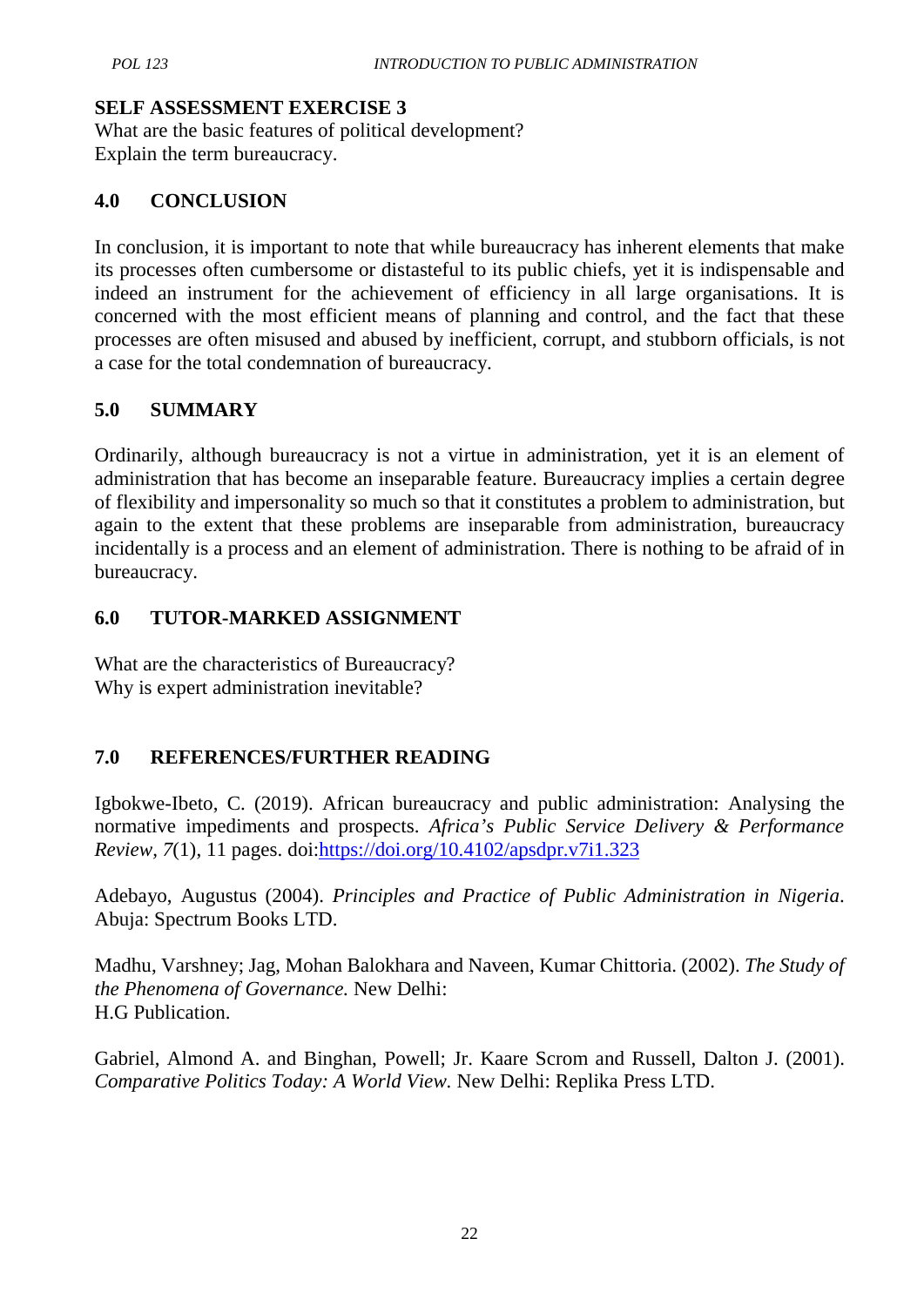**SELF ASSESSMENT EXERCISE 3**

What are the basic features of political development?
Explain the term bureaucracy.

## 4.0 CONCLUSION

In conclusion, it is important to note that while bureaucracy has inherent elements that make its processes often cumbersome or distasteful to its public chiefs, yet it is indispensable and indeed an instrument for the achievement of efficiency in all large organisations. It is concerned with the most efficient means of planning and control, and the fact that these processes are often misused and abused by inefficient, corrupt, and stubborn officials, is not a case for the total condemnation of bureaucracy.

## 5.0 SUMMARY

Ordinarily, although bureaucracy is not a virtue in administration, yet it is an element of administration that has become an inseparable feature. Bureaucracy implies a certain degree of flexibility and impersonality so much so that it constitutes a problem to administration, but again to the extent that these problems are inseparable from administration, bureaucracy incidentally is a process and an element of administration. There is nothing to be afraid of in bureaucracy.

## 6.0 TUTOR-MARKED ASSIGNMENT

What are the characteristics of Bureaucracy?
Why is expert administration inevitable?

## 7.0 REFERENCES/FURTHER READING

Igbokwe-Ibeto, C. (2019). African bureaucracy and public administration: Analysing the normative impediments and prospects. *Africa's Public Service Delivery & Performance Review*, *7*(1), 11 pages. doi:https://doi.org/10.4102/apsdpr.v7i1.323

Adebayo, Augustus (2004). *Principles and Practice of Public Administration in Nigeria*. Abuja: Spectrum Books LTD.

Madhu, Varshney; Jag, Mohan Balokhara and Naveen, Kumar Chittoria. (2002). *The Study of the Phenomena of Governance.* New Delhi:
H.G Publication.

Gabriel, Almond A. and Binghan, Powell; Jr. Kaare Scrom and Russell, Dalton J. (2001). *Comparative Politics Today: A World View.* New Delhi: Replika Press LTD.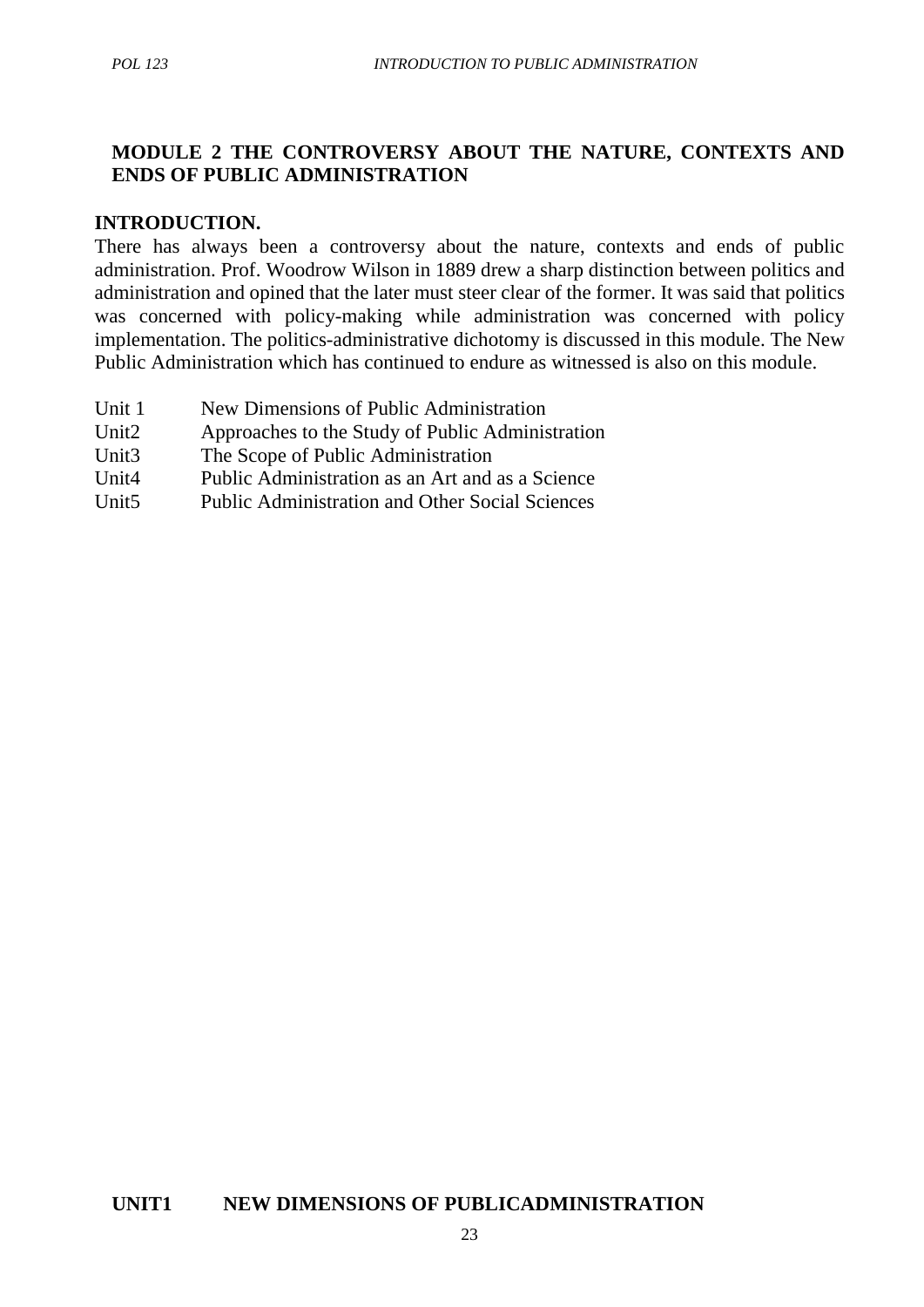## MODULE 2 THE CONTROVERSY ABOUT THE NATURE, CONTEXTS AND ENDS OF PUBLIC ADMINISTRATION

### INTRODUCTION.

There has always been a controversy about the nature, contexts and ends of public administration. Prof. Woodrow Wilson in 1889 drew a sharp distinction between politics and administration and opined that the later must steer clear of the former. It was said that politics was concerned with policy-making while administration was concerned with policy implementation. The politics-administrative dichotomy is discussed in this module. The New Public Administration which has continued to endure as witnessed is also on this module.

Unit 1 New Dimensions of Public Administration
Unit2 Approaches to the Study of Public Administration
Unit3 The Scope of Public Administration
Unit4 Public Administration as an Art and as a Science
Unit5 Public Administration and Other Social Sciences

## UNIT1 NEW DIMENSIONS OF PUBLICADMINISTRATION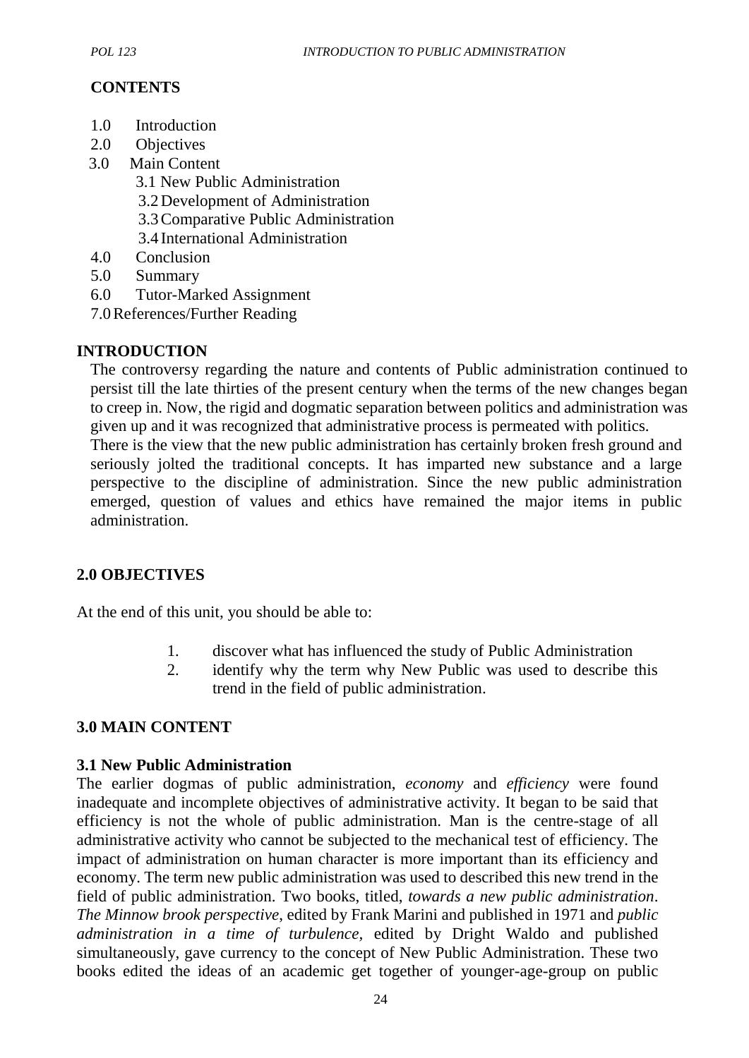**CONTENTS**

1.0 Introduction
2.0 Objectives
3.0 Main Content
   3.1 New Public Administration
   3.2 Development of Administration
   3.3 Comparative Public Administration
   3.4 International Administration
4.0 Conclusion
5.0 Summary
6.0 Tutor-Marked Assignment
7.0 References/Further Reading

## INTRODUCTION

The controversy regarding the nature and contents of Public administration continued to persist till the late thirties of the present century when the terms of the new changes began to creep in. Now, the rigid and dogmatic separation between politics and administration was given up and it was recognized that administrative process is permeated with politics.

There is the view that the new public administration has certainly broken fresh ground and seriously jolted the traditional concepts. It has imparted new substance and a large perspective to the discipline of administration. Since the new public administration emerged, question of values and ethics have remained the major items in public administration.

## 2.0 OBJECTIVES

At the end of this unit, you should be able to:

1. discover what has influenced the study of Public Administration
2. identify why the term why New Public was used to describe this trend in the field of public administration.

## 3.0 MAIN CONTENT

### 3.1 New Public Administration

The earlier dogmas of public administration, *economy* and *efficiency* were found inadequate and incomplete objectives of administrative activity. It began to be said that efficiency is not the whole of public administration. Man is the centre-stage of all administrative activity who cannot be subjected to the mechanical test of efficiency. The impact of administration on human character is more important than its efficiency and economy. The term new public administration was used to described this new trend in the field of public administration. Two books, titled, *towards a new public administration*. *The Minnow brook perspective*, edited by Frank Marini and published in 1971 and *public administration in a time of turbulence,* edited by Dright Waldo and published simultaneously, gave currency to the concept of New Public Administration. These two books edited the ideas of an academic get together of younger-age-group on public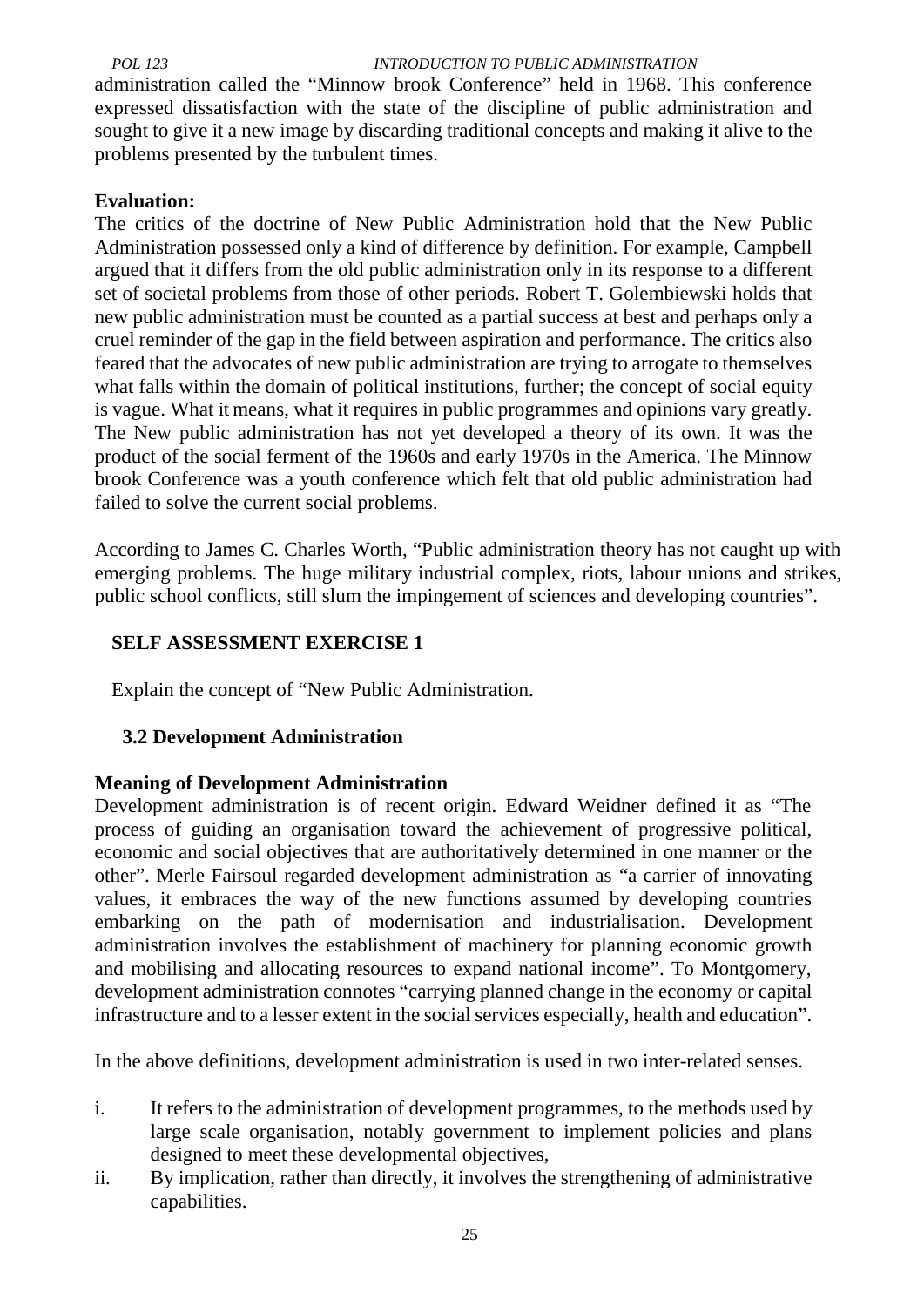administration called the "Minnow brook Conference" held in 1968. This conference expressed dissatisfaction with the state of the discipline of public administration and sought to give it a new image by discarding traditional concepts and making it alive to the problems presented by the turbulent times.

**Evaluation:**

The critics of the doctrine of New Public Administration hold that the New Public Administration possessed only a kind of difference by definition. For example, Campbell argued that it differs from the old public administration only in its response to a different set of societal problems from those of other periods. Robert T. Golembiewski holds that new public administration must be counted as a partial success at best and perhaps only a cruel reminder of the gap in the field between aspiration and performance. The critics also feared that the advocates of new public administration are trying to arrogate to themselves what falls within the domain of political institutions, further; the concept of social equity is vague. What it means, what it requires in public programmes and opinions vary greatly. The New public administration has not yet developed a theory of its own. It was the product of the social ferment of the 1960s and early 1970s in the America. The Minnow brook Conference was a youth conference which felt that old public administration had failed to solve the current social problems.

According to James C. Charles Worth, "Public administration theory has not caught up with emerging problems. The huge military industrial complex, riots, labour unions and strikes, public school conflicts, still slum the impingement of sciences and developing countries".

**SELF ASSESSMENT EXERCISE 1**

Explain the concept of "New Public Administration.

### 3.2 Development Administration

**Meaning of Development Administration**

Development administration is of recent origin. Edward Weidner defined it as "The process of guiding an organisation toward the achievement of progressive political, economic and social objectives that are authoritatively determined in one manner or the other". Merle Fairsoul regarded development administration as "a carrier of innovating values, it embraces the way of the new functions assumed by developing countries embarking on the path of modernisation and industrialisation. Development administration involves the establishment of machinery for planning economic growth and mobilising and allocating resources to expand national income". To Montgomery, development administration connotes "carrying planned change in the economy or capital infrastructure and to a lesser extent in the social services especially, health and education".

In the above definitions, development administration is used in two inter-related senses.

i. It refers to the administration of development programmes, to the methods used by large scale organisation, notably government to implement policies and plans designed to meet these developmental objectives,
ii. By implication, rather than directly, it involves the strengthening of administrative capabilities.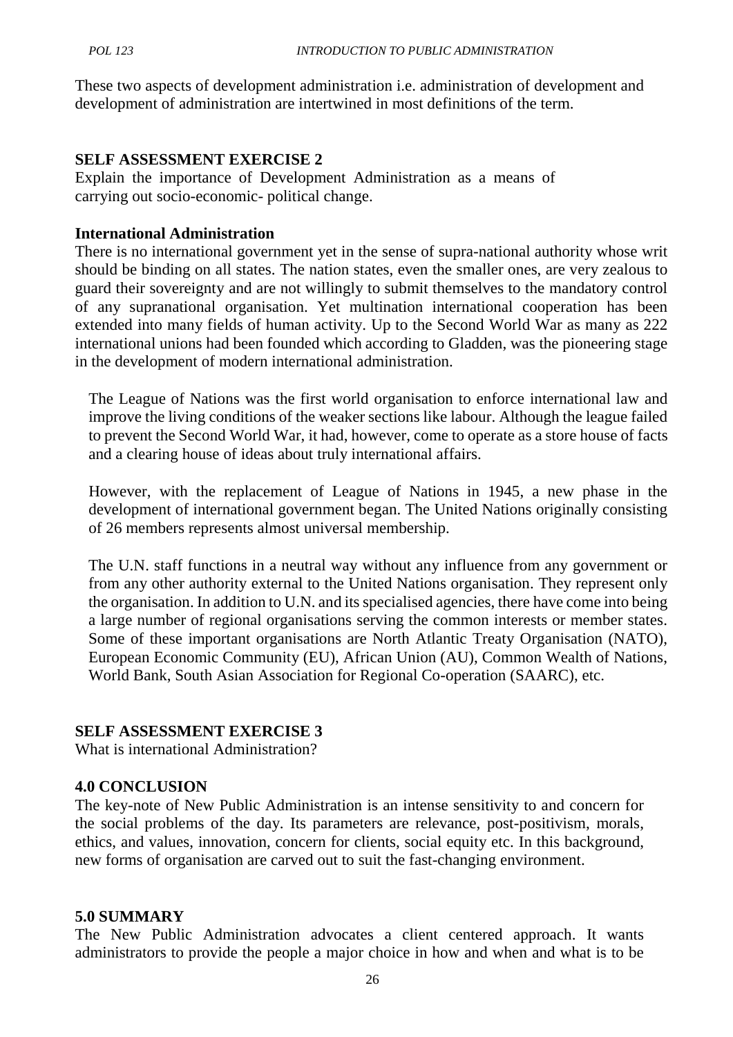These two aspects of development administration i.e. administration of development and development of administration are intertwined in most definitions of the term.

**SELF ASSESSMENT EXERCISE 2**

Explain the importance of Development Administration as a means of carrying out socio-economic- political change.

**International Administration**

There is no international government yet in the sense of supra-national authority whose writ should be binding on all states. The nation states, even the smaller ones, are very zealous to guard their sovereignty and are not willingly to submit themselves to the mandatory control of any supranational organisation. Yet multination international cooperation has been extended into many fields of human activity. Up to the Second World War as many as 222 international unions had been founded which according to Gladden, was the pioneering stage in the development of modern international administration.

The League of Nations was the first world organisation to enforce international law and improve the living conditions of the weaker sections like labour. Although the league failed to prevent the Second World War, it had, however, come to operate as a store house of facts and a clearing house of ideas about truly international affairs.

However, with the replacement of League of Nations in 1945, a new phase in the development of international government began. The United Nations originally consisting of 26 members represents almost universal membership.

The U.N. staff functions in a neutral way without any influence from any government or from any other authority external to the United Nations organisation. They represent only the organisation. In addition to U.N. and its specialised agencies, there have come into being a large number of regional organisations serving the common interests or member states. Some of these important organisations are North Atlantic Treaty Organisation (NATO), European Economic Community (EU), African Union (AU), Common Wealth of Nations, World Bank, South Asian Association for Regional Co-operation (SAARC), etc.

**SELF ASSESSMENT EXERCISE 3**

What is international Administration?

## 4.0 CONCLUSION

The key-note of New Public Administration is an intense sensitivity to and concern for the social problems of the day. Its parameters are relevance, post-positivism, morals, ethics, and values, innovation, concern for clients, social equity etc. In this background, new forms of organisation are carved out to suit the fast-changing environment.

## 5.0 SUMMARY

The New Public Administration advocates a client centered approach. It wants administrators to provide the people a major choice in how and when and what is to be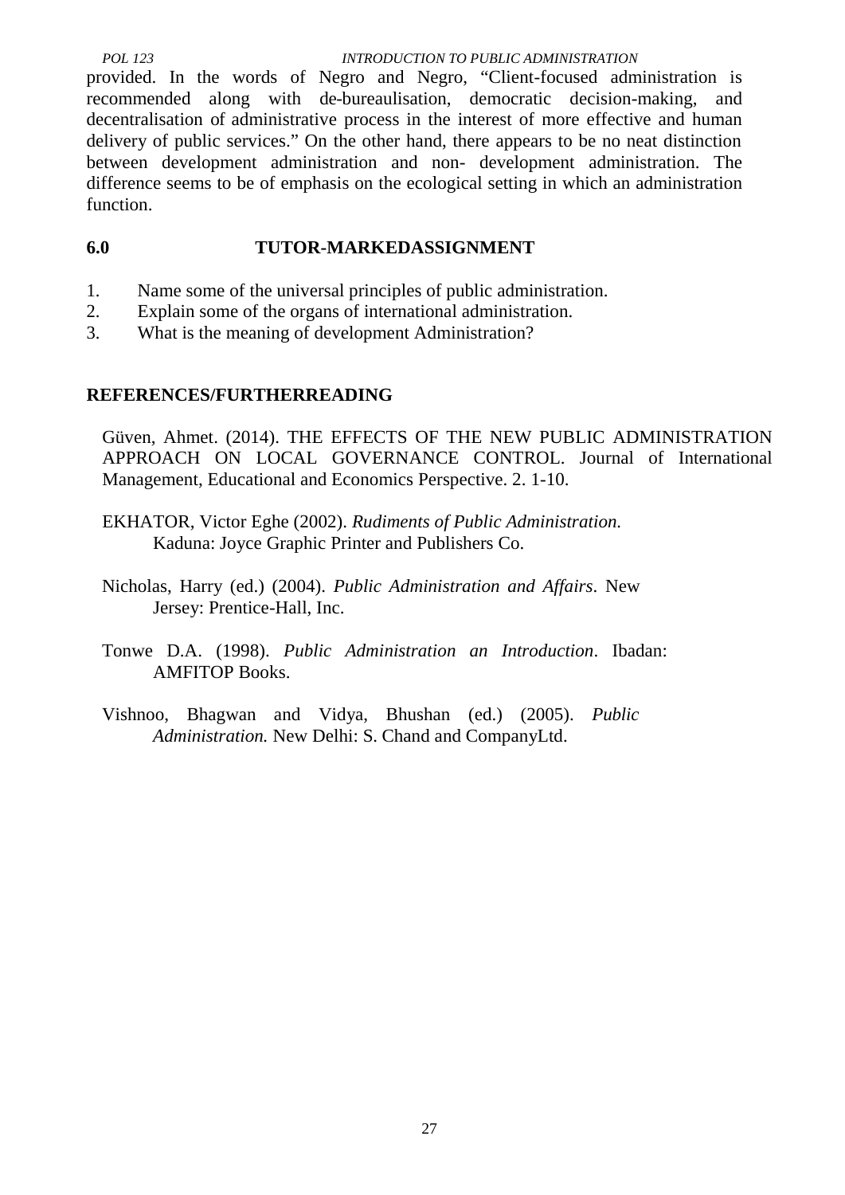provided. In the words of Negro and Negro, "Client-focused administration is recommended along with de-bureaulisation, democratic decision-making, and decentralisation of administrative process in the interest of more effective and human delivery of public services." On the other hand, there appears to be no neat distinction between development administration and non- development administration. The difference seems to be of emphasis on the ecological setting in which an administration function.

## 6.0 TUTOR-MARKEDASSIGNMENT

1. Name some of the universal principles of public administration.
2. Explain some of the organs of international administration.
3. What is the meaning of development Administration?

## REFERENCES/FURTHERREADING

Güven, Ahmet. (2014). THE EFFECTS OF THE NEW PUBLIC ADMINISTRATION APPROACH ON LOCAL GOVERNANCE CONTROL. Journal of International Management, Educational and Economics Perspective. 2. 1-10.

EKHATOR, Victor Eghe (2002). *Rudiments of Public Administration.* Kaduna: Joyce Graphic Printer and Publishers Co.

Nicholas, Harry (ed.) (2004). *Public Administration and Affairs*. New Jersey: Prentice-Hall, Inc.

Tonwe D.A. (1998). *Public Administration an Introduction*. Ibadan: AMFITOP Books.

Vishnoo, Bhagwan and Vidya, Bhushan (ed.) (2005). *Public Administration.* New Delhi: S. Chand and CompanyLtd.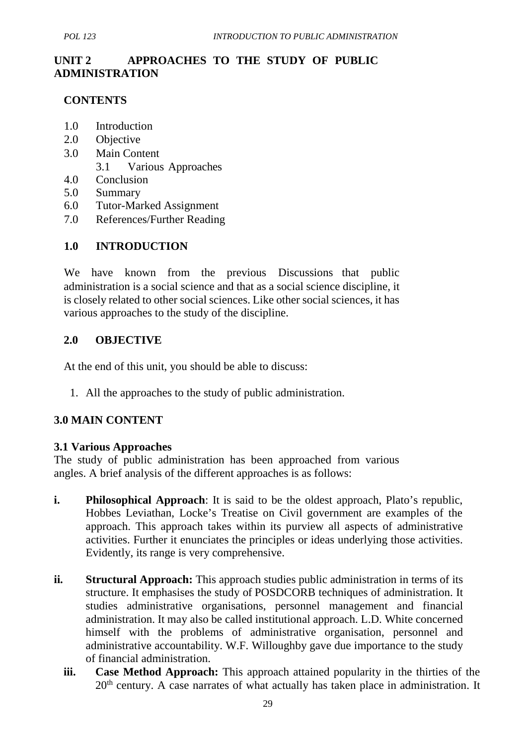# UNIT 2 APPROACHES TO THE STUDY OF PUBLIC ADMINISTRATION

## CONTENTS

1.0 Introduction
2.0 Objective
3.0 Main Content
  3.1 Various Approaches
4.0 Conclusion
5.0 Summary
6.0 Tutor-Marked Assignment
7.0 References/Further Reading

## 1.0 INTRODUCTION

We have known from the previous Discussions that public administration is a social science and that as a social science discipline, it is closely related to other social sciences. Like other social sciences, it has various approaches to the study of the discipline.

## 2.0 OBJECTIVE

At the end of this unit, you should be able to discuss:

1. All the approaches to the study of public administration.

## 3.0 MAIN CONTENT

### 3.1 Various Approaches

The study of public administration has been approached from various angles. A brief analysis of the different approaches is as follows:

**i. Philosophical Approach**: It is said to be the oldest approach, Plato's republic, Hobbes Leviathan, Locke's Treatise on Civil government are examples of the approach. This approach takes within its purview all aspects of administrative activities. Further it enunciates the principles or ideas underlying those activities. Evidently, its range is very comprehensive.

**ii. Structural Approach:** This approach studies public administration in terms of its structure. It emphasises the study of POSDCORB techniques of administration. It studies administrative organisations, personnel management and financial administration. It may also be called institutional approach. L.D. White concerned himself with the problems of administrative organisation, personnel and administrative accountability. W.F. Willoughby gave due importance to the study of financial administration.

**iii. Case Method Approach:** This approach attained popularity in the thirties of the 20th century. A case narrates of what actually has taken place in administration. It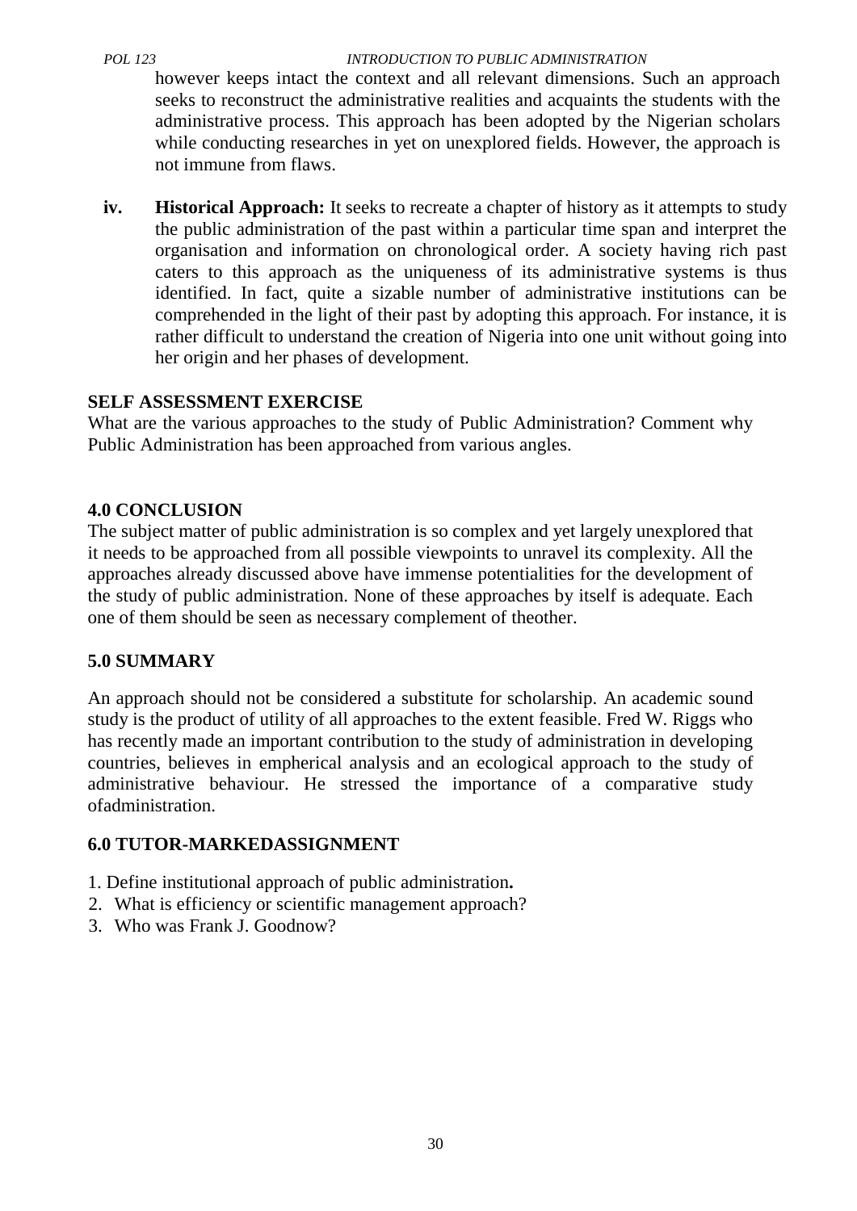however keeps intact the context and all relevant dimensions. Such an approach seeks to reconstruct the administrative realities and acquaints the students with the administrative process. This approach has been adopted by the Nigerian scholars while conducting researches in yet on unexplored fields. However, the approach is not immune from flaws.

iv. **Historical Approach:** It seeks to recreate a chapter of history as it attempts to study the public administration of the past within a particular time span and interpret the organisation and information on chronological order. A society having rich past caters to this approach as the uniqueness of its administrative systems is thus identified. In fact, quite a sizable number of administrative institutions can be comprehended in the light of their past by adopting this approach. For instance, it is rather difficult to understand the creation of Nigeria into one unit without going into her origin and her phases of development.

**SELF ASSESSMENT EXERCISE**

What are the various approaches to the study of Public Administration? Comment why Public Administration has been approached from various angles.

## 4.0 CONCLUSION

The subject matter of public administration is so complex and yet largely unexplored that it needs to be approached from all possible viewpoints to unravel its complexity. All the approaches already discussed above have immense potentialities for the development of the study of public administration. None of these approaches by itself is adequate. Each one of them should be seen as necessary complement of theother.

## 5.0 SUMMARY

An approach should not be considered a substitute for scholarship. An academic sound study is the product of utility of all approaches to the extent feasible. Fred W. Riggs who has recently made an important contribution to the study of administration in developing countries, believes in empherical analysis and an ecological approach to the study of administrative behaviour. He stressed the importance of a comparative study ofadministration.

## 6.0 TUTOR-MARKEDASSIGNMENT

1. Define institutional approach of public administration**.**
2. What is efficiency or scientific management approach?
3. Who was Frank J. Goodnow?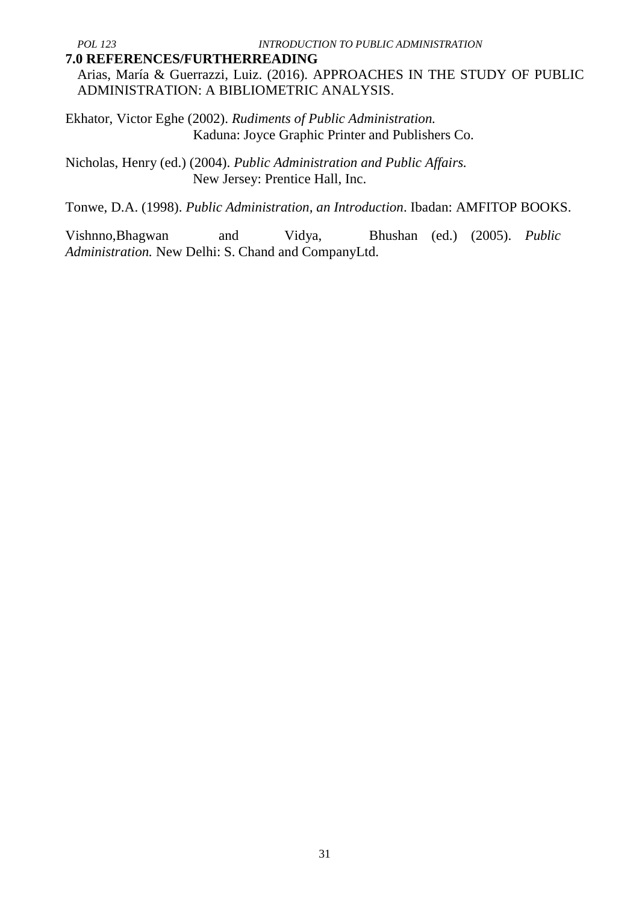## 7.0 REFERENCES/FURTHERREADING

Arias, María & Guerrazzi, Luiz. (2016). APPROACHES IN THE STUDY OF PUBLIC ADMINISTRATION: A BIBLIOMETRIC ANALYSIS.

Ekhator, Victor Eghe (2002). *Rudiments of Public Administration.* Kaduna: Joyce Graphic Printer and Publishers Co.

Nicholas, Henry (ed.) (2004). *Public Administration and Public Affairs.* New Jersey: Prentice Hall, Inc.

Tonwe, D.A. (1998). *Public Administration, an Introduction*. Ibadan: AMFITOP BOOKS.

Vishnno,Bhagwan and Vidya, Bhushan (ed.) (2005). *Public Administration.* New Delhi: S. Chand and CompanyLtd.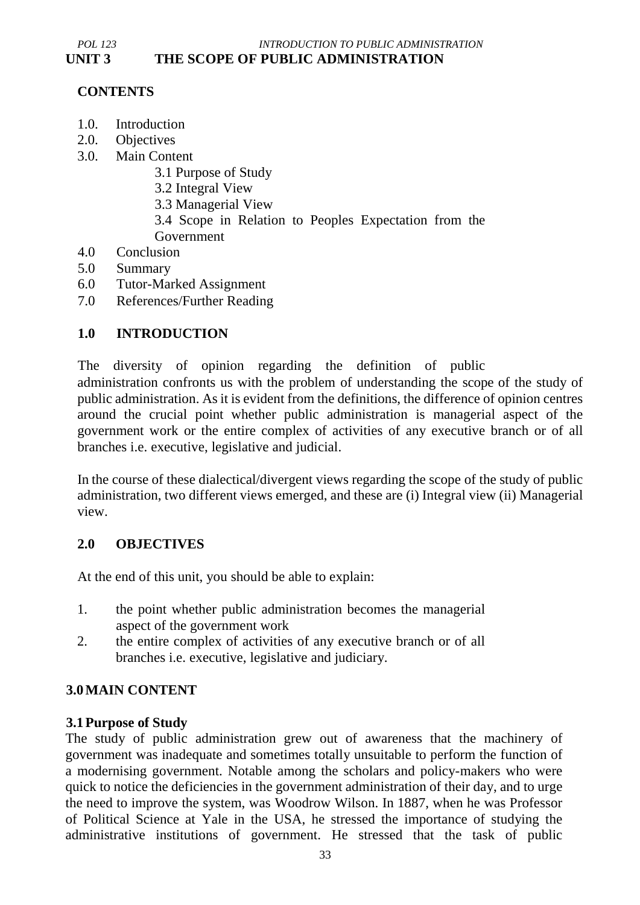## UNIT 3 THE SCOPE OF PUBLIC ADMINISTRATION

**CONTENTS**

1.0. Introduction
2.0. Objectives
3.0. Main Content
    3.1 Purpose of Study
    3.2 Integral View
    3.3 Managerial View
    3.4 Scope in Relation to Peoples Expectation from the Government
4.0 Conclusion
5.0 Summary
6.0 Tutor-Marked Assignment
7.0 References/Further Reading

### 1.0 INTRODUCTION

The diversity of opinion regarding the definition of public administration confronts us with the problem of understanding the scope of the study of public administration. As it is evident from the definitions, the difference of opinion centres around the crucial point whether public administration is managerial aspect of the government work or the entire complex of activities of any executive branch or of all branches i.e. executive, legislative and judicial.

In the course of these dialectical/divergent views regarding the scope of the study of public administration, two different views emerged, and these are (i) Integral view (ii) Managerial view.

### 2.0 OBJECTIVES

At the end of this unit, you should be able to explain:

1. the point whether public administration becomes the managerial aspect of the government work
2. the entire complex of activities of any executive branch or of all branches i.e. executive, legislative and judiciary.

### 3.0 MAIN CONTENT

#### 3.1 Purpose of Study

The study of public administration grew out of awareness that the machinery of government was inadequate and sometimes totally unsuitable to perform the function of a modernising government. Notable among the scholars and policy-makers who were quick to notice the deficiencies in the government administration of their day, and to urge the need to improve the system, was Woodrow Wilson. In 1887, when he was Professor of Political Science at Yale in the USA, he stressed the importance of studying the administrative institutions of government. He stressed that the task of public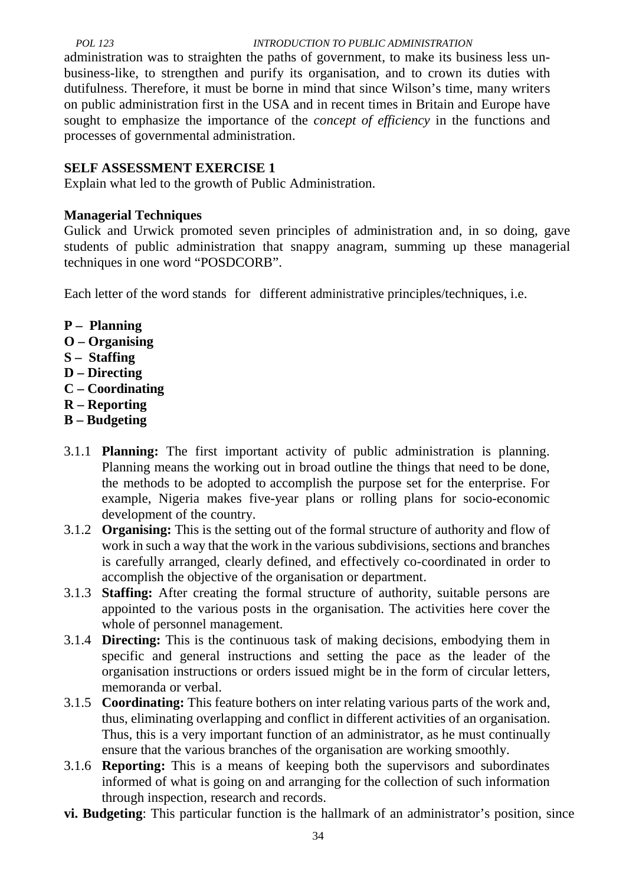administration was to straighten the paths of government, to make its business less un-business-like, to strengthen and purify its organisation, and to crown its duties with dutifulness. Therefore, it must be borne in mind that since Wilson's time, many writers on public administration first in the USA and in recent times in Britain and Europe have sought to emphasize the importance of the *concept of efficiency* in the functions and processes of governmental administration.

**SELF ASSESSMENT EXERCISE 1**

Explain what led to the growth of Public Administration.

**Managerial Techniques**

Gulick and Urwick promoted seven principles of administration and, in so doing, gave students of public administration that snappy anagram, summing up these managerial techniques in one word "POSDCORB".

Each letter of the word stands for different administrative principles/techniques, i.e.

**P – Planning**
**O – Organising**
**S – Staffing**
**D – Directing**
**C – Coordinating**
**R – Reporting**
**B – Budgeting**

3.1.1 **Planning:** The first important activity of public administration is planning. Planning means the working out in broad outline the things that need to be done, the methods to be adopted to accomplish the purpose set for the enterprise. For example, Nigeria makes five-year plans or rolling plans for socio-economic development of the country.

3.1.2 **Organising:** This is the setting out of the formal structure of authority and flow of work in such a way that the work in the various subdivisions, sections and branches is carefully arranged, clearly defined, and effectively co-coordinated in order to accomplish the objective of the organisation or department.

3.1.3 **Staffing:** After creating the formal structure of authority, suitable persons are appointed to the various posts in the organisation. The activities here cover the whole of personnel management.

3.1.4 **Directing:** This is the continuous task of making decisions, embodying them in specific and general instructions and setting the pace as the leader of the organisation instructions or orders issued might be in the form of circular letters, memoranda or verbal.

3.1.5 **Coordinating:** This feature bothers on inter relating various parts of the work and, thus, eliminating overlapping and conflict in different activities of an organisation. Thus, this is a very important function of an administrator, as he must continually ensure that the various branches of the organisation are working smoothly.

3.1.6 **Reporting:** This is a means of keeping both the supervisors and subordinates informed of what is going on and arranging for the collection of such information through inspection, research and records.

**vi. Budgeting**: This particular function is the hallmark of an administrator's position, since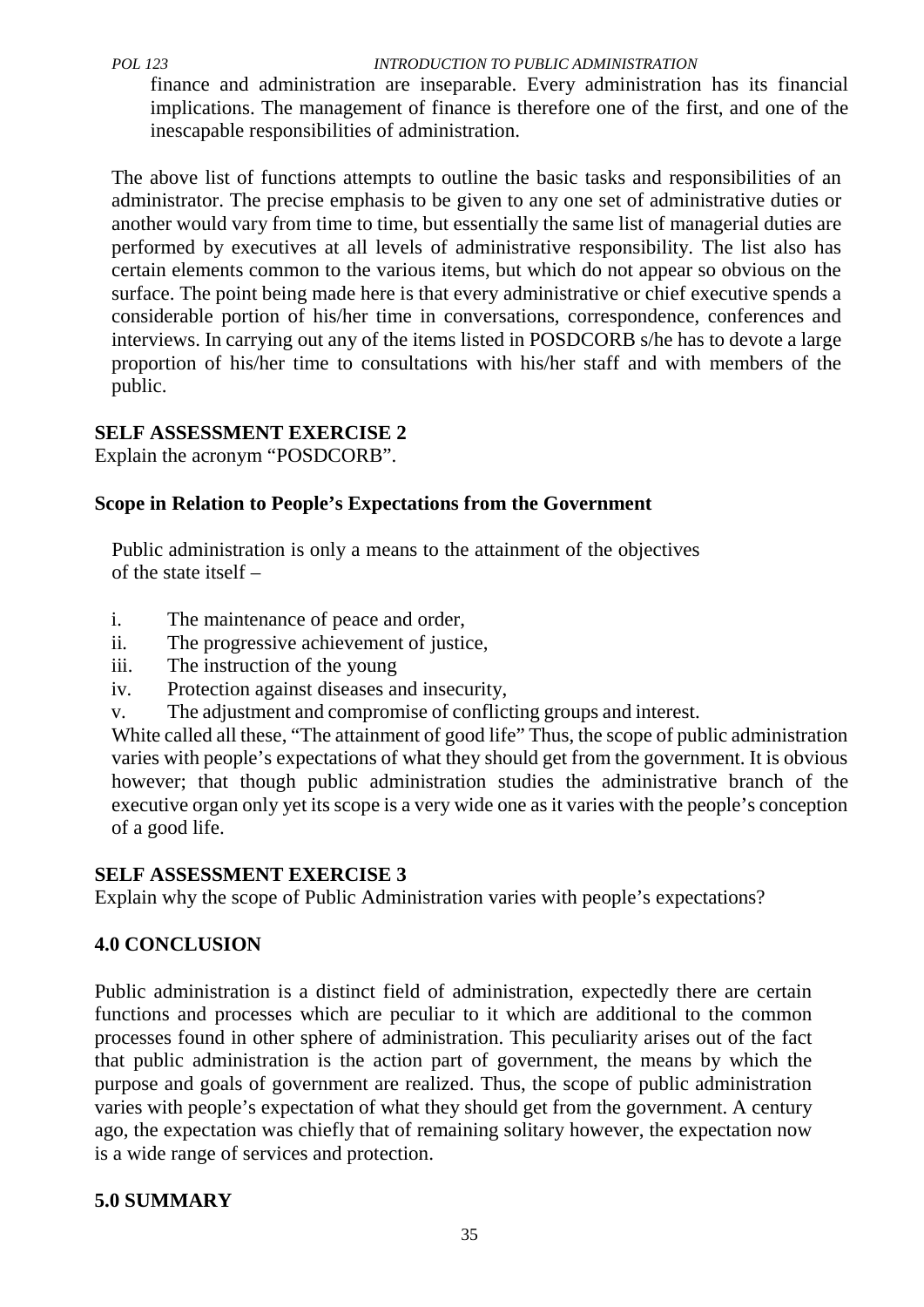finance and administration are inseparable. Every administration has its financial implications. The management of finance is therefore one of the first, and one of the inescapable responsibilities of administration.

The above list of functions attempts to outline the basic tasks and responsibilities of an administrator. The precise emphasis to be given to any one set of administrative duties or another would vary from time to time, but essentially the same list of managerial duties are performed by executives at all levels of administrative responsibility. The list also has certain elements common to the various items, but which do not appear so obvious on the surface. The point being made here is that every administrative or chief executive spends a considerable portion of his/her time in conversations, correspondence, conferences and interviews. In carrying out any of the items listed in POSDCORB s/he has to devote a large proportion of his/her time to consultations with his/her staff and with members of the public.

**SELF ASSESSMENT EXERCISE 2**

Explain the acronym "POSDCORB".

**Scope in Relation to People's Expectations from the Government**

Public administration is only a means to the attainment of the objectives of the state itself –

i. The maintenance of peace and order,
ii. The progressive achievement of justice,
iii. The instruction of the young
iv. Protection against diseases and insecurity,
v. The adjustment and compromise of conflicting groups and interest.

White called all these, "The attainment of good life" Thus, the scope of public administration varies with people's expectations of what they should get from the government. It is obvious however; that though public administration studies the administrative branch of the executive organ only yet its scope is a very wide one as it varies with the people's conception of a good life.

**SELF ASSESSMENT EXERCISE 3**

Explain why the scope of Public Administration varies with people's expectations?

## 4.0 CONCLUSION

Public administration is a distinct field of administration, expectedly there are certain functions and processes which are peculiar to it which are additional to the common processes found in other sphere of administration. This peculiarity arises out of the fact that public administration is the action part of government, the means by which the purpose and goals of government are realized. Thus, the scope of public administration varies with people's expectation of what they should get from the government. A century ago, the expectation was chiefly that of remaining solitary however, the expectation now is a wide range of services and protection.

## 5.0 SUMMARY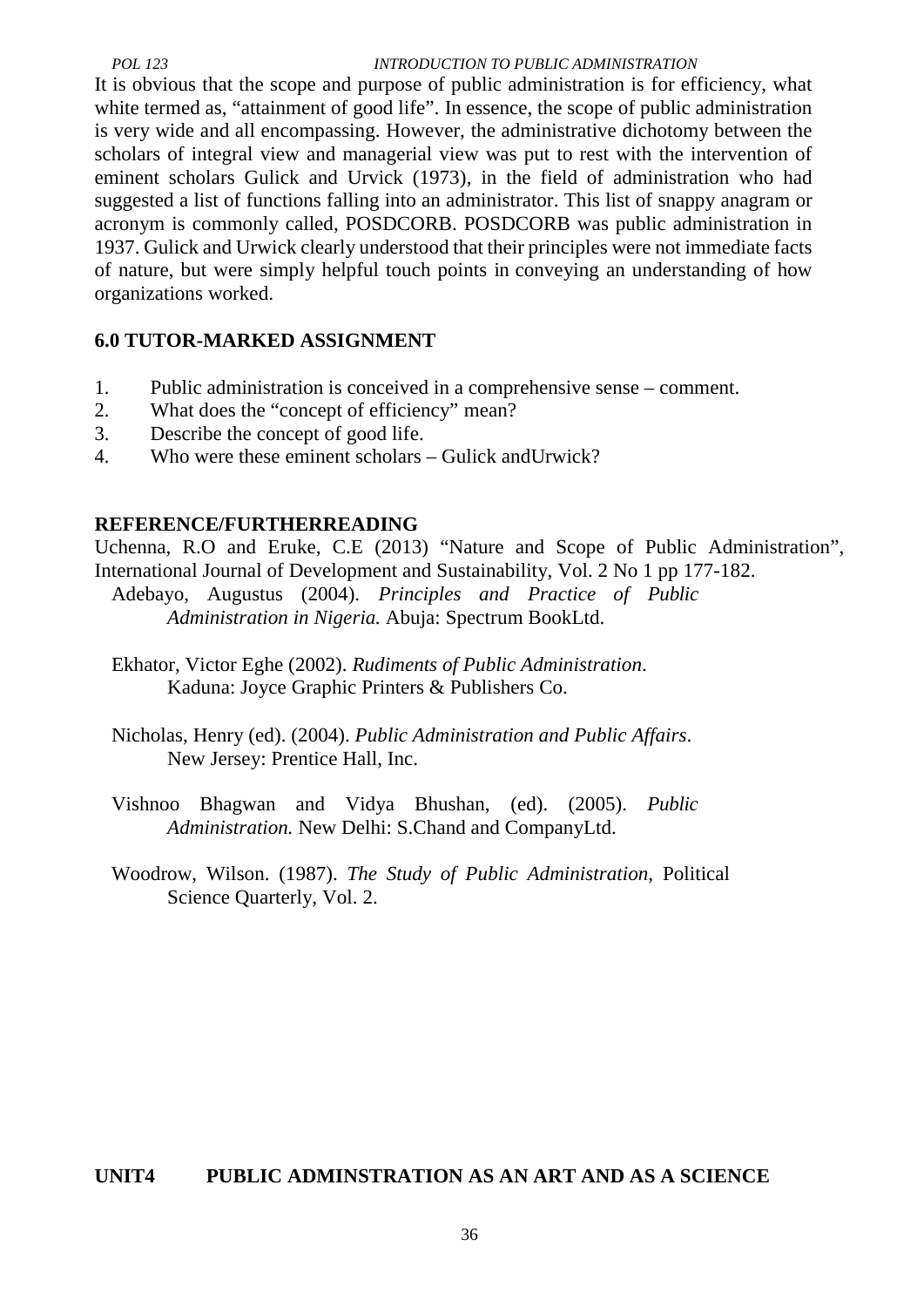It is obvious that the scope and purpose of public administration is for efficiency, what white termed as, "attainment of good life". In essence, the scope of public administration is very wide and all encompassing. However, the administrative dichotomy between the scholars of integral view and managerial view was put to rest with the intervention of eminent scholars Gulick and Urvick (1973), in the field of administration who had suggested a list of functions falling into an administrator. This list of snappy anagram or acronym is commonly called, POSDCORB. POSDCORB was public administration in 1937. Gulick and Urwick clearly understood that their principles were not immediate facts of nature, but were simply helpful touch points in conveying an understanding of how organizations worked.

## 6.0 TUTOR-MARKED ASSIGNMENT

1. Public administration is conceived in a comprehensive sense – comment.
2. What does the "concept of efficiency" mean?
3. Describe the concept of good life.
4. Who were these eminent scholars – Gulick andUrwick?

## REFERENCE/FURTHERREADING

Uchenna, R.O and Eruke, C.E (2013) "Nature and Scope of Public Administration", International Journal of Development and Sustainability, Vol. 2 No 1 pp 177-182.

Adebayo, Augustus (2004). *Principles and Practice of Public Administration in Nigeria.* Abuja: Spectrum BookLtd.

Ekhator, Victor Eghe (2002). *Rudiments of Public Administration*. Kaduna: Joyce Graphic Printers & Publishers Co.

Nicholas, Henry (ed). (2004). *Public Administration and Public Affairs*. New Jersey: Prentice Hall, Inc.

Vishnoo Bhagwan and Vidya Bhushan, (ed). (2005). *Public Administration.* New Delhi: S.Chand and CompanyLtd.

Woodrow, Wilson. (1987). *The Study of Public Administration*, Political Science Quarterly, Vol. 2.

# UNIT4 PUBLIC ADMINSTRATION AS AN ART AND AS A SCIENCE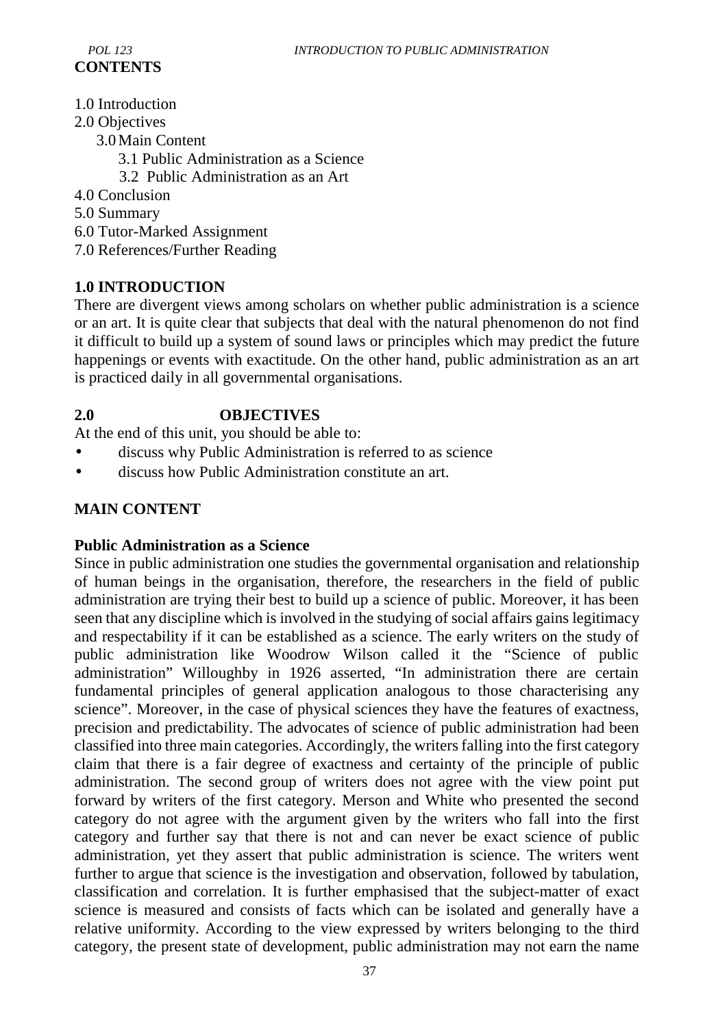**CONTENTS**

1.0 Introduction
2.0 Objectives
3.0 Main Content
  3.1 Public Administration as a Science
  3.2 Public Administration as an Art
4.0 Conclusion
5.0 Summary
6.0 Tutor-Marked Assignment
7.0 References/Further Reading

## 1.0 INTRODUCTION

There are divergent views among scholars on whether public administration is a science or an art. It is quite clear that subjects that deal with the natural phenomenon do not find it difficult to build up a system of sound laws or principles which may predict the future happenings or events with exactitude. On the other hand, public administration as an art is practiced daily in all governmental organisations.

## 2.0 OBJECTIVES

At the end of this unit, you should be able to:

- discuss why Public Administration is referred to as science
- discuss how Public Administration constitute an art.

## MAIN CONTENT

### Public Administration as a Science

Since in public administration one studies the governmental organisation and relationship of human beings in the organisation, therefore, the researchers in the field of public administration are trying their best to build up a science of public. Moreover, it has been seen that any discipline which is involved in the studying of social affairs gains legitimacy and respectability if it can be established as a science. The early writers on the study of public administration like Woodrow Wilson called it the "Science of public administration" Willoughby in 1926 asserted, "In administration there are certain fundamental principles of general application analogous to those characterising any science". Moreover, in the case of physical sciences they have the features of exactness, precision and predictability. The advocates of science of public administration had been classified into three main categories. Accordingly, the writers falling into the first category claim that there is a fair degree of exactness and certainty of the principle of public administration. The second group of writers does not agree with the view point put forward by writers of the first category. Merson and White who presented the second category do not agree with the argument given by the writers who fall into the first category and further say that there is not and can never be exact science of public administration, yet they assert that public administration is science. The writers went further to argue that science is the investigation and observation, followed by tabulation, classification and correlation. It is further emphasised that the subject-matter of exact science is measured and consists of facts which can be isolated and generally have a relative uniformity. According to the view expressed by writers belonging to the third category, the present state of development, public administration may not earn the name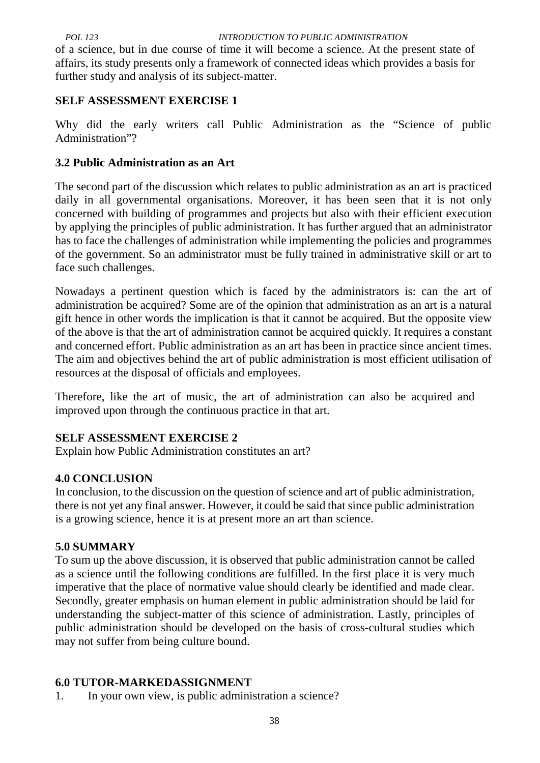of a science, but in due course of time it will become a science. At the present state of affairs, its study presents only a framework of connected ideas which provides a basis for further study and analysis of its subject-matter.

**SELF ASSESSMENT EXERCISE 1**

Why did the early writers call Public Administration as the "Science of public Administration"?

### 3.2 Public Administration as an Art

The second part of the discussion which relates to public administration as an art is practiced daily in all governmental organisations. Moreover, it has been seen that it is not only concerned with building of programmes and projects but also with their efficient execution by applying the principles of public administration. It has further argued that an administrator has to face the challenges of administration while implementing the policies and programmes of the government. So an administrator must be fully trained in administrative skill or art to face such challenges.

Nowadays a pertinent question which is faced by the administrators is: can the art of administration be acquired? Some are of the opinion that administration as an art is a natural gift hence in other words the implication is that it cannot be acquired. But the opposite view of the above is that the art of administration cannot be acquired quickly. It requires a constant and concerned effort. Public administration as an art has been in practice since ancient times. The aim and objectives behind the art of public administration is most efficient utilisation of resources at the disposal of officials and employees.

Therefore, like the art of music, the art of administration can also be acquired and improved upon through the continuous practice in that art.

**SELF ASSESSMENT EXERCISE 2**

Explain how Public Administration constitutes an art?

## 4.0 CONCLUSION

In conclusion, to the discussion on the question of science and art of public administration, there is not yet any final answer. However, it could be said that since public administration is a growing science, hence it is at present more an art than science.

## 5.0 SUMMARY

To sum up the above discussion, it is observed that public administration cannot be called as a science until the following conditions are fulfilled. In the first place it is very much imperative that the place of normative value should clearly be identified and made clear. Secondly, greater emphasis on human element in public administration should be laid for understanding the subject-matter of this science of administration. Lastly, principles of public administration should be developed on the basis of cross-cultural studies which may not suffer from being culture bound.

## 6.0 TUTOR-MARKEDASSIGNMENT

1. In your own view, is public administration a science?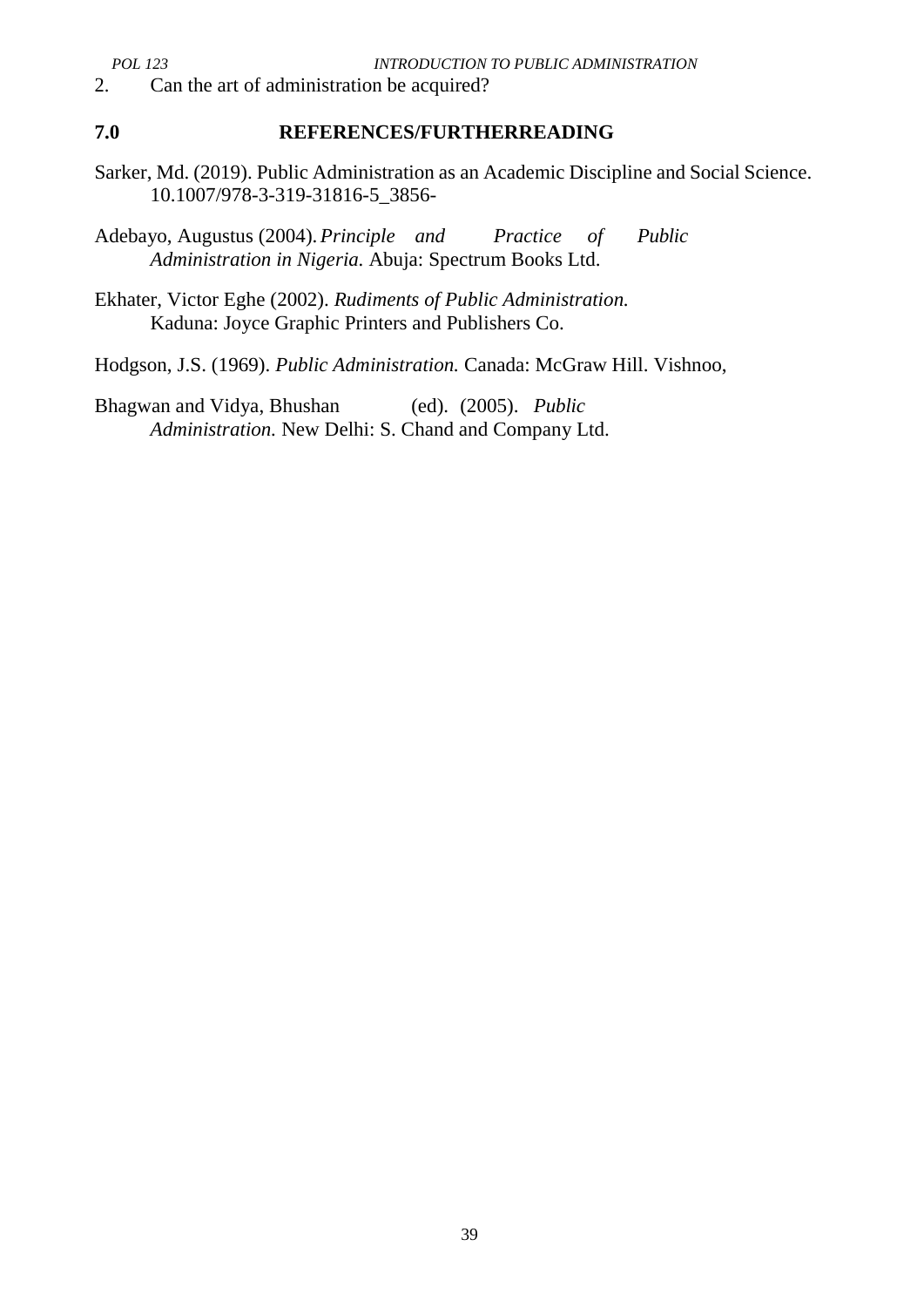2. Can the art of administration be acquired?

## 7.0 REFERENCES/FURTHERREADING

Sarker, Md. (2019). Public Administration as an Academic Discipline and Social Science. 10.1007/978-3-319-31816-5_3856-

Adebayo, Augustus (2004). *Principle and Practice of Public Administration in Nigeria.* Abuja: Spectrum Books Ltd.

Ekhater, Victor Eghe (2002). *Rudiments of Public Administration.* Kaduna: Joyce Graphic Printers and Publishers Co.

Hodgson, J.S. (1969). *Public Administration.* Canada: McGraw Hill. Vishnoo,

Bhagwan and Vidya, Bhushan (ed). (2005). *Public Administration.* New Delhi: S. Chand and Company Ltd.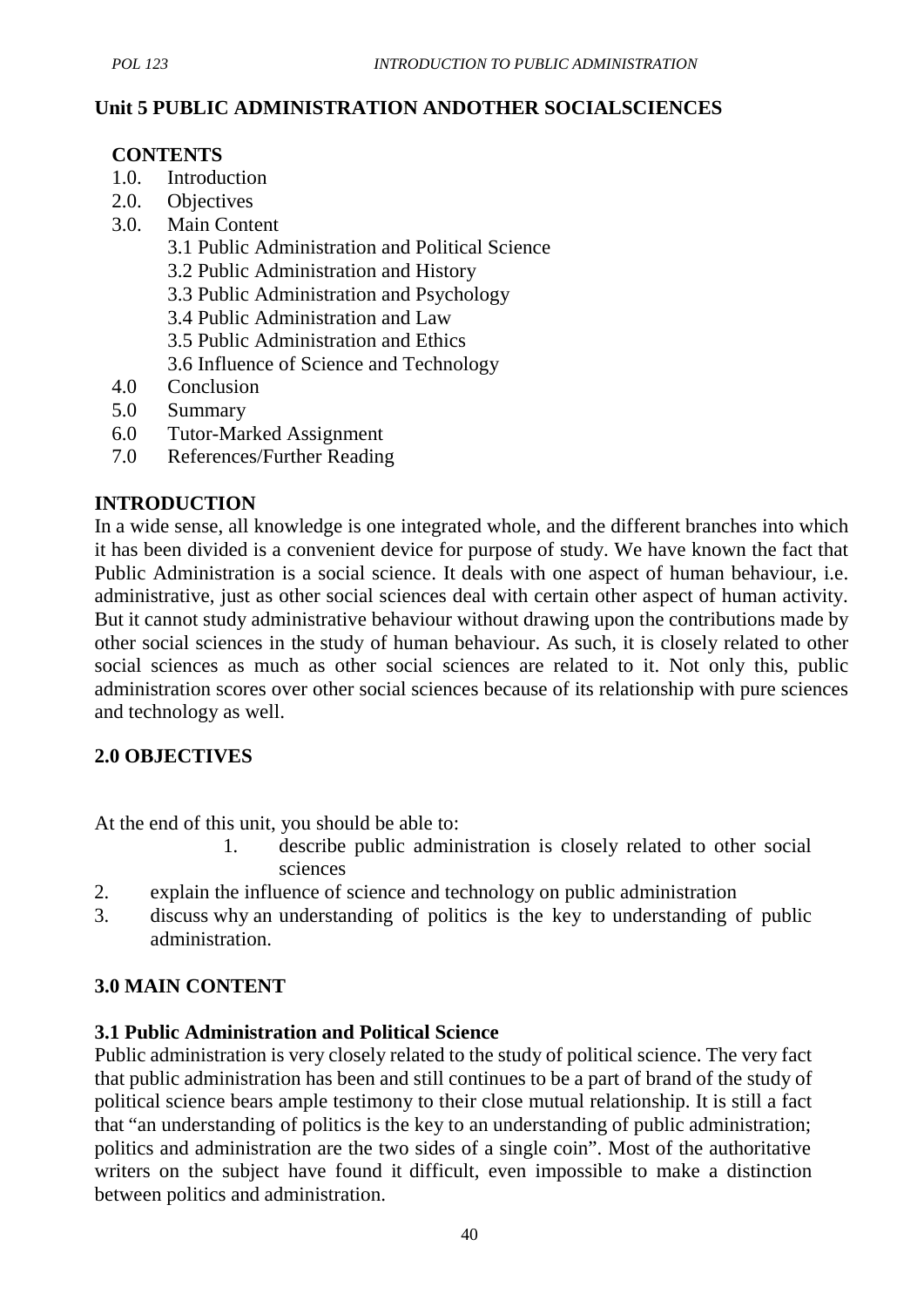## Unit 5 PUBLIC ADMINISTRATION ANDOTHER SOCIALSCIENCES

**CONTENTS**

1.0. Introduction
2.0. Objectives
3.0. Main Content
    3.1 Public Administration and Political Science
    3.2 Public Administration and History
    3.3 Public Administration and Psychology
    3.4 Public Administration and Law
    3.5 Public Administration and Ethics
    3.6 Influence of Science and Technology
4.0 Conclusion
5.0 Summary
6.0 Tutor-Marked Assignment
7.0 References/Further Reading

## INTRODUCTION

In a wide sense, all knowledge is one integrated whole, and the different branches into which it has been divided is a convenient device for purpose of study. We have known the fact that Public Administration is a social science. It deals with one aspect of human behaviour, i.e. administrative, just as other social sciences deal with certain other aspect of human activity. But it cannot study administrative behaviour without drawing upon the contributions made by other social sciences in the study of human behaviour. As such, it is closely related to other social sciences as much as other social sciences are related to it. Not only this, public administration scores over other social sciences because of its relationship with pure sciences and technology as well.

## 2.0 OBJECTIVES

At the end of this unit, you should be able to:

1. describe public administration is closely related to other social sciences
2. explain the influence of science and technology on public administration
3. discuss why an understanding of politics is the key to understanding of public administration.

## 3.0 MAIN CONTENT

### 3.1 Public Administration and Political Science

Public administration is very closely related to the study of political science. The very fact that public administration has been and still continues to be a part of brand of the study of political science bears ample testimony to their close mutual relationship. It is still a fact that "an understanding of politics is the key to an understanding of public administration; politics and administration are the two sides of a single coin". Most of the authoritative writers on the subject have found it difficult, even impossible to make a distinction between politics and administration.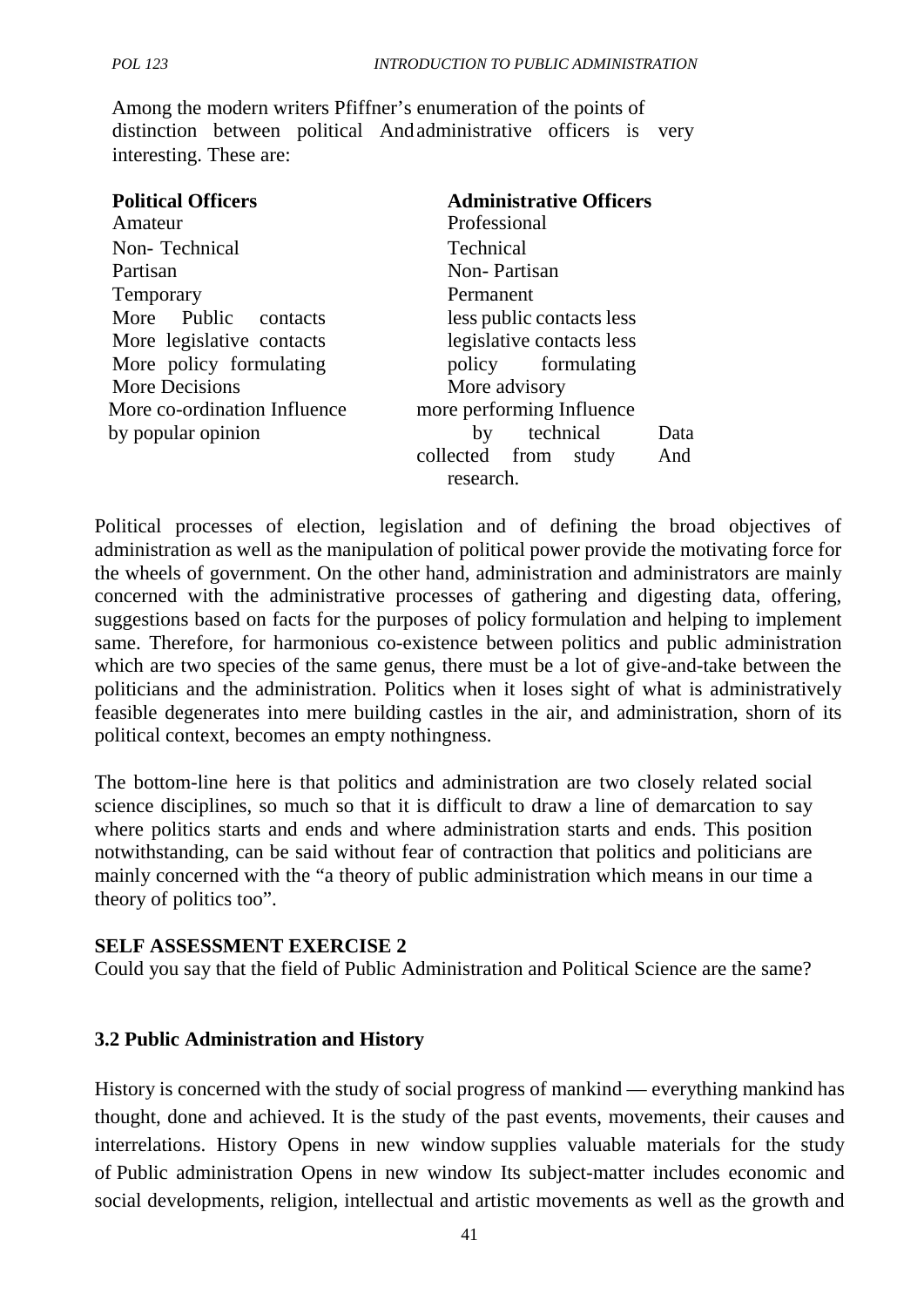Among the modern writers Pfiffner's enumeration of the points of distinction between political And administrative officers is very interesting. These are:

| Political Officers | Administrative Officers |
|---|---|
| Amateur | Professional |
| Non- Technical | Technical |
| Partisan | Non- Partisan |
| Temporary | Permanent |
| More Public contacts | less public contacts less |
| More legislative contacts | legislative contacts less |
| More policy formulating | policy formulating |
| More Decisions | More advisory |
| More co-ordination Influence | more performing Influence |
| by popular opinion | by technical Data collected from study And research. |

Political processes of election, legislation and of defining the broad objectives of administration as well as the manipulation of political power provide the motivating force for the wheels of government. On the other hand, administration and administrators are mainly concerned with the administrative processes of gathering and digesting data, offering, suggestions based on facts for the purposes of policy formulation and helping to implement same. Therefore, for harmonious co-existence between politics and public administration which are two species of the same genus, there must be a lot of give-and-take between the politicians and the administration. Politics when it loses sight of what is administratively feasible degenerates into mere building castles in the air, and administration, shorn of its political context, becomes an empty nothingness.

The bottom-line here is that politics and administration are two closely related social science disciplines, so much so that it is difficult to draw a line of demarcation to say where politics starts and ends and where administration starts and ends. This position notwithstanding, can be said without fear of contraction that politics and politicians are mainly concerned with the "a theory of public administration which means in our time a theory of politics too".

**SELF ASSESSMENT EXERCISE 2**

Could you say that the field of Public Administration and Political Science are the same?

### 3.2 Public Administration and History

History is concerned with the study of social progress of mankind — everything mankind has thought, done and achieved. It is the study of the past events, movements, their causes and interrelations. History Opens in new window supplies valuable materials for the study of Public administration Opens in new window Its subject-matter includes economic and social developments, religion, intellectual and artistic movements as well as the growth and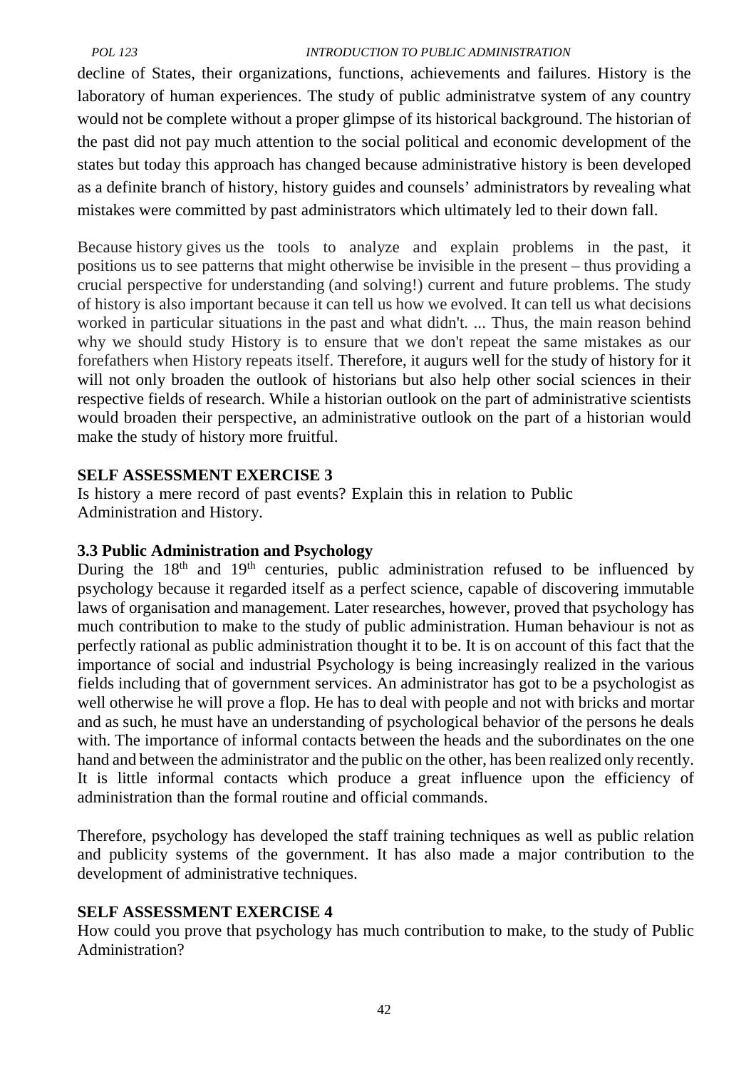decline of States, their organizations, functions, achievements and failures. History is the laboratory of human experiences. The study of public administratve system of any country would not be complete without a proper glimpse of its historical background. The historian of the past did not pay much attention to the social political and economic development of the states but today this approach has changed because administrative history is been developed as a definite branch of history, history guides and counsels' administrators by revealing what mistakes were committed by past administrators which ultimately led to their down fall.

Because history gives us the tools to analyze and explain problems in the past, it positions us to see patterns that might otherwise be invisible in the present – thus providing a crucial perspective for understanding (and solving!) current and future problems. The study of history is also important because it can tell us how we evolved. It can tell us what decisions worked in particular situations in the past and what didn't. ... Thus, the main reason behind why we should study History is to ensure that we don't repeat the same mistakes as our forefathers when History repeats itself. Therefore, it augurs well for the study of history for it will not only broaden the outlook of historians but also help other social sciences in their respective fields of research. While a historian outlook on the part of administrative scientists would broaden their perspective, an administrative outlook on the part of a historian would make the study of history more fruitful.

**SELF ASSESSMENT EXERCISE 3**

Is history a mere record of past events? Explain this in relation to Public Administration and History.

### 3.3 Public Administration and Psychology

During the 18th and 19th centuries, public administration refused to be influenced by psychology because it regarded itself as a perfect science, capable of discovering immutable laws of organisation and management. Later researches, however, proved that psychology has much contribution to make to the study of public administration. Human behaviour is not as perfectly rational as public administration thought it to be. It is on account of this fact that the importance of social and industrial Psychology is being increasingly realized in the various fields including that of government services. An administrator has got to be a psychologist as well otherwise he will prove a flop. He has to deal with people and not with bricks and mortar and as such, he must have an understanding of psychological behavior of the persons he deals with. The importance of informal contacts between the heads and the subordinates on the one hand and between the administrator and the public on the other, has been realized only recently. It is little informal contacts which produce a great influence upon the efficiency of administration than the formal routine and official commands.

Therefore, psychology has developed the staff training techniques as well as public relation and publicity systems of the government. It has also made a major contribution to the development of administrative techniques.

**SELF ASSESSMENT EXERCISE 4**

How could you prove that psychology has much contribution to make, to the study of Public Administration?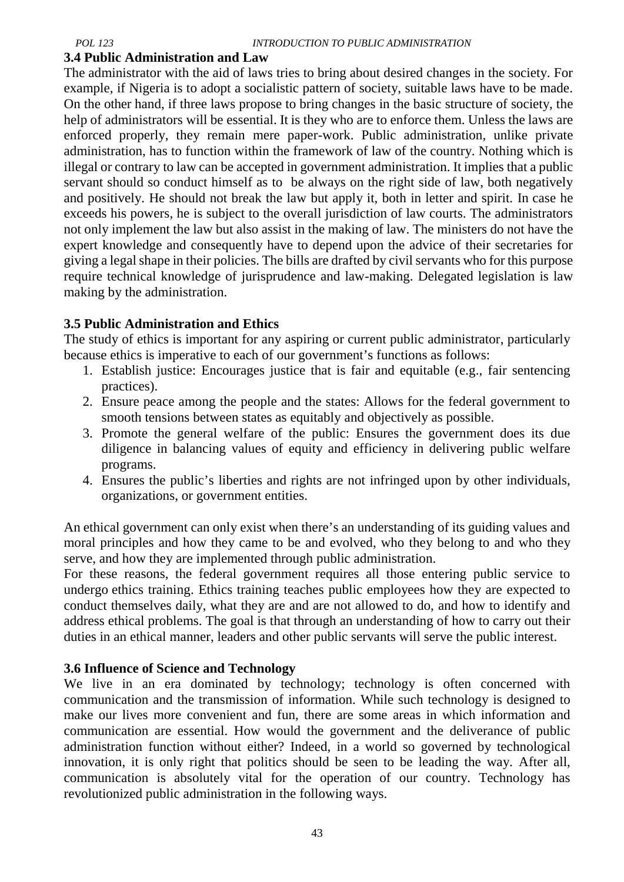### 3.4 Public Administration and Law

The administrator with the aid of laws tries to bring about desired changes in the society. For example, if Nigeria is to adopt a socialistic pattern of society, suitable laws have to be made. On the other hand, if three laws propose to bring changes in the basic structure of society, the help of administrators will be essential. It is they who are to enforce them. Unless the laws are enforced properly, they remain mere paper-work. Public administration, unlike private administration, has to function within the framework of law of the country. Nothing which is illegal or contrary to law can be accepted in government administration. It implies that a public servant should so conduct himself as to be always on the right side of law, both negatively and positively. He should not break the law but apply it, both in letter and spirit. In case he exceeds his powers, he is subject to the overall jurisdiction of law courts. The administrators not only implement the law but also assist in the making of law. The ministers do not have the expert knowledge and consequently have to depend upon the advice of their secretaries for giving a legal shape in their policies. The bills are drafted by civil servants who for this purpose require technical knowledge of jurisprudence and law-making. Delegated legislation is law making by the administration.

### 3.5 Public Administration and Ethics

The study of ethics is important for any aspiring or current public administrator, particularly because ethics is imperative to each of our government's functions as follows:

1. Establish justice: Encourages justice that is fair and equitable (e.g., fair sentencing practices).
2. Ensure peace among the people and the states: Allows for the federal government to smooth tensions between states as equitably and objectively as possible.
3. Promote the general welfare of the public: Ensures the government does its due diligence in balancing values of equity and efficiency in delivering public welfare programs.
4. Ensures the public's liberties and rights are not infringed upon by other individuals, organizations, or government entities.

An ethical government can only exist when there's an understanding of its guiding values and moral principles and how they came to be and evolved, who they belong to and who they serve, and how they are implemented through public administration.

For these reasons, the federal government requires all those entering public service to undergo ethics training. Ethics training teaches public employees how they are expected to conduct themselves daily, what they are and are not allowed to do, and how to identify and address ethical problems. The goal is that through an understanding of how to carry out their duties in an ethical manner, leaders and other public servants will serve the public interest.

### 3.6 Influence of Science and Technology

We live in an era dominated by technology; technology is often concerned with communication and the transmission of information. While such technology is designed to make our lives more convenient and fun, there are some areas in which information and communication are essential. How would the government and the deliverance of public administration function without either? Indeed, in a world so governed by technological innovation, it is only right that politics should be seen to be leading the way. After all, communication is absolutely vital for the operation of our country. Technology has revolutionized public administration in the following ways.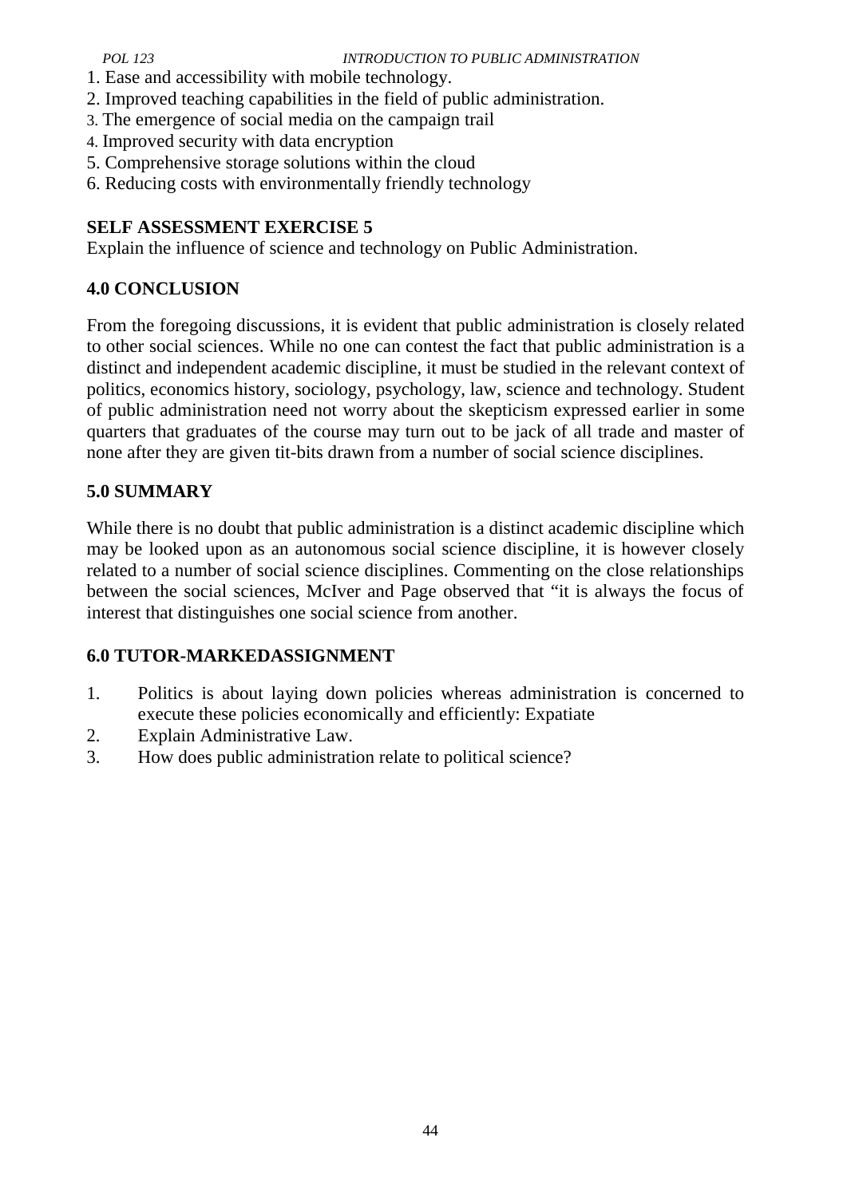1. Ease and accessibility with mobile technology.
2. Improved teaching capabilities in the field of public administration.
3. The emergence of social media on the campaign trail
4. Improved security with data encryption
5. Comprehensive storage solutions within the cloud
6. Reducing costs with environmentally friendly technology

**SELF ASSESSMENT EXERCISE 5**

Explain the influence of science and technology on Public Administration.

## 4.0 CONCLUSION

From the foregoing discussions, it is evident that public administration is closely related to other social sciences. While no one can contest the fact that public administration is a distinct and independent academic discipline, it must be studied in the relevant context of politics, economics history, sociology, psychology, law, science and technology. Student of public administration need not worry about the skepticism expressed earlier in some quarters that graduates of the course may turn out to be jack of all trade and master of none after they are given tit-bits drawn from a number of social science disciplines.

## 5.0 SUMMARY

While there is no doubt that public administration is a distinct academic discipline which may be looked upon as an autonomous social science discipline, it is however closely related to a number of social science disciplines. Commenting on the close relationships between the social sciences, McIver and Page observed that "it is always the focus of interest that distinguishes one social science from another.

## 6.0 TUTOR-MARKEDASSIGNMENT

1. Politics is about laying down policies whereas administration is concerned to execute these policies economically and efficiently: Expatiate
2. Explain Administrative Law.
3. How does public administration relate to political science?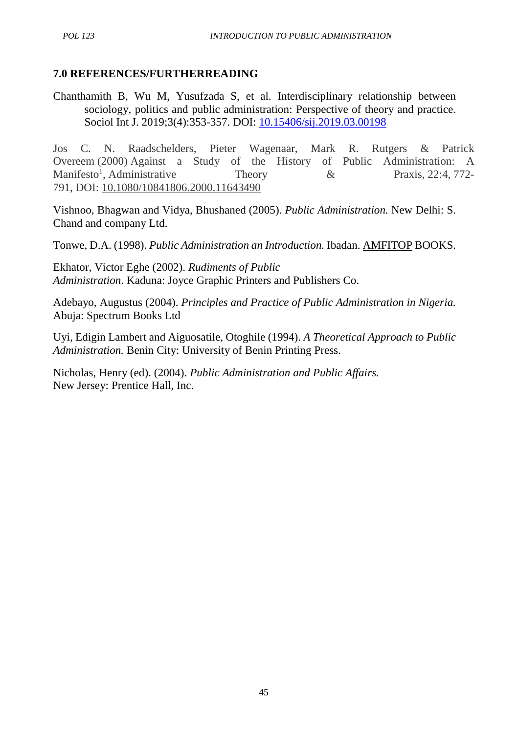## 7.0 REFERENCES/FURTHERREADING

Chanthamith B, Wu M, Yusufzada S, et al. Interdisciplinary relationship between sociology, politics and public administration: Perspective of theory and practice. Sociol Int J. 2019;3(4):353-357. DOI: 10.15406/sij.2019.03.00198

Jos C. N. Raadschelders, Pieter Wagenaar, Mark R. Rutgers & Patrick Overeem (2000) Against a Study of the History of Public Administration: A Manifesto[1], Administrative Theory & Praxis, 22:4, 772-791, DOI: 10.1080/10841806.2000.11643490

Vishnoo, Bhagwan and Vidya, Bhushaned (2005). *Public Administration.* New Delhi: S. Chand and company Ltd.

Tonwe, D.A. (1998). *Public Administration an Introduction.* Ibadan. AMFITOP BOOKS.

Ekhator, Victor Eghe (2002). *Rudiments of Public Administration*. Kaduna: Joyce Graphic Printers and Publishers Co.

Adebayo, Augustus (2004). *Principles and Practice of Public Administration in Nigeria.* Abuja: Spectrum Books Ltd

Uyi, Edigin Lambert and Aiguosatile, Otoghile (1994). *A Theoretical Approach to Public Administration.* Benin City: University of Benin Printing Press.

Nicholas, Henry (ed). (2004). *Public Administration and Public Affairs.* New Jersey: Prentice Hall, Inc.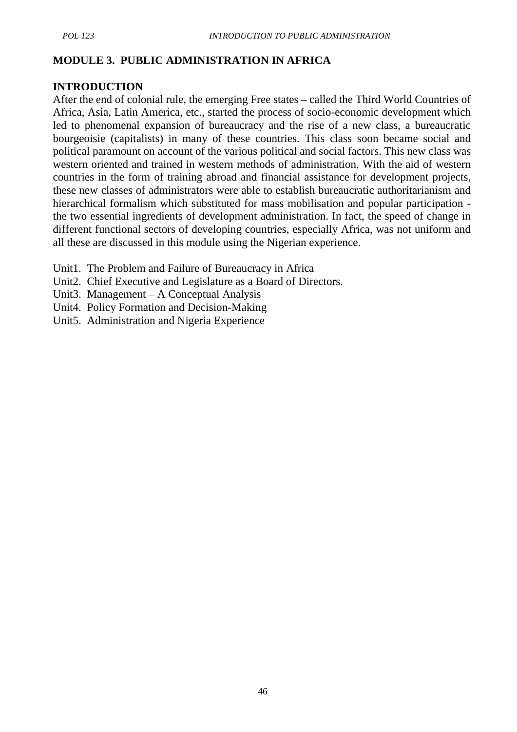## MODULE 3. PUBLIC ADMINISTRATION IN AFRICA

### INTRODUCTION

After the end of colonial rule, the emerging Free states – called the Third World Countries of Africa, Asia, Latin America, etc., started the process of socio-economic development which led to phenomenal expansion of bureaucracy and the rise of a new class, a bureaucratic bourgeoisie (capitalists) in many of these countries. This class soon became social and political paramount on account of the various political and social factors. This new class was western oriented and trained in western methods of administration. With the aid of western countries in the form of training abroad and financial assistance for development projects, these new classes of administrators were able to establish bureaucratic authoritarianism and hierarchical formalism which substituted for mass mobilisation and popular participation - the two essential ingredients of development administration. In fact, the speed of change in different functional sectors of developing countries, especially Africa, was not uniform and all these are discussed in this module using the Nigerian experience.

Unit1. The Problem and Failure of Bureaucracy in Africa
Unit2. Chief Executive and Legislature as a Board of Directors.
Unit3. Management – A Conceptual Analysis
Unit4. Policy Formation and Decision-Making
Unit5. Administration and Nigeria Experience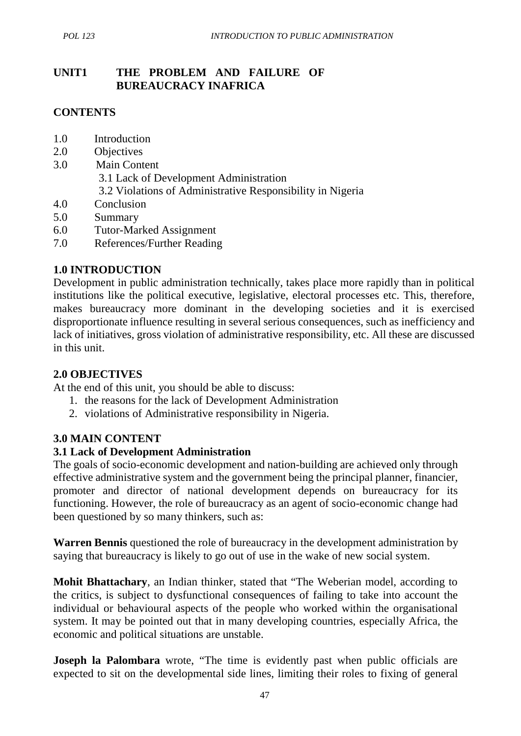# UNIT1 THE PROBLEM AND FAILURE OF BUREAUCRACY INAFRICA

## CONTENTS

1.0 Introduction
2.0 Objectives
3.0 Main Content
  3.1 Lack of Development Administration
  3.2 Violations of Administrative Responsibility in Nigeria
4.0 Conclusion
5.0 Summary
6.0 Tutor-Marked Assignment
7.0 References/Further Reading

## 1.0 INTRODUCTION

Development in public administration technically, takes place more rapidly than in political institutions like the political executive, legislative, electoral processes etc. This, therefore, makes bureaucracy more dominant in the developing societies and it is exercised disproportionate influence resulting in several serious consequences, such as inefficiency and lack of initiatives, gross violation of administrative responsibility, etc. All these are discussed in this unit.

## 2.0 OBJECTIVES

At the end of this unit, you should be able to discuss:

1. the reasons for the lack of Development Administration
2. violations of Administrative responsibility in Nigeria.

## 3.0 MAIN CONTENT

### 3.1 Lack of Development Administration

The goals of socio-economic development and nation-building are achieved only through effective administrative system and the government being the principal planner, financier, promoter and director of national development depends on bureaucracy for its functioning. However, the role of bureaucracy as an agent of socio-economic change had been questioned by so many thinkers, such as:

**Warren Bennis** questioned the role of bureaucracy in the development administration by saying that bureaucracy is likely to go out of use in the wake of new social system.

**Mohit Bhattachary**, an Indian thinker, stated that "The Weberian model, according to the critics, is subject to dysfunctional consequences of failing to take into account the individual or behavioural aspects of the people who worked within the organisational system. It may be pointed out that in many developing countries, especially Africa, the economic and political situations are unstable.

**Joseph la Palombara** wrote, "The time is evidently past when public officials are expected to sit on the developmental side lines, limiting their roles to fixing of general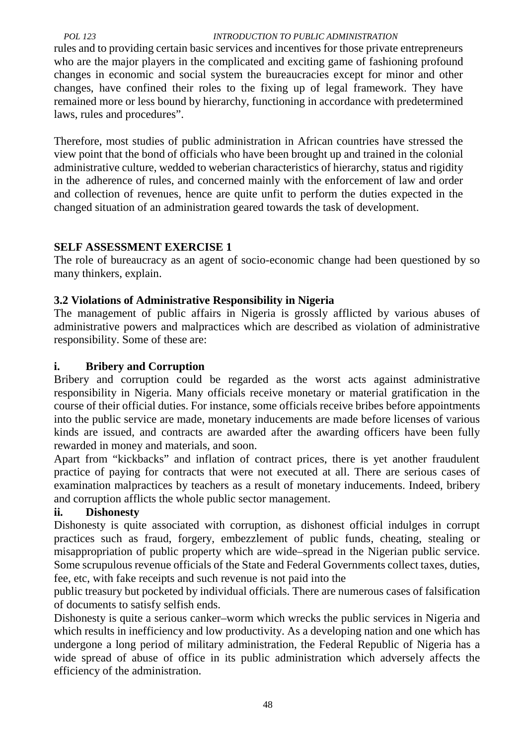rules and to providing certain basic services and incentives for those private entrepreneurs who are the major players in the complicated and exciting game of fashioning profound changes in economic and social system the bureaucracies except for minor and other changes, have confined their roles to the fixing up of legal framework. They have remained more or less bound by hierarchy, functioning in accordance with predetermined laws, rules and procedures".

Therefore, most studies of public administration in African countries have stressed the view point that the bond of officials who have been brought up and trained in the colonial administrative culture, wedded to weberian characteristics of hierarchy, status and rigidity in the adherence of rules, and concerned mainly with the enforcement of law and order and collection of revenues, hence are quite unfit to perform the duties expected in the changed situation of an administration geared towards the task of development.

## SELF ASSESSMENT EXERCISE 1

The role of bureaucracy as an agent of socio-economic change had been questioned by so many thinkers, explain.

## 3.2 Violations of Administrative Responsibility in Nigeria

The management of public affairs in Nigeria is grossly afflicted by various abuses of administrative powers and malpractices which are described as violation of administrative responsibility. Some of these are:

### i. Bribery and Corruption

Bribery and corruption could be regarded as the worst acts against administrative responsibility in Nigeria. Many officials receive monetary or material gratification in the course of their official duties. For instance, some officials receive bribes before appointments into the public service are made, monetary inducements are made before licenses of various kinds are issued, and contracts are awarded after the awarding officers have been fully rewarded in money and materials, and soon.

Apart from "kickbacks" and inflation of contract prices, there is yet another fraudulent practice of paying for contracts that were not executed at all. There are serious cases of examination malpractices by teachers as a result of monetary inducements. Indeed, bribery and corruption afflicts the whole public sector management.

### ii. Dishonesty

Dishonesty is quite associated with corruption, as dishonest official indulges in corrupt practices such as fraud, forgery, embezzlement of public funds, cheating, stealing or misappropriation of public property which are wide–spread in the Nigerian public service. Some scrupulous revenue officials of the State and Federal Governments collect taxes, duties, fee, etc, with fake receipts and such revenue is not paid into the public treasury but pocketed by individual officials. There are numerous cases of falsification of documents to satisfy selfish ends.

Dishonesty is quite a serious canker–worm which wrecks the public services in Nigeria and which results in inefficiency and low productivity. As a developing nation and one which has undergone a long period of military administration, the Federal Republic of Nigeria has a wide spread of abuse of office in its public administration which adversely affects the efficiency of the administration.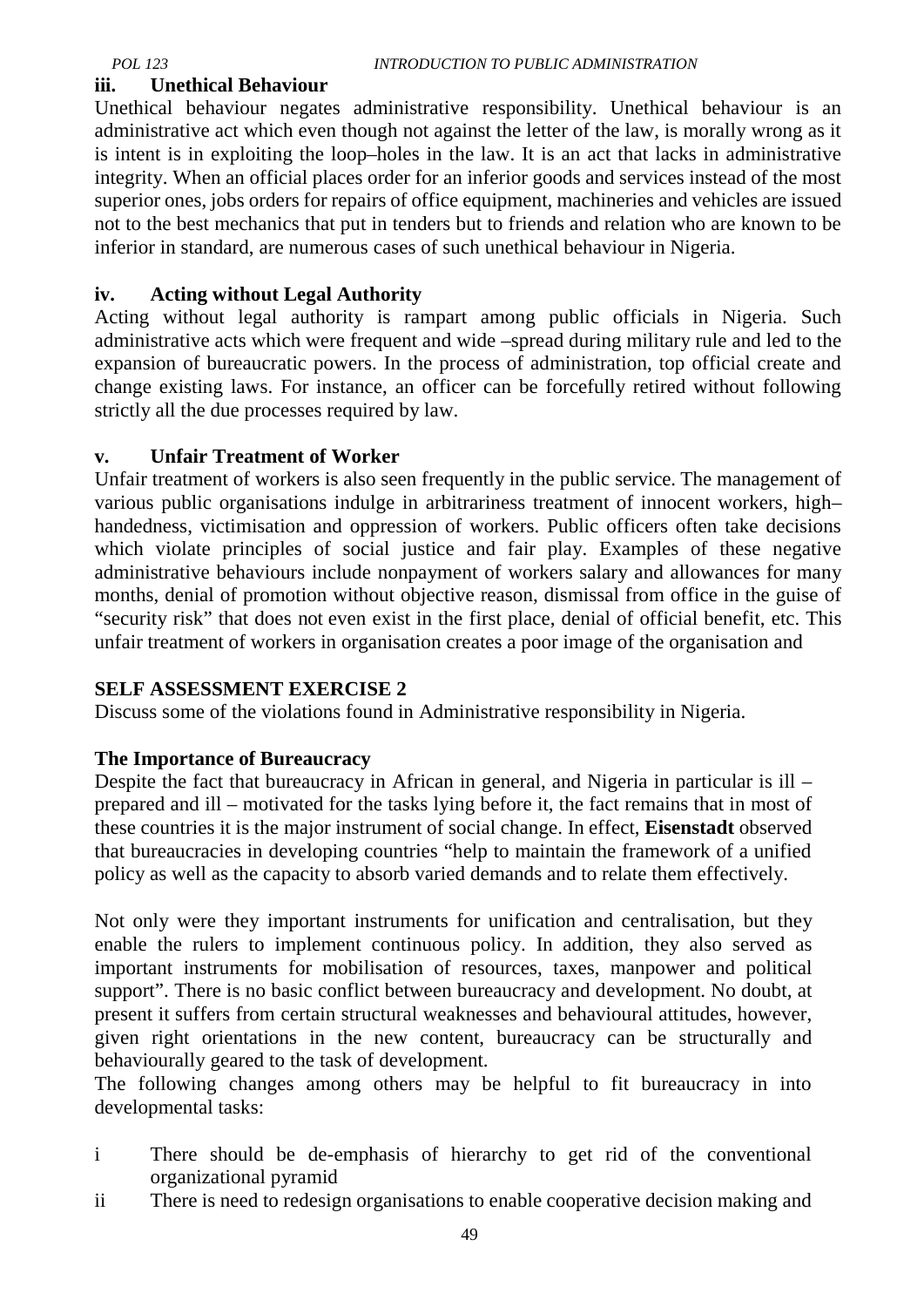### iii. Unethical Behaviour

Unethical behaviour negates administrative responsibility. Unethical behaviour is an administrative act which even though not against the letter of the law, is morally wrong as it is intent is in exploiting the loop–holes in the law. It is an act that lacks in administrative integrity. When an official places order for an inferior goods and services instead of the most superior ones, jobs orders for repairs of office equipment, machineries and vehicles are issued not to the best mechanics that put in tenders but to friends and relation who are known to be inferior in standard, are numerous cases of such unethical behaviour in Nigeria.

### iv. Acting without Legal Authority

Acting without legal authority is rampart among public officials in Nigeria. Such administrative acts which were frequent and wide –spread during military rule and led to the expansion of bureaucratic powers. In the process of administration, top official create and change existing laws. For instance, an officer can be forcefully retired without following strictly all the due processes required by law.

### v. Unfair Treatment of Worker

Unfair treatment of workers is also seen frequently in the public service. The management of various public organisations indulge in arbitrariness treatment of innocent workers, high–handedness, victimisation and oppression of workers. Public officers often take decisions which violate principles of social justice and fair play. Examples of these negative administrative behaviours include nonpayment of workers salary and allowances for many months, denial of promotion without objective reason, dismissal from office in the guise of "security risk" that does not even exist in the first place, denial of official benefit, etc. This unfair treatment of workers in organisation creates a poor image of the organisation and

### SELF ASSESSMENT EXERCISE 2

Discuss some of the violations found in Administrative responsibility in Nigeria.

### The Importance of Bureaucracy

Despite the fact that bureaucracy in African in general, and Nigeria in particular is ill – prepared and ill – motivated for the tasks lying before it, the fact remains that in most of these countries it is the major instrument of social change. In effect, **Eisenstadt** observed that bureaucracies in developing countries "help to maintain the framework of a unified policy as well as the capacity to absorb varied demands and to relate them effectively.

Not only were they important instruments for unification and centralisation, but they enable the rulers to implement continuous policy. In addition, they also served as important instruments for mobilisation of resources, taxes, manpower and political support". There is no basic conflict between bureaucracy and development. No doubt, at present it suffers from certain structural weaknesses and behavioural attitudes, however, given right orientations in the new content, bureaucracy can be structurally and behaviourally geared to the task of development.

The following changes among others may be helpful to fit bureaucracy in into developmental tasks:

i There should be de-emphasis of hierarchy to get rid of the conventional organizational pyramid

ii There is need to redesign organisations to enable cooperative decision making and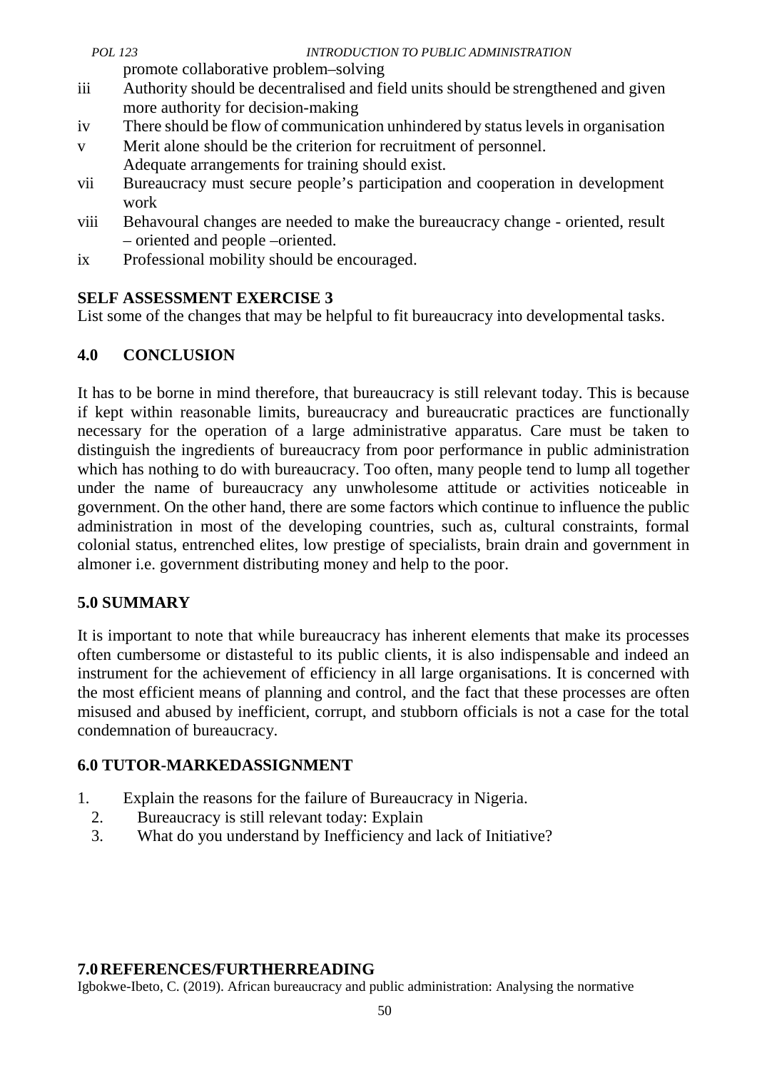promote collaborative problem–solving

iii Authority should be decentralised and field units should be strengthened and given more authority for decision-making

iv There should be flow of communication unhindered by status levels in organisation

v Merit alone should be the criterion for recruitment of personnel. Adequate arrangements for training should exist.

vii Bureaucracy must secure people's participation and cooperation in development work

viii Behavoural changes are needed to make the bureaucracy change - oriented, result – oriented and people –oriented.

ix Professional mobility should be encouraged.

**SELF ASSESSMENT EXERCISE 3**

List some of the changes that may be helpful to fit bureaucracy into developmental tasks.

## 4.0 CONCLUSION

It has to be borne in mind therefore, that bureaucracy is still relevant today. This is because if kept within reasonable limits, bureaucracy and bureaucratic practices are functionally necessary for the operation of a large administrative apparatus. Care must be taken to distinguish the ingredients of bureaucracy from poor performance in public administration which has nothing to do with bureaucracy. Too often, many people tend to lump all together under the name of bureaucracy any unwholesome attitude or activities noticeable in government. On the other hand, there are some factors which continue to influence the public administration in most of the developing countries, such as, cultural constraints, formal colonial status, entrenched elites, low prestige of specialists, brain drain and government in almoner i.e. government distributing money and help to the poor.

## 5.0 SUMMARY

It is important to note that while bureaucracy has inherent elements that make its processes often cumbersome or distasteful to its public clients, it is also indispensable and indeed an instrument for the achievement of efficiency in all large organisations. It is concerned with the most efficient means of planning and control, and the fact that these processes are often misused and abused by inefficient, corrupt, and stubborn officials is not a case for the total condemnation of bureaucracy.

## 6.0 TUTOR-MARKEDASSIGNMENT

1. Explain the reasons for the failure of Bureaucracy in Nigeria.
2. Bureaucracy is still relevant today: Explain
3. What do you understand by Inefficiency and lack of Initiative?

## 7.0 REFERENCES/FURTHERREADING

Igbokwe-Ibeto, C. (2019). African bureaucracy and public administration: Analysing the normative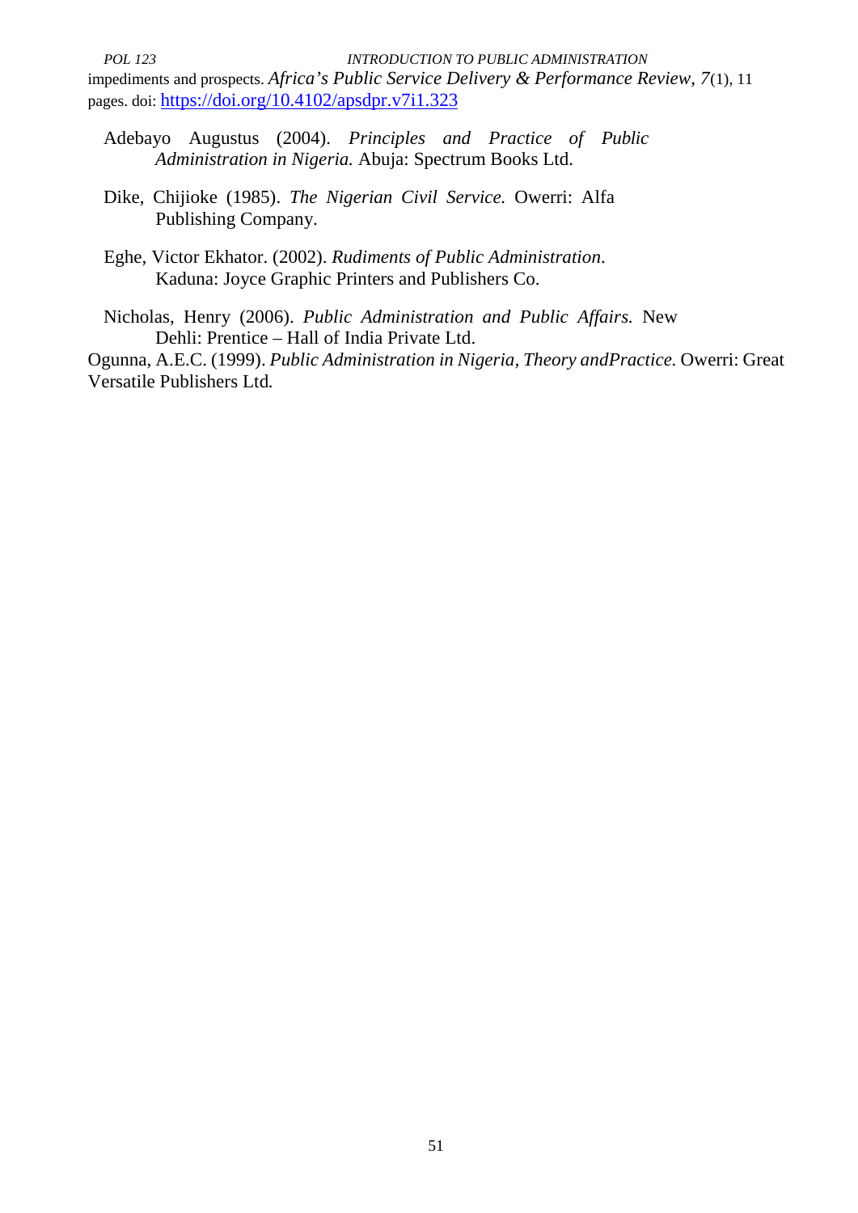impediments and prospects. *Africa's Public Service Delivery & Performance Review, 7*(1), 11 pages. doi: https://doi.org/10.4102/apsdpr.v7i1.323

Adebayo Augustus (2004). *Principles and Practice of Public Administration in Nigeria.* Abuja: Spectrum Books Ltd.

Dike, Chijioke (1985). *The Nigerian Civil Service.* Owerri: Alfa Publishing Company.

Eghe, Victor Ekhator. (2002). *Rudiments of Public Administration*. Kaduna: Joyce Graphic Printers and Publishers Co.

Nicholas, Henry (2006). *Public Administration and Public Affairs.* New Dehli: Prentice – Hall of India Private Ltd.

Ogunna, A.E.C. (1999). *Public Administration in Nigeria, Theory andPractice.* Owerri: Great Versatile Publishers Ltd.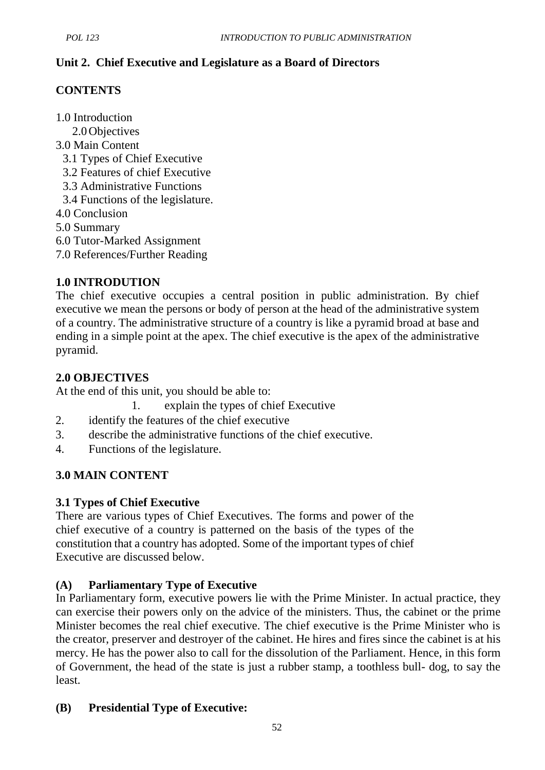**Unit 2. Chief Executive and Legislature as a Board of Directors**

**CONTENTS**

1.0 Introduction
2.0 Objectives
3.0 Main Content
3.1 Types of Chief Executive
3.2 Features of chief Executive
3.3 Administrative Functions
3.4 Functions of the legislature.
4.0 Conclusion
5.0 Summary
6.0 Tutor-Marked Assignment
7.0 References/Further Reading

## 1.0 INTRODUTION

The chief executive occupies a central position in public administration. By chief executive we mean the persons or body of person at the head of the administrative system of a country. The administrative structure of a country is like a pyramid broad at base and ending in a simple point at the apex. The chief executive is the apex of the administrative pyramid.

## 2.0 OBJECTIVES

At the end of this unit, you should be able to:

1. explain the types of chief Executive
2. identify the features of the chief executive
3. describe the administrative functions of the chief executive.
4. Functions of the legislature.

## 3.0 MAIN CONTENT

### 3.1 Types of Chief Executive

There are various types of Chief Executives. The forms and power of the chief executive of a country is patterned on the basis of the types of the constitution that a country has adopted. Some of the important types of chief Executive are discussed below.

**(A) Parliamentary Type of Executive**

In Parliamentary form, executive powers lie with the Prime Minister. In actual practice, they can exercise their powers only on the advice of the ministers. Thus, the cabinet or the prime Minister becomes the real chief executive. The chief executive is the Prime Minister who is the creator, preserver and destroyer of the cabinet. He hires and fires since the cabinet is at his mercy. He has the power also to call for the dissolution of the Parliament. Hence, in this form of Government, the head of the state is just a rubber stamp, a toothless bull- dog, to say the least.

**(B) Presidential Type of Executive:**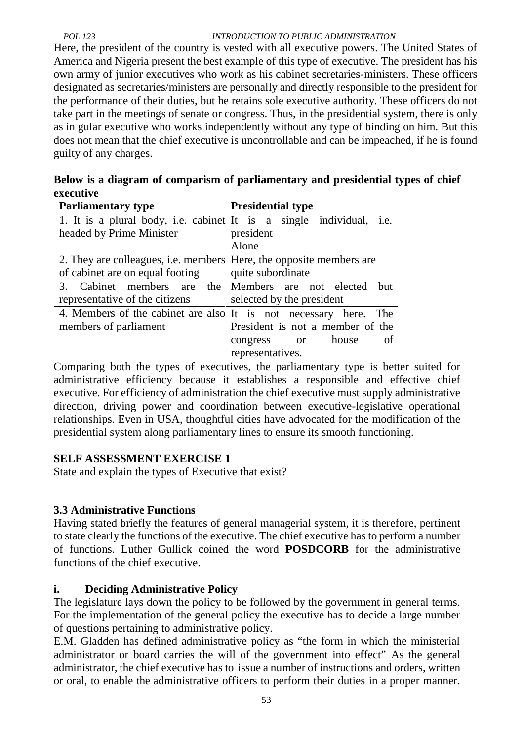Here, the president of the country is vested with all executive powers. The United States of America and Nigeria present the best example of this type of executive. The president has his own army of junior executives who work as his cabinet secretaries-ministers. These officers designated as secretaries/ministers are personally and directly responsible to the president for the performance of their duties, but he retains sole executive authority. These officers do not take part in the meetings of senate or congress. Thus, in the presidential system, there is only as in gular executive who works independently without any type of binding on him. But this does not mean that the chief executive is uncontrollable and can be impeached, if he is found guilty of any charges.

**Below is a diagram of comparism of parliamentary and presidential types of chief executive**

| **Parliamentary type** | **Presidential type** |
|---|---|
| 1. It is a plural body, i.e. cabinet headed by Prime Minister | It is a single individual, i.e. president Alone |
| 2. They are colleagues, i.e. members of cabinet are on equal footing | Here, the opposite members are quite subordinate |
| 3. Cabinet members are the representative of the citizens | Members are not elected but selected by the president |
| 4. Members of the cabinet are also members of parliament | It is not necessary here. The President is not a member of the congress or house of representatives. |

Comparing both the types of executives, the parliamentary type is better suited for administrative efficiency because it establishes a responsible and effective chief executive. For efficiency of administration the chief executive must supply administrative direction, driving power and coordination between executive-legislative operational relationships. Even in USA, thoughtful cities have advocated for the modification of the presidential system along parliamentary lines to ensure its smooth functioning.

**SELF ASSESSMENT EXERCISE 1**

State and explain the types of Executive that exist?

### 3.3 Administrative Functions

Having stated briefly the features of general managerial system, it is therefore, pertinent to state clearly the functions of the executive. The chief executive has to perform a number of functions. Luther Gullick coined the word **POSDCORB** for the administrative functions of the chief executive.

#### i. Deciding Administrative Policy

The legislature lays down the policy to be followed by the government in general terms. For the implementation of the general policy the executive has to decide a large number of questions pertaining to administrative policy.

E.M. Gladden has defined administrative policy as "the form in which the ministerial administrator or board carries the will of the government into effect" As the general administrator, the chief executive has to issue a number of instructions and orders, written or oral, to enable the administrative officers to perform their duties in a proper manner.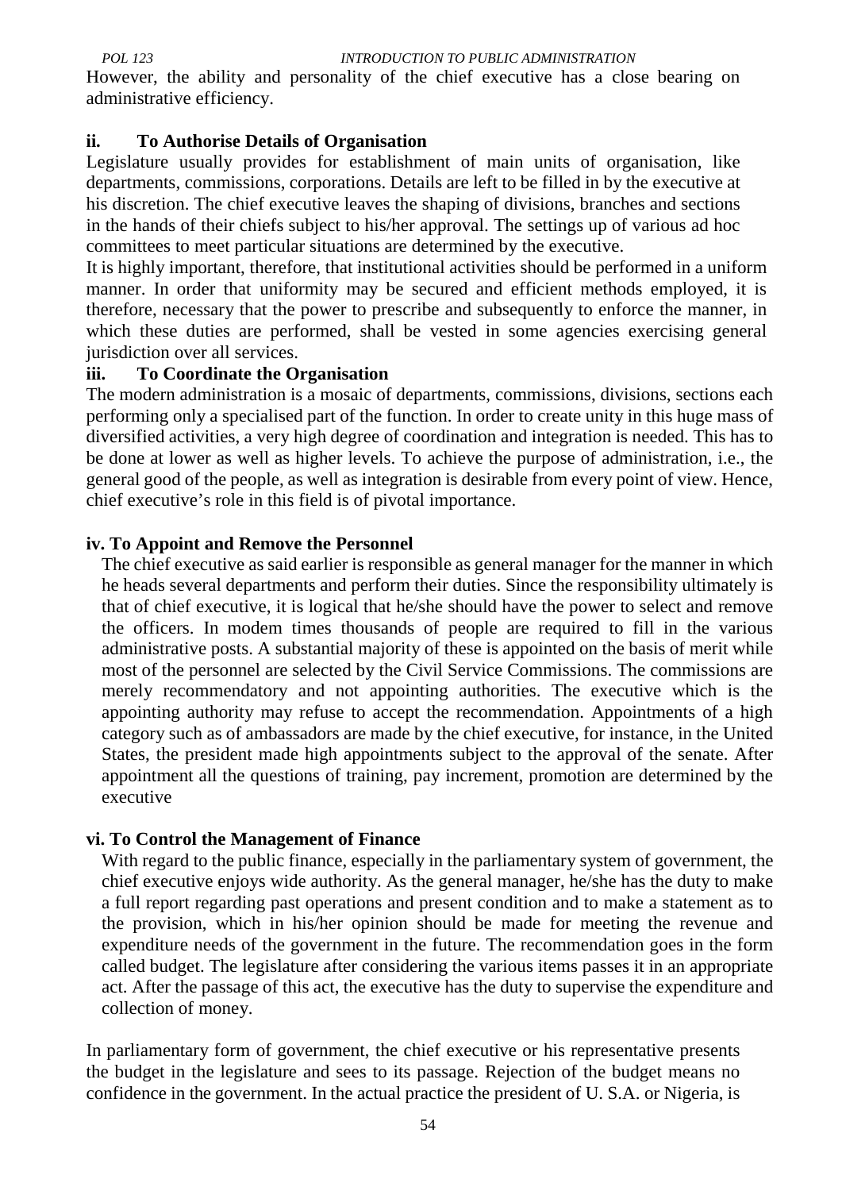However, the ability and personality of the chief executive has a close bearing on administrative efficiency.

**ii. To Authorise Details of Organisation**

Legislature usually provides for establishment of main units of organisation, like departments, commissions, corporations. Details are left to be filled in by the executive at his discretion. The chief executive leaves the shaping of divisions, branches and sections in the hands of their chiefs subject to his/her approval. The settings up of various ad hoc committees to meet particular situations are determined by the executive.

It is highly important, therefore, that institutional activities should be performed in a uniform manner. In order that uniformity may be secured and efficient methods employed, it is therefore, necessary that the power to prescribe and subsequently to enforce the manner, in which these duties are performed, shall be vested in some agencies exercising general jurisdiction over all services.

**iii. To Coordinate the Organisation**

The modern administration is a mosaic of departments, commissions, divisions, sections each performing only a specialised part of the function. In order to create unity in this huge mass of diversified activities, a very high degree of coordination and integration is needed. This has to be done at lower as well as higher levels. To achieve the purpose of administration, i.e., the general good of the people, as well as integration is desirable from every point of view. Hence, chief executive's role in this field is of pivotal importance.

**iv. To Appoint and Remove the Personnel**

The chief executive as said earlier is responsible as general manager for the manner in which he heads several departments and perform their duties. Since the responsibility ultimately is that of chief executive, it is logical that he/she should have the power to select and remove the officers. In modem times thousands of people are required to fill in the various administrative posts. A substantial majority of these is appointed on the basis of merit while most of the personnel are selected by the Civil Service Commissions. The commissions are merely recommendatory and not appointing authorities. The executive which is the appointing authority may refuse to accept the recommendation. Appointments of a high category such as of ambassadors are made by the chief executive, for instance, in the United States, the president made high appointments subject to the approval of the senate. After appointment all the questions of training, pay increment, promotion are determined by the executive

**vi. To Control the Management of Finance**

With regard to the public finance, especially in the parliamentary system of government, the chief executive enjoys wide authority. As the general manager, he/she has the duty to make a full report regarding past operations and present condition and to make a statement as to the provision, which in his/her opinion should be made for meeting the revenue and expenditure needs of the government in the future. The recommendation goes in the form called budget. The legislature after considering the various items passes it in an appropriate act. After the passage of this act, the executive has the duty to supervise the expenditure and collection of money.

In parliamentary form of government, the chief executive or his representative presents the budget in the legislature and sees to its passage. Rejection of the budget means no confidence in the government. In the actual practice the president of U. S.A. or Nigeria, is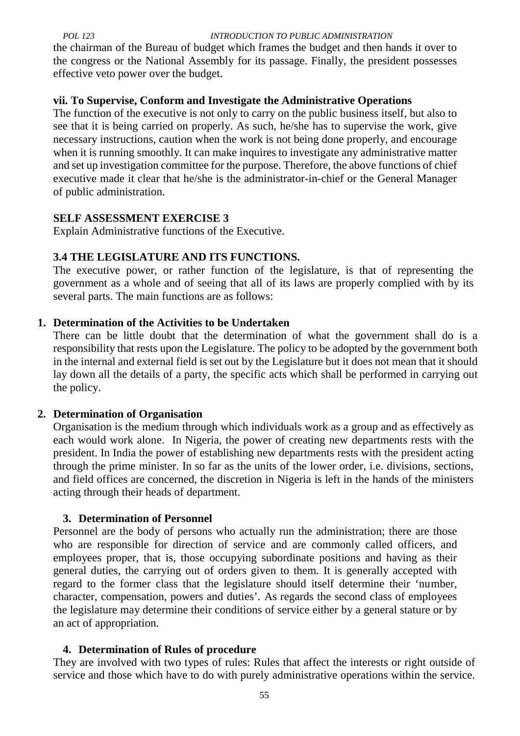the chairman of the Bureau of budget which frames the budget and then hands it over to the congress or the National Assembly for its passage. Finally, the president possesses effective veto power over the budget.

**vii. To Supervise, Conform and Investigate the Administrative Operations**

The function of the executive is not only to carry on the public business itself, but also to see that it is being carried on properly. As such, he/she has to supervise the work, give necessary instructions, caution when the work is not being done properly, and encourage when it is running smoothly. It can make inquires to investigate any administrative matter and set up investigation committee for the purpose. Therefore, the above functions of chief executive made it clear that he/she is the administrator-in-chief or the General Manager of public administration.

**SELF ASSESSMENT EXERCISE 3**

Explain Administrative functions of the Executive.

## 3.4 THE LEGISLATURE AND ITS FUNCTIONS.

The executive power, or rather function of the legislature, is that of representing the government as a whole and of seeing that all of its laws are properly complied with by its several parts. The main functions are as follows:

**1. Determination of the Activities to be Undertaken**

There can be little doubt that the determination of what the government shall do is a responsibility that rests upon the Legislature. The policy to be adopted by the government both in the internal and external field is set out by the Legislature but it does not mean that it should lay down all the details of a party, the specific acts which shall be performed in carrying out the policy.

**2. Determination of Organisation**

Organisation is the medium through which individuals work as a group and as effectively as each would work alone. In Nigeria, the power of creating new departments rests with the president. In India the power of establishing new departments rests with the president acting through the prime minister. In so far as the units of the lower order, i.e. divisions, sections, and field offices are concerned, the discretion in Nigeria is left in the hands of the ministers acting through their heads of department.

**3. Determination of Personnel**

Personnel are the body of persons who actually run the administration; there are those who are responsible for direction of service and are commonly called officers, and employees proper, that is, those occupying subordinate positions and having as their general duties, the carrying out of orders given to them. It is generally accepted with regard to the former class that the legislature should itself determine their 'number, character, compensation, powers and duties'. As regards the second class of employees the legislature may determine their conditions of service either by a general stature or by an act of appropriation.

**4. Determination of Rules of procedure**

They are involved with two types of rules: Rules that affect the interests or right outside of service and those which have to do with purely administrative operations within the service.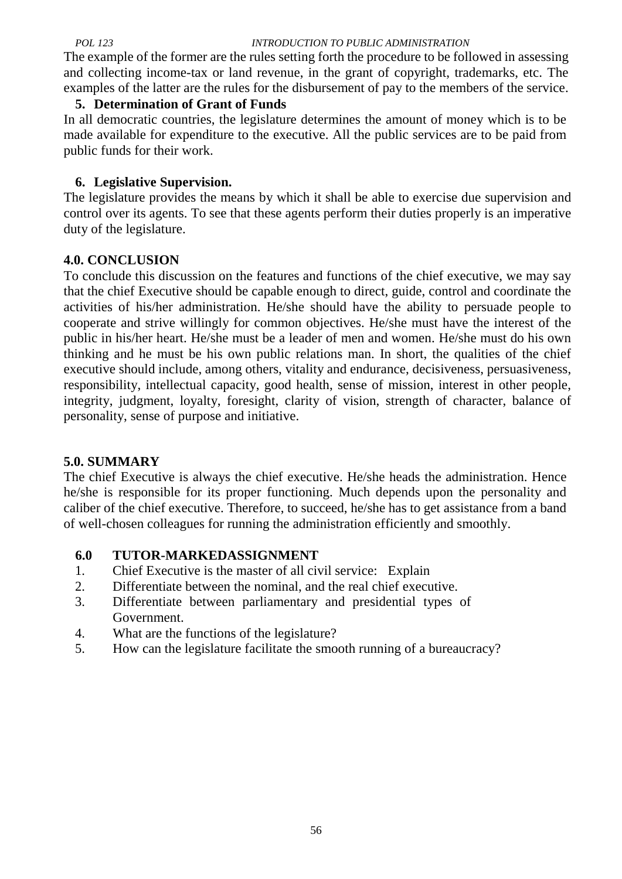The example of the former are the rules setting forth the procedure to be followed in assessing and collecting income-tax or land revenue, in the grant of copyright, trademarks, etc. The examples of the latter are the rules for the disbursement of pay to the members of the service.

**5. Determination of Grant of Funds**

In all democratic countries, the legislature determines the amount of money which is to be made available for expenditure to the executive. All the public services are to be paid from public funds for their work.

**6. Legislative Supervision.**

The legislature provides the means by which it shall be able to exercise due supervision and control over its agents. To see that these agents perform their duties properly is an imperative duty of the legislature.

## 4.0. CONCLUSION

To conclude this discussion on the features and functions of the chief executive, we may say that the chief Executive should be capable enough to direct, guide, control and coordinate the activities of his/her administration. He/she should have the ability to persuade people to cooperate and strive willingly for common objectives. He/she must have the interest of the public in his/her heart. He/she must be a leader of men and women. He/she must do his own thinking and he must be his own public relations man. In short, the qualities of the chief executive should include, among others, vitality and endurance, decisiveness, persuasiveness, responsibility, intellectual capacity, good health, sense of mission, interest in other people, integrity, judgment, loyalty, foresight, clarity of vision, strength of character, balance of personality, sense of purpose and initiative.

## 5.0. SUMMARY

The chief Executive is always the chief executive. He/she heads the administration. Hence he/she is responsible for its proper functioning. Much depends upon the personality and caliber of the chief executive. Therefore, to succeed, he/she has to get assistance from a band of well-chosen colleagues for running the administration efficiently and smoothly.

## 6.0 TUTOR-MARKEDASSIGNMENT

1. Chief Executive is the master of all civil service: Explain
2. Differentiate between the nominal, and the real chief executive.
3. Differentiate between parliamentary and presidential types of Government.
4. What are the functions of the legislature?
5. How can the legislature facilitate the smooth running of a bureaucracy?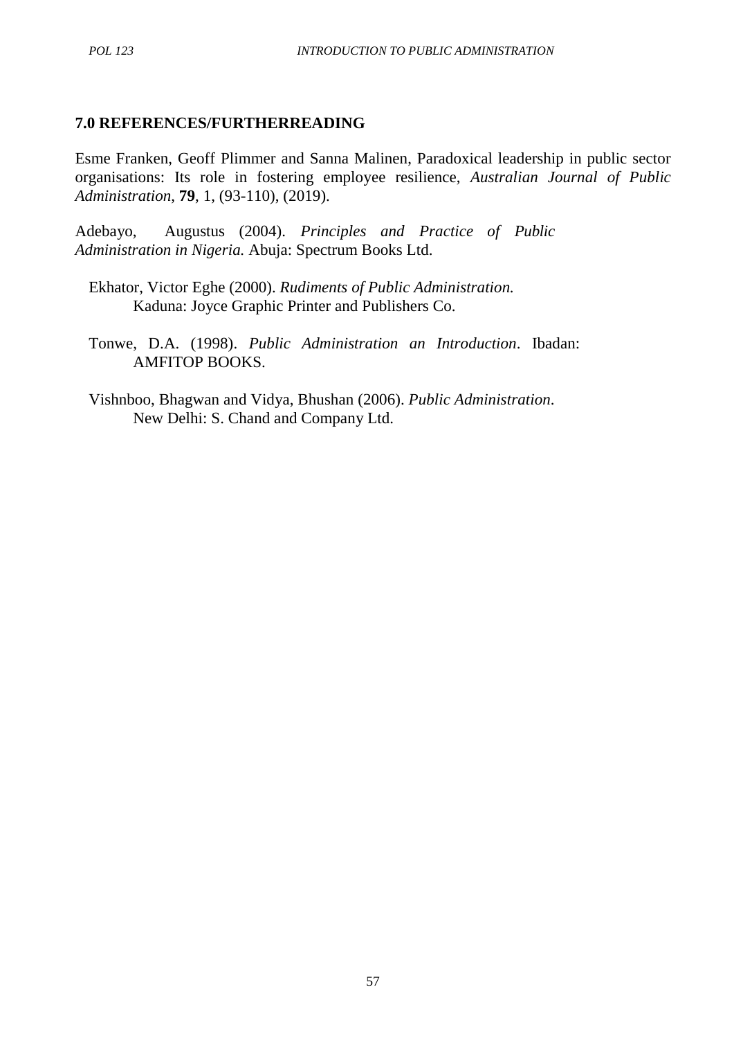## 7.0 REFERENCES/FURTHERREADING

Esme Franken, Geoff Plimmer and Sanna Malinen, Paradoxical leadership in public sector organisations: Its role in fostering employee resilience, *Australian Journal of Public Administration*, **79**, 1, (93-110), (2019).

Adebayo, Augustus (2004). *Principles and Practice of Public Administration in Nigeria.* Abuja: Spectrum Books Ltd.

Ekhator, Victor Eghe (2000). *Rudiments of Public Administration.* Kaduna: Joyce Graphic Printer and Publishers Co.

Tonwe, D.A. (1998). *Public Administration an Introduction*. Ibadan: AMFITOP BOOKS.

Vishnboo, Bhagwan and Vidya, Bhushan (2006). *Public Administration*. New Delhi: S. Chand and Company Ltd.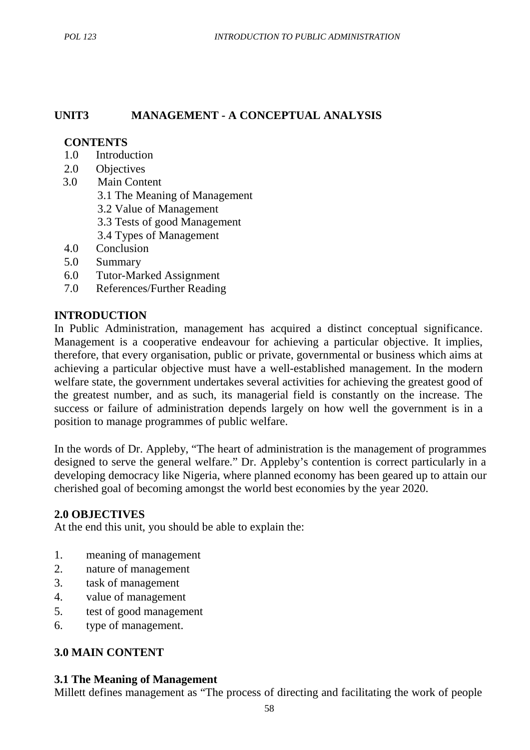## UNIT3 MANAGEMENT - A CONCEPTUAL ANALYSIS

**CONTENTS**

1.0 Introduction
2.0 Objectives
3.0 Main Content
    3.1 The Meaning of Management
    3.2 Value of Management
    3.3 Tests of good Management
    3.4 Types of Management
4.0 Conclusion
5.0 Summary
6.0 Tutor-Marked Assignment
7.0 References/Further Reading

### INTRODUCTION

In Public Administration, management has acquired a distinct conceptual significance. Management is a cooperative endeavour for achieving a particular objective. It implies, therefore, that every organisation, public or private, governmental or business which aims at achieving a particular objective must have a well-established management. In the modern welfare state, the government undertakes several activities for achieving the greatest good of the greatest number, and as such, its managerial field is constantly on the increase. The success or failure of administration depends largely on how well the government is in a position to manage programmes of public welfare.

In the words of Dr. Appleby, "The heart of administration is the management of programmes designed to serve the general welfare." Dr. Appleby's contention is correct particularly in a developing democracy like Nigeria, where planned economy has been geared up to attain our cherished goal of becoming amongst the world best economies by the year 2020.

### 2.0 OBJECTIVES

At the end this unit, you should be able to explain the:

1. meaning of management
2. nature of management
3. task of management
4. value of management
5. test of good management
6. type of management.

### 3.0 MAIN CONTENT

#### 3.1 The Meaning of Management

Millett defines management as "The process of directing and facilitating the work of people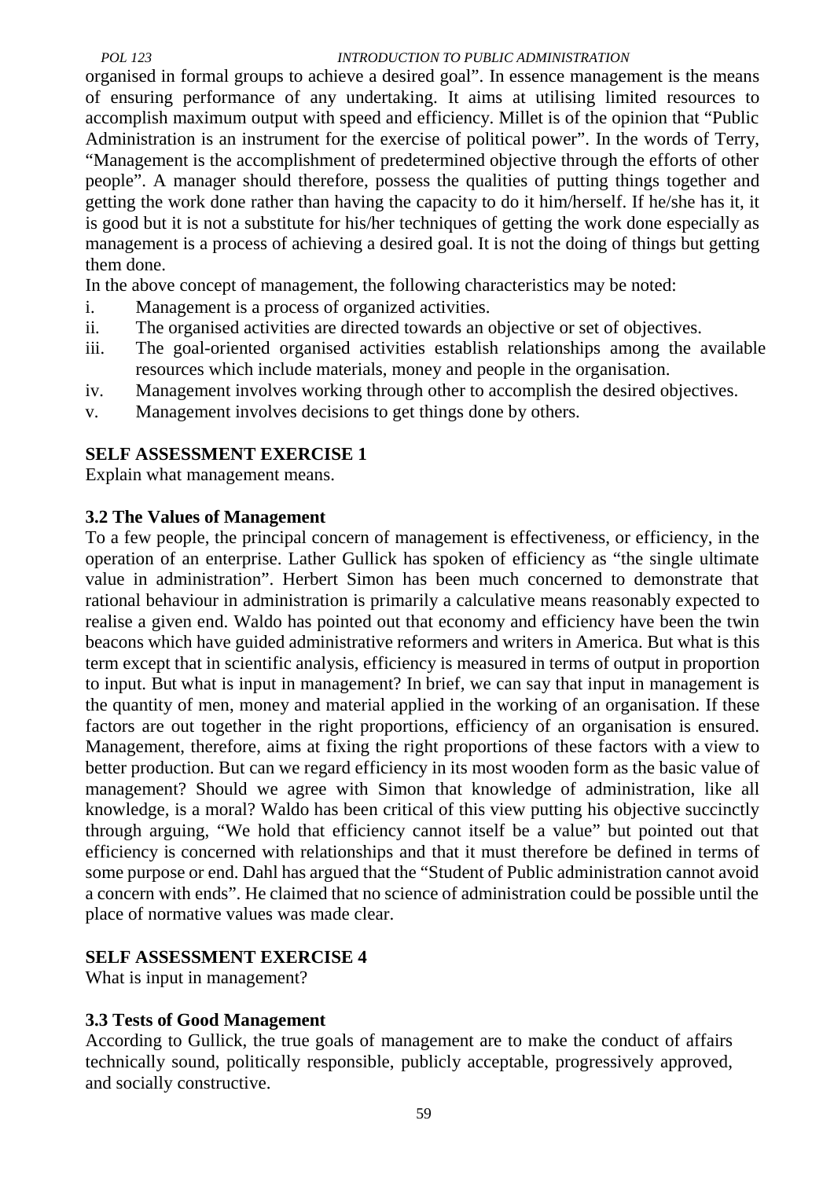organised in formal groups to achieve a desired goal". In essence management is the means of ensuring performance of any undertaking. It aims at utilising limited resources to accomplish maximum output with speed and efficiency. Millet is of the opinion that "Public Administration is an instrument for the exercise of political power". In the words of Terry, "Management is the accomplishment of predetermined objective through the efforts of other people". A manager should therefore, possess the qualities of putting things together and getting the work done rather than having the capacity to do it him/herself. If he/she has it, it is good but it is not a substitute for his/her techniques of getting the work done especially as management is a process of achieving a desired goal. It is not the doing of things but getting them done.

In the above concept of management, the following characteristics may be noted:

i. Management is a process of organized activities.
ii. The organised activities are directed towards an objective or set of objectives.
iii. The goal-oriented organised activities establish relationships among the available resources which include materials, money and people in the organisation.
iv. Management involves working through other to accomplish the desired objectives.
v. Management involves decisions to get things done by others.

**SELF ASSESSMENT EXERCISE 1**

Explain what management means.

### 3.2 The Values of Management

To a few people, the principal concern of management is effectiveness, or efficiency, in the operation of an enterprise. Lather Gullick has spoken of efficiency as "the single ultimate value in administration". Herbert Simon has been much concerned to demonstrate that rational behaviour in administration is primarily a calculative means reasonably expected to realise a given end. Waldo has pointed out that economy and efficiency have been the twin beacons which have guided administrative reformers and writers in America. But what is this term except that in scientific analysis, efficiency is measured in terms of output in proportion to input. But what is input in management? In brief, we can say that input in management is the quantity of men, money and material applied in the working of an organisation. If these factors are out together in the right proportions, efficiency of an organisation is ensured. Management, therefore, aims at fixing the right proportions of these factors with a view to better production. But can we regard efficiency in its most wooden form as the basic value of management? Should we agree with Simon that knowledge of administration, like all knowledge, is a moral? Waldo has been critical of this view putting his objective succinctly through arguing, "We hold that efficiency cannot itself be a value" but pointed out that efficiency is concerned with relationships and that it must therefore be defined in terms of some purpose or end. Dahl has argued that the "Student of Public administration cannot avoid a concern with ends". He claimed that no science of administration could be possible until the place of normative values was made clear.

**SELF ASSESSMENT EXERCISE 4**

What is input in management?

### 3.3 Tests of Good Management

According to Gullick, the true goals of management are to make the conduct of affairs technically sound, politically responsible, publicly acceptable, progressively approved, and socially constructive.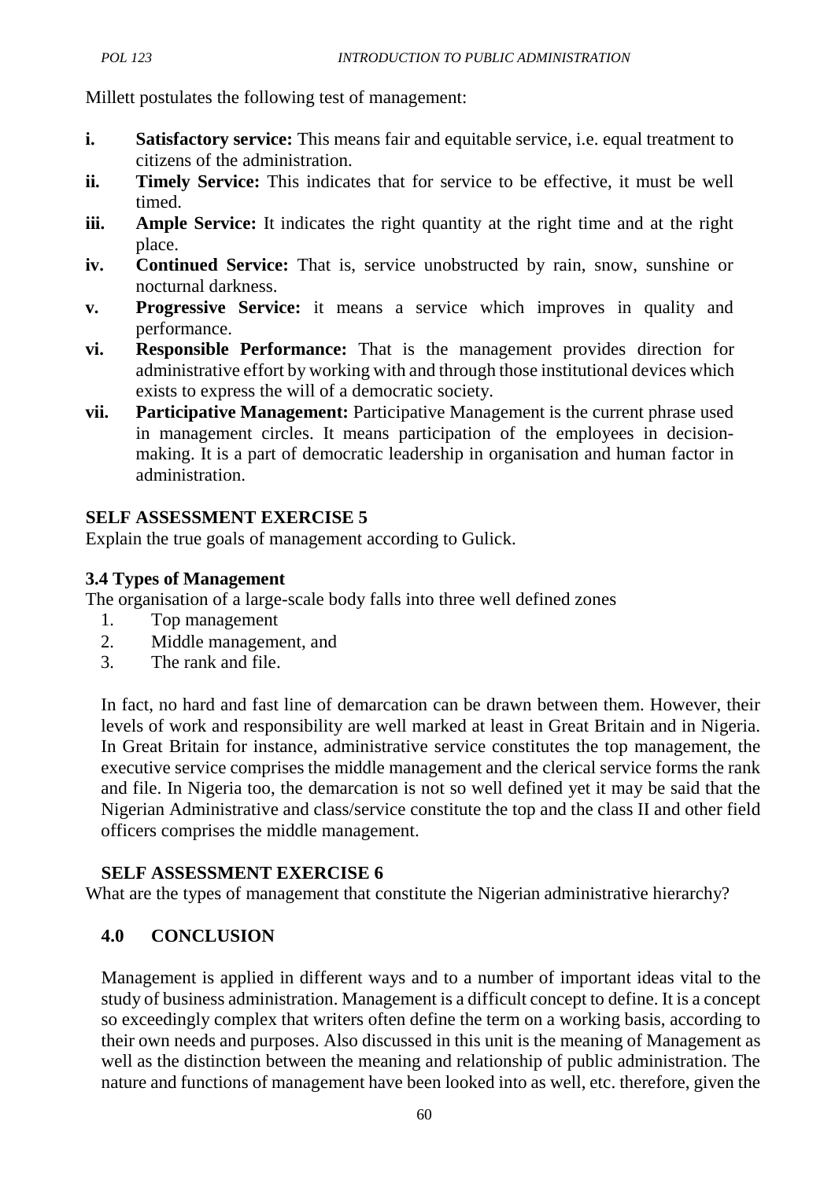Millett postulates the following test of management:

- **i. Satisfactory service:** This means fair and equitable service, i.e. equal treatment to citizens of the administration.
- **ii. Timely Service:** This indicates that for service to be effective, it must be well timed.
- **iii. Ample Service:** It indicates the right quantity at the right time and at the right place.
- **iv. Continued Service:** That is, service unobstructed by rain, snow, sunshine or nocturnal darkness.
- **v. Progressive Service:** it means a service which improves in quality and performance.
- **vi. Responsible Performance:** That is the management provides direction for administrative effort by working with and through those institutional devices which exists to express the will of a democratic society.
- **vii. Participative Management:** Participative Management is the current phrase used in management circles. It means participation of the employees in decision-making. It is a part of democratic leadership in organisation and human factor in administration.

**SELF ASSESSMENT EXERCISE 5**

Explain the true goals of management according to Gulick.

### 3.4 Types of Management

The organisation of a large-scale body falls into three well defined zones

1. Top management
2. Middle management, and
3. The rank and file.

In fact, no hard and fast line of demarcation can be drawn between them. However, their levels of work and responsibility are well marked at least in Great Britain and in Nigeria. In Great Britain for instance, administrative service constitutes the top management, the executive service comprises the middle management and the clerical service forms the rank and file. In Nigeria too, the demarcation is not so well defined yet it may be said that the Nigerian Administrative and class/service constitute the top and the class II and other field officers comprises the middle management.

**SELF ASSESSMENT EXERCISE 6**

What are the types of management that constitute the Nigerian administrative hierarchy?

## 4.0 CONCLUSION

Management is applied in different ways and to a number of important ideas vital to the study of business administration. Management is a difficult concept to define. It is a concept so exceedingly complex that writers often define the term on a working basis, according to their own needs and purposes. Also discussed in this unit is the meaning of Management as well as the distinction between the meaning and relationship of public administration. The nature and functions of management have been looked into as well, etc. therefore, given the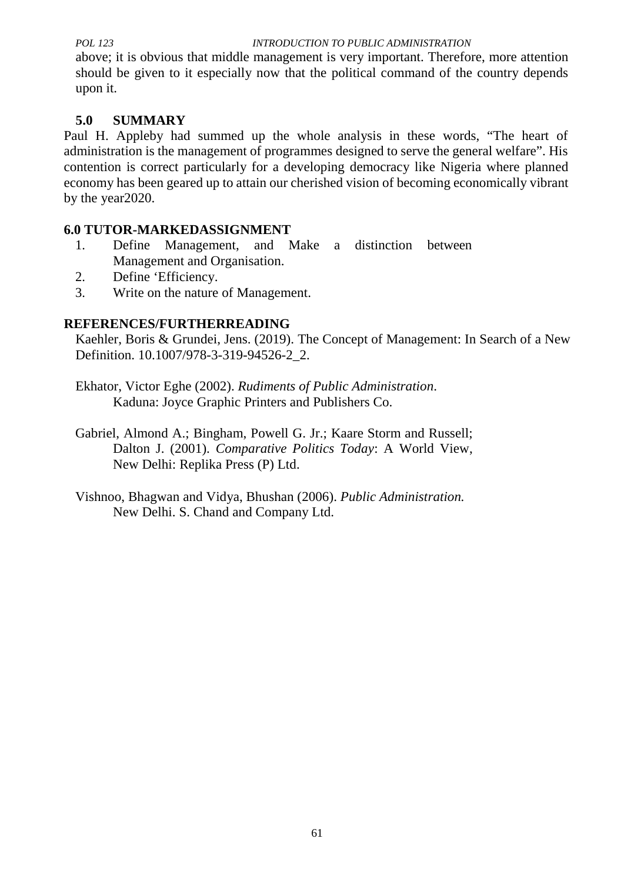above; it is obvious that middle management is very important. Therefore, more attention should be given to it especially now that the political command of the country depends upon it.

## 5.0 SUMMARY

Paul H. Appleby had summed up the whole analysis in these words, "The heart of administration is the management of programmes designed to serve the general welfare". His contention is correct particularly for a developing democracy like Nigeria where planned economy has been geared up to attain our cherished vision of becoming economically vibrant by the year2020.

## 6.0 TUTOR-MARKEDASSIGNMENT

1. Define Management, and Make a distinction between Management and Organisation.
2. Define 'Efficiency.
3. Write on the nature of Management.

## REFERENCES/FURTHERREADING

Kaehler, Boris & Grundei, Jens. (2019). The Concept of Management: In Search of a New Definition. 10.1007/978-3-319-94526-2_2.

Ekhator, Victor Eghe (2002). *Rudiments of Public Administration*. Kaduna: Joyce Graphic Printers and Publishers Co.

Gabriel, Almond A.; Bingham, Powell G. Jr.; Kaare Storm and Russell; Dalton J. (2001). *Comparative Politics Today*: A World View, New Delhi: Replika Press (P) Ltd.

Vishnoo, Bhagwan and Vidya, Bhushan (2006). *Public Administration.* New Delhi. S. Chand and Company Ltd.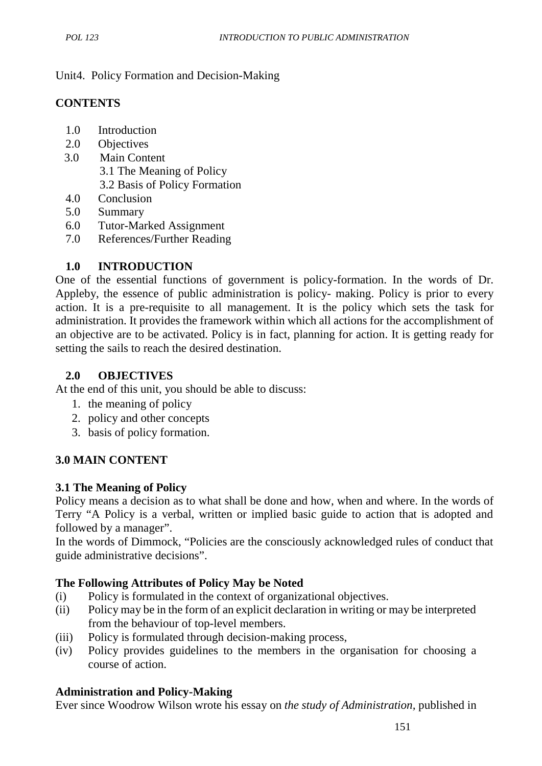Unit4. Policy Formation and Decision-Making

**CONTENTS**

1.0 Introduction
2.0 Objectives
3.0 Main Content
  3.1 The Meaning of Policy
  3.2 Basis of Policy Formation
4.0 Conclusion
5.0 Summary
6.0 Tutor-Marked Assignment
7.0 References/Further Reading

## 1.0 INTRODUCTION

One of the essential functions of government is policy-formation. In the words of Dr. Appleby, the essence of public administration is policy- making. Policy is prior to every action. It is a pre-requisite to all management. It is the policy which sets the task for administration. It provides the framework within which all actions for the accomplishment of an objective are to be activated. Policy is in fact, planning for action. It is getting ready for setting the sails to reach the desired destination.

## 2.0 OBJECTIVES

At the end of this unit, you should be able to discuss:

1. the meaning of policy
2. policy and other concepts
3. basis of policy formation.

## 3.0 MAIN CONTENT

### 3.1 The Meaning of Policy

Policy means a decision as to what shall be done and how, when and where. In the words of Terry "A Policy is a verbal, written or implied basic guide to action that is adopted and followed by a manager".

In the words of Dimmock, "Policies are the consciously acknowledged rules of conduct that guide administrative decisions".

**The Following Attributes of Policy May be Noted**

(i) Policy is formulated in the context of organizational objectives.
(ii) Policy may be in the form of an explicit declaration in writing or may be interpreted from the behaviour of top-level members.
(iii) Policy is formulated through decision-making process,
(iv) Policy provides guidelines to the members in the organisation for choosing a course of action.

**Administration and Policy-Making**

Ever since Woodrow Wilson wrote his essay on *the study of Administration*, published in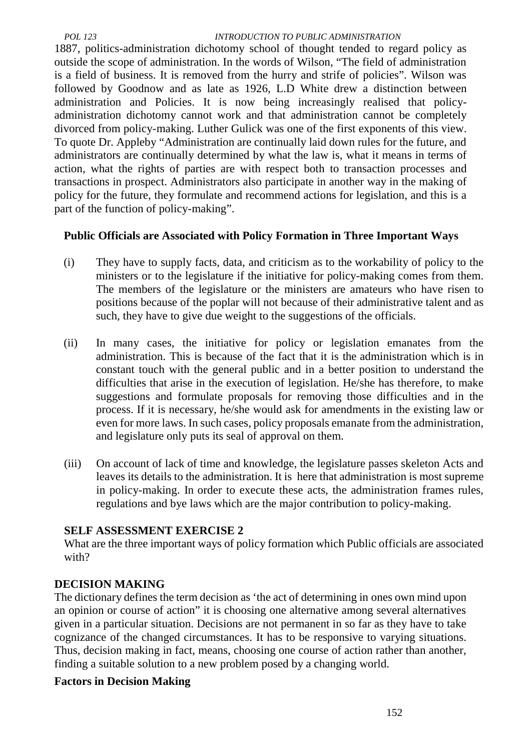1887, politics-administration dichotomy school of thought tended to regard policy as outside the scope of administration. In the words of Wilson, "The field of administration is a field of business. It is removed from the hurry and strife of policies". Wilson was followed by Goodnow and as late as 1926, L.D White drew a distinction between administration and Policies. It is now being increasingly realised that policy-administration dichotomy cannot work and that administration cannot be completely divorced from policy-making. Luther Gulick was one of the first exponents of this view. To quote Dr. Appleby "Administration are continually laid down rules for the future, and administrators are continually determined by what the law is, what it means in terms of action, what the rights of parties are with respect both to transaction processes and transactions in prospect. Administrators also participate in another way in the making of policy for the future, they formulate and recommend actions for legislation, and this is a part of the function of policy-making".

**Public Officials are Associated with Policy Formation in Three Important Ways**

(i) They have to supply facts, data, and criticism as to the workability of policy to the ministers or to the legislature if the initiative for policy-making comes from them. The members of the legislature or the ministers are amateurs who have risen to positions because of the poplar will not because of their administrative talent and as such, they have to give due weight to the suggestions of the officials.

(ii) In many cases, the initiative for policy or legislation emanates from the administration. This is because of the fact that it is the administration which is in constant touch with the general public and in a better position to understand the difficulties that arise in the execution of legislation. He/she has therefore, to make suggestions and formulate proposals for removing those difficulties and in the process. If it is necessary, he/she would ask for amendments in the existing law or even for more laws. In such cases, policy proposals emanate from the administration, and legislature only puts its seal of approval on them.

(iii) On account of lack of time and knowledge, the legislature passes skeleton Acts and leaves its details to the administration. It is here that administration is most supreme in policy-making. In order to execute these acts, the administration frames rules, regulations and bye laws which are the major contribution to policy-making.

**SELF ASSESSMENT EXERCISE 2**

What are the three important ways of policy formation which Public officials are associated with?

**DECISION MAKING**

The dictionary defines the term decision as 'the act of determining in ones own mind upon an opinion or course of action" it is choosing one alternative among several alternatives given in a particular situation. Decisions are not permanent in so far as they have to take cognizance of the changed circumstances. It has to be responsive to varying situations. Thus, decision making in fact, means, choosing one course of action rather than another, finding a suitable solution to a new problem posed by a changing world.

**Factors in Decision Making**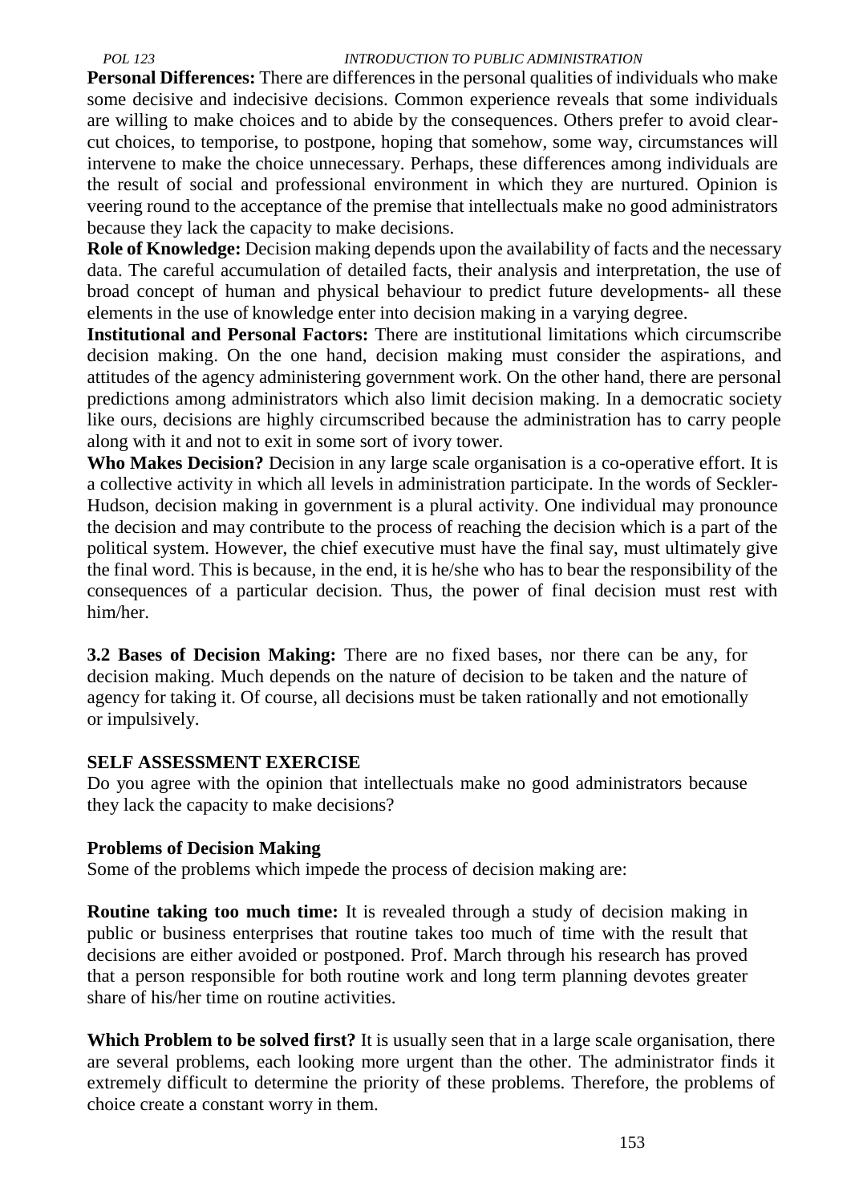**Personal Differences:** There are differences in the personal qualities of individuals who make some decisive and indecisive decisions. Common experience reveals that some individuals are willing to make choices and to abide by the consequences. Others prefer to avoid clear-cut choices, to temporise, to postpone, hoping that somehow, some way, circumstances will intervene to make the choice unnecessary. Perhaps, these differences among individuals are the result of social and professional environment in which they are nurtured. Opinion is veering round to the acceptance of the premise that intellectuals make no good administrators because they lack the capacity to make decisions.

**Role of Knowledge:** Decision making depends upon the availability of facts and the necessary data. The careful accumulation of detailed facts, their analysis and interpretation, the use of broad concept of human and physical behaviour to predict future developments- all these elements in the use of knowledge enter into decision making in a varying degree.

**Institutional and Personal Factors:** There are institutional limitations which circumscribe decision making. On the one hand, decision making must consider the aspirations, and attitudes of the agency administering government work. On the other hand, there are personal predictions among administrators which also limit decision making. In a democratic society like ours, decisions are highly circumscribed because the administration has to carry people along with it and not to exit in some sort of ivory tower.

**Who Makes Decision?** Decision in any large scale organisation is a co-operative effort. It is a collective activity in which all levels in administration participate. In the words of Seckler-Hudson, decision making in government is a plural activity. One individual may pronounce the decision and may contribute to the process of reaching the decision which is a part of the political system. However, the chief executive must have the final say, must ultimately give the final word. This is because, in the end, it is he/she who has to bear the responsibility of the consequences of a particular decision. Thus, the power of final decision must rest with him/her.

**3.2 Bases of Decision Making:** There are no fixed bases, nor there can be any, for decision making. Much depends on the nature of decision to be taken and the nature of agency for taking it. Of course, all decisions must be taken rationally and not emotionally or impulsively.

**SELF ASSESSMENT EXERCISE**

Do you agree with the opinion that intellectuals make no good administrators because they lack the capacity to make decisions?

**Problems of Decision Making**

Some of the problems which impede the process of decision making are:

**Routine taking too much time:** It is revealed through a study of decision making in public or business enterprises that routine takes too much of time with the result that decisions are either avoided or postponed. Prof. March through his research has proved that a person responsible for both routine work and long term planning devotes greater share of his/her time on routine activities.

**Which Problem to be solved first?** It is usually seen that in a large scale organisation, there are several problems, each looking more urgent than the other. The administrator finds it extremely difficult to determine the priority of these problems. Therefore, the problems of choice create a constant worry in them.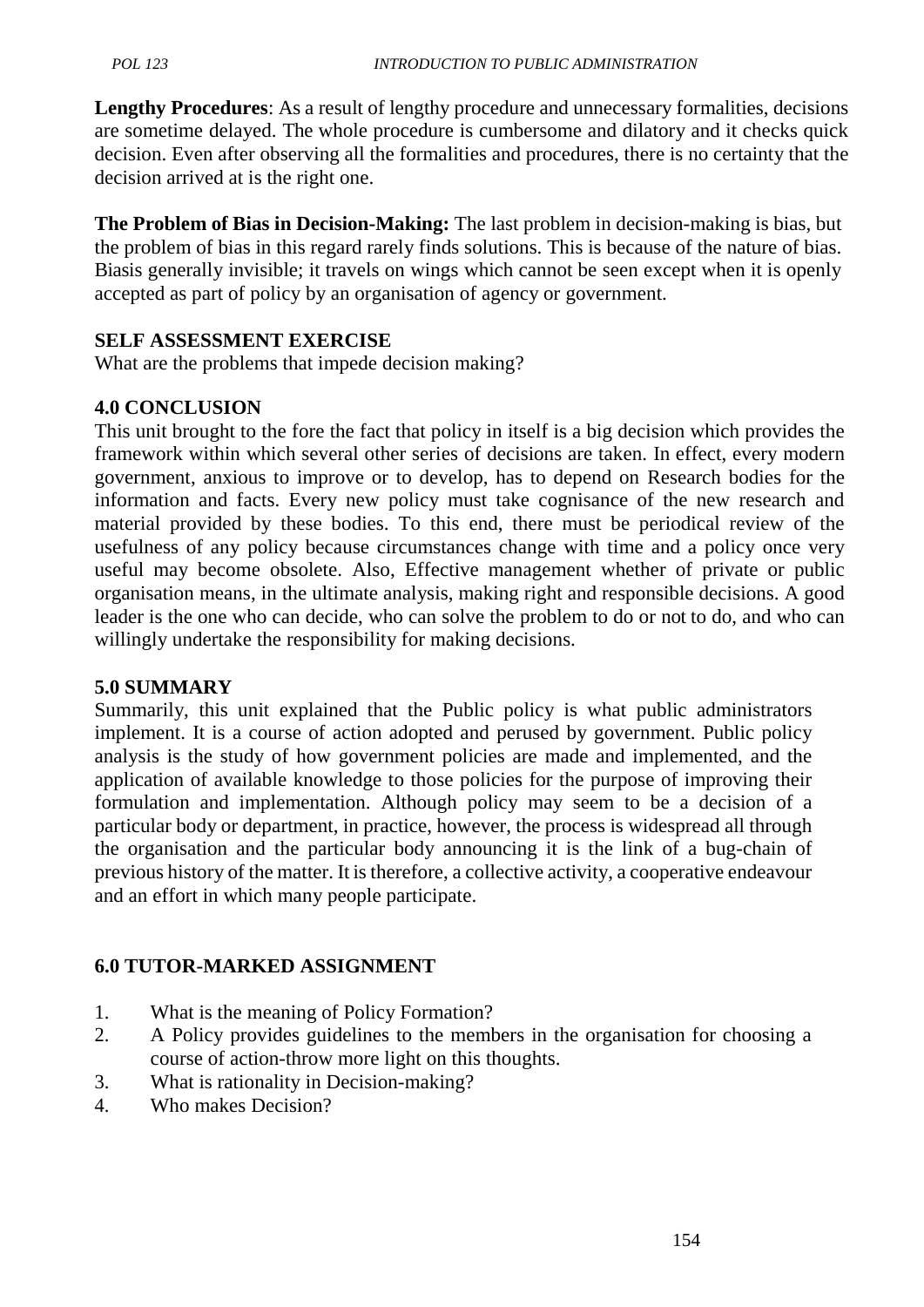**Lengthy Procedures**: As a result of lengthy procedure and unnecessary formalities, decisions are sometime delayed. The whole procedure is cumbersome and dilatory and it checks quick decision. Even after observing all the formalities and procedures, there is no certainty that the decision arrived at is the right one.

**The Problem of Bias in Decision-Making:** The last problem in decision-making is bias, but the problem of bias in this regard rarely finds solutions. This is because of the nature of bias. Biasis generally invisible; it travels on wings which cannot be seen except when it is openly accepted as part of policy by an organisation of agency or government.

### SELF ASSESSMENT EXERCISE

What are the problems that impede decision making?

## 4.0 CONCLUSION

This unit brought to the fore the fact that policy in itself is a big decision which provides the framework within which several other series of decisions are taken. In effect, every modern government, anxious to improve or to develop, has to depend on Research bodies for the information and facts. Every new policy must take cognisance of the new research and material provided by these bodies. To this end, there must be periodical review of the usefulness of any policy because circumstances change with time and a policy once very useful may become obsolete. Also, Effective management whether of private or public organisation means, in the ultimate analysis, making right and responsible decisions. A good leader is the one who can decide, who can solve the problem to do or not to do, and who can willingly undertake the responsibility for making decisions.

## 5.0 SUMMARY

Summarily, this unit explained that the Public policy is what public administrators implement. It is a course of action adopted and perused by government. Public policy analysis is the study of how government policies are made and implemented, and the application of available knowledge to those policies for the purpose of improving their formulation and implementation. Although policy may seem to be a decision of a particular body or department, in practice, however, the process is widespread all through the organisation and the particular body announcing it is the link of a bug-chain of previous history of the matter. It is therefore, a collective activity, a cooperative endeavour and an effort in which many people participate.

## 6.0 TUTOR-MARKED ASSIGNMENT

1. What is the meaning of Policy Formation?
2. A Policy provides guidelines to the members in the organisation for choosing a course of action-throw more light on this thoughts.
3. What is rationality in Decision-making?
4. Who makes Decision?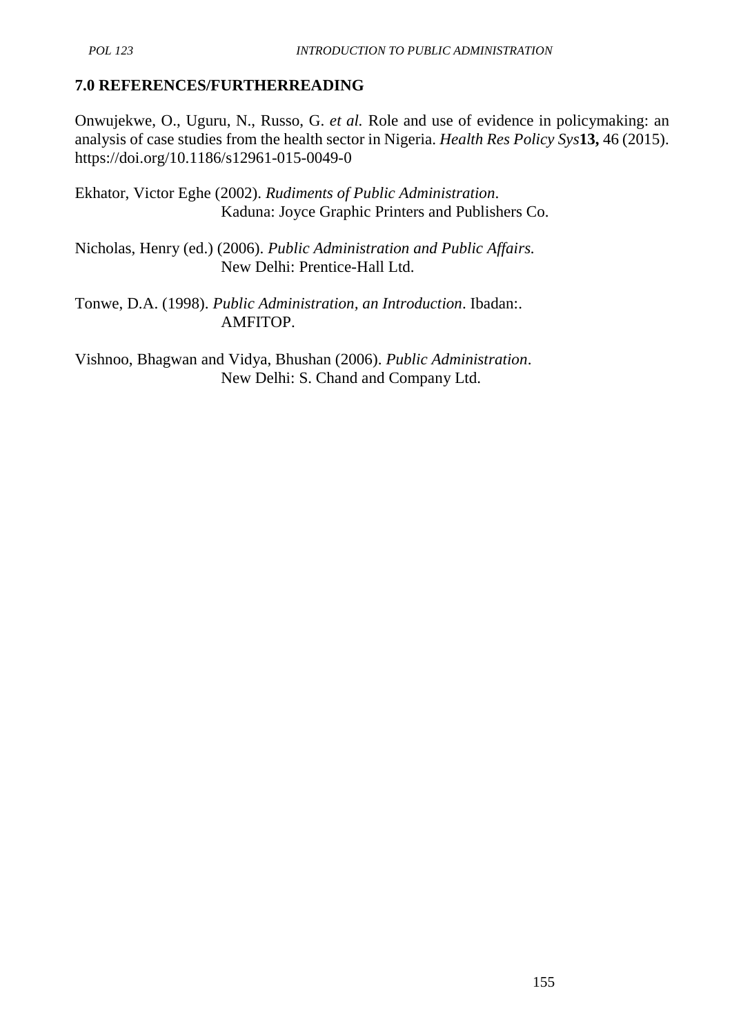## 7.0 REFERENCES/FURTHERREADING

Onwujekwe, O., Uguru, N., Russo, G. *et al.* Role and use of evidence in policymaking: an analysis of case studies from the health sector in Nigeria. *Health Res Policy Sys* **13,** 46 (2015). https://doi.org/10.1186/s12961-015-0049-0

Ekhator, Victor Eghe (2002). *Rudiments of Public Administration*. Kaduna: Joyce Graphic Printers and Publishers Co.

Nicholas, Henry (ed.) (2006). *Public Administration and Public Affairs.* New Delhi: Prentice-Hall Ltd.

Tonwe, D.A. (1998). *Public Administration, an Introduction*. Ibadan:. AMFITOP.

Vishnoo, Bhagwan and Vidya, Bhushan (2006). *Public Administration*. New Delhi: S. Chand and Company Ltd.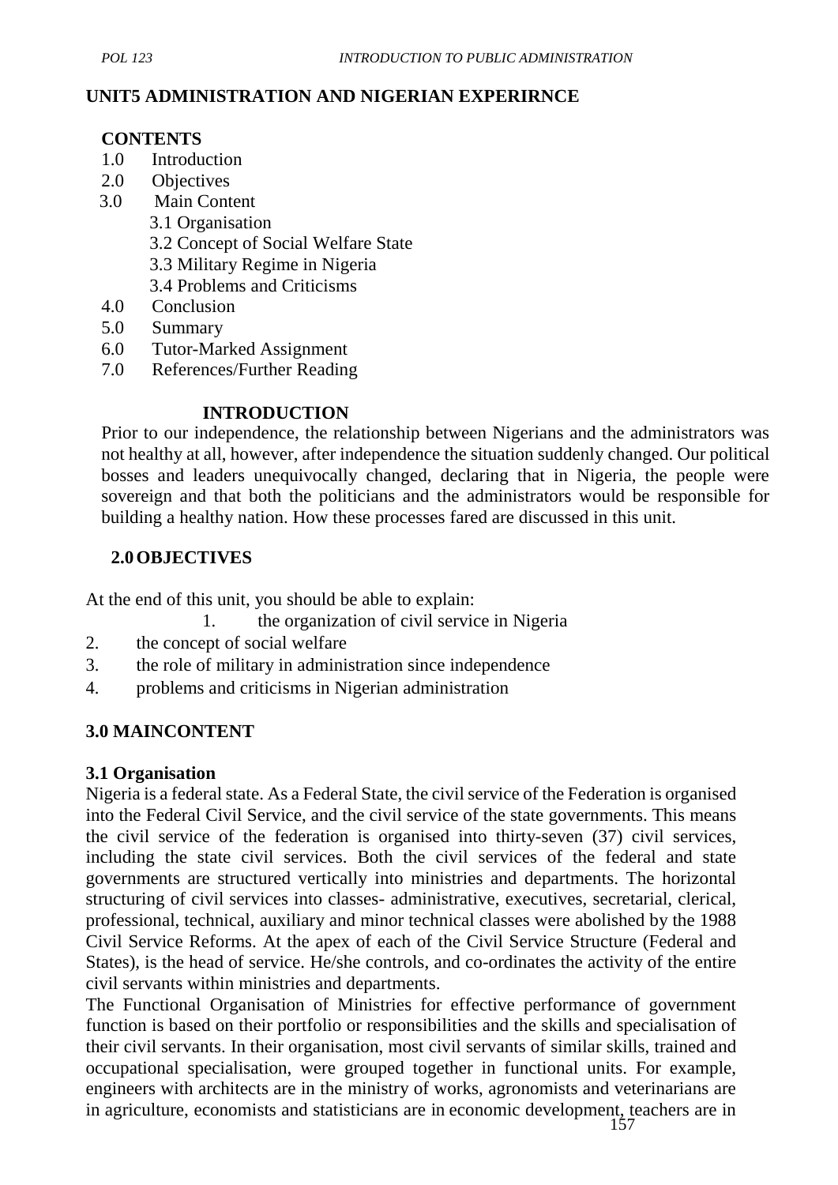## UNIT5 ADMINISTRATION AND NIGERIAN EXPERIRNCE

**CONTENTS**

1.0 Introduction
2.0 Objectives
3.0 Main Content
   3.1 Organisation
   3.2 Concept of Social Welfare State
   3.3 Military Regime in Nigeria
   3.4 Problems and Criticisms
4.0 Conclusion
5.0 Summary
6.0 Tutor-Marked Assignment
7.0 References/Further Reading

### INTRODUCTION

Prior to our independence, the relationship between Nigerians and the administrators was not healthy at all, however, after independence the situation suddenly changed. Our political bosses and leaders unequivocally changed, declaring that in Nigeria, the people were sovereign and that both the politicians and the administrators would be responsible for building a healthy nation. How these processes fared are discussed in this unit.

### 2.0 OBJECTIVES

At the end of this unit, you should be able to explain:

1. the organization of civil service in Nigeria
2. the concept of social welfare
3. the role of military in administration since independence
4. problems and criticisms in Nigerian administration

### 3.0 MAINCONTENT

#### 3.1 Organisation

Nigeria is a federal state. As a Federal State, the civil service of the Federation is organised into the Federal Civil Service, and the civil service of the state governments. This means the civil service of the federation is organised into thirty-seven (37) civil services, including the state civil services. Both the civil services of the federal and state governments are structured vertically into ministries and departments. The horizontal structuring of civil services into classes- administrative, executives, secretarial, clerical, professional, technical, auxiliary and minor technical classes were abolished by the 1988 Civil Service Reforms. At the apex of each of the Civil Service Structure (Federal and States), is the head of service. He/she controls, and co-ordinates the activity of the entire civil servants within ministries and departments.

The Functional Organisation of Ministries for effective performance of government function is based on their portfolio or responsibilities and the skills and specialisation of their civil servants. In their organisation, most civil servants of similar skills, trained and occupational specialisation, were grouped together in functional units. For example, engineers with architects are in the ministry of works, agronomists and veterinarians are in agriculture, economists and statisticians are in economic development, teachers are in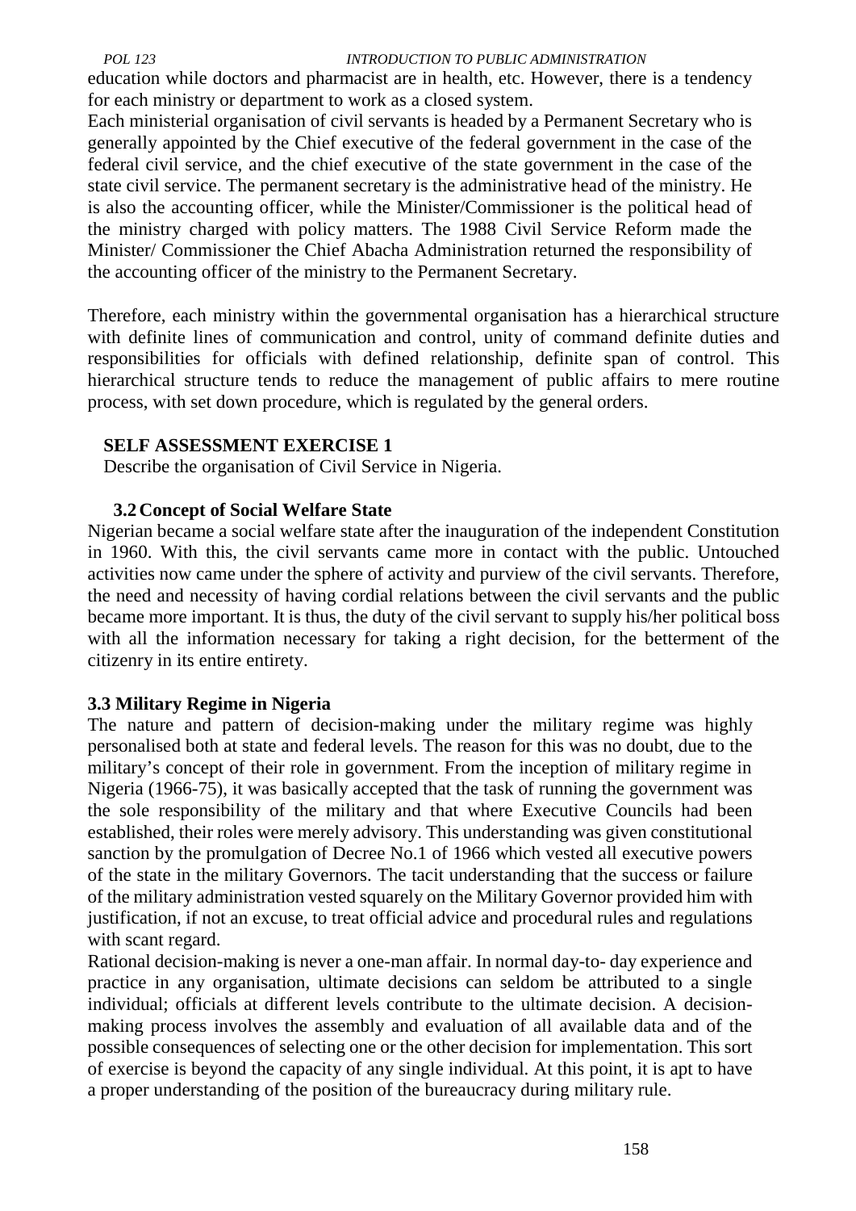education while doctors and pharmacist are in health, etc. However, there is a tendency for each ministry or department to work as a closed system.

Each ministerial organisation of civil servants is headed by a Permanent Secretary who is generally appointed by the Chief executive of the federal government in the case of the federal civil service, and the chief executive of the state government in the case of the state civil service. The permanent secretary is the administrative head of the ministry. He is also the accounting officer, while the Minister/Commissioner is the political head of the ministry charged with policy matters. The 1988 Civil Service Reform made the Minister/ Commissioner the Chief Abacha Administration returned the responsibility of the accounting officer of the ministry to the Permanent Secretary.

Therefore, each ministry within the governmental organisation has a hierarchical structure with definite lines of communication and control, unity of command definite duties and responsibilities for officials with defined relationship, definite span of control. This hierarchical structure tends to reduce the management of public affairs to mere routine process, with set down procedure, which is regulated by the general orders.

**SELF ASSESSMENT EXERCISE 1**

Describe the organisation of Civil Service in Nigeria.

### 3.2 Concept of Social Welfare State

Nigerian became a social welfare state after the inauguration of the independent Constitution in 1960. With this, the civil servants came more in contact with the public. Untouched activities now came under the sphere of activity and purview of the civil servants. Therefore, the need and necessity of having cordial relations between the civil servants and the public became more important. It is thus, the duty of the civil servant to supply his/her political boss with all the information necessary for taking a right decision, for the betterment of the citizenry in its entire entirety.

### 3.3 Military Regime in Nigeria

The nature and pattern of decision-making under the military regime was highly personalised both at state and federal levels. The reason for this was no doubt, due to the military's concept of their role in government. From the inception of military regime in Nigeria (1966-75), it was basically accepted that the task of running the government was the sole responsibility of the military and that where Executive Councils had been established, their roles were merely advisory. This understanding was given constitutional sanction by the promulgation of Decree No.1 of 1966 which vested all executive powers of the state in the military Governors. The tacit understanding that the success or failure of the military administration vested squarely on the Military Governor provided him with justification, if not an excuse, to treat official advice and procedural rules and regulations with scant regard.

Rational decision-making is never a one-man affair. In normal day-to- day experience and practice in any organisation, ultimate decisions can seldom be attributed to a single individual; officials at different levels contribute to the ultimate decision. A decision-making process involves the assembly and evaluation of all available data and of the possible consequences of selecting one or the other decision for implementation. This sort of exercise is beyond the capacity of any single individual. At this point, it is apt to have a proper understanding of the position of the bureaucracy during military rule.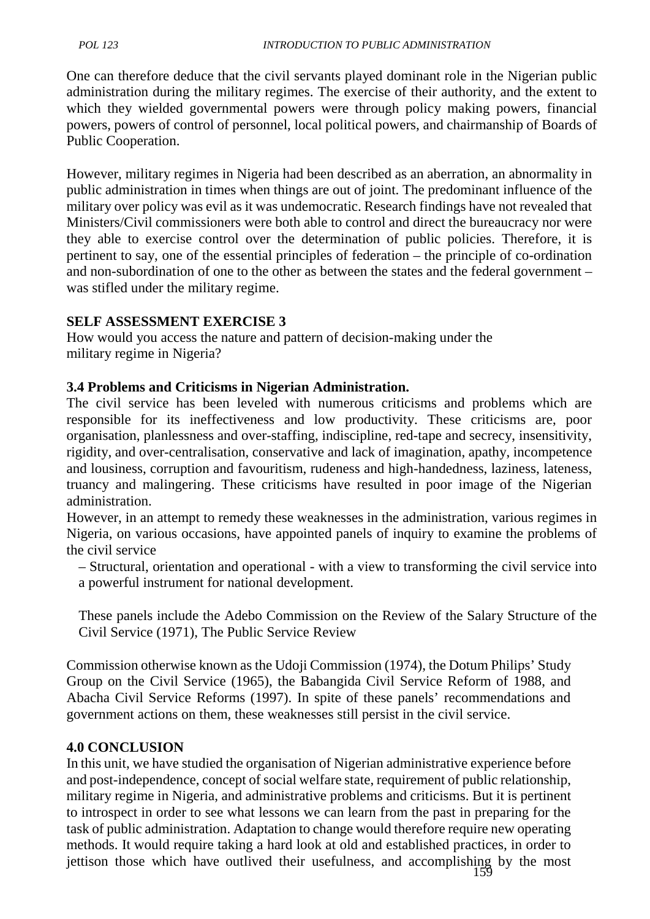One can therefore deduce that the civil servants played dominant role in the Nigerian public administration during the military regimes. The exercise of their authority, and the extent to which they wielded governmental powers were through policy making powers, financial powers, powers of control of personnel, local political powers, and chairmanship of Boards of Public Cooperation.

However, military regimes in Nigeria had been described as an aberration, an abnormality in public administration in times when things are out of joint. The predominant influence of the military over policy was evil as it was undemocratic. Research findings have not revealed that Ministers/Civil commissioners were both able to control and direct the bureaucracy nor were they able to exercise control over the determination of public policies. Therefore, it is pertinent to say, one of the essential principles of federation – the principle of co-ordination and non-subordination of one to the other as between the states and the federal government – was stifled under the military regime.

**SELF ASSESSMENT EXERCISE 3**

How would you access the nature and pattern of decision-making under the military regime in Nigeria?

### 3.4 Problems and Criticisms in Nigerian Administration.

The civil service has been leveled with numerous criticisms and problems which are responsible for its ineffectiveness and low productivity. These criticisms are, poor organisation, planlessness and over-staffing, indiscipline, red-tape and secrecy, insensitivity, rigidity, and over-centralisation, conservative and lack of imagination, apathy, incompetence and lousiness, corruption and favouritism, rudeness and high-handedness, laziness, lateness, truancy and malingering. These criticisms have resulted in poor image of the Nigerian administration.

However, in an attempt to remedy these weaknesses in the administration, various regimes in Nigeria, on various occasions, have appointed panels of inquiry to examine the problems of the civil service

– Structural, orientation and operational - with a view to transforming the civil service into a powerful instrument for national development.

These panels include the Adebo Commission on the Review of the Salary Structure of the Civil Service (1971), The Public Service Review

Commission otherwise known as the Udoji Commission (1974), the Dotum Philips' Study Group on the Civil Service (1965), the Babangida Civil Service Reform of 1988, and Abacha Civil Service Reforms (1997). In spite of these panels' recommendations and government actions on them, these weaknesses still persist in the civil service.

## 4.0 CONCLUSION

In this unit, we have studied the organisation of Nigerian administrative experience before and post-independence, concept of social welfare state, requirement of public relationship, military regime in Nigeria, and administrative problems and criticisms. But it is pertinent to introspect in order to see what lessons we can learn from the past in preparing for the task of public administration. Adaptation to change would therefore require new operating methods. It would require taking a hard look at old and established practices, in order to jettison those which have outlived their usefulness, and accomplishing by the most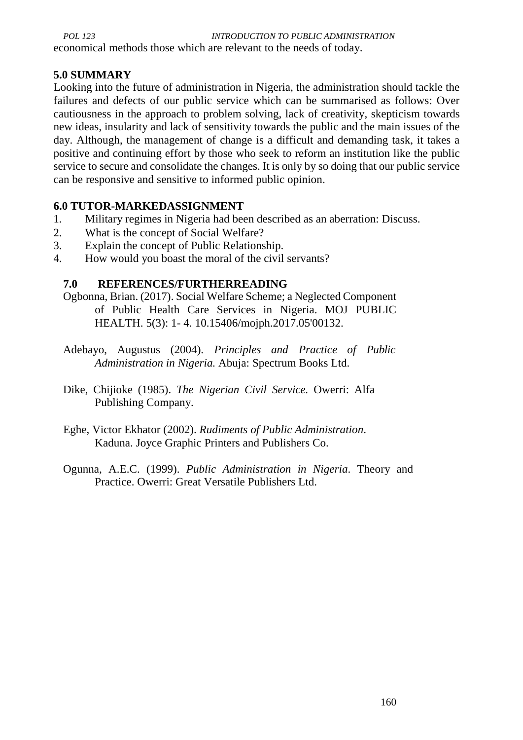economical methods those which are relevant to the needs of today.

## 5.0 SUMMARY

Looking into the future of administration in Nigeria, the administration should tackle the failures and defects of our public service which can be summarised as follows: Over cautiousness in the approach to problem solving, lack of creativity, skepticism towards new ideas, insularity and lack of sensitivity towards the public and the main issues of the day. Although, the management of change is a difficult and demanding task, it takes a positive and continuing effort by those who seek to reform an institution like the public service to secure and consolidate the changes. It is only by so doing that our public service can be responsive and sensitive to informed public opinion.

## 6.0 TUTOR-MARKEDASSIGNMENT

1. Military regimes in Nigeria had been described as an aberration: Discuss.
2. What is the concept of Social Welfare?
3. Explain the concept of Public Relationship.
4. How would you boast the moral of the civil servants?

## 7.0 REFERENCES/FURTHERREADING

Ogbonna, Brian. (2017). Social Welfare Scheme; a Neglected Component of Public Health Care Services in Nigeria. MOJ PUBLIC HEALTH. 5(3): 1- 4. 10.15406/mojph.2017.05'00132.

Adebayo, Augustus (2004). *Principles and Practice of Public Administration in Nigeria.* Abuja: Spectrum Books Ltd.

Dike, Chijioke (1985). *The Nigerian Civil Service.* Owerri: Alfa Publishing Company.

Eghe, Victor Ekhator (2002). *Rudiments of Public Administration*. Kaduna. Joyce Graphic Printers and Publishers Co.

Ogunna, A.E.C. (1999). *Public Administration in Nigeria*. Theory and Practice. Owerri: Great Versatile Publishers Ltd.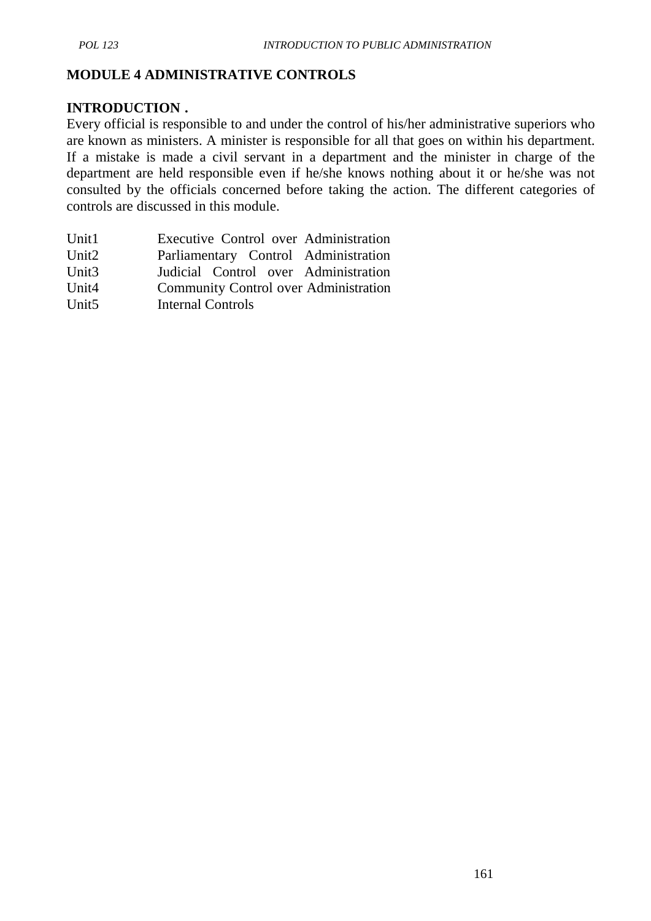# MODULE 4 ADMINISTRATIVE CONTROLS

## INTRODUCTION .

Every official is responsible to and under the control of his/her administrative superiors who are known as ministers. A minister is responsible for all that goes on within his department. If a mistake is made a civil servant in a department and the minister in charge of the department are held responsible even if he/she knows nothing about it or he/she was not consulted by the officials concerned before taking the action. The different categories of controls are discussed in this module.

| | |
|---|---|
| Unit1 | Executive Control over Administration |
| Unit2 | Parliamentary Control Administration |
| Unit3 | Judicial Control over Administration |
| Unit4 | Community Control over Administration |
| Unit5 | Internal Controls |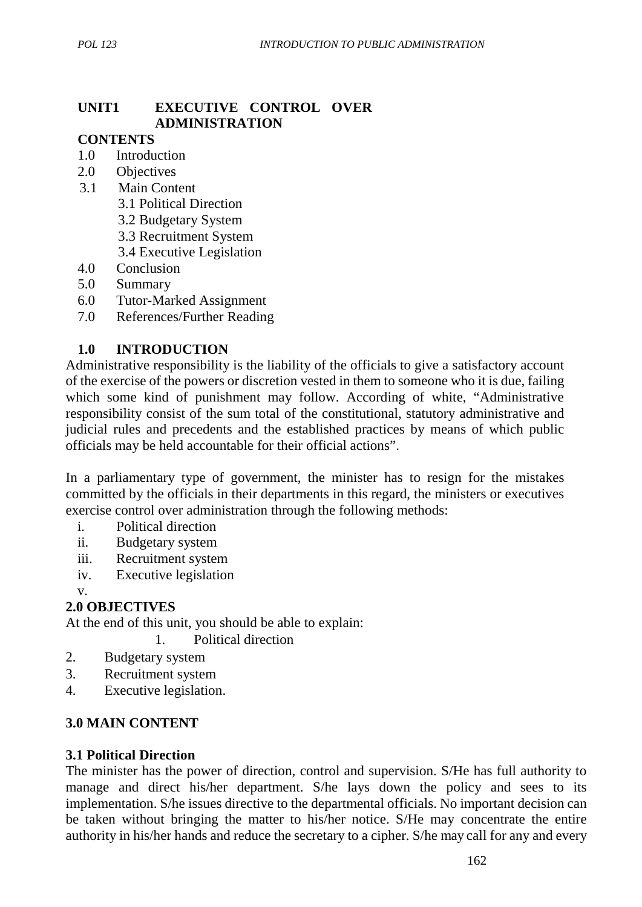## UNIT1 EXECUTIVE CONTROL OVER ADMINISTRATION

**CONTENTS**

1.0 Introduction
2.0 Objectives
3.1 Main Content
    3.1 Political Direction
    3.2 Budgetary System
    3.3 Recruitment System
    3.4 Executive Legislation
4.0 Conclusion
5.0 Summary
6.0 Tutor-Marked Assignment
7.0 References/Further Reading

### 1.0 INTRODUCTION

Administrative responsibility is the liability of the officials to give a satisfactory account of the exercise of the powers or discretion vested in them to someone who it is due, failing which some kind of punishment may follow. According of white, "Administrative responsibility consist of the sum total of the constitutional, statutory administrative and judicial rules and precedents and the established practices by means of which public officials may be held accountable for their official actions".

In a parliamentary type of government, the minister has to resign for the mistakes committed by the officials in their departments in this regard, the ministers or executives exercise control over administration through the following methods:

i. Political direction
ii. Budgetary system
iii. Recruitment system
iv. Executive legislation
v.

### 2.0 OBJECTIVES

At the end of this unit, you should be able to explain:

1. Political direction
2. Budgetary system
3. Recruitment system
4. Executive legislation.

### 3.0 MAIN CONTENT

#### 3.1 Political Direction

The minister has the power of direction, control and supervision. S/He has full authority to manage and direct his/her department. S/he lays down the policy and sees to its implementation. S/he issues directive to the departmental officials. No important decision can be taken without bringing the matter to his/her notice. S/He may concentrate the entire authority in his/her hands and reduce the secretary to a cipher. S/he may call for any and every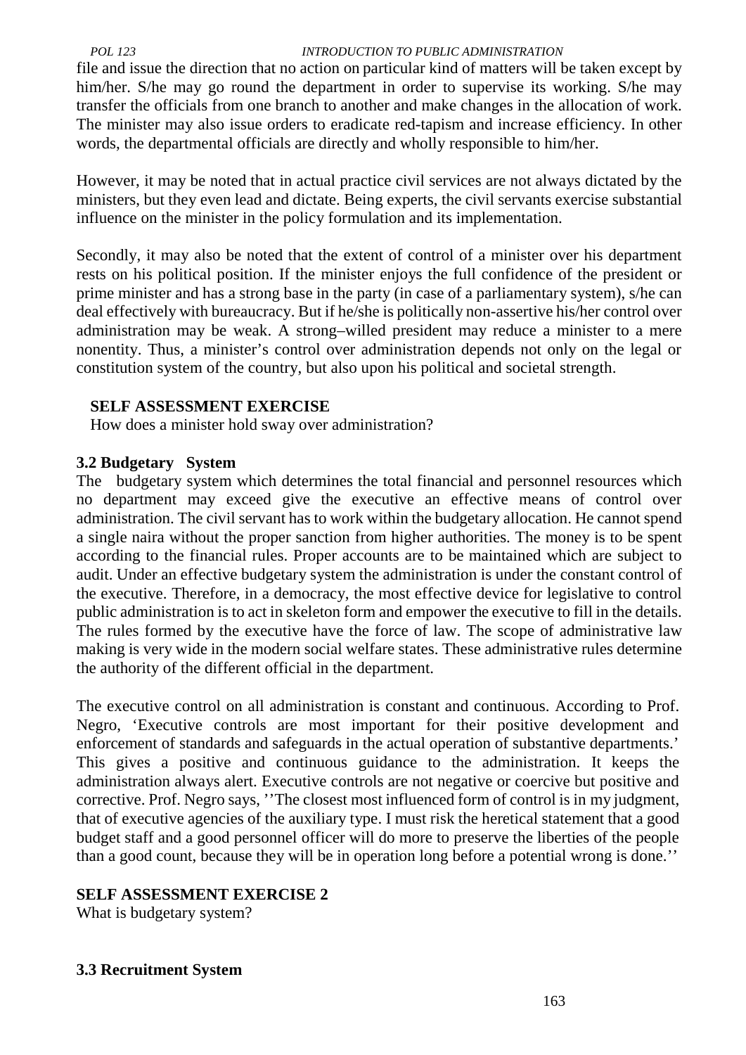file and issue the direction that no action on particular kind of matters will be taken except by him/her. S/he may go round the department in order to supervise its working. S/he may transfer the officials from one branch to another and make changes in the allocation of work. The minister may also issue orders to eradicate red-tapism and increase efficiency. In other words, the departmental officials are directly and wholly responsible to him/her.

However, it may be noted that in actual practice civil services are not always dictated by the ministers, but they even lead and dictate. Being experts, the civil servants exercise substantial influence on the minister in the policy formulation and its implementation.

Secondly, it may also be noted that the extent of control of a minister over his department rests on his political position. If the minister enjoys the full confidence of the president or prime minister and has a strong base in the party (in case of a parliamentary system), s/he can deal effectively with bureaucracy. But if he/she is politically non-assertive his/her control over administration may be weak. A strong–willed president may reduce a minister to a mere nonentity. Thus, a minister's control over administration depends not only on the legal or constitution system of the country, but also upon his political and societal strength.

**SELF ASSESSMENT EXERCISE**

How does a minister hold sway over administration?

### 3.2 Budgetary System

The budgetary system which determines the total financial and personnel resources which no department may exceed give the executive an effective means of control over administration. The civil servant has to work within the budgetary allocation. He cannot spend a single naira without the proper sanction from higher authorities. The money is to be spent according to the financial rules. Proper accounts are to be maintained which are subject to audit. Under an effective budgetary system the administration is under the constant control of the executive. Therefore, in a democracy, the most effective device for legislative to control public administration is to act in skeleton form and empower the executive to fill in the details. The rules formed by the executive have the force of law. The scope of administrative law making is very wide in the modern social welfare states. These administrative rules determine the authority of the different official in the department.

The executive control on all administration is constant and continuous. According to Prof. Negro, 'Executive controls are most important for their positive development and enforcement of standards and safeguards in the actual operation of substantive departments.' This gives a positive and continuous guidance to the administration. It keeps the administration always alert. Executive controls are not negative or coercive but positive and corrective. Prof. Negro says, ''The closest most influenced form of control is in my judgment, that of executive agencies of the auxiliary type. I must risk the heretical statement that a good budget staff and a good personnel officer will do more to preserve the liberties of the people than a good count, because they will be in operation long before a potential wrong is done.''

**SELF ASSESSMENT EXERCISE 2**

What is budgetary system?

### 3.3 Recruitment System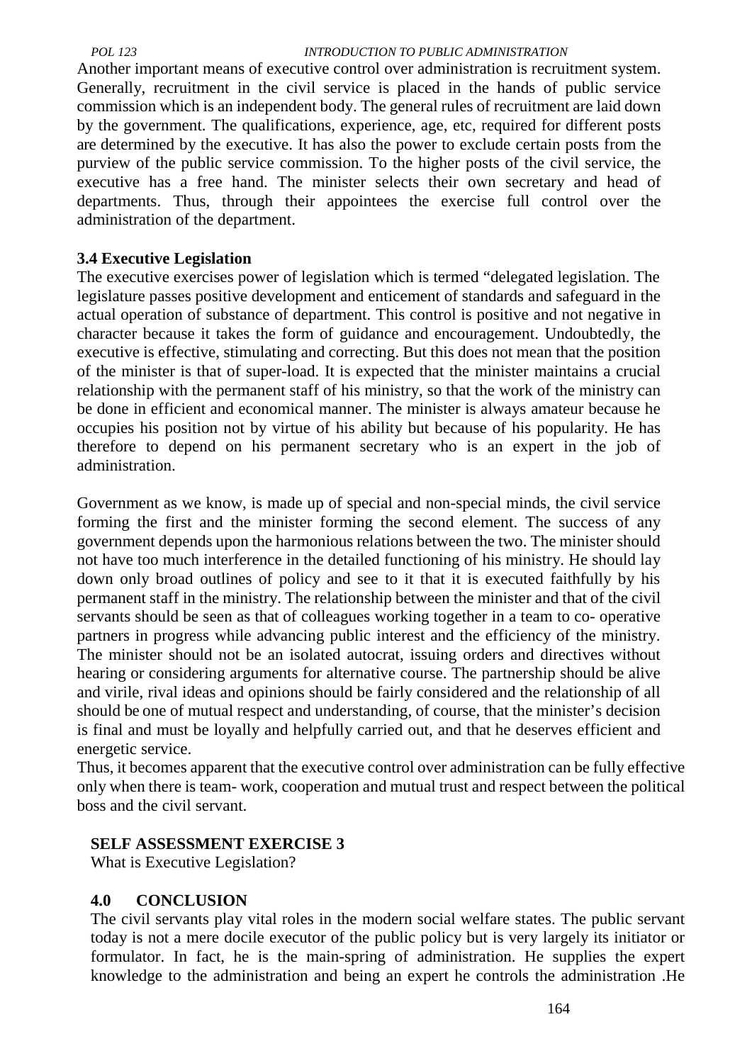Another important means of executive control over administration is recruitment system. Generally, recruitment in the civil service is placed in the hands of public service commission which is an independent body. The general rules of recruitment are laid down by the government. The qualifications, experience, age, etc, required for different posts are determined by the executive. It has also the power to exclude certain posts from the purview of the public service commission. To the higher posts of the civil service, the executive has a free hand. The minister selects their own secretary and head of departments. Thus, through their appointees the exercise full control over the administration of the department.

### 3.4 Executive Legislation

The executive exercises power of legislation which is termed "delegated legislation. The legislature passes positive development and enticement of standards and safeguard in the actual operation of substance of department. This control is positive and not negative in character because it takes the form of guidance and encouragement. Undoubtedly, the executive is effective, stimulating and correcting. But this does not mean that the position of the minister is that of super-load. It is expected that the minister maintains a crucial relationship with the permanent staff of his ministry, so that the work of the ministry can be done in efficient and economical manner. The minister is always amateur because he occupies his position not by virtue of his ability but because of his popularity. He has therefore to depend on his permanent secretary who is an expert in the job of administration.

Government as we know, is made up of special and non-special minds, the civil service forming the first and the minister forming the second element. The success of any government depends upon the harmonious relations between the two. The minister should not have too much interference in the detailed functioning of his ministry. He should lay down only broad outlines of policy and see to it that it is executed faithfully by his permanent staff in the ministry. The relationship between the minister and that of the civil servants should be seen as that of colleagues working together in a team to co- operative partners in progress while advancing public interest and the efficiency of the ministry. The minister should not be an isolated autocrat, issuing orders and directives without hearing or considering arguments for alternative course. The partnership should be alive and virile, rival ideas and opinions should be fairly considered and the relationship of all should be one of mutual respect and understanding, of course, that the minister's decision is final and must be loyally and helpfully carried out, and that he deserves efficient and energetic service.

Thus, it becomes apparent that the executive control over administration can be fully effective only when there is team- work, cooperation and mutual trust and respect between the political boss and the civil servant.

**SELF ASSESSMENT EXERCISE 3**

What is Executive Legislation?

## 4.0 CONCLUSION

The civil servants play vital roles in the modern social welfare states. The public servant today is not a mere docile executor of the public policy but is very largely its initiator or formulator. In fact, he is the main-spring of administration. He supplies the expert knowledge to the administration and being an expert he controls the administration .He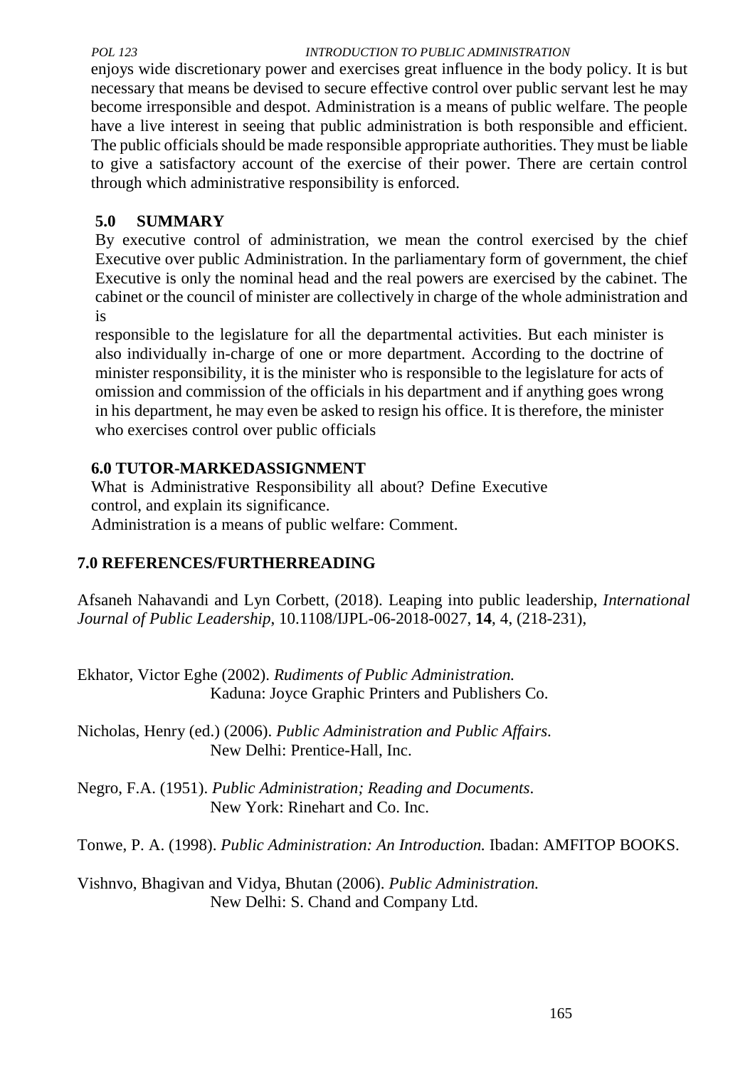enjoys wide discretionary power and exercises great influence in the body policy. It is but necessary that means be devised to secure effective control over public servant lest he may become irresponsible and despot. Administration is a means of public welfare. The people have a live interest in seeing that public administration is both responsible and efficient. The public officials should be made responsible appropriate authorities. They must be liable to give a satisfactory account of the exercise of their power. There are certain control through which administrative responsibility is enforced.

## 5.0 SUMMARY

By executive control of administration, we mean the control exercised by the chief Executive over public Administration. In the parliamentary form of government, the chief Executive is only the nominal head and the real powers are exercised by the cabinet. The cabinet or the council of minister are collectively in charge of the whole administration and is responsible to the legislature for all the departmental activities. But each minister is also individually in-charge of one or more department. According to the doctrine of minister responsibility, it is the minister who is responsible to the legislature for acts of omission and commission of the officials in his department and if anything goes wrong in his department, he may even be asked to resign his office. It is therefore, the minister who exercises control over public officials

## 6.0 TUTOR-MARKEDASSIGNMENT

What is Administrative Responsibility all about? Define Executive control, and explain its significance.
Administration is a means of public welfare: Comment.

## 7.0 REFERENCES/FURTHERREADING

Afsaneh Nahavandi and Lyn Corbett, (2018). Leaping into public leadership, *International Journal of Public Leadership*, 10.1108/IJPL-06-2018-0027, **14**, 4, (218-231),

Ekhator, Victor Eghe (2002). *Rudiments of Public Administration.* Kaduna: Joyce Graphic Printers and Publishers Co.

Nicholas, Henry (ed.) (2006). *Public Administration and Public Affairs.* New Delhi: Prentice-Hall, Inc.

Negro, F.A. (1951). *Public Administration; Reading and Documents*. New York: Rinehart and Co. Inc.

Tonwe, P. A. (1998). *Public Administration: An Introduction.* Ibadan: AMFITOP BOOKS.

Vishnvo, Bhagivan and Vidya, Bhutan (2006). *Public Administration.* New Delhi: S. Chand and Company Ltd.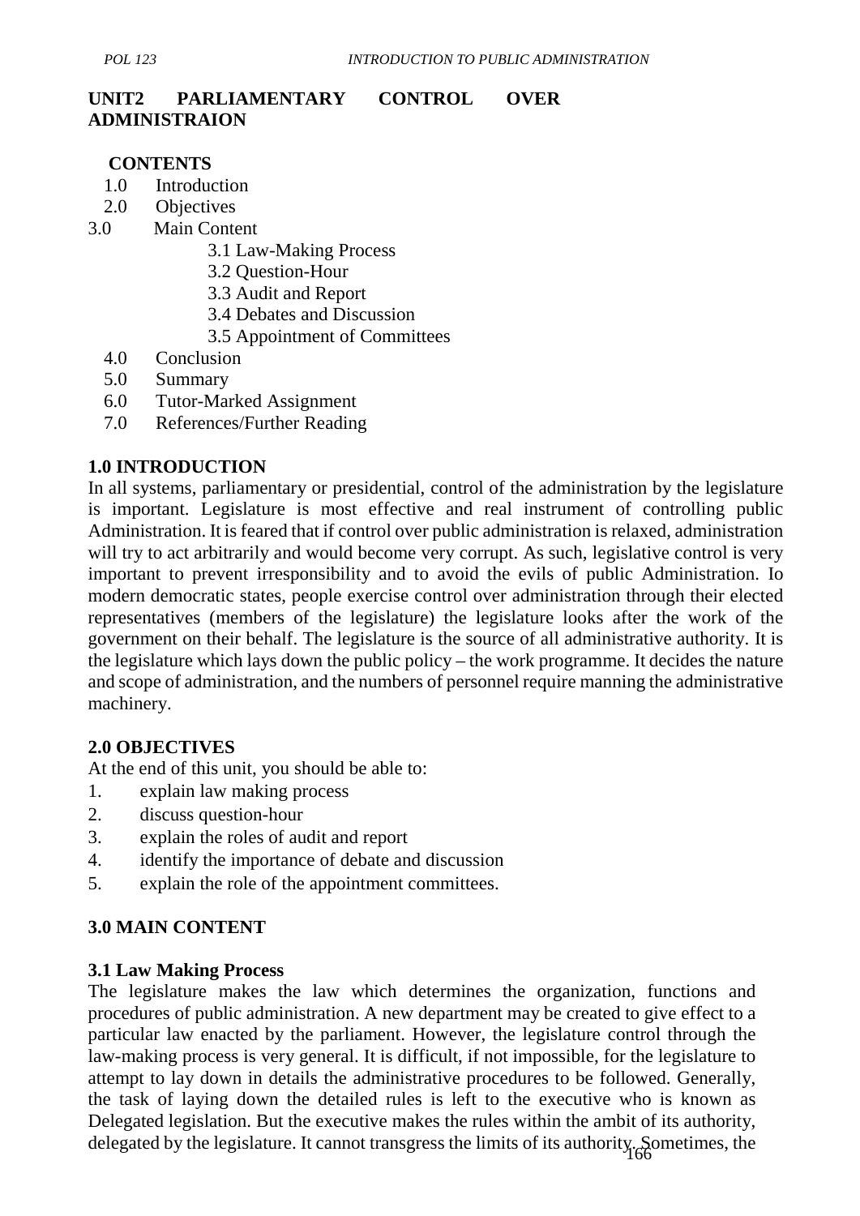## UNIT2 PARLIAMENTARY CONTROL OVER ADMINISTRAION

**CONTENTS**

1.0 Introduction
2.0 Objectives
3.0 Main Content
    3.1 Law-Making Process
    3.2 Question-Hour
    3.3 Audit and Report
    3.4 Debates and Discussion
    3.5 Appointment of Committees
4.0 Conclusion
5.0 Summary
6.0 Tutor-Marked Assignment
7.0 References/Further Reading

### 1.0 INTRODUCTION

In all systems, parliamentary or presidential, control of the administration by the legislature is important. Legislature is most effective and real instrument of controlling public Administration. It is feared that if control over public administration is relaxed, administration will try to act arbitrarily and would become very corrupt. As such, legislative control is very important to prevent irresponsibility and to avoid the evils of public Administration. Io modern democratic states, people exercise control over administration through their elected representatives (members of the legislature) the legislature looks after the work of the government on their behalf. The legislature is the source of all administrative authority. It is the legislature which lays down the public policy – the work programme. It decides the nature and scope of administration, and the numbers of personnel require manning the administrative machinery.

### 2.0 OBJECTIVES

At the end of this unit, you should be able to:

1. explain law making process
2. discuss question-hour
3. explain the roles of audit and report
4. identify the importance of debate and discussion
5. explain the role of the appointment committees.

### 3.0 MAIN CONTENT

#### 3.1 Law Making Process

The legislature makes the law which determines the organization, functions and procedures of public administration. A new department may be created to give effect to a particular law enacted by the parliament. However, the legislature control through the law-making process is very general. It is difficult, if not impossible, for the legislature to attempt to lay down in details the administrative procedures to be followed. Generally, the task of laying down the detailed rules is left to the executive who is known as Delegated legislation. But the executive makes the rules within the ambit of its authority, delegated by the legislature. It cannot transgress the limits of its authority. Sometimes, the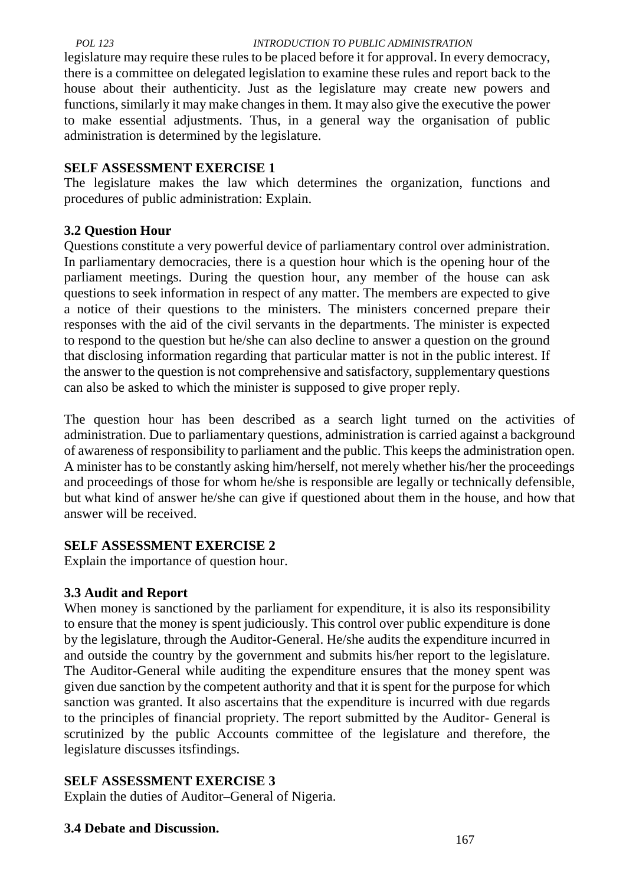legislature may require these rules to be placed before it for approval. In every democracy, there is a committee on delegated legislation to examine these rules and report back to the house about their authenticity. Just as the legislature may create new powers and functions, similarly it may make changes in them. It may also give the executive the power to make essential adjustments. Thus, in a general way the organisation of public administration is determined by the legislature.

**SELF ASSESSMENT EXERCISE 1**

The legislature makes the law which determines the organization, functions and procedures of public administration: Explain.

### 3.2 Question Hour

Questions constitute a very powerful device of parliamentary control over administration. In parliamentary democracies, there is a question hour which is the opening hour of the parliament meetings. During the question hour, any member of the house can ask questions to seek information in respect of any matter. The members are expected to give a notice of their questions to the ministers. The ministers concerned prepare their responses with the aid of the civil servants in the departments. The minister is expected to respond to the question but he/she can also decline to answer a question on the ground that disclosing information regarding that particular matter is not in the public interest. If the answer to the question is not comprehensive and satisfactory, supplementary questions can also be asked to which the minister is supposed to give proper reply.

The question hour has been described as a search light turned on the activities of administration. Due to parliamentary questions, administration is carried against a background of awareness of responsibility to parliament and the public. This keeps the administration open. A minister has to be constantly asking him/herself, not merely whether his/her the proceedings and proceedings of those for whom he/she is responsible are legally or technically defensible, but what kind of answer he/she can give if questioned about them in the house, and how that answer will be received.

**SELF ASSESSMENT EXERCISE 2**

Explain the importance of question hour.

### 3.3 Audit and Report

When money is sanctioned by the parliament for expenditure, it is also its responsibility to ensure that the money is spent judiciously. This control over public expenditure is done by the legislature, through the Auditor-General. He/she audits the expenditure incurred in and outside the country by the government and submits his/her report to the legislature. The Auditor-General while auditing the expenditure ensures that the money spent was given due sanction by the competent authority and that it is spent for the purpose for which sanction was granted. It also ascertains that the expenditure is incurred with due regards to the principles of financial propriety. The report submitted by the Auditor- General is scrutinized by the public Accounts committee of the legislature and therefore, the legislature discusses itsfindings.

**SELF ASSESSMENT EXERCISE 3**

Explain the duties of Auditor–General of Nigeria.

### 3.4 Debate and Discussion.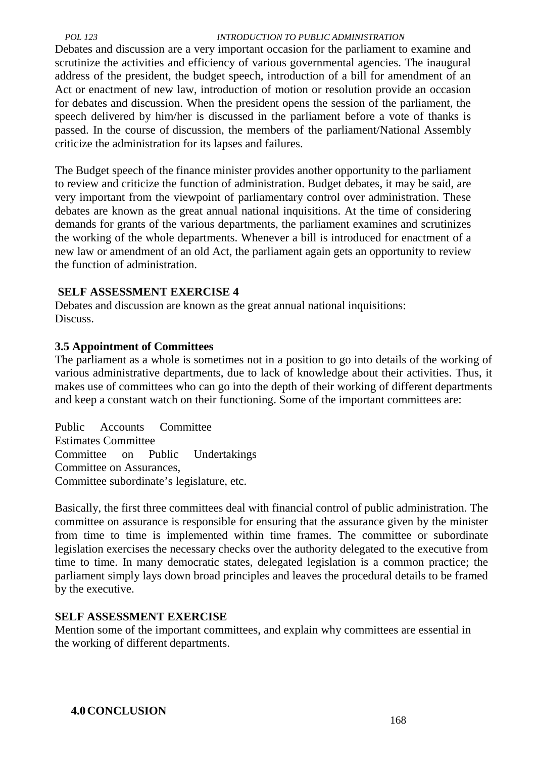Debates and discussion are a very important occasion for the parliament to examine and scrutinize the activities and efficiency of various governmental agencies. The inaugural address of the president, the budget speech, introduction of a bill for amendment of an Act or enactment of new law, introduction of motion or resolution provide an occasion for debates and discussion. When the president opens the session of the parliament, the speech delivered by him/her is discussed in the parliament before a vote of thanks is passed. In the course of discussion, the members of the parliament/National Assembly criticize the administration for its lapses and failures.

The Budget speech of the finance minister provides another opportunity to the parliament to review and criticize the function of administration. Budget debates, it may be said, are very important from the viewpoint of parliamentary control over administration. These debates are known as the great annual national inquisitions. At the time of considering demands for grants of the various departments, the parliament examines and scrutinizes the working of the whole departments. Whenever a bill is introduced for enactment of a new law or amendment of an old Act, the parliament again gets an opportunity to review the function of administration.

**SELF ASSESSMENT EXERCISE 4**

Debates and discussion are known as the great annual national inquisitions: Discuss.

### 3.5 Appointment of Committees

The parliament as a whole is sometimes not in a position to go into details of the working of various administrative departments, due to lack of knowledge about their activities. Thus, it makes use of committees who can go into the depth of their working of different departments and keep a constant watch on their functioning. Some of the important committees are:

Public Accounts Committee
Estimates Committee
Committee on Public Undertakings
Committee on Assurances,
Committee subordinate's legislature, etc.

Basically, the first three committees deal with financial control of public administration. The committee on assurance is responsible for ensuring that the assurance given by the minister from time to time is implemented within time frames. The committee or subordinate legislation exercises the necessary checks over the authority delegated to the executive from time to time. In many democratic states, delegated legislation is a common practice; the parliament simply lays down broad principles and leaves the procedural details to be framed by the executive.

**SELF ASSESSMENT EXERCISE**

Mention some of the important committees, and explain why committees are essential in the working of different departments.

## 4.0 CONCLUSION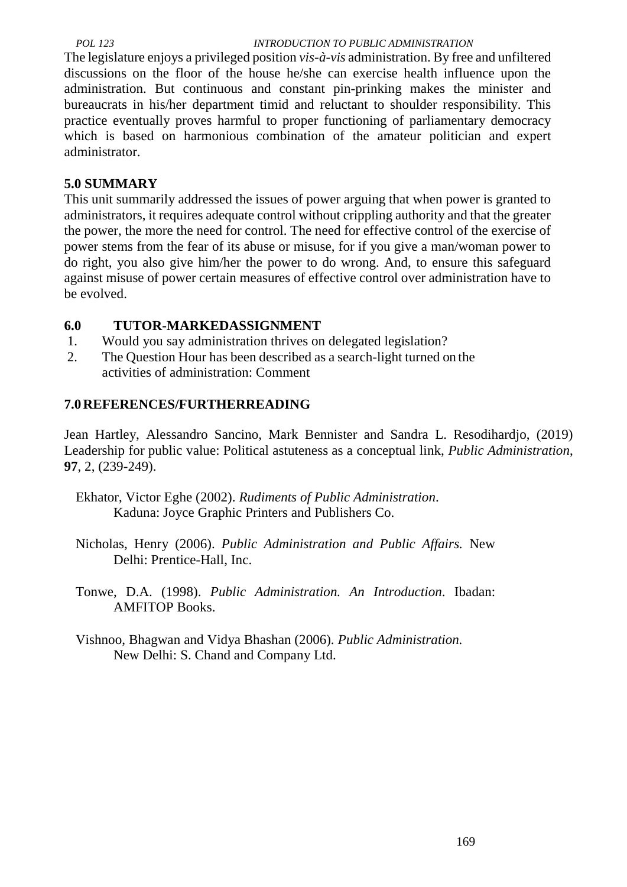The legislature enjoys a privileged position *vis-à-vis* administration. By free and unfiltered discussions on the floor of the house he/she can exercise health influence upon the administration. But continuous and constant pin-prinking makes the minister and bureaucrats in his/her department timid and reluctant to shoulder responsibility. This practice eventually proves harmful to proper functioning of parliamentary democracy which is based on harmonious combination of the amateur politician and expert administrator.

## 5.0 SUMMARY

This unit summarily addressed the issues of power arguing that when power is granted to administrators, it requires adequate control without crippling authority and that the greater the power, the more the need for control. The need for effective control of the exercise of power stems from the fear of its abuse or misuse, for if you give a man/woman power to do right, you also give him/her the power to do wrong. And, to ensure this safeguard against misuse of power certain measures of effective control over administration have to be evolved.

## 6.0 TUTOR-MARKEDASSIGNMENT

1. Would you say administration thrives on delegated legislation?
2. The Question Hour has been described as a search-light turned on the activities of administration: Comment

## 7.0 REFERENCES/FURTHERREADING

Jean Hartley, Alessandro Sancino, Mark Bennister and Sandra L. Resodihardjo, (2019) Leadership for public value: Political astuteness as a conceptual link, *Public Administration*, **97**, 2, (239-249).

Ekhator, Victor Eghe (2002). *Rudiments of Public Administration*. Kaduna: Joyce Graphic Printers and Publishers Co.

Nicholas, Henry (2006). *Public Administration and Public Affairs.* New Delhi: Prentice-Hall, Inc.

Tonwe, D.A. (1998). *Public Administration. An Introduction*. Ibadan: AMFITOP Books.

Vishnoo, Bhagwan and Vidya Bhashan (2006). *Public Administration.* New Delhi: S. Chand and Company Ltd.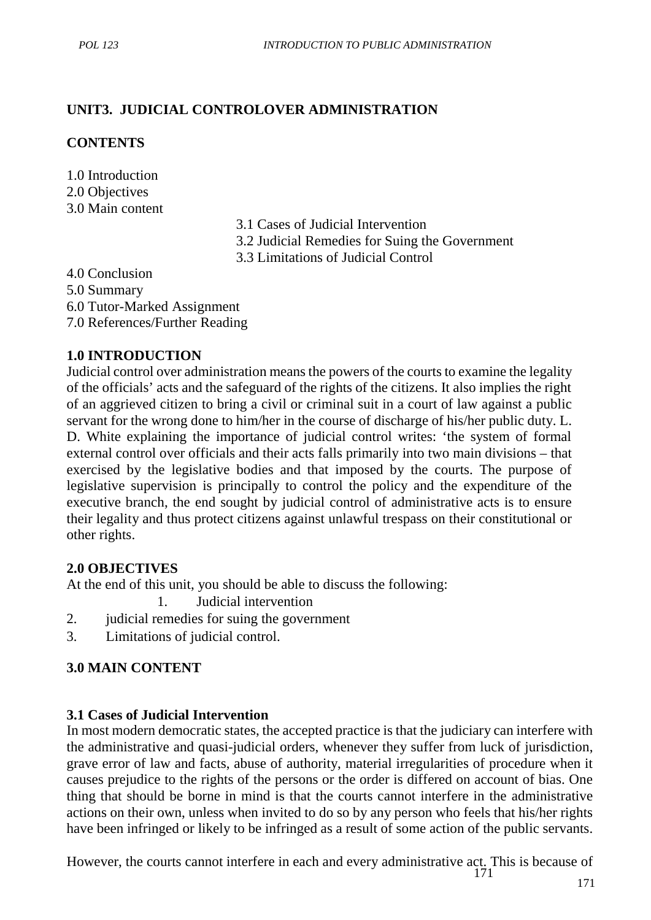# UNIT3. JUDICIAL CONTROLOVER ADMINISTRATION

**CONTENTS**

1.0 Introduction
2.0 Objectives
3.0 Main content
3.1 Cases of Judicial Intervention
3.2 Judicial Remedies for Suing the Government
3.3 Limitations of Judicial Control
4.0 Conclusion
5.0 Summary
6.0 Tutor-Marked Assignment
7.0 References/Further Reading

## 1.0 INTRODUCTION

Judicial control over administration means the powers of the courts to examine the legality of the officials' acts and the safeguard of the rights of the citizens. It also implies the right of an aggrieved citizen to bring a civil or criminal suit in a court of law against a public servant for the wrong done to him/her in the course of discharge of his/her public duty. L. D. White explaining the importance of judicial control writes: 'the system of formal external control over officials and their acts falls primarily into two main divisions – that exercised by the legislative bodies and that imposed by the courts. The purpose of legislative supervision is principally to control the policy and the expenditure of the executive branch, the end sought by judicial control of administrative acts is to ensure their legality and thus protect citizens against unlawful trespass on their constitutional or other rights.

## 2.0 OBJECTIVES

At the end of this unit, you should be able to discuss the following:

1. Judicial intervention
2. judicial remedies for suing the government
3. Limitations of judicial control.

## 3.0 MAIN CONTENT

### 3.1 Cases of Judicial Intervention

In most modern democratic states, the accepted practice is that the judiciary can interfere with the administrative and quasi-judicial orders, whenever they suffer from luck of jurisdiction, grave error of law and facts, abuse of authority, material irregularities of procedure when it causes prejudice to the rights of the persons or the order is differed on account of bias. One thing that should be borne in mind is that the courts cannot interfere in the administrative actions on their own, unless when invited to do so by any person who feels that his/her rights have been infringed or likely to be infringed as a result of some action of the public servants.

However, the courts cannot interfere in each and every administrative act. This is because of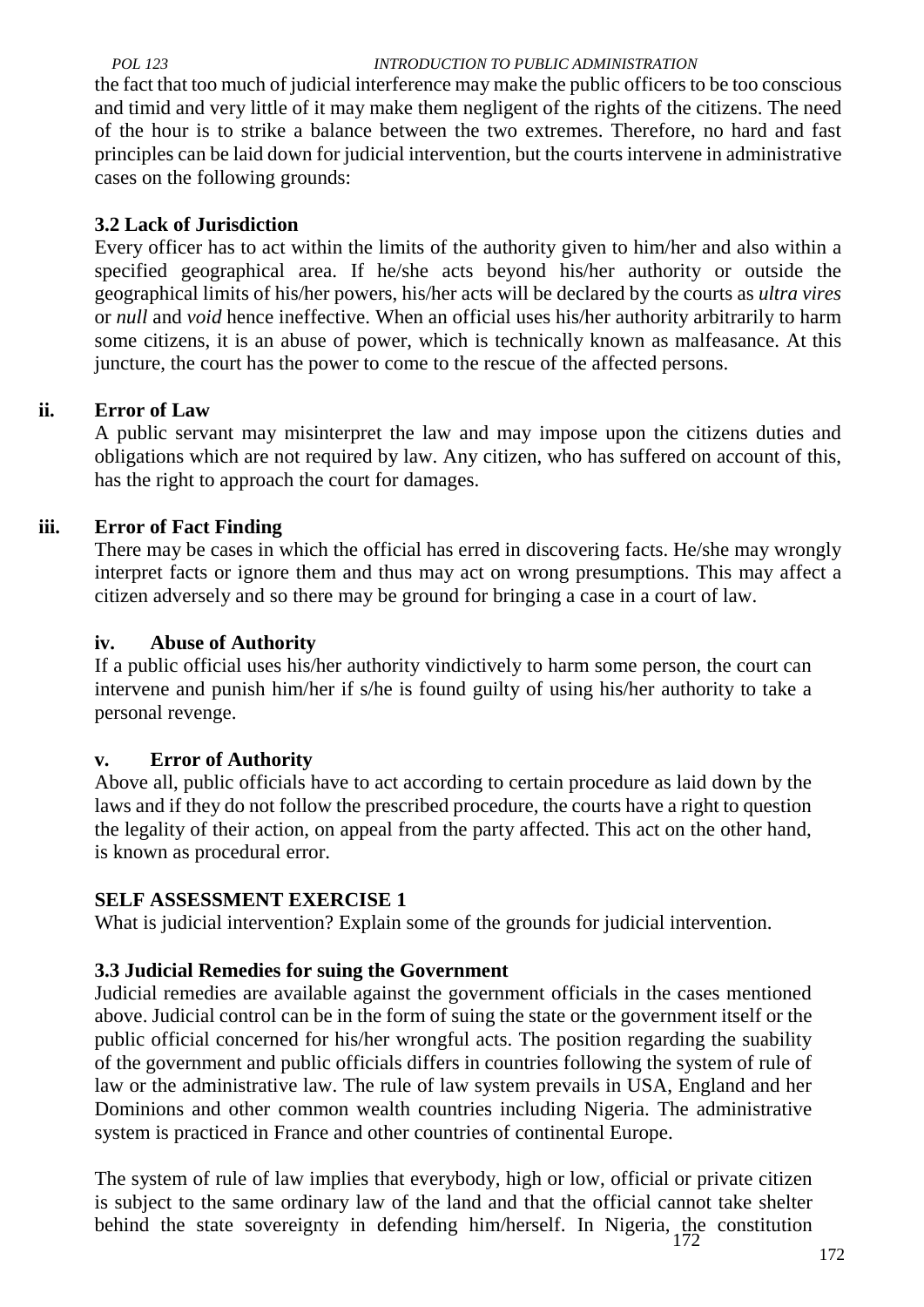the fact that too much of judicial interference may make the public officers to be too conscious and timid and very little of it may make them negligent of the rights of the citizens. The need of the hour is to strike a balance between the two extremes. Therefore, no hard and fast principles can be laid down for judicial intervention, but the courts intervene in administrative cases on the following grounds:

### 3.2 Lack of Jurisdiction

Every officer has to act within the limits of the authority given to him/her and also within a specified geographical area. If he/she acts beyond his/her authority or outside the geographical limits of his/her powers, his/her acts will be declared by the courts as *ultra vires* or *null* and *void* hence ineffective. When an official uses his/her authority arbitrarily to harm some citizens, it is an abuse of power, which is technically known as malfeasance. At this juncture, the court has the power to come to the rescue of the affected persons.

**ii. Error of Law**

A public servant may misinterpret the law and may impose upon the citizens duties and obligations which are not required by law. Any citizen, who has suffered on account of this, has the right to approach the court for damages.

**iii. Error of Fact Finding**

There may be cases in which the official has erred in discovering facts. He/she may wrongly interpret facts or ignore them and thus may act on wrong presumptions. This may affect a citizen adversely and so there may be ground for bringing a case in a court of law.

**iv. Abuse of Authority**

If a public official uses his/her authority vindictively to harm some person, the court can intervene and punish him/her if s/he is found guilty of using his/her authority to take a personal revenge.

**v. Error of Authority**

Above all, public officials have to act according to certain procedure as laid down by the laws and if they do not follow the prescribed procedure, the courts have a right to question the legality of their action, on appeal from the party affected. This act on the other hand, is known as procedural error.

**SELF ASSESSMENT EXERCISE 1**

What is judicial intervention? Explain some of the grounds for judicial intervention.

### 3.3 Judicial Remedies for suing the Government

Judicial remedies are available against the government officials in the cases mentioned above. Judicial control can be in the form of suing the state or the government itself or the public official concerned for his/her wrongful acts. The position regarding the suability of the government and public officials differs in countries following the system of rule of law or the administrative law. The rule of law system prevails in USA, England and her Dominions and other common wealth countries including Nigeria. The administrative system is practiced in France and other countries of continental Europe.

The system of rule of law implies that everybody, high or low, official or private citizen is subject to the same ordinary law of the land and that the official cannot take shelter behind the state sovereignty in defending him/herself. In Nigeria, the constitution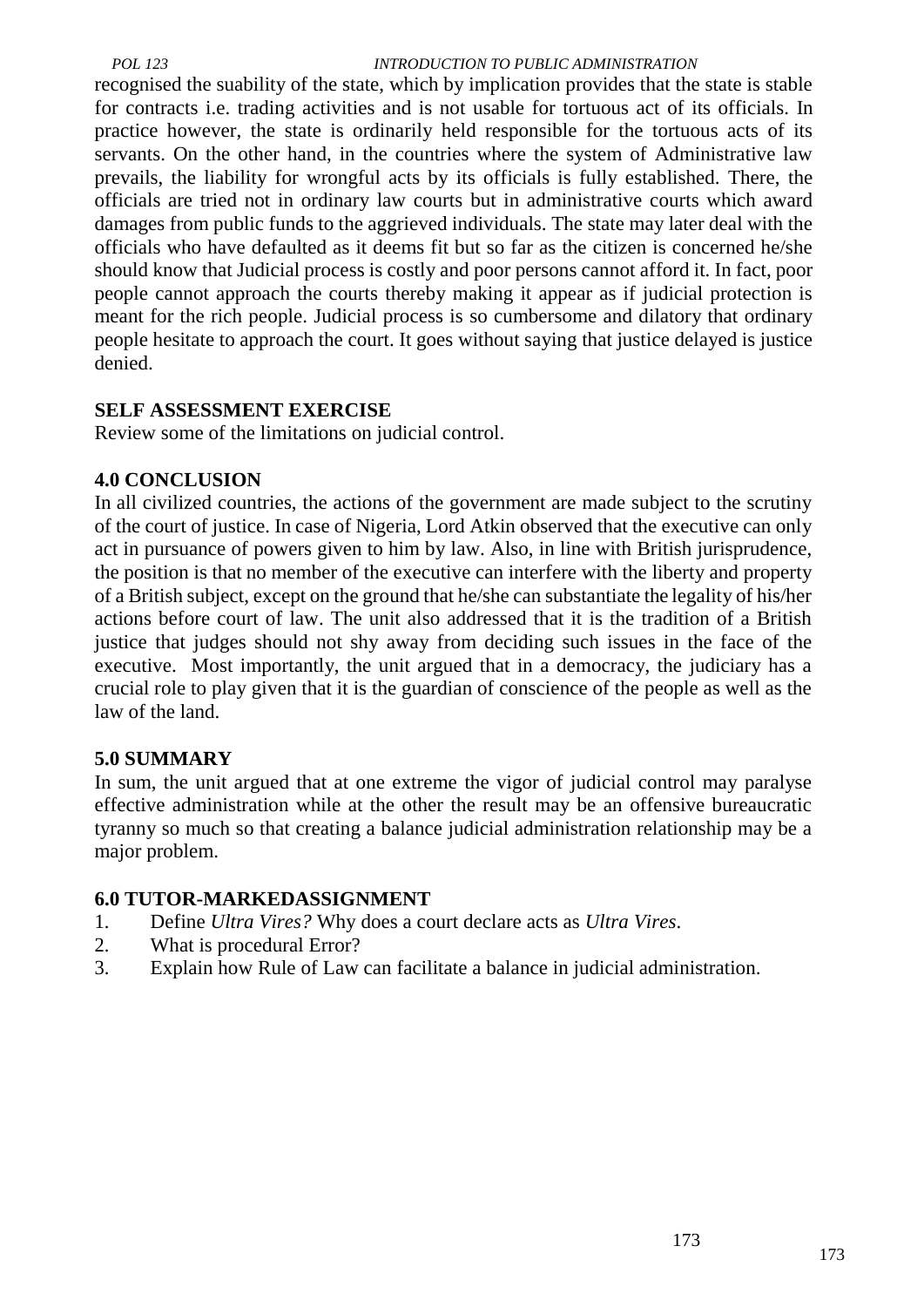recognised the suability of the state, which by implication provides that the state is stable for contracts i.e. trading activities and is not usable for tortuous act of its officials. In practice however, the state is ordinarily held responsible for the tortuous acts of its servants. On the other hand, in the countries where the system of Administrative law prevails, the liability for wrongful acts by its officials is fully established. There, the officials are tried not in ordinary law courts but in administrative courts which award damages from public funds to the aggrieved individuals. The state may later deal with the officials who have defaulted as it deems fit but so far as the citizen is concerned he/she should know that Judicial process is costly and poor persons cannot afford it. In fact, poor people cannot approach the courts thereby making it appear as if judicial protection is meant for the rich people. Judicial process is so cumbersome and dilatory that ordinary people hesitate to approach the court. It goes without saying that justice delayed is justice denied.

**SELF ASSESSMENT EXERCISE**

Review some of the limitations on judicial control.

## 4.0 CONCLUSION

In all civilized countries, the actions of the government are made subject to the scrutiny of the court of justice. In case of Nigeria, Lord Atkin observed that the executive can only act in pursuance of powers given to him by law. Also, in line with British jurisprudence, the position is that no member of the executive can interfere with the liberty and property of a British subject, except on the ground that he/she can substantiate the legality of his/her actions before court of law. The unit also addressed that it is the tradition of a British justice that judges should not shy away from deciding such issues in the face of the executive. Most importantly, the unit argued that in a democracy, the judiciary has a crucial role to play given that it is the guardian of conscience of the people as well as the law of the land.

## 5.0 SUMMARY

In sum, the unit argued that at one extreme the vigor of judicial control may paralyse effective administration while at the other the result may be an offensive bureaucratic tyranny so much so that creating a balance judicial administration relationship may be a major problem.

## 6.0 TUTOR-MARKEDASSIGNMENT

1. Define *Ultra Vires?* Why does a court declare acts as *Ultra Vires*.
2. What is procedural Error?
3. Explain how Rule of Law can facilitate a balance in judicial administration.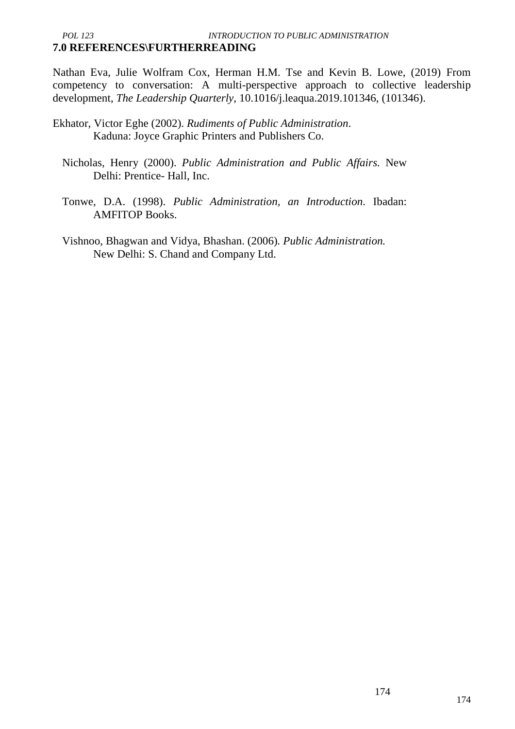## 7.0 REFERENCES\FURTHERREADING

Nathan Eva, Julie Wolfram Cox, Herman H.M. Tse and Kevin B. Lowe, (2019) From competency to conversation: A multi-perspective approach to collective leadership development, *The Leadership Quarterly*, 10.1016/j.leaqua.2019.101346, (101346).

Ekhator, Victor Eghe (2002). *Rudiments of Public Administration*. Kaduna: Joyce Graphic Printers and Publishers Co.

Nicholas, Henry (2000). *Public Administration and Public Affairs.* New Delhi: Prentice- Hall, Inc.

Tonwe, D.A. (1998). *Public Administration, an Introduction*. Ibadan: AMFITOP Books.

Vishnoo, Bhagwan and Vidya, Bhashan. (2006). *Public Administration.* New Delhi: S. Chand and Company Ltd.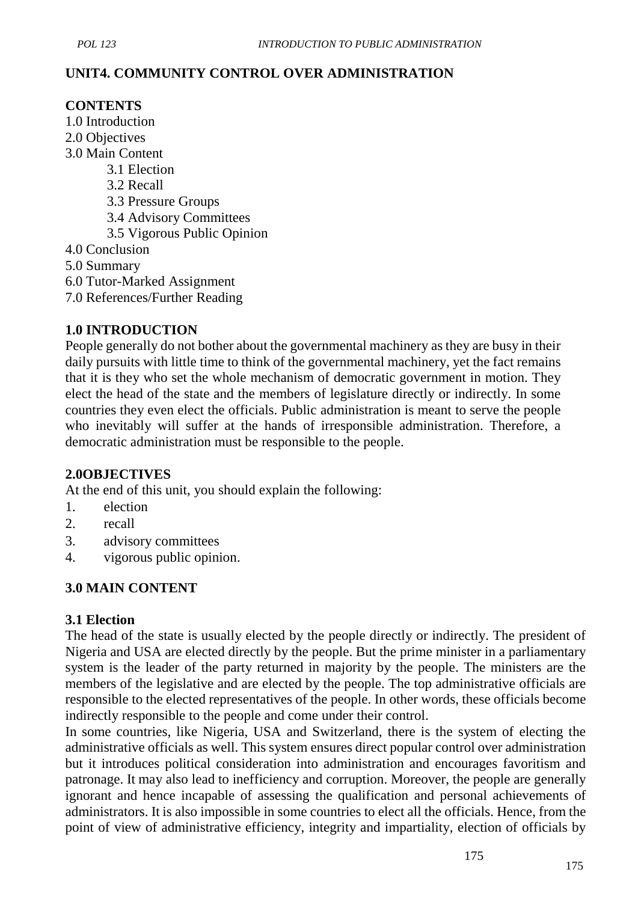## UNIT4. COMMUNITY CONTROL OVER ADMINISTRATION

### CONTENTS

1.0 Introduction
2.0 Objectives
3.0 Main Content
  3.1 Election
  3.2 Recall
  3.3 Pressure Groups
  3.4 Advisory Committees
  3.5 Vigorous Public Opinion
4.0 Conclusion
5.0 Summary
6.0 Tutor-Marked Assignment
7.0 References/Further Reading

### 1.0 INTRODUCTION

People generally do not bother about the governmental machinery as they are busy in their daily pursuits with little time to think of the governmental machinery, yet the fact remains that it is they who set the whole mechanism of democratic government in motion. They elect the head of the state and the members of legislature directly or indirectly. In some countries they even elect the officials. Public administration is meant to serve the people who inevitably will suffer at the hands of irresponsible administration. Therefore, a democratic administration must be responsible to the people.

### 2.0OBJECTIVES

At the end of this unit, you should explain the following:

1. election
2. recall
3. advisory committees
4. vigorous public opinion.

### 3.0 MAIN CONTENT

#### 3.1 Election

The head of the state is usually elected by the people directly or indirectly. The president of Nigeria and USA are elected directly by the people. But the prime minister in a parliamentary system is the leader of the party returned in majority by the people. The ministers are the members of the legislative and are elected by the people. The top administrative officials are responsible to the elected representatives of the people. In other words, these officials become indirectly responsible to the people and come under their control.

In some countries, like Nigeria, USA and Switzerland, there is the system of electing the administrative officials as well. This system ensures direct popular control over administration but it introduces political consideration into administration and encourages favoritism and patronage. It may also lead to inefficiency and corruption. Moreover, the people are generally ignorant and hence incapable of assessing the qualification and personal achievements of administrators. It is also impossible in some countries to elect all the officials. Hence, from the point of view of administrative efficiency, integrity and impartiality, election of officials by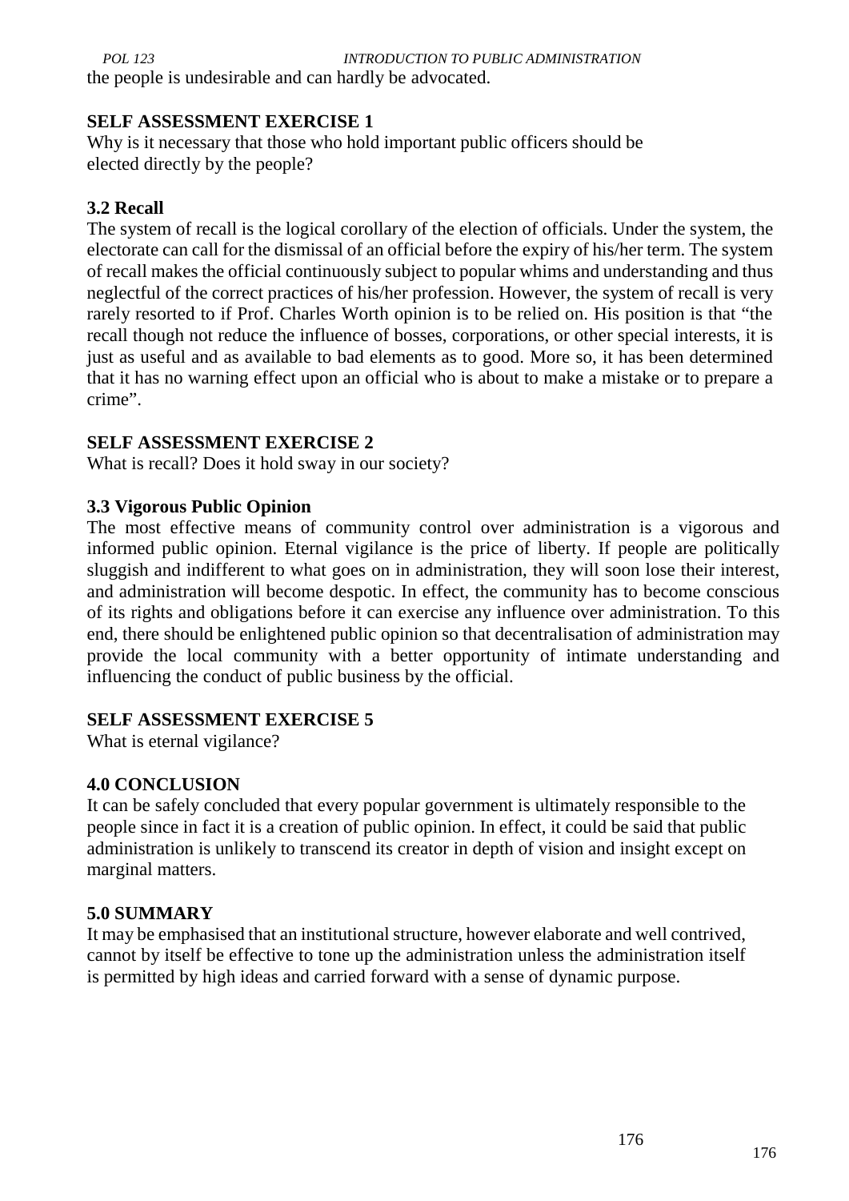the people is undesirable and can hardly be advocated.

**SELF ASSESSMENT EXERCISE 1**

Why is it necessary that those who hold important public officers should be elected directly by the people?

### 3.2 Recall

The system of recall is the logical corollary of the election of officials. Under the system, the electorate can call for the dismissal of an official before the expiry of his/her term. The system of recall makes the official continuously subject to popular whims and understanding and thus neglectful of the correct practices of his/her profession. However, the system of recall is very rarely resorted to if Prof. Charles Worth opinion is to be relied on. His position is that "the recall though not reduce the influence of bosses, corporations, or other special interests, it is just as useful and as available to bad elements as to good. More so, it has been determined that it has no warning effect upon an official who is about to make a mistake or to prepare a crime".

**SELF ASSESSMENT EXERCISE 2**

What is recall? Does it hold sway in our society?

### 3.3 Vigorous Public Opinion

The most effective means of community control over administration is a vigorous and informed public opinion. Eternal vigilance is the price of liberty. If people are politically sluggish and indifferent to what goes on in administration, they will soon lose their interest, and administration will become despotic. In effect, the community has to become conscious of its rights and obligations before it can exercise any influence over administration. To this end, there should be enlightened public opinion so that decentralisation of administration may provide the local community with a better opportunity of intimate understanding and influencing the conduct of public business by the official.

**SELF ASSESSMENT EXERCISE 5**

What is eternal vigilance?

## 4.0 CONCLUSION

It can be safely concluded that every popular government is ultimately responsible to the people since in fact it is a creation of public opinion. In effect, it could be said that public administration is unlikely to transcend its creator in depth of vision and insight except on marginal matters.

## 5.0 SUMMARY

It may be emphasised that an institutional structure, however elaborate and well contrived, cannot by itself be effective to tone up the administration unless the administration itself is permitted by high ideas and carried forward with a sense of dynamic purpose.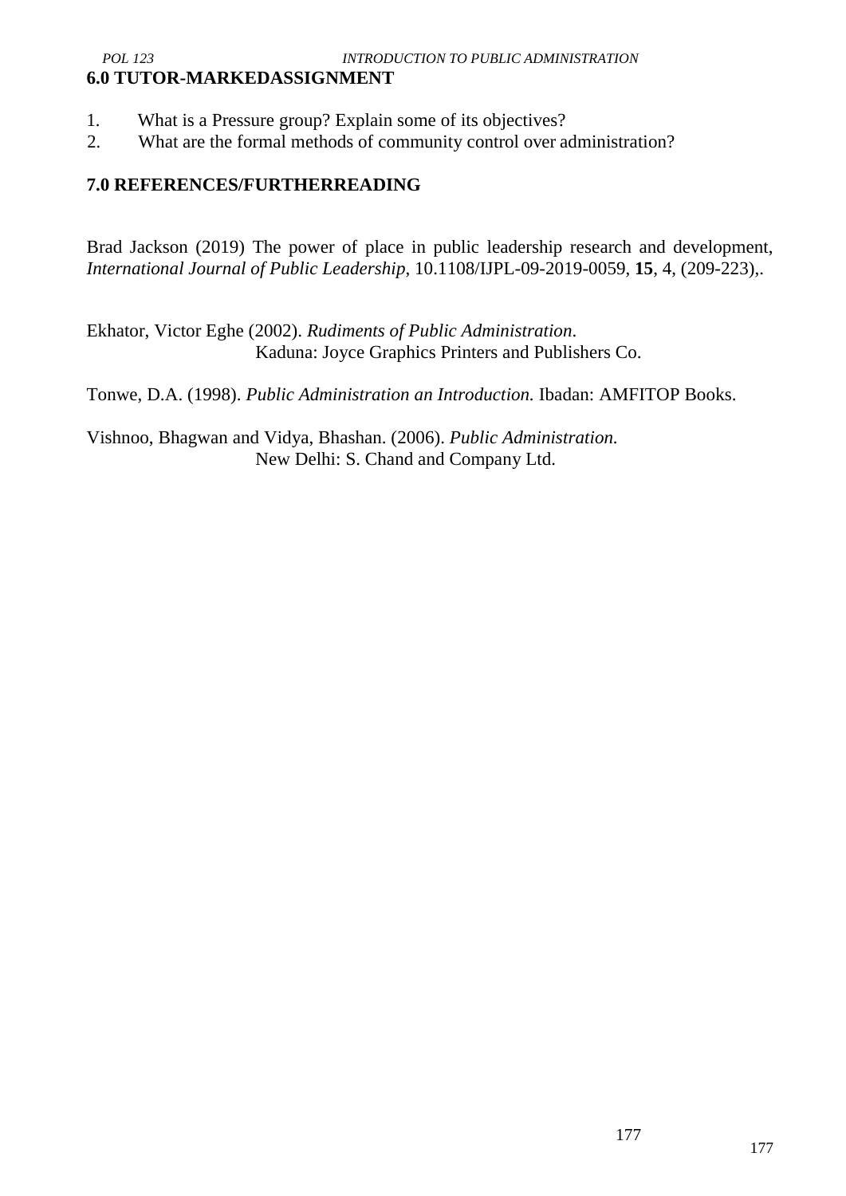## 6.0 TUTOR-MARKEDASSIGNMENT

1. What is a Pressure group? Explain some of its objectives?
2. What are the formal methods of community control over administration?

## 7.0 REFERENCES/FURTHERREADING

Brad Jackson (2019) The power of place in public leadership research and development, *International Journal of Public Leadership*, 10.1108/IJPL-09-2019-0059, **15**, 4, (209-223),.

Ekhator, Victor Eghe (2002). *Rudiments of Public Administration*. Kaduna: Joyce Graphics Printers and Publishers Co.

Tonwe, D.A. (1998). *Public Administration an Introduction.* Ibadan: AMFITOP Books.

Vishnoo, Bhagwan and Vidya, Bhashan. (2006). *Public Administration.* New Delhi: S. Chand and Company Ltd.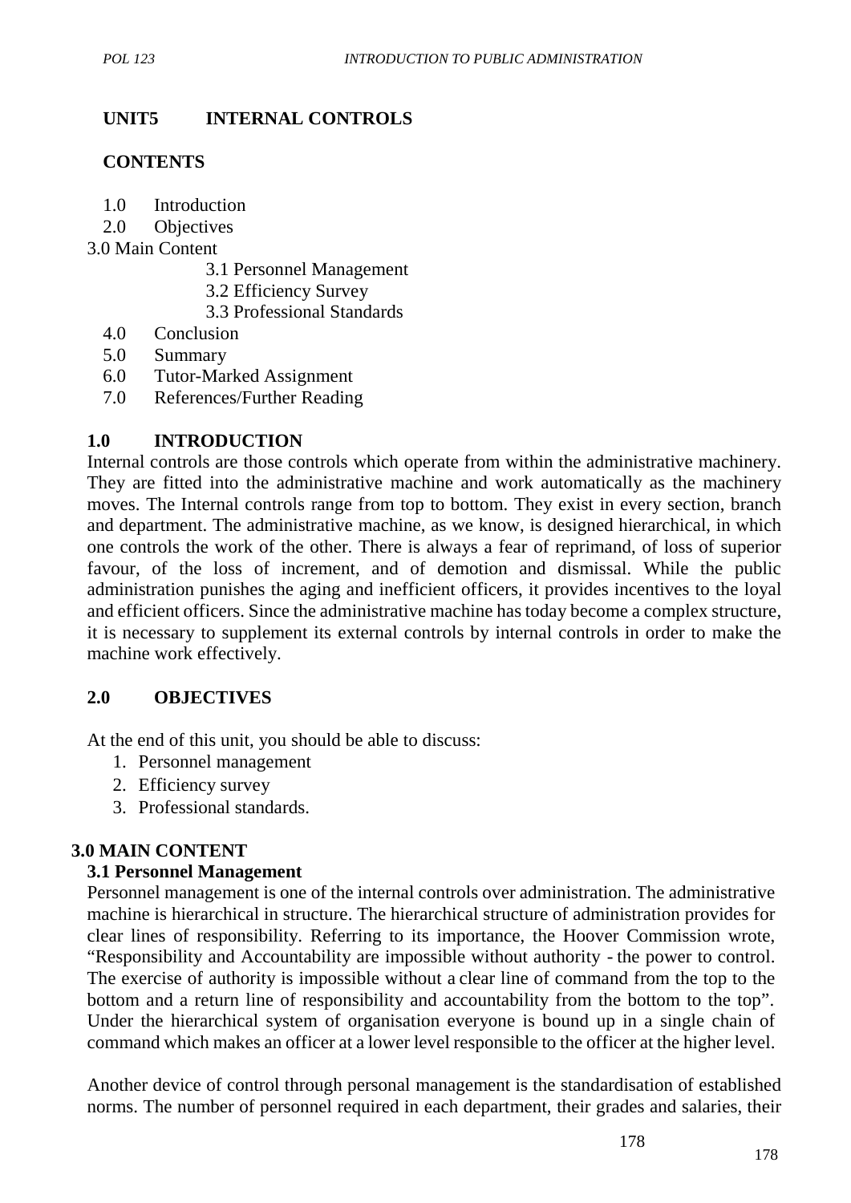## UNIT5 INTERNAL CONTROLS

### CONTENTS

1.0 Introduction
2.0 Objectives
3.0 Main Content
    3.1 Personnel Management
    3.2 Efficiency Survey
    3.3 Professional Standards
4.0 Conclusion
5.0 Summary
6.0 Tutor-Marked Assignment
7.0 References/Further Reading

### 1.0 INTRODUCTION

Internal controls are those controls which operate from within the administrative machinery. They are fitted into the administrative machine and work automatically as the machinery moves. The Internal controls range from top to bottom. They exist in every section, branch and department. The administrative machine, as we know, is designed hierarchical, in which one controls the work of the other. There is always a fear of reprimand, of loss of superior favour, of the loss of increment, and of demotion and dismissal. While the public administration punishes the aging and inefficient officers, it provides incentives to the loyal and efficient officers. Since the administrative machine has today become a complex structure, it is necessary to supplement its external controls by internal controls in order to make the machine work effectively.

### 2.0 OBJECTIVES

At the end of this unit, you should be able to discuss:

1. Personnel management
2. Efficiency survey
3. Professional standards.

### 3.0 MAIN CONTENT

#### 3.1 Personnel Management

Personnel management is one of the internal controls over administration. The administrative machine is hierarchical in structure. The hierarchical structure of administration provides for clear lines of responsibility. Referring to its importance, the Hoover Commission wrote, "Responsibility and Accountability are impossible without authority - the power to control. The exercise of authority is impossible without a clear line of command from the top to the bottom and a return line of responsibility and accountability from the bottom to the top". Under the hierarchical system of organisation everyone is bound up in a single chain of command which makes an officer at a lower level responsible to the officer at the higher level.

Another device of control through personal management is the standardisation of established norms. The number of personnel required in each department, their grades and salaries, their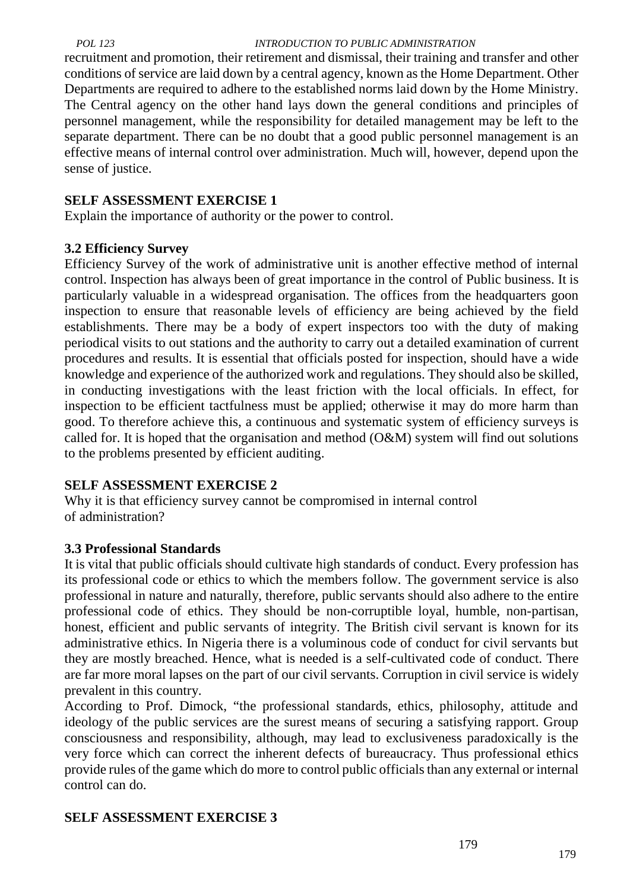recruitment and promotion, their retirement and dismissal, their training and transfer and other conditions of service are laid down by a central agency, known as the Home Department. Other Departments are required to adhere to the established norms laid down by the Home Ministry. The Central agency on the other hand lays down the general conditions and principles of personnel management, while the responsibility for detailed management may be left to the separate department. There can be no doubt that a good public personnel management is an effective means of internal control over administration. Much will, however, depend upon the sense of justice.

**SELF ASSESSMENT EXERCISE 1**

Explain the importance of authority or the power to control.

### 3.2 Efficiency Survey

Efficiency Survey of the work of administrative unit is another effective method of internal control. Inspection has always been of great importance in the control of Public business. It is particularly valuable in a widespread organisation. The offices from the headquarters goon inspection to ensure that reasonable levels of efficiency are being achieved by the field establishments. There may be a body of expert inspectors too with the duty of making periodical visits to out stations and the authority to carry out a detailed examination of current procedures and results. It is essential that officials posted for inspection, should have a wide knowledge and experience of the authorized work and regulations. They should also be skilled, in conducting investigations with the least friction with the local officials. In effect, for inspection to be efficient tactfulness must be applied; otherwise it may do more harm than good. To therefore achieve this, a continuous and systematic system of efficiency surveys is called for. It is hoped that the organisation and method (O&M) system will find out solutions to the problems presented by efficient auditing.

**SELF ASSESSMENT EXERCISE 2**

Why it is that efficiency survey cannot be compromised in internal control of administration?

### 3.3 Professional Standards

It is vital that public officials should cultivate high standards of conduct. Every profession has its professional code or ethics to which the members follow. The government service is also professional in nature and naturally, therefore, public servants should also adhere to the entire professional code of ethics. They should be non-corruptible loyal, humble, non-partisan, honest, efficient and public servants of integrity. The British civil servant is known for its administrative ethics. In Nigeria there is a voluminous code of conduct for civil servants but they are mostly breached. Hence, what is needed is a self-cultivated code of conduct. There are far more moral lapses on the part of our civil servants. Corruption in civil service is widely prevalent in this country.

According to Prof. Dimock, "the professional standards, ethics, philosophy, attitude and ideology of the public services are the surest means of securing a satisfying rapport. Group consciousness and responsibility, although, may lead to exclusiveness paradoxically is the very force which can correct the inherent defects of bureaucracy. Thus professional ethics provide rules of the game which do more to control public officials than any external or internal control can do.

**SELF ASSESSMENT EXERCISE 3**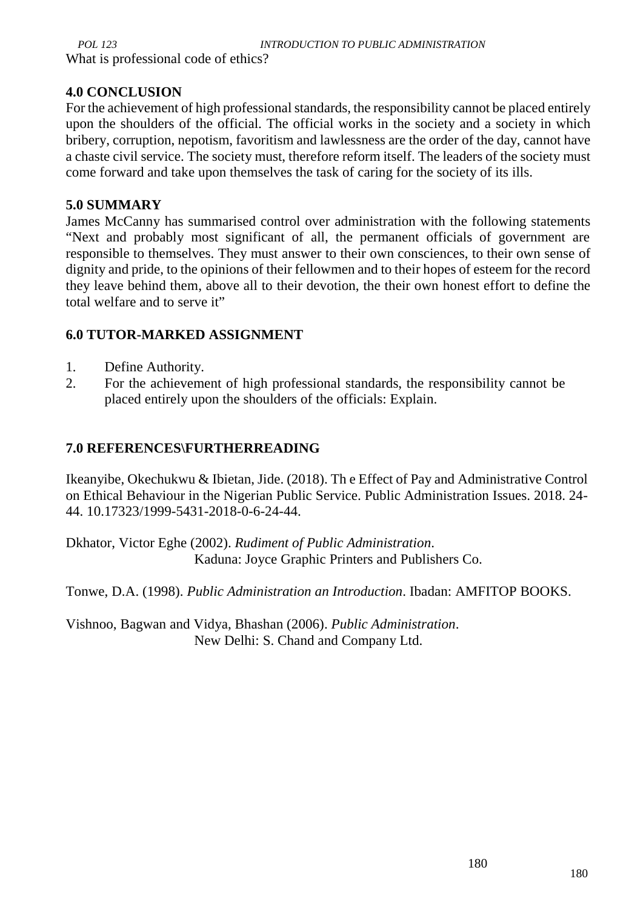What is professional code of ethics?

## 4.0 CONCLUSION

For the achievement of high professional standards, the responsibility cannot be placed entirely upon the shoulders of the official. The official works in the society and a society in which bribery, corruption, nepotism, favoritism and lawlessness are the order of the day, cannot have a chaste civil service. The society must, therefore reform itself. The leaders of the society must come forward and take upon themselves the task of caring for the society of its ills.

## 5.0 SUMMARY

James McCanny has summarised control over administration with the following statements "Next and probably most significant of all, the permanent officials of government are responsible to themselves. They must answer to their own consciences, to their own sense of dignity and pride, to the opinions of their fellowmen and to their hopes of esteem for the record they leave behind them, above all to their devotion, the their own honest effort to define the total welfare and to serve it"

## 6.0 TUTOR-MARKED ASSIGNMENT

1. Define Authority.
2. For the achievement of high professional standards, the responsibility cannot be placed entirely upon the shoulders of the officials: Explain.

## 7.0 REFERENCES\FURTHERREADING

Ikeanyibe, Okechukwu & Ibietan, Jide. (2018). Th e Effect of Pay and Administrative Control on Ethical Behaviour in the Nigerian Public Service. Public Administration Issues. 2018. 24-44. 10.17323/1999-5431-2018-0-6-24-44.

Dkhator, Victor Eghe (2002). *Rudiment of Public Administration*. Kaduna: Joyce Graphic Printers and Publishers Co.

Tonwe, D.A. (1998). *Public Administration an Introduction*. Ibadan: AMFITOP BOOKS.

Vishnoo, Bagwan and Vidya, Bhashan (2006). *Public Administration*. New Delhi: S. Chand and Company Ltd.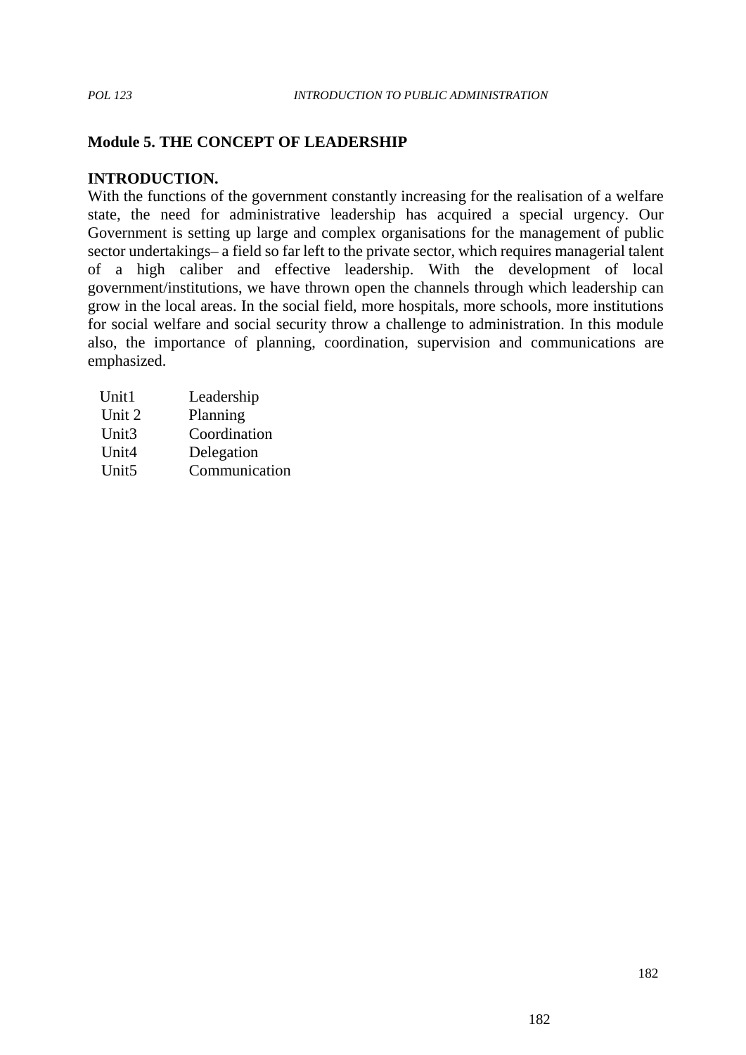## Module 5. THE CONCEPT OF LEADERSHIP

**INTRODUCTION.**

With the functions of the government constantly increasing for the realisation of a welfare state, the need for administrative leadership has acquired a special urgency. Our Government is setting up large and complex organisations for the management of public sector undertakings– a field so far left to the private sector, which requires managerial talent of a high caliber and effective leadership. With the development of local government/institutions, we have thrown open the channels through which leadership can grow in the local areas. In the social field, more hospitals, more schools, more institutions for social welfare and social security throw a challenge to administration. In this module also, the importance of planning, coordination, supervision and communications are emphasized.

| | |
|---|---|
| Unit1 | Leadership |
| Unit 2 | Planning |
| Unit3 | Coordination |
| Unit4 | Delegation |
| Unit5 | Communication |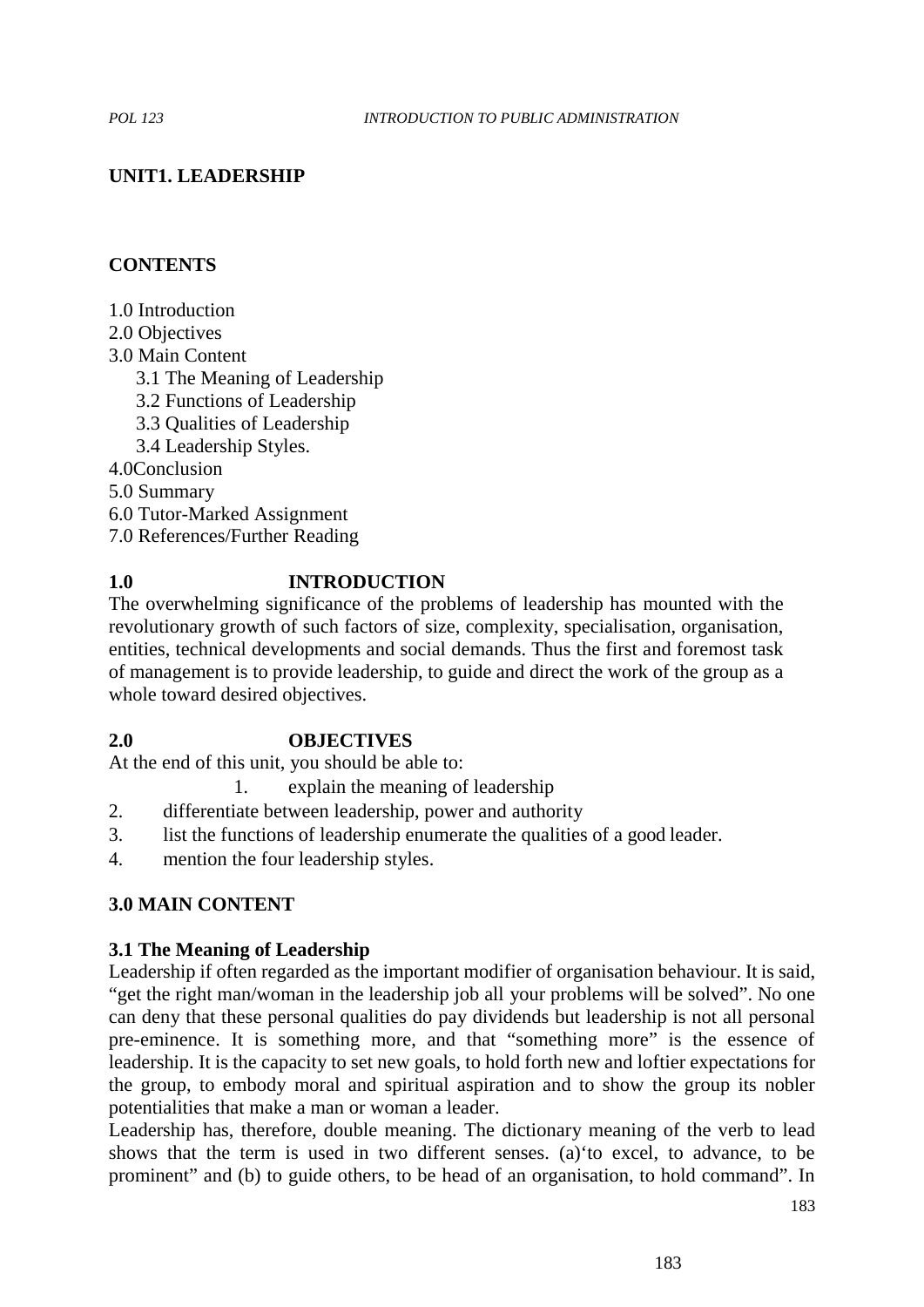**UNIT1. LEADERSHIP**

**CONTENTS**

1.0 Introduction
2.0 Objectives
3.0 Main Content
  3.1 The Meaning of Leadership
  3.2 Functions of Leadership
  3.3 Qualities of Leadership
  3.4 Leadership Styles.
4.0Conclusion
5.0 Summary
6.0 Tutor-Marked Assignment
7.0 References/Further Reading

## 1.0 INTRODUCTION

The overwhelming significance of the problems of leadership has mounted with the revolutionary growth of such factors of size, complexity, specialisation, organisation, entities, technical developments and social demands. Thus the first and foremost task of management is to provide leadership, to guide and direct the work of the group as a whole toward desired objectives.

## 2.0 OBJECTIVES

At the end of this unit, you should be able to:

1. explain the meaning of leadership
2. differentiate between leadership, power and authority
3. list the functions of leadership enumerate the qualities of a good leader.
4. mention the four leadership styles.

## 3.0 MAIN CONTENT

### 3.1 The Meaning of Leadership

Leadership if often regarded as the important modifier of organisation behaviour. It is said, "get the right man/woman in the leadership job all your problems will be solved". No one can deny that these personal qualities do pay dividends but leadership is not all personal pre-eminence. It is something more, and that "something more" is the essence of leadership. It is the capacity to set new goals, to hold forth new and loftier expectations for the group, to embody moral and spiritual aspiration and to show the group its nobler potentialities that make a man or woman a leader.

Leadership has, therefore, double meaning. The dictionary meaning of the verb to lead shows that the term is used in two different senses. (a)'to excel, to advance, to be prominent" and (b) to guide others, to be head of an organisation, to hold command". In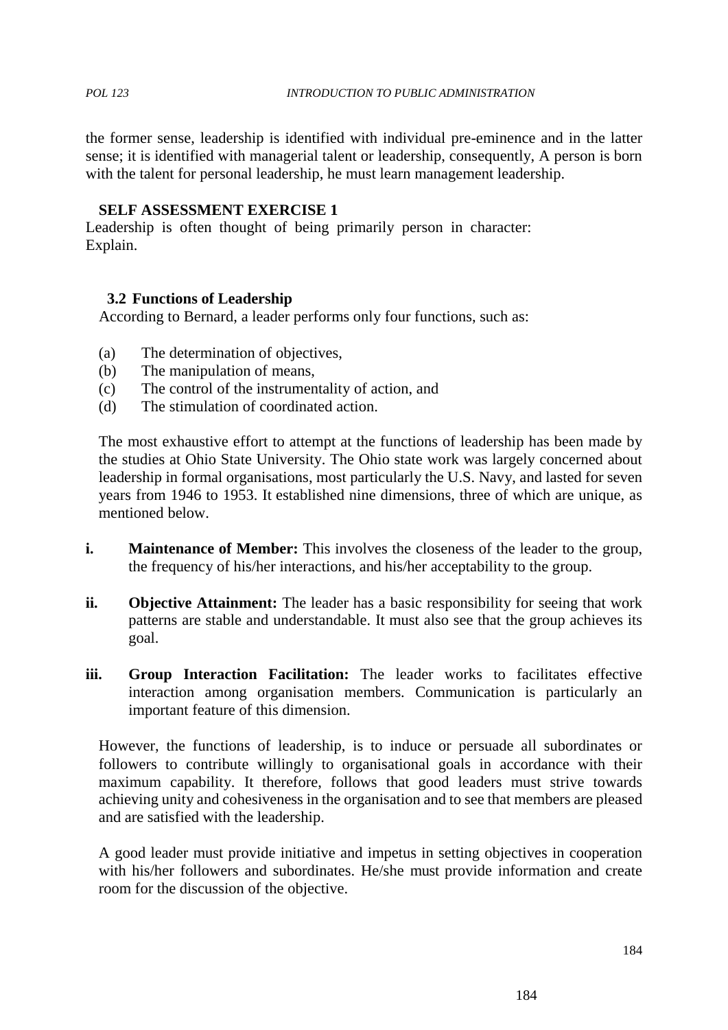the former sense, leadership is identified with individual pre-eminence and in the latter sense; it is identified with managerial talent or leadership, consequently, A person is born with the talent for personal leadership, he must learn management leadership.

**SELF ASSESSMENT EXERCISE 1**

Leadership is often thought of being primarily person in character: Explain.

### 3.2 Functions of Leadership

According to Bernard, a leader performs only four functions, such as:

(a) The determination of objectives,
(b) The manipulation of means,
(c) The control of the instrumentality of action, and
(d) The stimulation of coordinated action.

The most exhaustive effort to attempt at the functions of leadership has been made by the studies at Ohio State University. The Ohio state work was largely concerned about leadership in formal organisations, most particularly the U.S. Navy, and lasted for seven years from 1946 to 1953. It established nine dimensions, three of which are unique, as mentioned below.

**i. Maintenance of Member:** This involves the closeness of the leader to the group, the frequency of his/her interactions, and his/her acceptability to the group.

**ii. Objective Attainment:** The leader has a basic responsibility for seeing that work patterns are stable and understandable. It must also see that the group achieves its goal.

**iii. Group Interaction Facilitation:** The leader works to facilitates effective interaction among organisation members. Communication is particularly an important feature of this dimension.

However, the functions of leadership, is to induce or persuade all subordinates or followers to contribute willingly to organisational goals in accordance with their maximum capability. It therefore, follows that good leaders must strive towards achieving unity and cohesiveness in the organisation and to see that members are pleased and are satisfied with the leadership.

A good leader must provide initiative and impetus in setting objectives in cooperation with his/her followers and subordinates. He/she must provide information and create room for the discussion of the objective.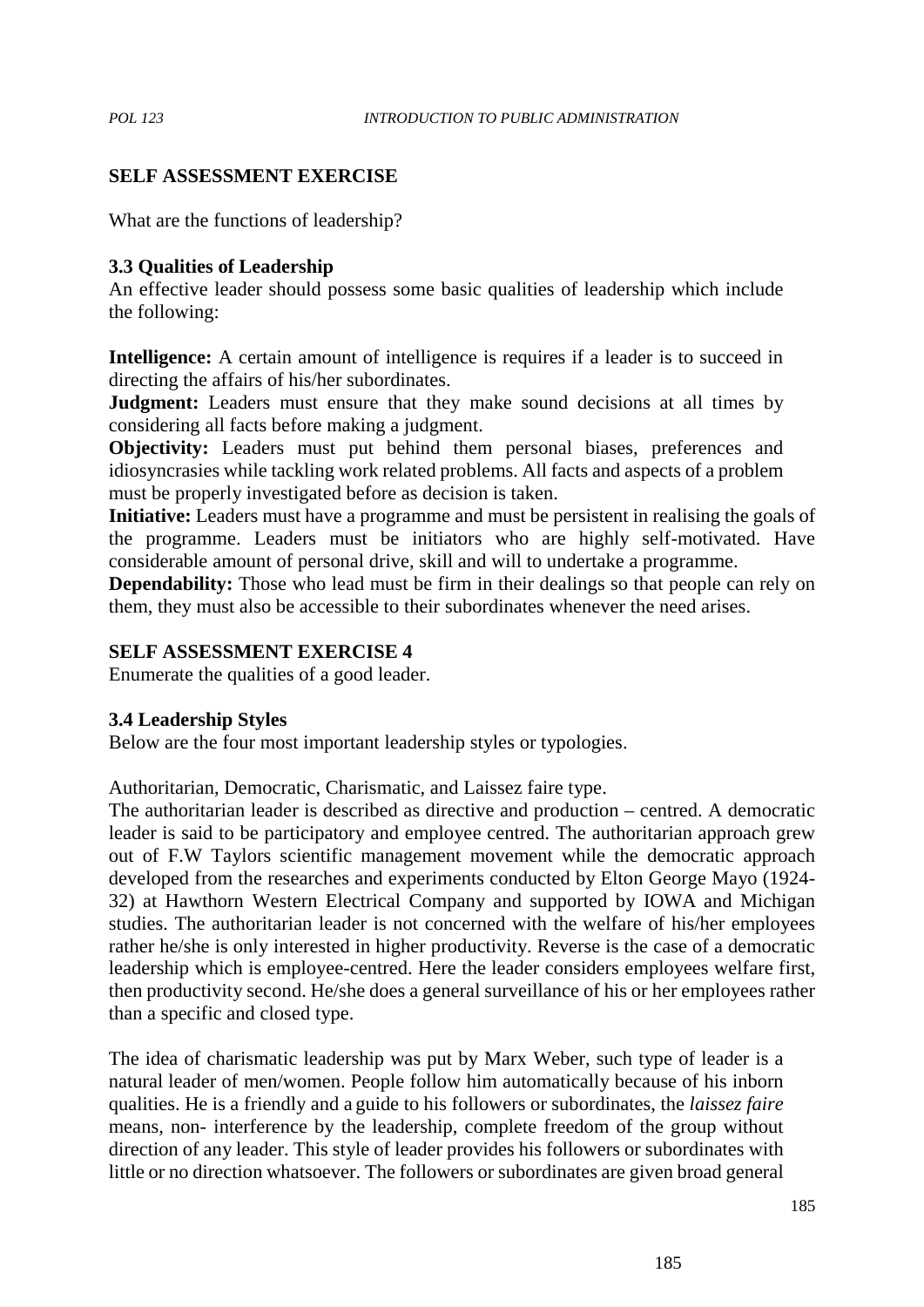**SELF ASSESSMENT EXERCISE**

What are the functions of leadership?

### 3.3 Qualities of Leadership

An effective leader should possess some basic qualities of leadership which include the following:

**Intelligence:** A certain amount of intelligence is requires if a leader is to succeed in directing the affairs of his/her subordinates.

**Judgment:** Leaders must ensure that they make sound decisions at all times by considering all facts before making a judgment.

**Objectivity:** Leaders must put behind them personal biases, preferences and idiosyncrasies while tackling work related problems. All facts and aspects of a problem must be properly investigated before as decision is taken.

**Initiative:** Leaders must have a programme and must be persistent in realising the goals of the programme. Leaders must be initiators who are highly self-motivated. Have considerable amount of personal drive, skill and will to undertake a programme.

**Dependability:** Those who lead must be firm in their dealings so that people can rely on them, they must also be accessible to their subordinates whenever the need arises.

**SELF ASSESSMENT EXERCISE 4**

Enumerate the qualities of a good leader.

### 3.4 Leadership Styles

Below are the four most important leadership styles or typologies.

Authoritarian, Democratic, Charismatic, and Laissez faire type.

The authoritarian leader is described as directive and production – centred. A democratic leader is said to be participatory and employee centred. The authoritarian approach grew out of F.W Taylors scientific management movement while the democratic approach developed from the researches and experiments conducted by Elton George Mayo (1924-32) at Hawthorn Western Electrical Company and supported by IOWA and Michigan studies. The authoritarian leader is not concerned with the welfare of his/her employees rather he/she is only interested in higher productivity. Reverse is the case of a democratic leadership which is employee-centred. Here the leader considers employees welfare first, then productivity second. He/she does a general surveillance of his or her employees rather than a specific and closed type.

The idea of charismatic leadership was put by Marx Weber, such type of leader is a natural leader of men/women. People follow him automatically because of his inborn qualities. He is a friendly and a guide to his followers or subordinates, the *laissez faire* means, non- interference by the leadership, complete freedom of the group without direction of any leader. This style of leader provides his followers or subordinates with little or no direction whatsoever. The followers or subordinates are given broad general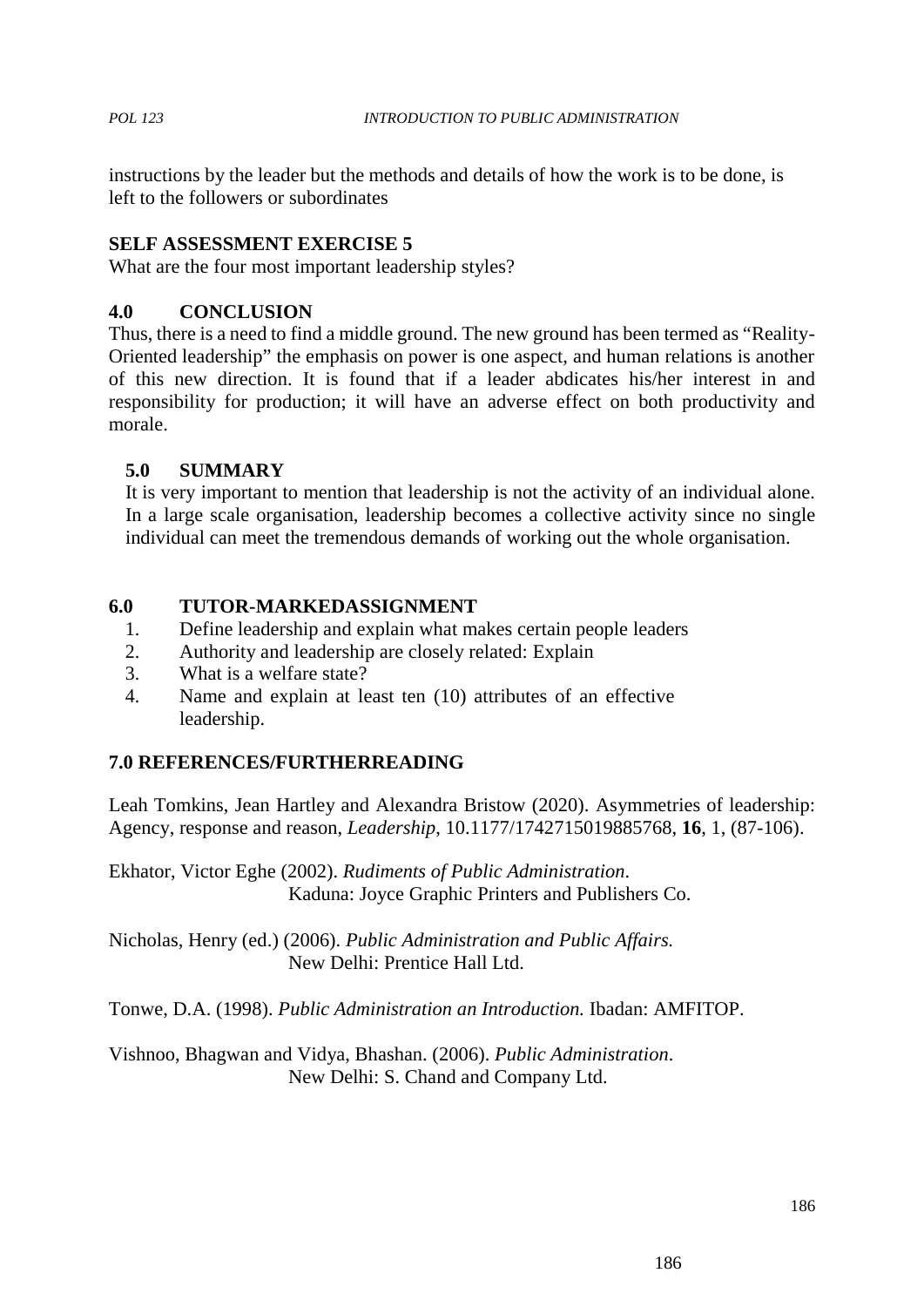instructions by the leader but the methods and details of how the work is to be done, is left to the followers or subordinates

**SELF ASSESSMENT EXERCISE 5**

What are the four most important leadership styles?

## 4.0 CONCLUSION

Thus, there is a need to find a middle ground. The new ground has been termed as "Reality-Oriented leadership" the emphasis on power is one aspect, and human relations is another of this new direction. It is found that if a leader abdicates his/her interest in and responsibility for production; it will have an adverse effect on both productivity and morale.

## 5.0 SUMMARY

It is very important to mention that leadership is not the activity of an individual alone. In a large scale organisation, leadership becomes a collective activity since no single individual can meet the tremendous demands of working out the whole organisation.

## 6.0 TUTOR-MARKEDASSIGNMENT

1. Define leadership and explain what makes certain people leaders
2. Authority and leadership are closely related: Explain
3. What is a welfare state?
4. Name and explain at least ten (10) attributes of an effective leadership.

## 7.0 REFERENCES/FURTHERREADING

Leah Tomkins, Jean Hartley and Alexandra Bristow (2020). Asymmetries of leadership: Agency, response and reason, *Leadership*, 10.1177/1742715019885768, **16**, 1, (87-106).

Ekhator, Victor Eghe (2002). *Rudiments of Public Administration*. Kaduna: Joyce Graphic Printers and Publishers Co.

Nicholas, Henry (ed.) (2006). *Public Administration and Public Affairs.* New Delhi: Prentice Hall Ltd.

Tonwe, D.A. (1998). *Public Administration an Introduction.* Ibadan: AMFITOP.

Vishnoo, Bhagwan and Vidya, Bhashan. (2006). *Public Administration*. New Delhi: S. Chand and Company Ltd.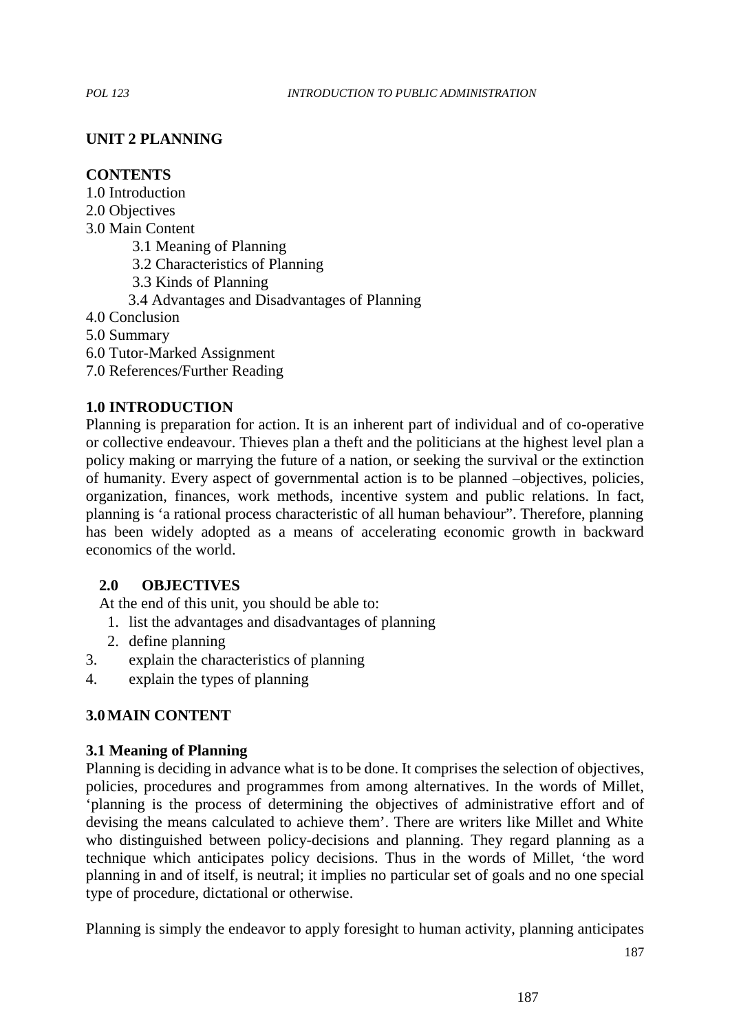## UNIT 2 PLANNING

### CONTENTS

1.0 Introduction
2.0 Objectives
3.0 Main Content
 3.1 Meaning of Planning
 3.2 Characteristics of Planning
 3.3 Kinds of Planning
 3.4 Advantages and Disadvantages of Planning
4.0 Conclusion
5.0 Summary
6.0 Tutor-Marked Assignment
7.0 References/Further Reading

## 1.0 INTRODUCTION

Planning is preparation for action. It is an inherent part of individual and of co-operative or collective endeavour. Thieves plan a theft and the politicians at the highest level plan a policy making or marrying the future of a nation, or seeking the survival or the extinction of humanity. Every aspect of governmental action is to be planned –objectives, policies, organization, finances, work methods, incentive system and public relations. In fact, planning is 'a rational process characteristic of all human behaviour". Therefore, planning has been widely adopted as a means of accelerating economic growth in backward economics of the world.

## 2.0 OBJECTIVES

At the end of this unit, you should be able to:

1. list the advantages and disadvantages of planning
2. define planning
3. explain the characteristics of planning
4. explain the types of planning

## 3.0 MAIN CONTENT

### 3.1 Meaning of Planning

Planning is deciding in advance what is to be done. It comprises the selection of objectives, policies, procedures and programmes from among alternatives. In the words of Millet, 'planning is the process of determining the objectives of administrative effort and of devising the means calculated to achieve them'. There are writers like Millet and White who distinguished between policy-decisions and planning. They regard planning as a technique which anticipates policy decisions. Thus in the words of Millet, 'the word planning in and of itself, is neutral; it implies no particular set of goals and no one special type of procedure, dictational or otherwise.

Planning is simply the endeavor to apply foresight to human activity, planning anticipates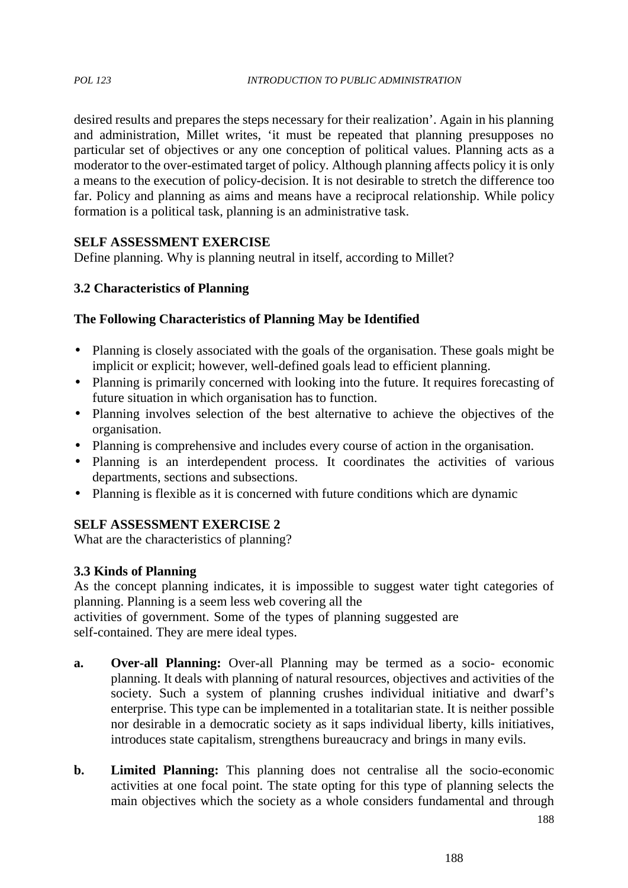desired results and prepares the steps necessary for their realization'. Again in his planning and administration, Millet writes, 'it must be repeated that planning presupposes no particular set of objectives or any one conception of political values. Planning acts as a moderator to the over-estimated target of policy. Although planning affects policy it is only a means to the execution of policy-decision. It is not desirable to stretch the difference too far. Policy and planning as aims and means have a reciprocal relationship. While policy formation is a political task, planning is an administrative task.

**SELF ASSESSMENT EXERCISE**

Define planning. Why is planning neutral in itself, according to Millet?

### 3.2 Characteristics of Planning

**The Following Characteristics of Planning May be Identified**

- Planning is closely associated with the goals of the organisation. These goals might be implicit or explicit; however, well-defined goals lead to efficient planning.
- Planning is primarily concerned with looking into the future. It requires forecasting of future situation in which organisation has to function.
- Planning involves selection of the best alternative to achieve the objectives of the organisation.
- Planning is comprehensive and includes every course of action in the organisation.
- Planning is an interdependent process. It coordinates the activities of various departments, sections and subsections.
- Planning is flexible as it is concerned with future conditions which are dynamic

**SELF ASSESSMENT EXERCISE 2**

What are the characteristics of planning?

### 3.3 Kinds of Planning

As the concept planning indicates, it is impossible to suggest water tight categories of planning. Planning is a seem less web covering all the activities of government. Some of the types of planning suggested are self-contained. They are mere ideal types.

**a. Over-all Planning:** Over-all Planning may be termed as a socio- economic planning. It deals with planning of natural resources, objectives and activities of the society. Such a system of planning crushes individual initiative and dwarf's enterprise. This type can be implemented in a totalitarian state. It is neither possible nor desirable in a democratic society as it saps individual liberty, kills initiatives, introduces state capitalism, strengthens bureaucracy and brings in many evils.

**b. Limited Planning:** This planning does not centralise all the socio-economic activities at one focal point. The state opting for this type of planning selects the main objectives which the society as a whole considers fundamental and through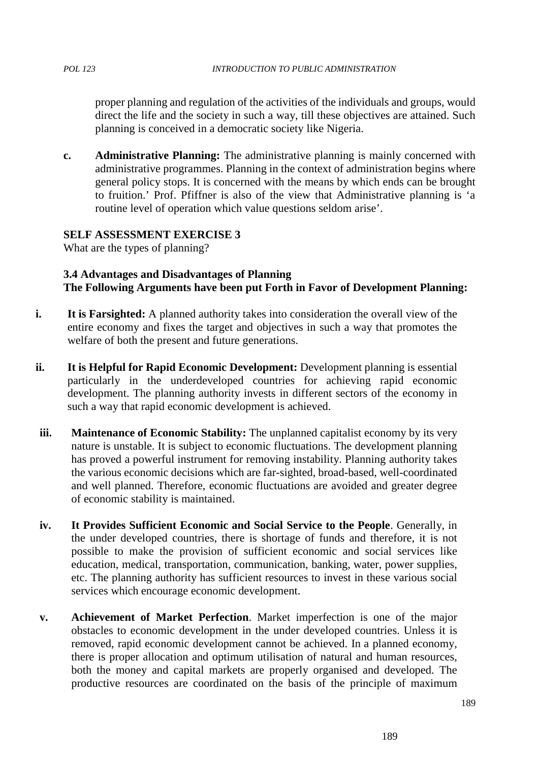proper planning and regulation of the activities of the individuals and groups, would direct the life and the society in such a way, till these objectives are attained. Such planning is conceived in a democratic society like Nigeria.

c. **Administrative Planning:** The administrative planning is mainly concerned with administrative programmes. Planning in the context of administration begins where general policy stops. It is concerned with the means by which ends can be brought to fruition.' Prof. Pfiffner is also of the view that Administrative planning is 'a routine level of operation which value questions seldom arise'.

**SELF ASSESSMENT EXERCISE 3**

What are the types of planning?

### 3.4 Advantages and Disadvantages of Planning

**The Following Arguments have been put Forth in Favor of Development Planning:**

i. **It is Farsighted:** A planned authority takes into consideration the overall view of the entire economy and fixes the target and objectives in such a way that promotes the welfare of both the present and future generations.

ii. **It is Helpful for Rapid Economic Development:** Development planning is essential particularly in the underdeveloped countries for achieving rapid economic development. The planning authority invests in different sectors of the economy in such a way that rapid economic development is achieved.

iii. **Maintenance of Economic Stability:** The unplanned capitalist economy by its very nature is unstable. It is subject to economic fluctuations. The development planning has proved a powerful instrument for removing instability. Planning authority takes the various economic decisions which are far-sighted, broad-based, well-coordinated and well planned. Therefore, economic fluctuations are avoided and greater degree of economic stability is maintained.

iv. **It Provides Sufficient Economic and Social Service to the People**. Generally, in the under developed countries, there is shortage of funds and therefore, it is not possible to make the provision of sufficient economic and social services like education, medical, transportation, communication, banking, water, power supplies, etc. The planning authority has sufficient resources to invest in these various social services which encourage economic development.

v. **Achievement of Market Perfection**. Market imperfection is one of the major obstacles to economic development in the under developed countries. Unless it is removed, rapid economic development cannot be achieved. In a planned economy, there is proper allocation and optimum utilisation of natural and human resources, both the money and capital markets are properly organised and developed. The productive resources are coordinated on the basis of the principle of maximum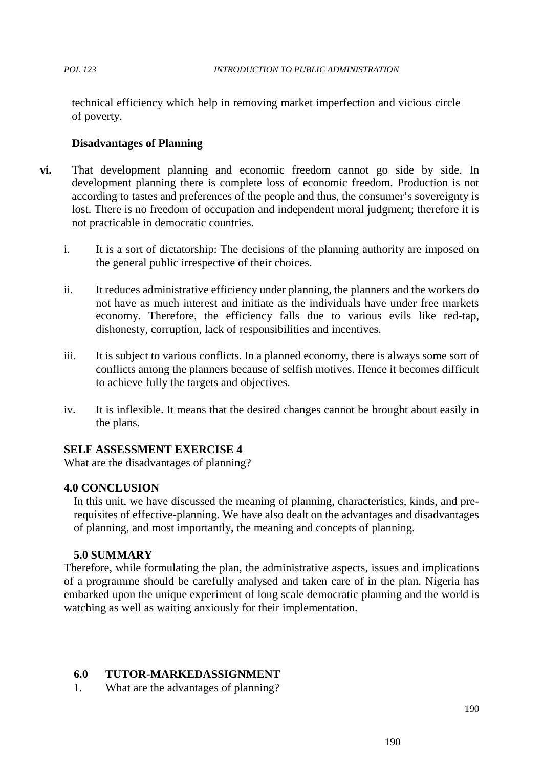technical efficiency which help in removing market imperfection and vicious circle of poverty.

**Disadvantages of Planning**

**vi.** That development planning and economic freedom cannot go side by side. In development planning there is complete loss of economic freedom. Production is not according to tastes and preferences of the people and thus, the consumer's sovereignty is lost. There is no freedom of occupation and independent moral judgment; therefore it is not practicable in democratic countries.

i. It is a sort of dictatorship: The decisions of the planning authority are imposed on the general public irrespective of their choices.

ii. It reduces administrative efficiency under planning, the planners and the workers do not have as much interest and initiate as the individuals have under free markets economy. Therefore, the efficiency falls due to various evils like red-tap, dishonesty, corruption, lack of responsibilities and incentives.

iii. It is subject to various conflicts. In a planned economy, there is always some sort of conflicts among the planners because of selfish motives. Hence it becomes difficult to achieve fully the targets and objectives.

iv. It is inflexible. It means that the desired changes cannot be brought about easily in the plans.

**SELF ASSESSMENT EXERCISE 4**

What are the disadvantages of planning?

**4.0 CONCLUSION**

In this unit, we have discussed the meaning of planning, characteristics, kinds, and pre-requisites of effective-planning. We have also dealt on the advantages and disadvantages of planning, and most importantly, the meaning and concepts of planning.

**5.0 SUMMARY**

Therefore, while formulating the plan, the administrative aspects, issues and implications of a programme should be carefully analysed and taken care of in the plan. Nigeria has embarked upon the unique experiment of long scale democratic planning and the world is watching as well as waiting anxiously for their implementation.

**6.0 TUTOR-MARKEDASSIGNMENT**

1. What are the advantages of planning?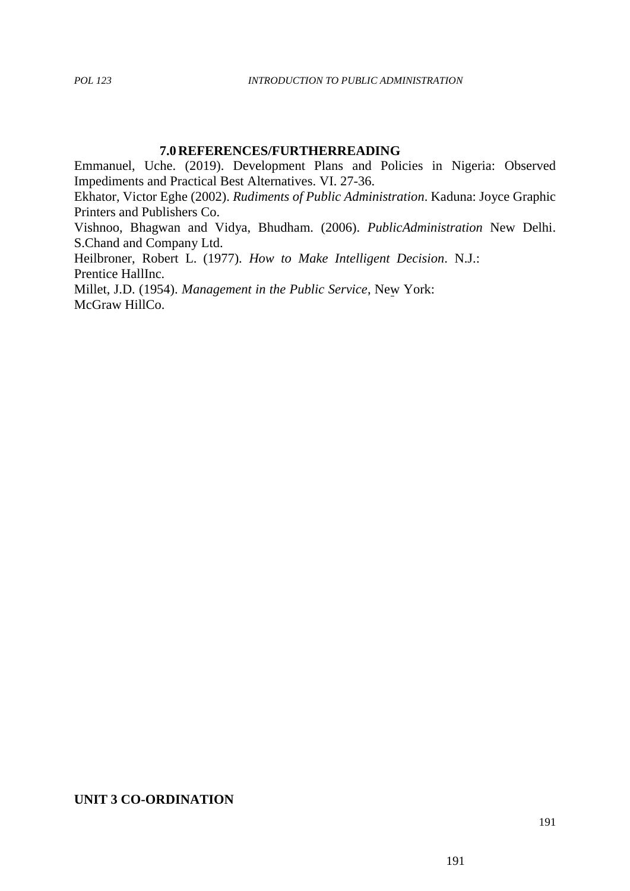## 7.0 REFERENCES/FURTHERREADING

Emmanuel, Uche. (2019). Development Plans and Policies in Nigeria: Observed Impediments and Practical Best Alternatives. VI. 27-36.

Ekhator, Victor Eghe (2002). *Rudiments of Public Administration*. Kaduna: Joyce Graphic Printers and Publishers Co.

Vishnoo, Bhagwan and Vidya, Bhudham. (2006). *PublicAdministration* New Delhi. S.Chand and Company Ltd.

Heilbroner, Robert L. (1977). *How to Make Intelligent Decision*. N.J.: Prentice HallInc.

Millet, J.D. (1954). *Management in the Public Service*, New York: McGraw HillCo.

# UNIT 3 CO-ORDINATION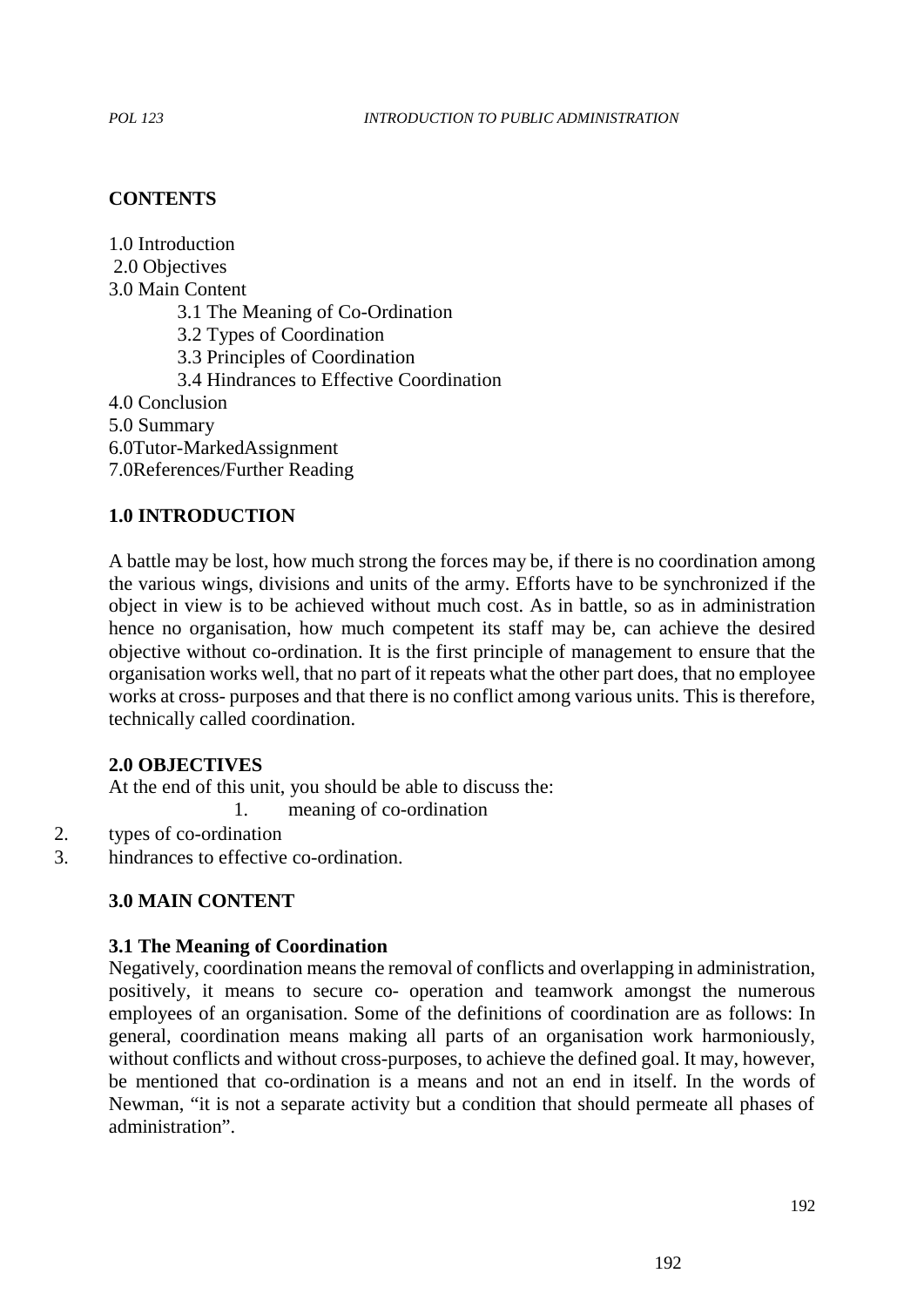## CONTENTS

1.0 Introduction
2.0 Objectives
3.0 Main Content
   3.1 The Meaning of Co-Ordination
   3.2 Types of Coordination
   3.3 Principles of Coordination
   3.4 Hindrances to Effective Coordination
4.0 Conclusion
5.0 Summary
6.0Tutor-MarkedAssignment
7.0References/Further Reading

## 1.0 INTRODUCTION

A battle may be lost, how much strong the forces may be, if there is no coordination among the various wings, divisions and units of the army. Efforts have to be synchronized if the object in view is to be achieved without much cost. As in battle, so as in administration hence no organisation, how much competent its staff may be, can achieve the desired objective without co-ordination. It is the first principle of management to ensure that the organisation works well, that no part of it repeats what the other part does, that no employee works at cross- purposes and that there is no conflict among various units. This is therefore, technically called coordination.

## 2.0 OBJECTIVES

At the end of this unit, you should be able to discuss the:

1. meaning of co-ordination
2. types of co-ordination
3. hindrances to effective co-ordination.

## 3.0 MAIN CONTENT

### 3.1 The Meaning of Coordination

Negatively, coordination means the removal of conflicts and overlapping in administration, positively, it means to secure co- operation and teamwork amongst the numerous employees of an organisation. Some of the definitions of coordination are as follows: In general, coordination means making all parts of an organisation work harmoniously, without conflicts and without cross-purposes, to achieve the defined goal. It may, however, be mentioned that co-ordination is a means and not an end in itself. In the words of Newman, "it is not a separate activity but a condition that should permeate all phases of administration".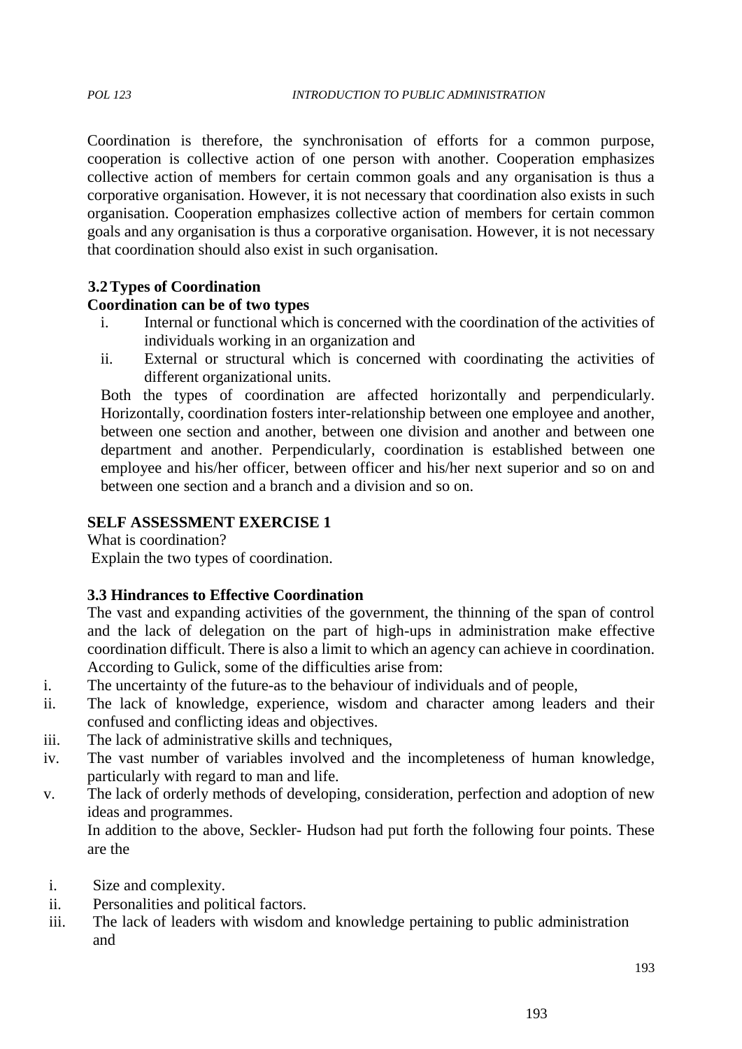Coordination is therefore, the synchronisation of efforts for a common purpose, cooperation is collective action of one person with another. Cooperation emphasizes collective action of members for certain common goals and any organisation is thus a corporative organisation. However, it is not necessary that coordination also exists in such organisation. Cooperation emphasizes collective action of members for certain common goals and any organisation is thus a corporative organisation. However, it is not necessary that coordination should also exist in such organisation.

### 3.2 Types of Coordination

**Coordination can be of two types**

i. Internal or functional which is concerned with the coordination of the activities of individuals working in an organization and
ii. External or structural which is concerned with coordinating the activities of different organizational units.

Both the types of coordination are affected horizontally and perpendicularly. Horizontally, coordination fosters inter-relationship between one employee and another, between one section and another, between one division and another and between one department and another. Perpendicularly, coordination is established between one employee and his/her officer, between officer and his/her next superior and so on and between one section and a branch and a division and so on.

**SELF ASSESSMENT EXERCISE 1**

What is coordination?
Explain the two types of coordination.

### 3.3 Hindrances to Effective Coordination

The vast and expanding activities of the government, the thinning of the span of control and the lack of delegation on the part of high-ups in administration make effective coordination difficult. There is also a limit to which an agency can achieve in coordination. According to Gulick, some of the difficulties arise from:

i. The uncertainty of the future-as to the behaviour of individuals and of people,
ii. The lack of knowledge, experience, wisdom and character among leaders and their confused and conflicting ideas and objectives.
iii. The lack of administrative skills and techniques,
iv. The vast number of variables involved and the incompleteness of human knowledge, particularly with regard to man and life.
v. The lack of orderly methods of developing, consideration, perfection and adoption of new ideas and programmes.

In addition to the above, Seckler- Hudson had put forth the following four points. These are the

i. Size and complexity.
ii. Personalities and political factors.
iii. The lack of leaders with wisdom and knowledge pertaining to public administration and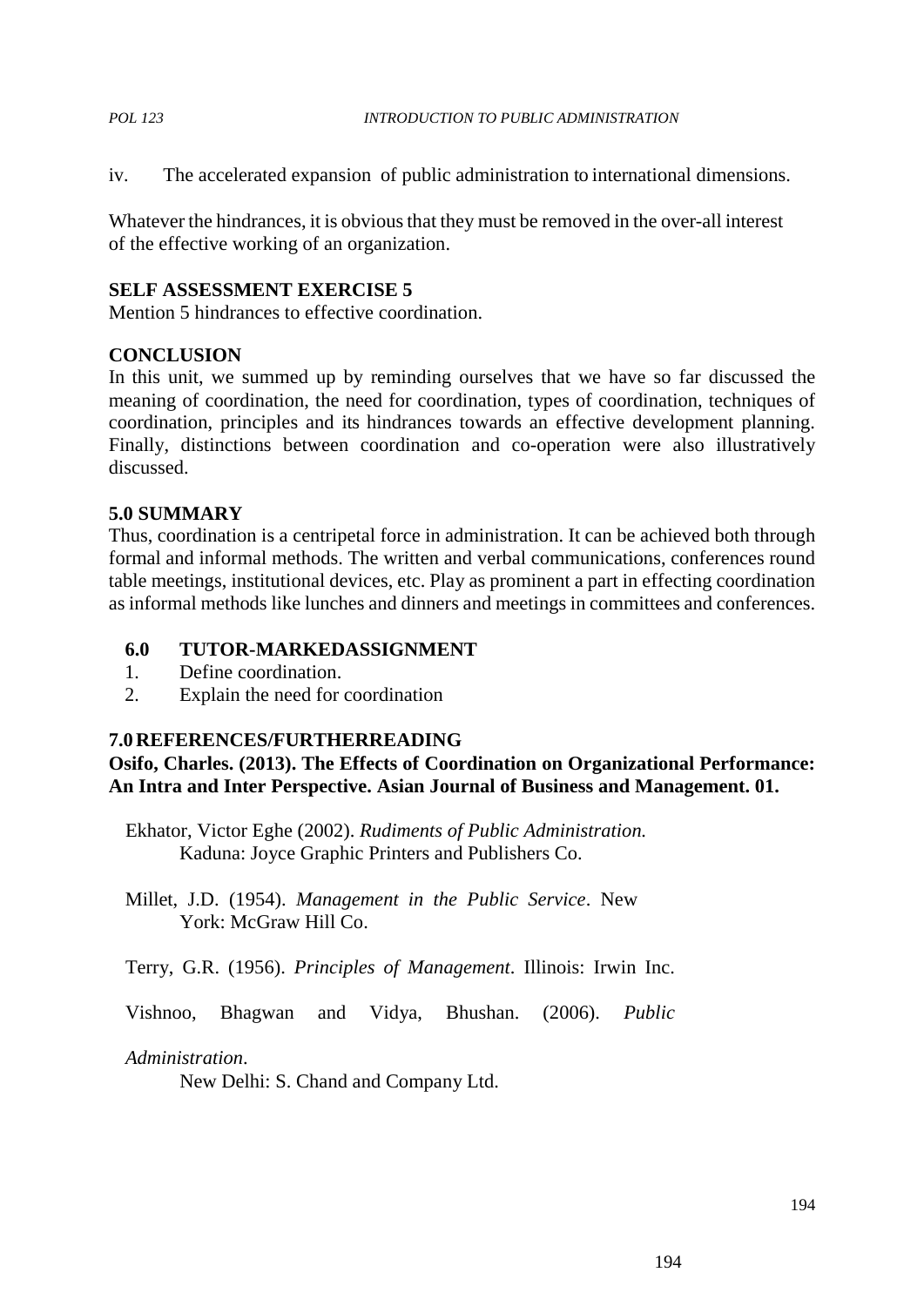iv. The accelerated expansion of public administration to international dimensions.

Whatever the hindrances, it is obvious that they must be removed in the over-all interest of the effective working of an organization.

**SELF ASSESSMENT EXERCISE 5**

Mention 5 hindrances to effective coordination.

**CONCLUSION**

In this unit, we summed up by reminding ourselves that we have so far discussed the meaning of coordination, the need for coordination, types of coordination, techniques of coordination, principles and its hindrances towards an effective development planning. Finally, distinctions between coordination and co-operation were also illustratively discussed.

**5.0 SUMMARY**

Thus, coordination is a centripetal force in administration. It can be achieved both through formal and informal methods. The written and verbal communications, conferences round table meetings, institutional devices, etc. Play as prominent a part in effecting coordination as informal methods like lunches and dinners and meetings in committees and conferences.

**6.0 TUTOR-MARKEDASSIGNMENT**

1. Define coordination.
2. Explain the need for coordination

**7.0 REFERENCES/FURTHERREADING**

**Osifo, Charles. (2013). The Effects of Coordination on Organizational Performance: An Intra and Inter Perspective. Asian Journal of Business and Management. 01.**

Ekhator, Victor Eghe (2002). *Rudiments of Public Administration.* Kaduna: Joyce Graphic Printers and Publishers Co.

Millet, J.D. (1954). *Management in the Public Service*. New York: McGraw Hill Co.

Terry, G.R. (1956). *Principles of Management*. Illinois: Irwin Inc.

Vishnoo, Bhagwan and Vidya, Bhushan. (2006). *Public Administration*. New Delhi: S. Chand and Company Ltd.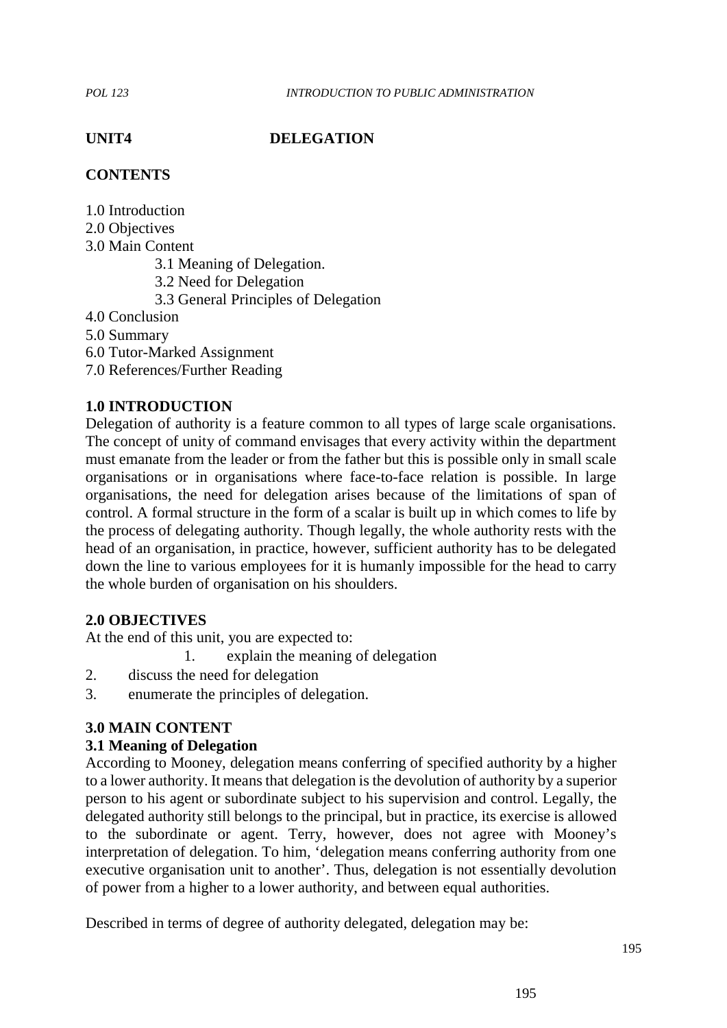## UNIT4 DELEGATION

### CONTENTS

1.0 Introduction
2.0 Objectives
3.0 Main Content
 3.1 Meaning of Delegation.
 3.2 Need for Delegation
 3.3 General Principles of Delegation
4.0 Conclusion
5.0 Summary
6.0 Tutor-Marked Assignment
7.0 References/Further Reading

### 1.0 INTRODUCTION

Delegation of authority is a feature common to all types of large scale organisations. The concept of unity of command envisages that every activity within the department must emanate from the leader or from the father but this is possible only in small scale organisations or in organisations where face-to-face relation is possible. In large organisations, the need for delegation arises because of the limitations of span of control. A formal structure in the form of a scalar is built up in which comes to life by the process of delegating authority. Though legally, the whole authority rests with the head of an organisation, in practice, however, sufficient authority has to be delegated down the line to various employees for it is humanly impossible for the head to carry the whole burden of organisation on his shoulders.

### 2.0 OBJECTIVES

At the end of this unit, you are expected to:

1. explain the meaning of delegation
2. discuss the need for delegation
3. enumerate the principles of delegation.

### 3.0 MAIN CONTENT

#### 3.1 Meaning of Delegation

According to Mooney, delegation means conferring of specified authority by a higher to a lower authority. It means that delegation is the devolution of authority by a superior person to his agent or subordinate subject to his supervision and control. Legally, the delegated authority still belongs to the principal, but in practice, its exercise is allowed to the subordinate or agent. Terry, however, does not agree with Mooney's interpretation of delegation. To him, 'delegation means conferring authority from one executive organisation unit to another'. Thus, delegation is not essentially devolution of power from a higher to a lower authority, and between equal authorities.

Described in terms of degree of authority delegated, delegation may be: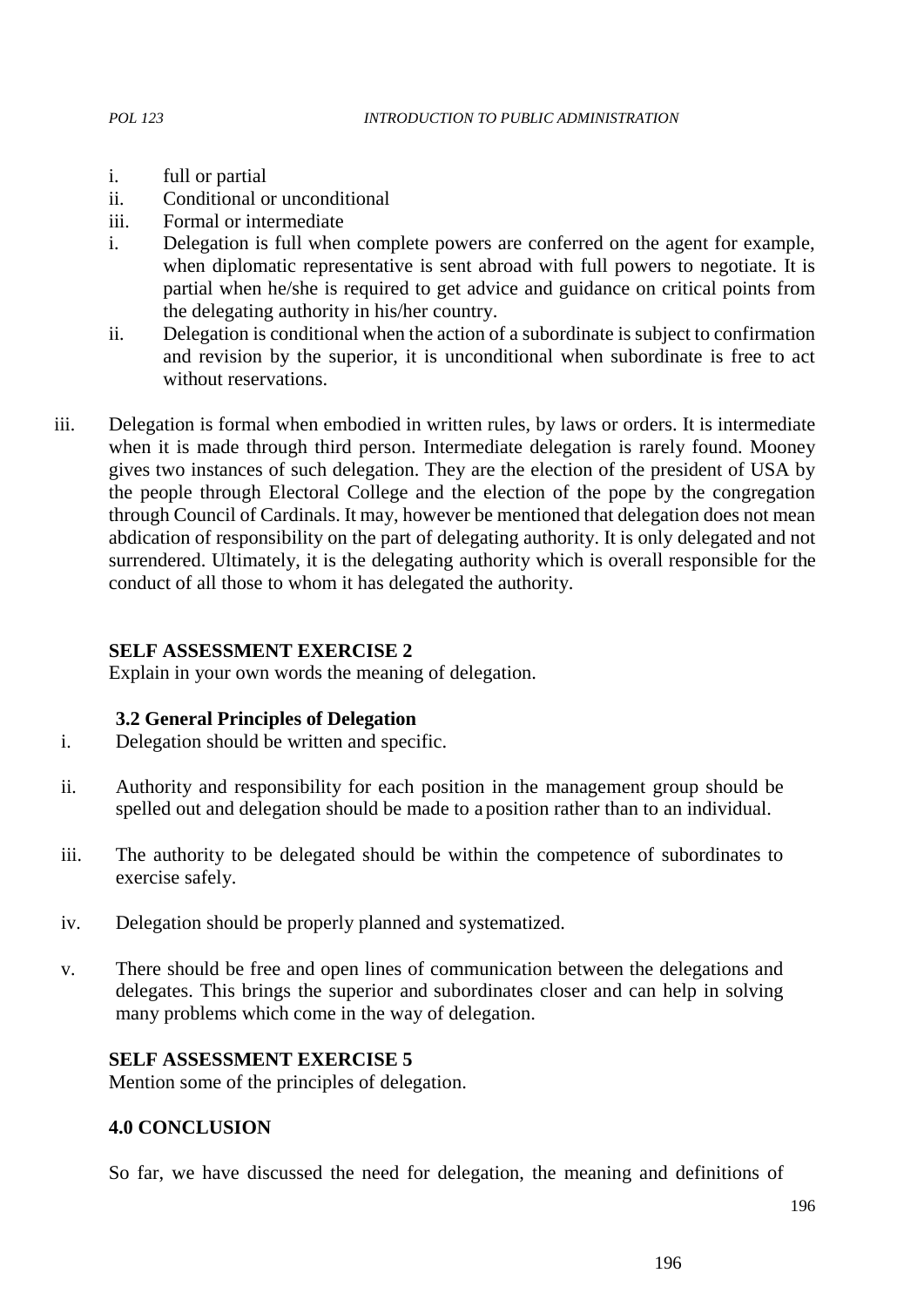i. full or partial
ii. Conditional or unconditional
iii. Formal or intermediate

i. Delegation is full when complete powers are conferred on the agent for example, when diplomatic representative is sent abroad with full powers to negotiate. It is partial when he/she is required to get advice and guidance on critical points from the delegating authority in his/her country.
ii. Delegation is conditional when the action of a subordinate is subject to confirmation and revision by the superior, it is unconditional when subordinate is free to act without reservations.
iii. Delegation is formal when embodied in written rules, by laws or orders. It is intermediate when it is made through third person. Intermediate delegation is rarely found. Mooney gives two instances of such delegation. They are the election of the president of USA by the people through Electoral College and the election of the pope by the congregation through Council of Cardinals. It may, however be mentioned that delegation does not mean abdication of responsibility on the part of delegating authority. It is only delegated and not surrendered. Ultimately, it is the delegating authority which is overall responsible for the conduct of all those to whom it has delegated the authority.

**SELF ASSESSMENT EXERCISE 2**

Explain in your own words the meaning of delegation.

### 3.2 General Principles of Delegation

i. Delegation should be written and specific.
ii. Authority and responsibility for each position in the management group should be spelled out and delegation should be made to a position rather than to an individual.
iii. The authority to be delegated should be within the competence of subordinates to exercise safely.
iv. Delegation should be properly planned and systematized.
v. There should be free and open lines of communication between the delegations and delegates. This brings the superior and subordinates closer and can help in solving many problems which come in the way of delegation.

**SELF ASSESSMENT EXERCISE 5**

Mention some of the principles of delegation.

## 4.0 CONCLUSION

So far, we have discussed the need for delegation, the meaning and definitions of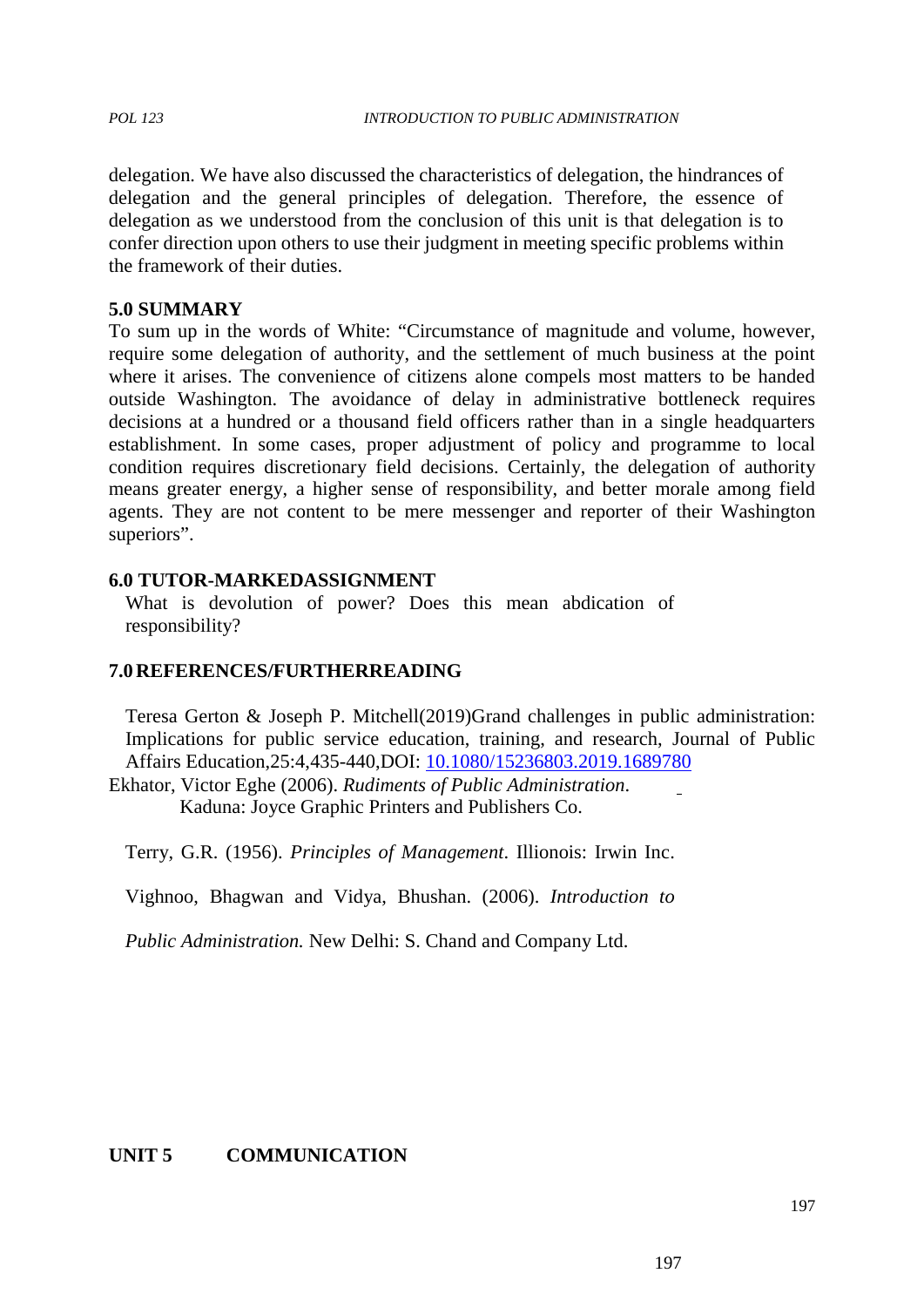delegation. We have also discussed the characteristics of delegation, the hindrances of delegation and the general principles of delegation. Therefore, the essence of delegation as we understood from the conclusion of this unit is that delegation is to confer direction upon others to use their judgment in meeting specific problems within the framework of their duties.

## 5.0 SUMMARY

To sum up in the words of White: "Circumstance of magnitude and volume, however, require some delegation of authority, and the settlement of much business at the point where it arises. The convenience of citizens alone compels most matters to be handed outside Washington. The avoidance of delay in administrative bottleneck requires decisions at a hundred or a thousand field officers rather than in a single headquarters establishment. In some cases, proper adjustment of policy and programme to local condition requires discretionary field decisions. Certainly, the delegation of authority means greater energy, a higher sense of responsibility, and better morale among field agents. They are not content to be mere messenger and reporter of their Washington superiors".

## 6.0 TUTOR-MARKEDASSIGNMENT

What is devolution of power? Does this mean abdication of responsibility?

## 7.0 REFERENCES/FURTHERREADING

Teresa Gerton & Joseph P. Mitchell(2019)Grand challenges in public administration: Implications for public service education, training, and research, Journal of Public Affairs Education,25:4,435-440,DOI: 10.1080/15236803.2019.1689780

Ekhator, Victor Eghe (2006). *Rudiments of Public Administration*. Kaduna: Joyce Graphic Printers and Publishers Co.

Terry, G.R. (1956). *Principles of Management*. Illionois: Irwin Inc.

Vighnoo, Bhagwan and Vidya, Bhushan. (2006). *Introduction to Public Administration.* New Delhi: S. Chand and Company Ltd.

# UNIT 5 COMMUNICATION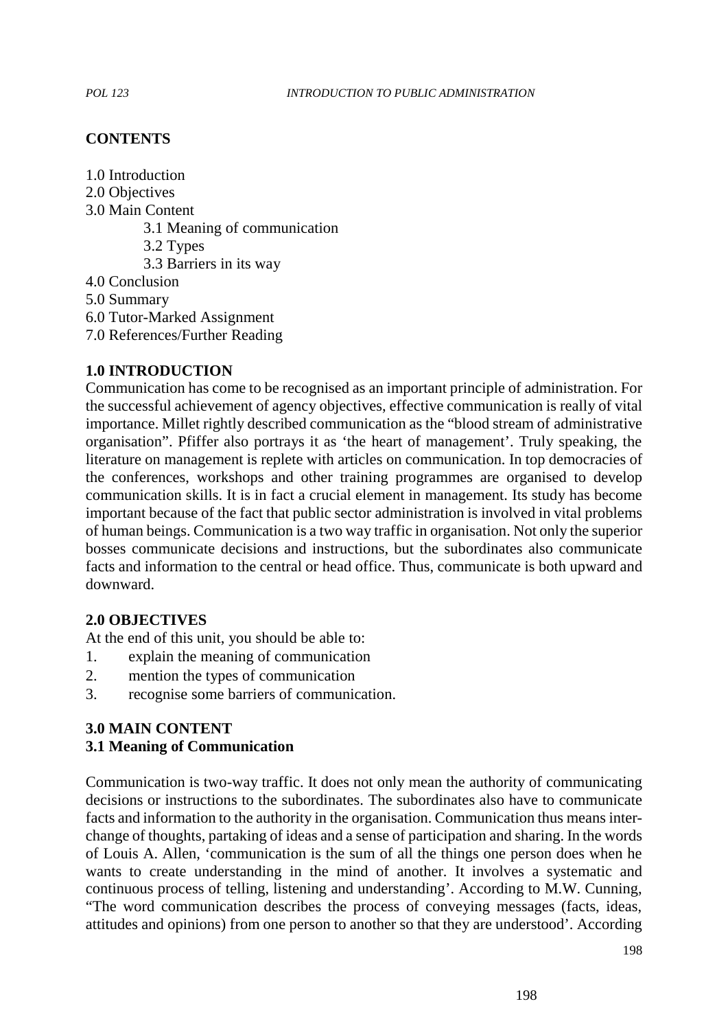## CONTENTS

1.0 Introduction
2.0 Objectives
3.0 Main Content
- 3.1 Meaning of communication
- 3.2 Types
- 3.3 Barriers in its way

4.0 Conclusion
5.0 Summary
6.0 Tutor-Marked Assignment
7.0 References/Further Reading

## 1.0 INTRODUCTION

Communication has come to be recognised as an important principle of administration. For the successful achievement of agency objectives, effective communication is really of vital importance. Millet rightly described communication as the "blood stream of administrative organisation". Pfiffer also portrays it as 'the heart of management'. Truly speaking, the literature on management is replete with articles on communication. In top democracies of the conferences, workshops and other training programmes are organised to develop communication skills. It is in fact a crucial element in management. Its study has become important because of the fact that public sector administration is involved in vital problems of human beings. Communication is a two way traffic in organisation. Not only the superior bosses communicate decisions and instructions, but the subordinates also communicate facts and information to the central or head office. Thus, communicate is both upward and downward.

## 2.0 OBJECTIVES

At the end of this unit, you should be able to:

1. explain the meaning of communication
2. mention the types of communication
3. recognise some barriers of communication.

## 3.0 MAIN CONTENT

### 3.1 Meaning of Communication

Communication is two-way traffic. It does not only mean the authority of communicating decisions or instructions to the subordinates. The subordinates also have to communicate facts and information to the authority in the organisation. Communication thus means inter-change of thoughts, partaking of ideas and a sense of participation and sharing. In the words of Louis A. Allen, 'communication is the sum of all the things one person does when he wants to create understanding in the mind of another. It involves a systematic and continuous process of telling, listening and understanding'. According to M.W. Cunning, "The word communication describes the process of conveying messages (facts, ideas, attitudes and opinions) from one person to another so that they are understood'. According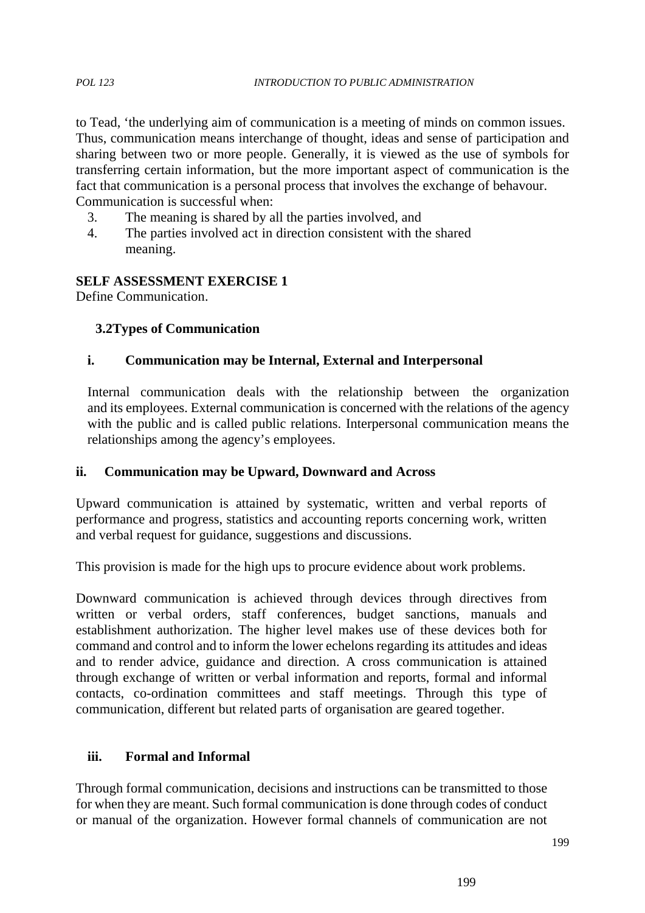to Tead, 'the underlying aim of communication is a meeting of minds on common issues. Thus, communication means interchange of thought, ideas and sense of participation and sharing between two or more people. Generally, it is viewed as the use of symbols for transferring certain information, but the more important aspect of communication is the fact that communication is a personal process that involves the exchange of behavour. Communication is successful when:

3. The meaning is shared by all the parties involved, and
4. The parties involved act in direction consistent with the shared meaning.

**SELF ASSESSMENT EXERCISE 1**

Define Communication.

### 3.2Types of Communication

#### i. Communication may be Internal, External and Interpersonal

Internal communication deals with the relationship between the organization and its employees. External communication is concerned with the relations of the agency with the public and is called public relations. Interpersonal communication means the relationships among the agency's employees.

#### ii. Communication may be Upward, Downward and Across

Upward communication is attained by systematic, written and verbal reports of performance and progress, statistics and accounting reports concerning work, written and verbal request for guidance, suggestions and discussions.

This provision is made for the high ups to procure evidence about work problems.

Downward communication is achieved through devices through directives from written or verbal orders, staff conferences, budget sanctions, manuals and establishment authorization. The higher level makes use of these devices both for command and control and to inform the lower echelons regarding its attitudes and ideas and to render advice, guidance and direction. A cross communication is attained through exchange of written or verbal information and reports, formal and informal contacts, co-ordination committees and staff meetings. Through this type of communication, different but related parts of organisation are geared together.

#### iii. Formal and Informal

Through formal communication, decisions and instructions can be transmitted to those for when they are meant. Such formal communication is done through codes of conduct or manual of the organization. However formal channels of communication are not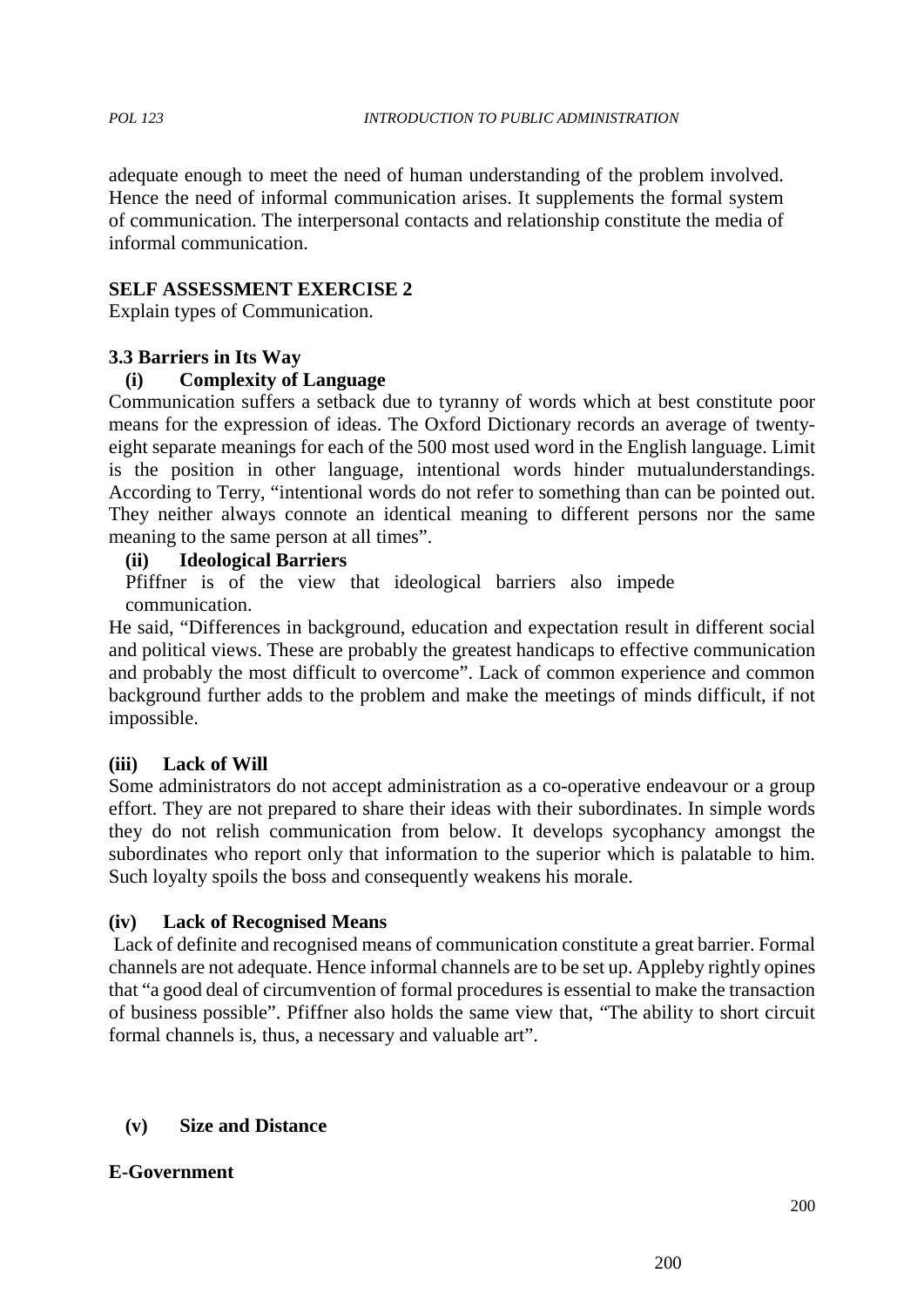adequate enough to meet the need of human understanding of the problem involved. Hence the need of informal communication arises. It supplements the formal system of communication. The interpersonal contacts and relationship constitute the media of informal communication.

**SELF ASSESSMENT EXERCISE 2**

Explain types of Communication.

### 3.3 Barriers in Its Way

**(i) Complexity of Language**

Communication suffers a setback due to tyranny of words which at best constitute poor means for the expression of ideas. The Oxford Dictionary records an average of twenty-eight separate meanings for each of the 500 most used word in the English language. Limit is the position in other language, intentional words hinder mutualunderstandings. According to Terry, "intentional words do not refer to something than can be pointed out. They neither always connote an identical meaning to different persons nor the same meaning to the same person at all times".

**(ii) Ideological Barriers**

Pfiffner is of the view that ideological barriers also impede communication.

He said, "Differences in background, education and expectation result in different social and political views. These are probably the greatest handicaps to effective communication and probably the most difficult to overcome". Lack of common experience and common background further adds to the problem and make the meetings of minds difficult, if not impossible.

**(iii) Lack of Will**

Some administrators do not accept administration as a co-operative endeavour or a group effort. They are not prepared to share their ideas with their subordinates. In simple words they do not relish communication from below. It develops sycophancy amongst the subordinates who report only that information to the superior which is palatable to him. Such loyalty spoils the boss and consequently weakens his morale.

**(iv) Lack of Recognised Means**

Lack of definite and recognised means of communication constitute a great barrier. Formal channels are not adequate. Hence informal channels are to be set up. Appleby rightly opines that "a good deal of circumvention of formal procedures is essential to make the transaction of business possible". Pfiffner also holds the same view that, "The ability to short circuit formal channels is, thus, a necessary and valuable art".

**(v) Size and Distance**

**E-Government**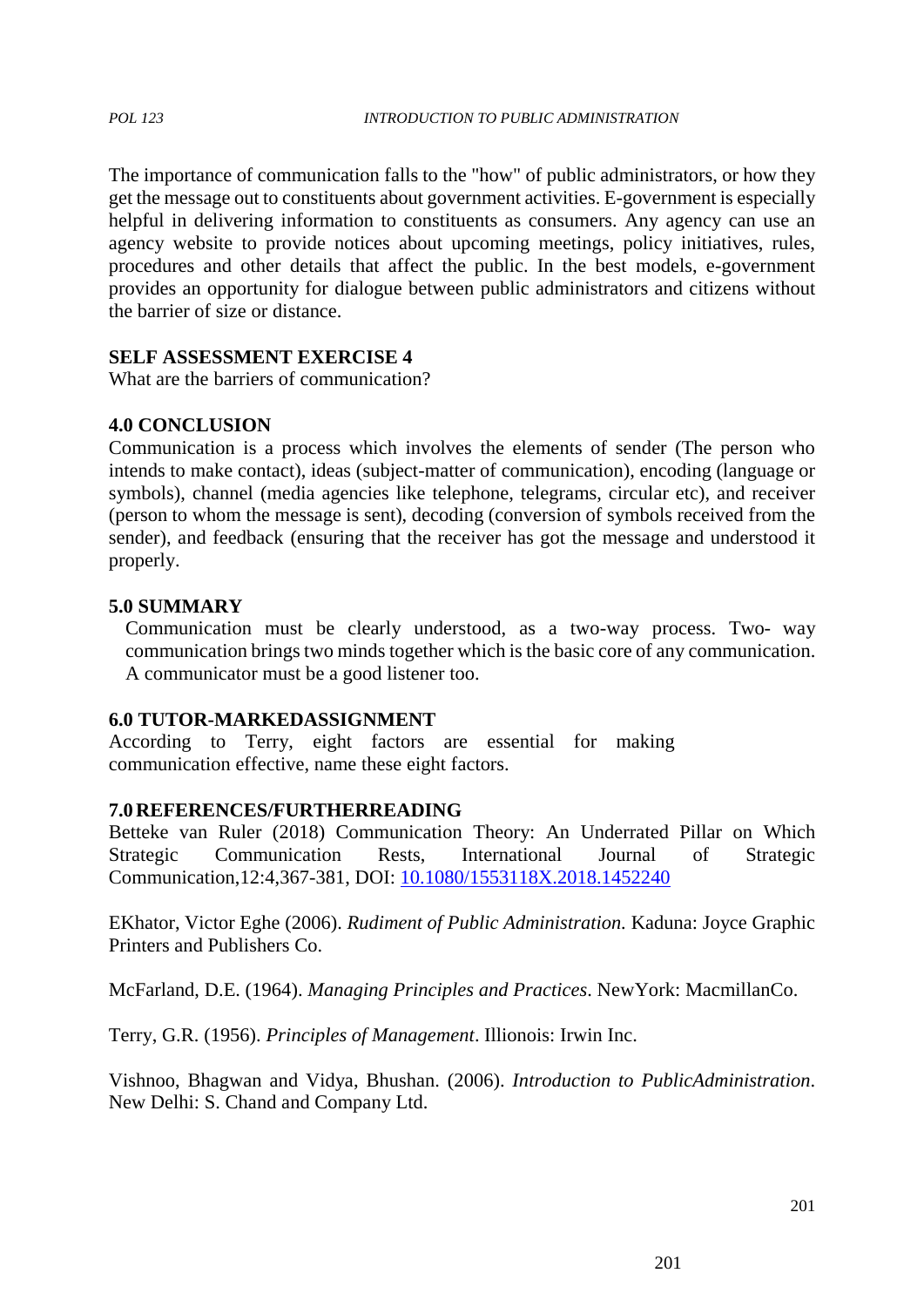The importance of communication falls to the "how" of public administrators, or how they get the message out to constituents about government activities. E-government is especially helpful in delivering information to constituents as consumers. Any agency can use an agency website to provide notices about upcoming meetings, policy initiatives, rules, procedures and other details that affect the public. In the best models, e-government provides an opportunity for dialogue between public administrators and citizens without the barrier of size or distance.

**SELF ASSESSMENT EXERCISE 4**

What are the barriers of communication?

## 4.0 CONCLUSION

Communication is a process which involves the elements of sender (The person who intends to make contact), ideas (subject-matter of communication), encoding (language or symbols), channel (media agencies like telephone, telegrams, circular etc), and receiver (person to whom the message is sent), decoding (conversion of symbols received from the sender), and feedback (ensuring that the receiver has got the message and understood it properly.

## 5.0 SUMMARY

Communication must be clearly understood, as a two-way process. Two- way communication brings two minds together which is the basic core of any communication. A communicator must be a good listener too.

## 6.0 TUTOR-MARKEDASSIGNMENT

According to Terry, eight factors are essential for making communication effective, name these eight factors.

## 7.0 REFERENCES/FURTHERREADING

Betteke van Ruler (2018) Communication Theory: An Underrated Pillar on Which Strategic Communication Rests, International Journal of Strategic Communication,12:4,367-381, DOI: 10.1080/1553118X.2018.1452240

EKhator, Victor Eghe (2006). *Rudiment of Public Administration.* Kaduna: Joyce Graphic Printers and Publishers Co.

McFarland, D.E. (1964). *Managing Principles and Practices*. NewYork: MacmillanCo.

Terry, G.R. (1956). *Principles of Management*. Illionois: Irwin Inc.

Vishnoo, Bhagwan and Vidya, Bhushan. (2006). *Introduction to PublicAdministration*. New Delhi: S. Chand and Company Ltd.